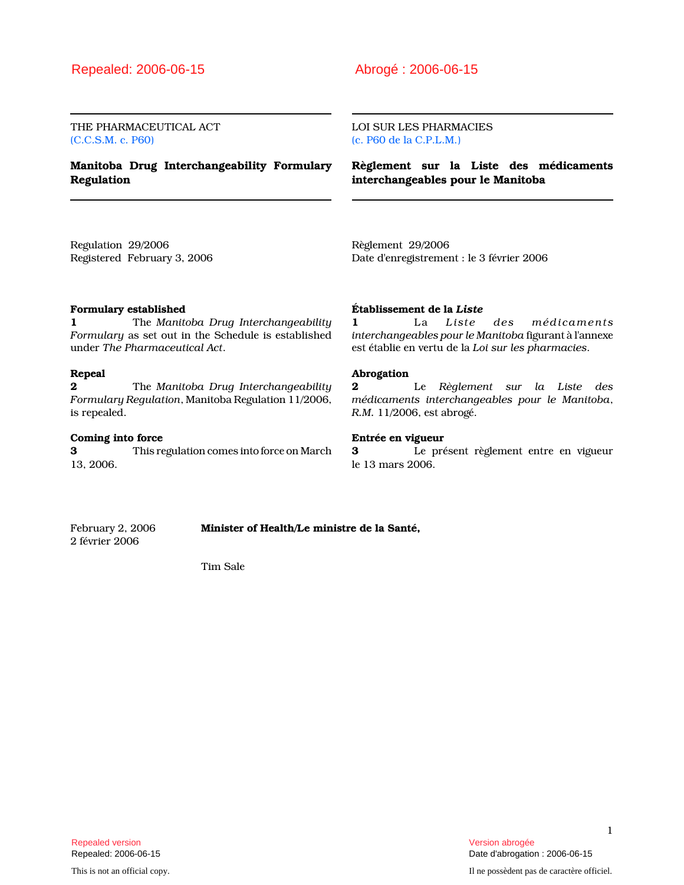Repealed: 2006-06-15

THE PHARMACEUTICAL ACT
(C.C.S.M. c. P60)

# Manitoba Drug Interchangeability Formulary Regulation

Regulation 29/2006
Registered February 3, 2006

**Formulary established**
**1** The *Manitoba Drug Interchangeability Formulary* as set out in the Schedule is established under *The Pharmaceutical Act*.

**Repeal**
**2** The *Manitoba Drug Interchangeability Formulary Regulation*, Manitoba Regulation 11/2006, is repealed.

**Coming into force**
**3** This regulation comes into force on March 13, 2006.

Abrogé : 2006-06-15

LOI SUR LES PHARMACIES
(c. P60 de la C.P.L.M.)

# Règlement sur la Liste des médicaments interchangeables pour le Manitoba

Règlement 29/2006
Date d'enregistrement : le 3 février 2006

**Établissement de la *Liste***
**1** La *Liste des médicaments interchangeables pour le Manitoba* figurant à l'annexe est établie en vertu de la *Loi sur les pharmacies*.

**Abrogation**
**2** Le *Règlement sur la Liste des médicaments interchangeables pour le Manitoba*, *R.M.* 11/2006, est abrogé.

**Entrée en vigueur**
**3** Le présent règlement entre en vigueur le 13 mars 2006.

February 2, 2006
2 février 2006

**Minister of Health/Le ministre de la Santé,**

Tim Sale

Repealed version
Repealed: 2006-06-15

This is not an official copy.

Version abrogée
Date d'abrogation : 2006-06-15

Il ne possèdent pas de caractère officiel.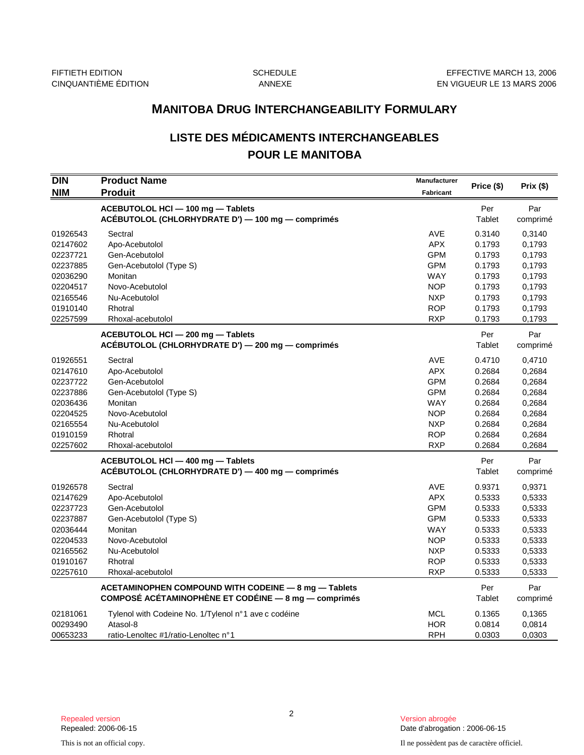FIFTIETH EDITION
CINQUANTIÈME ÉDITION

SCHEDULE
ANNEXE

EFFECTIVE MARCH 13, 2006
EN VIGUEUR LE 13 MARS 2006

## MANITOBA DRUG INTERCHANGEABILITY FORMULARY

## LISTE DES MÉDICAMENTS INTERCHANGEABLES POUR LE MANITOBA

| DIN<br>NIM | Product Name<br>Produit | Manufacturer<br>Fabricant | Price ($) | Prix ($) |
|---|---|---|---|---|
| | **ACEBUTOLOL HCl — 100 mg — Tablets**<br>**ACÉBUTOLOL (CHLORHYDRATE D') — 100 mg — comprimés** | | Per Tablet | Par comprimé |
| 01926543 | Sectral | AVE | 0.3140 | 0,3140 |
| 02147602 | Apo-Acebutolol | APX | 0.1793 | 0,1793 |
| 02237721 | Gen-Acebutolol | GPM | 0.1793 | 0,1793 |
| 02237885 | Gen-Acebutolol (Type S) | GPM | 0.1793 | 0,1793 |
| 02036290 | Monitan | WAY | 0.1793 | 0,1793 |
| 02204517 | Novo-Acebutolol | NOP | 0.1793 | 0,1793 |
| 02165546 | Nu-Acebutolol | NXP | 0.1793 | 0,1793 |
| 01910140 | Rhotral | ROP | 0.1793 | 0,1793 |
| 02257599 | Rhoxal-acebutolol | RXP | 0.1793 | 0,1793 |
| | **ACEBUTOLOL HCl — 200 mg — Tablets**<br>**ACÉBUTOLOL (CHLORHYDRATE D') — 200 mg — comprimés** | | Per Tablet | Par comprimé |
| 01926551 | Sectral | AVE | 0.4710 | 0,4710 |
| 02147610 | Apo-Acebutolol | APX | 0.2684 | 0,2684 |
| 02237722 | Gen-Acebutolol | GPM | 0.2684 | 0,2684 |
| 02237886 | Gen-Acebutolol (Type S) | GPM | 0.2684 | 0,2684 |
| 02036436 | Monitan | WAY | 0.2684 | 0,2684 |
| 02204525 | Novo-Acebutolol | NOP | 0.2684 | 0,2684 |
| 02165554 | Nu-Acebutolol | NXP | 0.2684 | 0,2684 |
| 01910159 | Rhotral | ROP | 0.2684 | 0,2684 |
| 02257602 | Rhoxal-acebutolol | RXP | 0.2684 | 0,2684 |
| | **ACEBUTOLOL HCl — 400 mg — Tablets**<br>**ACÉBUTOLOL (CHLORHYDRATE D') — 400 mg — comprimés** | | Per Tablet | Par comprimé |
| 01926578 | Sectral | AVE | 0.9371 | 0,9371 |
| 02147629 | Apo-Acebutolol | APX | 0.5333 | 0,5333 |
| 02237723 | Gen-Acebutolol | GPM | 0.5333 | 0,5333 |
| 02237887 | Gen-Acebutolol (Type S) | GPM | 0.5333 | 0,5333 |
| 02036444 | Monitan | WAY | 0.5333 | 0,5333 |
| 02204533 | Novo-Acebutolol | NOP | 0.5333 | 0,5333 |
| 02165562 | Nu-Acebutolol | NXP | 0.5333 | 0,5333 |
| 01910167 | Rhotral | ROP | 0.5333 | 0,5333 |
| 02257610 | Rhoxal-acebutolol | RXP | 0.5333 | 0,5333 |
| | **ACETAMINOPHEN COMPOUND WITH CODEINE — 8 mg — Tablets**<br>**COMPOSÉ ACÉTAMINOPHÈNE ET CODÉINE — 8 mg — comprimés** | | Per Tablet | Par comprimé |
| 02181061 | Tylenol with Codeine No. 1/Tylenol n°1 ave c codéine | MCL | 0.1365 | 0,1365 |
| 00293490 | Atasol-8 | HOR | 0.0814 | 0,0814 |
| 00653233 | ratio-Lenoltec #1/ratio-Lenoltec n°1 | RPH | 0.0303 | 0,0303 |

Repealed version
Repealed: 2006-06-15

Version abrogée
Date d'abrogation : 2006-06-15

This is not an official copy.

Il ne possèdent pas de caractère officiel.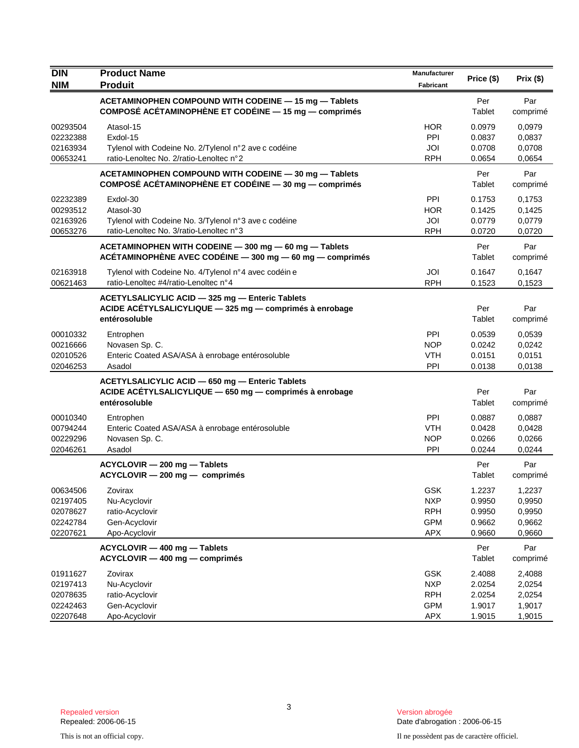| DIN<br>NIM | Product Name<br>Produit | Manufacturer<br>Fabricant | Price ($) | Prix ($) |
|---|---|---|---|---|
| | **ACETAMINOPHEN COMPOUND WITH CODEINE — 15 mg — Tablets**<br>**COMPOSÉ ACÉTAMINOPHÈNE ET CODÉINE — 15 mg — comprimés** | | Per Tablet | Par comprimé |
| 00293504 | Atasol-15 | HOR | 0.0979 | 0,0979 |
| 02232388 | Exdol-15 | PPI | 0.0837 | 0,0837 |
| 02163934 | Tylenol with Codeine No. 2/Tylenol n°2 avec codéine | JOI | 0.0708 | 0,0708 |
| 00653241 | ratio-Lenoltec No. 2/ratio-Lenoltec n°2 | RPH | 0.0654 | 0,0654 |
| | **ACETAMINOPHEN COMPOUND WITH CODEINE — 30 mg — Tablets**<br>**COMPOSÉ ACÉTAMINOPHÈNE ET CODÉINE — 30 mg — comprimés** | | Per Tablet | Par comprimé |
| 02232389 | Exdol-30 | PPI | 0.1753 | 0,1753 |
| 00293512 | Atasol-30 | HOR | 0.1425 | 0,1425 |
| 02163926 | Tylenol with Codeine No. 3/Tylenol n°3 avec codéine | JOI | 0.0779 | 0,0779 |
| 00653276 | ratio-Lenoltec No. 3/ratio-Lenoltec n°3 | RPH | 0.0720 | 0,0720 |
| | **ACETAMINOPHEN WITH CODEINE — 300 mg — 60 mg — Tablets**<br>**ACÉTAMINOPHÈNE AVEC CODÉINE — 300 mg — 60 mg — comprimés** | | Per Tablet | Par comprimé |
| 02163918 | Tylenol with Codeine No. 4/Tylenol n°4 avec codéine | JOI | 0.1647 | 0,1647 |
| 00621463 | ratio-Lenoltec #4/ratio-Lenoltec n°4 | RPH | 0.1523 | 0,1523 |
| | **ACETYLSALICYLIC ACID — 325 mg — Enteric Tablets**<br>**ACIDE ACÉTYLSALICYLIQUE — 325 mg — comprimés à enrobage entérosoluble** | | Per Tablet | Par comprimé |
| 00010332 | Entrophen | PPI | 0.0539 | 0,0539 |
| 00216666 | Novasen Sp. C. | NOP | 0.0242 | 0,0242 |
| 02010526 | Enteric Coated ASA/ASA à enrobage entérosoluble | VTH | 0.0151 | 0,0151 |
| 02046253 | Asadol | PPI | 0.0138 | 0,0138 |
| | **ACETYLSALICYLIC ACID — 650 mg — Enteric Tablets**<br>**ACIDE ACÉTYLSALICYLIQUE — 650 mg — comprimés à enrobage entérosoluble** | | Per Tablet | Par comprimé |
| 00010340 | Entrophen | PPI | 0.0887 | 0,0887 |
| 00794244 | Enteric Coated ASA/ASA à enrobage entérosoluble | VTH | 0.0428 | 0,0428 |
| 00229296 | Novasen Sp. C. | NOP | 0.0266 | 0,0266 |
| 02046261 | Asadol | PPI | 0.0244 | 0,0244 |
| | **ACYCLOVIR — 200 mg — Tablets**<br>**ACYCLOVIR — 200 mg — comprimés** | | Per Tablet | Par comprimé |
| 00634506 | Zovirax | GSK | 1.2237 | 1,2237 |
| 02197405 | Nu-Acyclovir | NXP | 0.9950 | 0,9950 |
| 02078627 | ratio-Acyclovir | RPH | 0.9950 | 0,9950 |
| 02242784 | Gen-Acyclovir | GPM | 0.9662 | 0,9662 |
| 02207621 | Apo-Acyclovir | APX | 0.9660 | 0,9660 |
| | **ACYCLOVIR — 400 mg — Tablets**<br>**ACYCLOVIR — 400 mg — comprimés** | | Per Tablet | Par comprimé |
| 01911627 | Zovirax | GSK | 2.4088 | 2,4088 |
| 02197413 | Nu-Acyclovir | NXP | 2.0254 | 2,0254 |
| 02078635 | ratio-Acyclovir | RPH | 2.0254 | 2,0254 |
| 02242463 | Gen-Acyclovir | GPM | 1.9017 | 1,9017 |
| 02207648 | Apo-Acyclovir | APX | 1.9015 | 1,9015 |

Repealed version
Repealed: 2006-06-15

Version abrogée
Date d'abrogation : 2006-06-15

This is not an official copy.

Il ne possèdent pas de caractère officiel.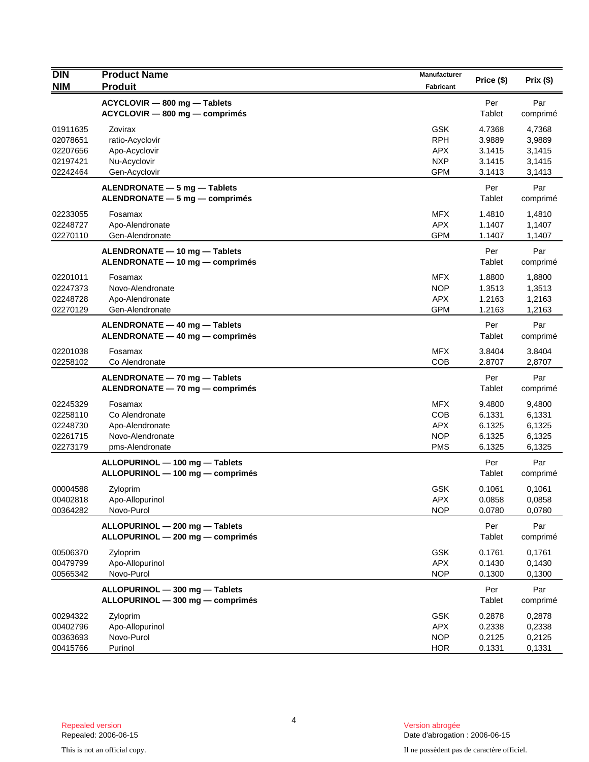| DIN<br>NIM | Product Name<br>Produit | Manufacturer<br>Fabricant | Price ($) | Prix ($) |
|---|---|---|---|---|
| | **ACYCLOVIR — 800 mg — Tablets**<br>**ACYCLOVIR — 800 mg — comprimés** | | Per<br>Tablet | Par<br>comprimé |
| 01911635 | Zovirax | GSK | 4.7368 | 4,7368 |
| 02078651 | ratio-Acyclovir | RPH | 3.9889 | 3,9889 |
| 02207656 | Apo-Acyclovir | APX | 3.1415 | 3,1415 |
| 02197421 | Nu-Acyclovir | NXP | 3.1415 | 3,1415 |
| 02242464 | Gen-Acyclovir | GPM | 3.1413 | 3,1413 |
| | **ALENDRONATE — 5 mg — Tablets**<br>**ALENDRONATE — 5 mg — comprimés** | | Per<br>Tablet | Par<br>comprimé |
| 02233055 | Fosamax | MFX | 1.4810 | 1,4810 |
| 02248727 | Apo-Alendronate | APX | 1.1407 | 1,1407 |
| 02270110 | Gen-Alendronate | GPM | 1.1407 | 1,1407 |
| | **ALENDRONATE — 10 mg — Tablets**<br>**ALENDRONATE — 10 mg — comprimés** | | Per<br>Tablet | Par<br>comprimé |
| 02201011 | Fosamax | MFX | 1.8800 | 1,8800 |
| 02247373 | Novo-Alendronate | NOP | 1.3513 | 1,3513 |
| 02248728 | Apo-Alendronate | APX | 1.2163 | 1,2163 |
| 02270129 | Gen-Alendronate | GPM | 1.2163 | 1,2163 |
| | **ALENDRONATE — 40 mg — Tablets**<br>**ALENDRONATE — 40 mg — comprimés** | | Per<br>Tablet | Par<br>comprimé |
| 02201038 | Fosamax | MFX | 3.8404 | 3.8404 |
| 02258102 | Co Alendronate | COB | 2.8707 | 2,8707 |
| | **ALENDRONATE — 70 mg — Tablets**<br>**ALENDRONATE — 70 mg — comprimés** | | Per<br>Tablet | Par<br>comprimé |
| 02245329 | Fosamax | MFX | 9.4800 | 9,4800 |
| 02258110 | Co Alendronate | COB | 6.1331 | 6,1331 |
| 02248730 | Apo-Alendronate | APX | 6.1325 | 6,1325 |
| 02261715 | Novo-Alendronate | NOP | 6.1325 | 6,1325 |
| 02273179 | pms-Alendronate | PMS | 6.1325 | 6,1325 |
| | **ALLOPURINOL — 100 mg — Tablets**<br>**ALLOPURINOL — 100 mg — comprimés** | | Per<br>Tablet | Par<br>comprimé |
| 00004588 | Zyloprim | GSK | 0.1061 | 0,1061 |
| 00402818 | Apo-Allopurinol | APX | 0.0858 | 0,0858 |
| 00364282 | Novo-Purol | NOP | 0.0780 | 0,0780 |
| | **ALLOPURINOL — 200 mg — Tablets**<br>**ALLOPURINOL — 200 mg — comprimés** | | Per<br>Tablet | Par<br>comprimé |
| 00506370 | Zyloprim | GSK | 0.1761 | 0,1761 |
| 00479799 | Apo-Allopurinol | APX | 0.1430 | 0,1430 |
| 00565342 | Novo-Purol | NOP | 0.1300 | 0,1300 |
| | **ALLOPURINOL — 300 mg — Tablets**<br>**ALLOPURINOL — 300 mg — comprimés** | | Per<br>Tablet | Par<br>comprimé |
| 00294322 | Zyloprim | GSK | 0.2878 | 0,2878 |
| 00402796 | Apo-Allopurinol | APX | 0.2338 | 0,2338 |
| 00363693 | Novo-Purol | NOP | 0.2125 | 0,2125 |
| 00415766 | Purinol | HOR | 0.1331 | 0,1331 |

Repealed version
Repealed: 2006-06-15

Version abrogée
Date d'abrogation : 2006-06-15

This is not an official copy.

Il ne possèdent pas de caractère officiel.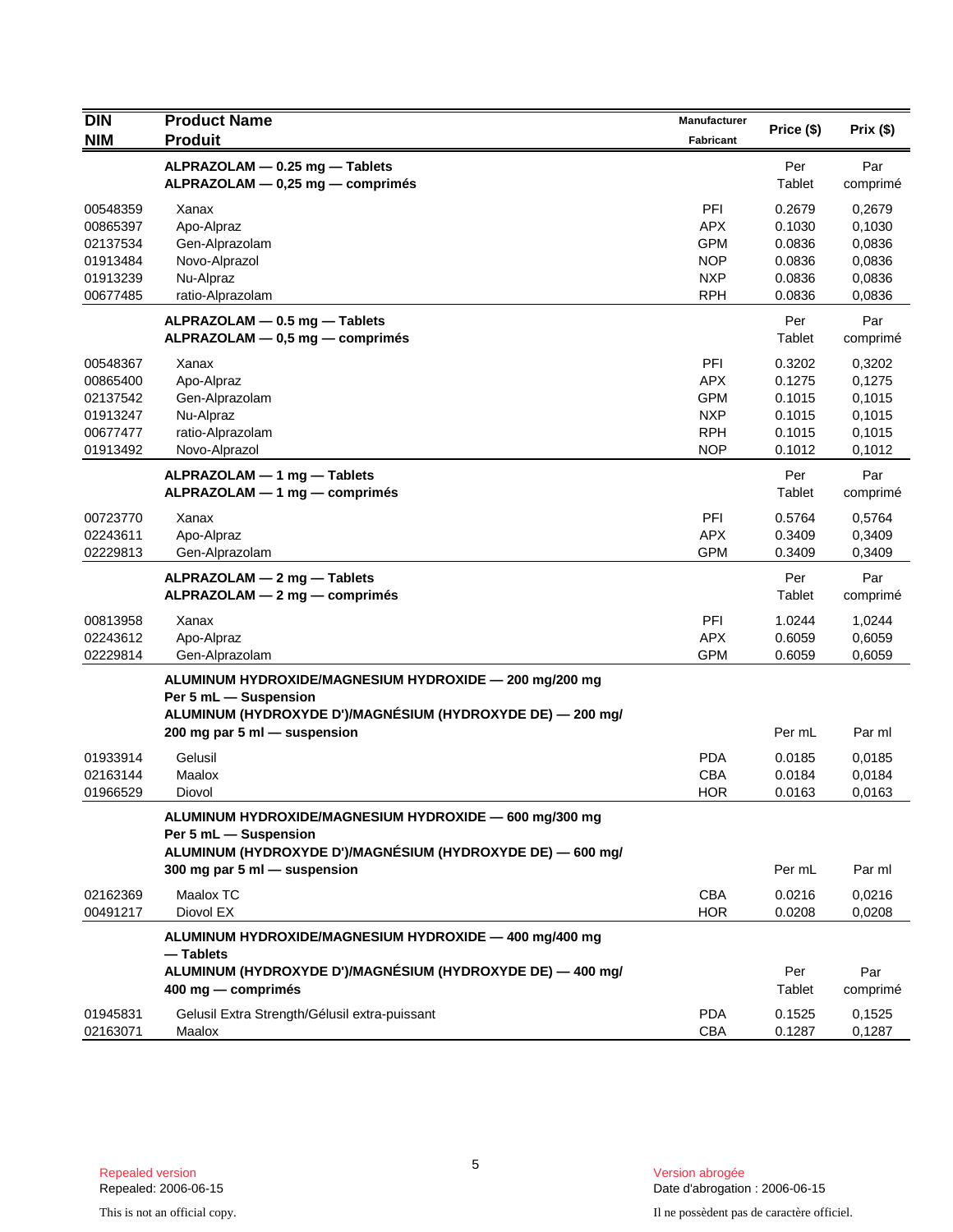| DIN / NIM | Product Name / Produit | Manufacturer / Fabricant | Price ($) | Prix ($) |
|---|---|---|---|---|
| | **ALPRAZOLAM — 0.25 mg — Tablets / ALPRAZOLAM — 0,25 mg — comprimés** | | Per Tablet | Par comprimé |
| 00548359 | Xanax | PFI | 0.2679 | 0,2679 |
| 00865397 | Apo-Alpraz | APX | 0.1030 | 0,1030 |
| 02137534 | Gen-Alprazolam | GPM | 0.0836 | 0,0836 |
| 01913484 | Novo-Alprazol | NOP | 0.0836 | 0,0836 |
| 01913239 | Nu-Alpraz | NXP | 0.0836 | 0,0836 |
| 00677485 | ratio-Alprazolam | RPH | 0.0836 | 0,0836 |
| | **ALPRAZOLAM — 0.5 mg — Tablets / ALPRAZOLAM — 0,5 mg — comprimés** | | Per Tablet | Par comprimé |
| 00548367 | Xanax | PFI | 0.3202 | 0,3202 |
| 00865400 | Apo-Alpraz | APX | 0.1275 | 0,1275 |
| 02137542 | Gen-Alprazolam | GPM | 0.1015 | 0,1015 |
| 01913247 | Nu-Alpraz | NXP | 0.1015 | 0,1015 |
| 00677477 | ratio-Alprazolam | RPH | 0.1015 | 0,1015 |
| 01913492 | Novo-Alprazol | NOP | 0.1012 | 0,1012 |
| | **ALPRAZOLAM — 1 mg — Tablets / ALPRAZOLAM — 1 mg — comprimés** | | Per Tablet | Par comprimé |
| 00723770 | Xanax | PFI | 0.5764 | 0,5764 |
| 02243611 | Apo-Alpraz | APX | 0.3409 | 0,3409 |
| 02229813 | Gen-Alprazolam | GPM | 0.3409 | 0,3409 |
| | **ALPRAZOLAM — 2 mg — Tablets / ALPRAZOLAM — 2 mg — comprimés** | | Per Tablet | Par comprimé |
| 00813958 | Xanax | PFI | 1.0244 | 1,0244 |
| 02243612 | Apo-Alpraz | APX | 0.6059 | 0,6059 |
| 02229814 | Gen-Alprazolam | GPM | 0.6059 | 0,6059 |
| | **ALUMINUM HYDROXIDE/MAGNESIUM HYDROXIDE — 200 mg/200 mg Per 5 mL — Suspension / ALUMINUM (HYDROXYDE D')/MAGNÉSIUM (HYDROXYDE DE) — 200 mg/ 200 mg par 5 ml — suspension** | | Per mL | Par ml |
| 01933914 | Gelusil | PDA | 0.0185 | 0,0185 |
| 02163144 | Maalox | CBA | 0.0184 | 0,0184 |
| 01966529 | Diovol | HOR | 0.0163 | 0,0163 |
| | **ALUMINUM HYDROXIDE/MAGNESIUM HYDROXIDE — 600 mg/300 mg Per 5 mL — Suspension / ALUMINUM (HYDROXYDE D')/MAGNÉSIUM (HYDROXYDE DE) — 600 mg/ 300 mg par 5 ml — suspension** | | Per mL | Par ml |
| 02162369 | Maalox TC | CBA | 0.0216 | 0,0216 |
| 00491217 | Diovol EX | HOR | 0.0208 | 0,0208 |
| | **ALUMINUM HYDROXIDE/MAGNESIUM HYDROXIDE — 400 mg/400 mg — Tablets / ALUMINUM (HYDROXYDE D')/MAGNÉSIUM (HYDROXYDE DE) — 400 mg/ 400 mg — comprimés** | | Per Tablet | Par comprimé |
| 01945831 | Gelusil Extra Strength/Gélusil extra-puissant | PDA | 0.1525 | 0,1525 |
| 02163071 | Maalox | CBA | 0.1287 | 0,1287 |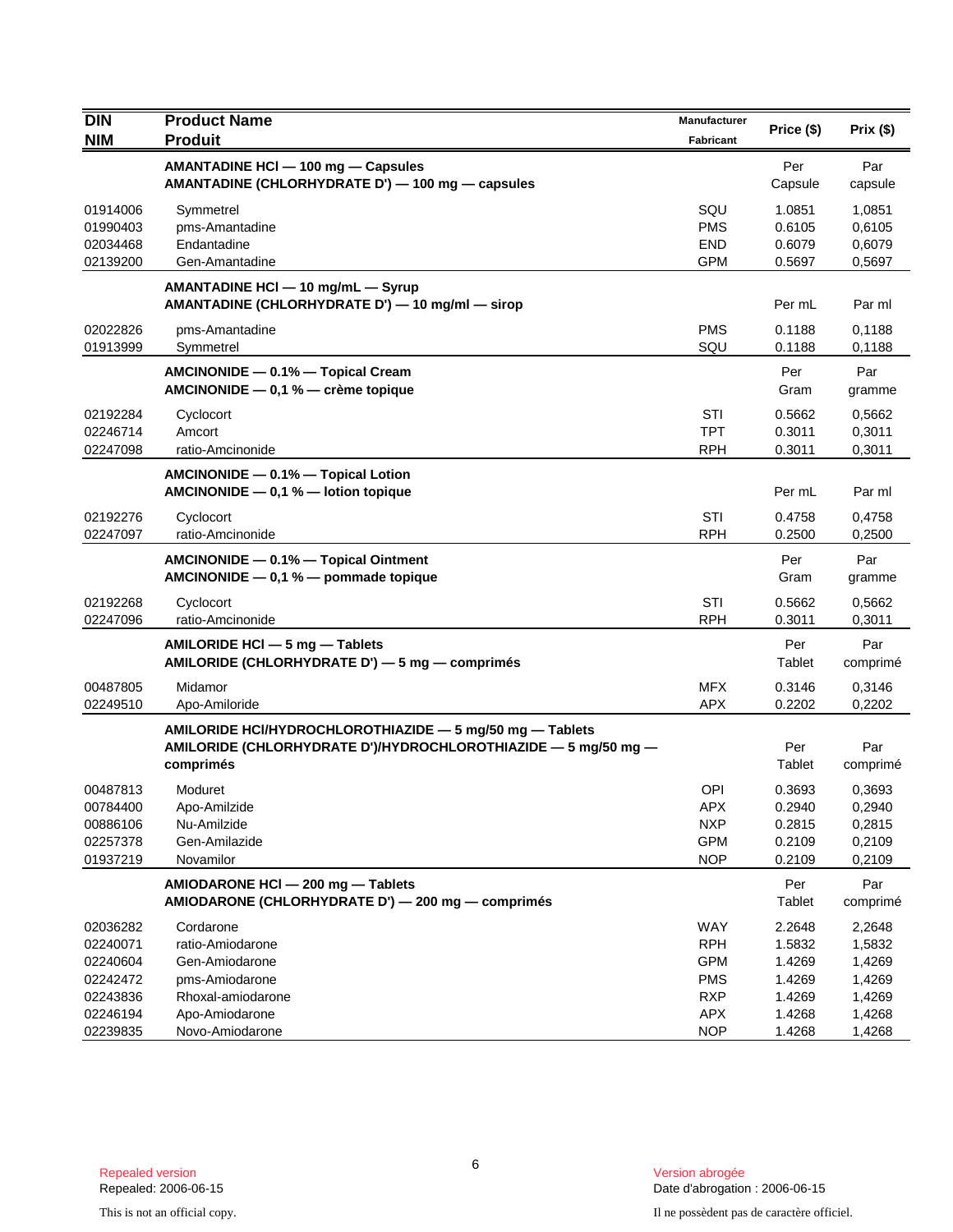| DIN<br>NIM | Product Name<br>Produit | Manufacturer<br>Fabricant | Price ($) | Prix ($) |
|---|---|---|---|---|
| | **AMANTADINE HCl — 100 mg — Capsules**<br>**AMANTADINE (CHLORHYDRATE D') — 100 mg — capsules** | | Per Capsule | Par capsule |
| 01914006 | Symmetrel | SQU | 1.0851 | 1,0851 |
| 01990403 | pms-Amantadine | PMS | 0.6105 | 0,6105 |
| 02034468 | Endantadine | END | 0.6079 | 0,6079 |
| 02139200 | Gen-Amantadine | GPM | 0.5697 | 0,5697 |
| | **AMANTADINE HCl — 10 mg/mL — Syrup**<br>**AMANTADINE (CHLORHYDRATE D') — 10 mg/ml — sirop** | | Per mL | Par ml |
| 02022826 | pms-Amantadine | PMS | 0.1188 | 0,1188 |
| 01913999 | Symmetrel | SQU | 0.1188 | 0,1188 |
| | **AMCINONIDE — 0.1% — Topical Cream**<br>**AMCINONIDE — 0,1 % — crème topique** | | Per Gram | Par gramme |
| 02192284 | Cyclocort | STI | 0.5662 | 0,5662 |
| 02246714 | Amcort | TPT | 0.3011 | 0,3011 |
| 02247098 | ratio-Amcinonide | RPH | 0.3011 | 0,3011 |
| | **AMCINONIDE — 0.1% — Topical Lotion**<br>**AMCINONIDE — 0,1 % — lotion topique** | | Per mL | Par ml |
| 02192276 | Cyclocort | STI | 0.4758 | 0,4758 |
| 02247097 | ratio-Amcinonide | RPH | 0.2500 | 0,2500 |
| | **AMCINONIDE — 0.1% — Topical Ointment**<br>**AMCINONIDE — 0,1 % — pommade topique** | | Per Gram | Par gramme |
| 02192268 | Cyclocort | STI | 0.5662 | 0,5662 |
| 02247096 | ratio-Amcinonide | RPH | 0.3011 | 0,3011 |
| | **AMILORIDE HCl — 5 mg — Tablets**<br>**AMILORIDE (CHLORHYDRATE D') — 5 mg — comprimés** | | Per Tablet | Par comprimé |
| 00487805 | Midamor | MFX | 0.3146 | 0,3146 |
| 02249510 | Apo-Amiloride | APX | 0.2202 | 0,2202 |
| | **AMILORIDE HCl/HYDROCHLOROTHIAZIDE — 5 mg/50 mg — Tablets**<br>**AMILORIDE (CHLORHYDRATE D')/HYDROCHLOROTHIAZIDE — 5 mg/50 mg — comprimés** | | Per Tablet | Par comprimé |
| 00487813 | Moduret | OPI | 0.3693 | 0,3693 |
| 00784400 | Apo-Amilzide | APX | 0.2940 | 0,2940 |
| 00886106 | Nu-Amilzide | NXP | 0.2815 | 0,2815 |
| 02257378 | Gen-Amilazide | GPM | 0.2109 | 0,2109 |
| 01937219 | Novamilor | NOP | 0.2109 | 0,2109 |
| | **AMIODARONE HCl — 200 mg — Tablets**<br>**AMIODARONE (CHLORHYDRATE D') — 200 mg — comprimés** | | Per Tablet | Par comprimé |
| 02036282 | Cordarone | WAY | 2.2648 | 2,2648 |
| 02240071 | ratio-Amiodarone | RPH | 1.5832 | 1,5832 |
| 02240604 | Gen-Amiodarone | GPM | 1.4269 | 1,4269 |
| 02242472 | pms-Amiodarone | PMS | 1.4269 | 1,4269 |
| 02243836 | Rhoxal-amiodarone | RXP | 1.4269 | 1,4269 |
| 02246194 | Apo-Amiodarone | APX | 1.4268 | 1,4268 |
| 02239835 | Novo-Amiodarone | NOP | 1.4268 | 1,4268 |

Repealed version
Repealed: 2006-06-15

Version abrogée
Date d'abrogation : 2006-06-15

This is not an official copy.

Il ne possèdent pas de caractère officiel.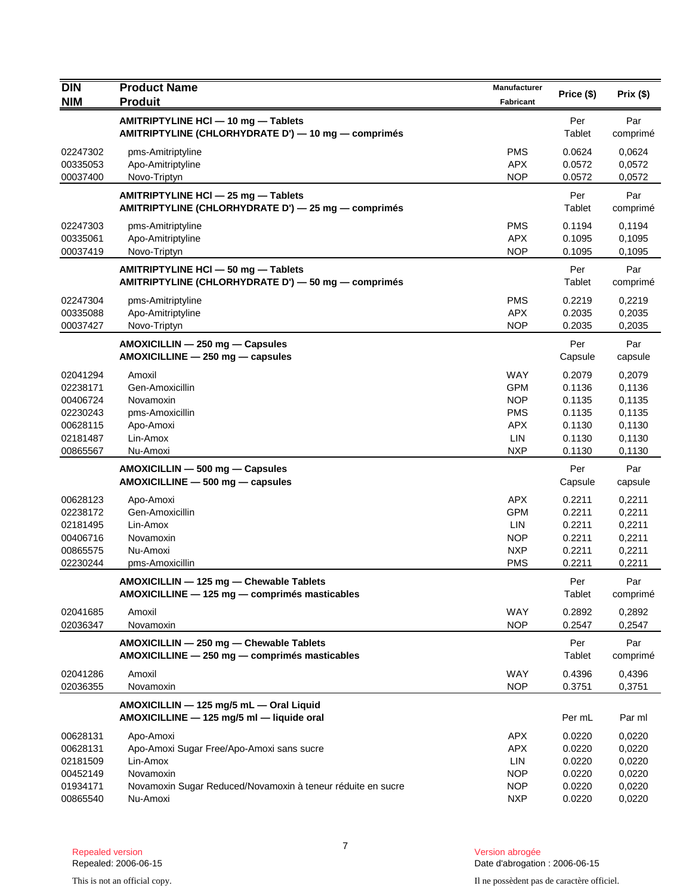| DIN<br>NIM | Product Name<br>Produit | Manufacturer<br>Fabricant | Price ($) | Prix ($) |
|---|---|---|---|---|
| | **AMITRIPTYLINE HCl — 10 mg — Tablets**<br>**AMITRIPTYLINE (CHLORHYDRATE D') — 10 mg — comprimés** | | Per Tablet | Par comprimé |
| 02247302 | pms-Amitriptyline | PMS | 0.0624 | 0,0624 |
| 00335053 | Apo-Amitriptyline | APX | 0.0572 | 0,0572 |
| 00037400 | Novo-Triptyn | NOP | 0.0572 | 0,0572 |
| | **AMITRIPTYLINE HCl — 25 mg — Tablets**<br>**AMITRIPTYLINE (CHLORHYDRATE D') — 25 mg — comprimés** | | Per Tablet | Par comprimé |
| 02247303 | pms-Amitriptyline | PMS | 0.1194 | 0,1194 |
| 00335061 | Apo-Amitriptyline | APX | 0.1095 | 0,1095 |
| 00037419 | Novo-Triptyn | NOP | 0.1095 | 0,1095 |
| | **AMITRIPTYLINE HCl — 50 mg — Tablets**<br>**AMITRIPTYLINE (CHLORHYDRATE D') — 50 mg — comprimés** | | Per Tablet | Par comprimé |
| 02247304 | pms-Amitriptyline | PMS | 0.2219 | 0,2219 |
| 00335088 | Apo-Amitriptyline | APX | 0.2035 | 0,2035 |
| 00037427 | Novo-Triptyn | NOP | 0.2035 | 0,2035 |
| | **AMOXICILLIN — 250 mg — Capsules**<br>**AMOXICILLINE — 250 mg — capsules** | | Per Capsule | Par capsule |
| 02041294 | Amoxil | WAY | 0.2079 | 0,2079 |
| 02238171 | Gen-Amoxicillin | GPM | 0.1136 | 0,1136 |
| 00406724 | Novamoxin | NOP | 0.1135 | 0,1135 |
| 02230243 | pms-Amoxicillin | PMS | 0.1135 | 0,1135 |
| 00628115 | Apo-Amoxi | APX | 0.1130 | 0,1130 |
| 02181487 | Lin-Amox | LIN | 0.1130 | 0,1130 |
| 00865567 | Nu-Amoxi | NXP | 0.1130 | 0,1130 |
| | **AMOXICILLIN — 500 mg — Capsules**<br>**AMOXICILLINE — 500 mg — capsules** | | Per Capsule | Par capsule |
| 00628123 | Apo-Amoxi | APX | 0.2211 | 0,2211 |
| 02238172 | Gen-Amoxicillin | GPM | 0.2211 | 0,2211 |
| 02181495 | Lin-Amox | LIN | 0.2211 | 0,2211 |
| 00406716 | Novamoxin | NOP | 0.2211 | 0,2211 |
| 00865575 | Nu-Amoxi | NXP | 0.2211 | 0,2211 |
| 02230244 | pms-Amoxicillin | PMS | 0.2211 | 0,2211 |
| | **AMOXICILLIN — 125 mg — Chewable Tablets**<br>**AMOXICILLINE — 125 mg — comprimés masticables** | | Per Tablet | Par comprimé |
| 02041685 | Amoxil | WAY | 0.2892 | 0,2892 |
| 02036347 | Novamoxin | NOP | 0.2547 | 0,2547 |
| | **AMOXICILLIN — 250 mg — Chewable Tablets**<br>**AMOXICILLINE — 250 mg — comprimés masticables** | | Per Tablet | Par comprimé |
| 02041286 | Amoxil | WAY | 0.4396 | 0,4396 |
| 02036355 | Novamoxin | NOP | 0.3751 | 0,3751 |
| | **AMOXICILLIN — 125 mg/5 mL — Oral Liquid**<br>**AMOXICILLINE — 125 mg/5 ml — liquide oral** | | Per mL | Par ml |
| 00628131 | Apo-Amoxi | APX | 0.0220 | 0,0220 |
| 00628131 | Apo-Amoxi Sugar Free/Apo-Amoxi sans sucre | APX | 0.0220 | 0,0220 |
| 02181509 | Lin-Amox | LIN | 0.0220 | 0,0220 |
| 00452149 | Novamoxin | NOP | 0.0220 | 0,0220 |
| 01934171 | Novamoxin Sugar Reduced/Novamoxin à teneur réduite en sucre | NOP | 0.0220 | 0,0220 |
| 00865540 | Nu-Amoxi | NXP | 0.0220 | 0,0220 |

Repealed version
Repealed: 2006-06-15

Version abrogée
Date d'abrogation : 2006-06-15

This is not an official copy.

Il ne possèdent pas de caractère officiel.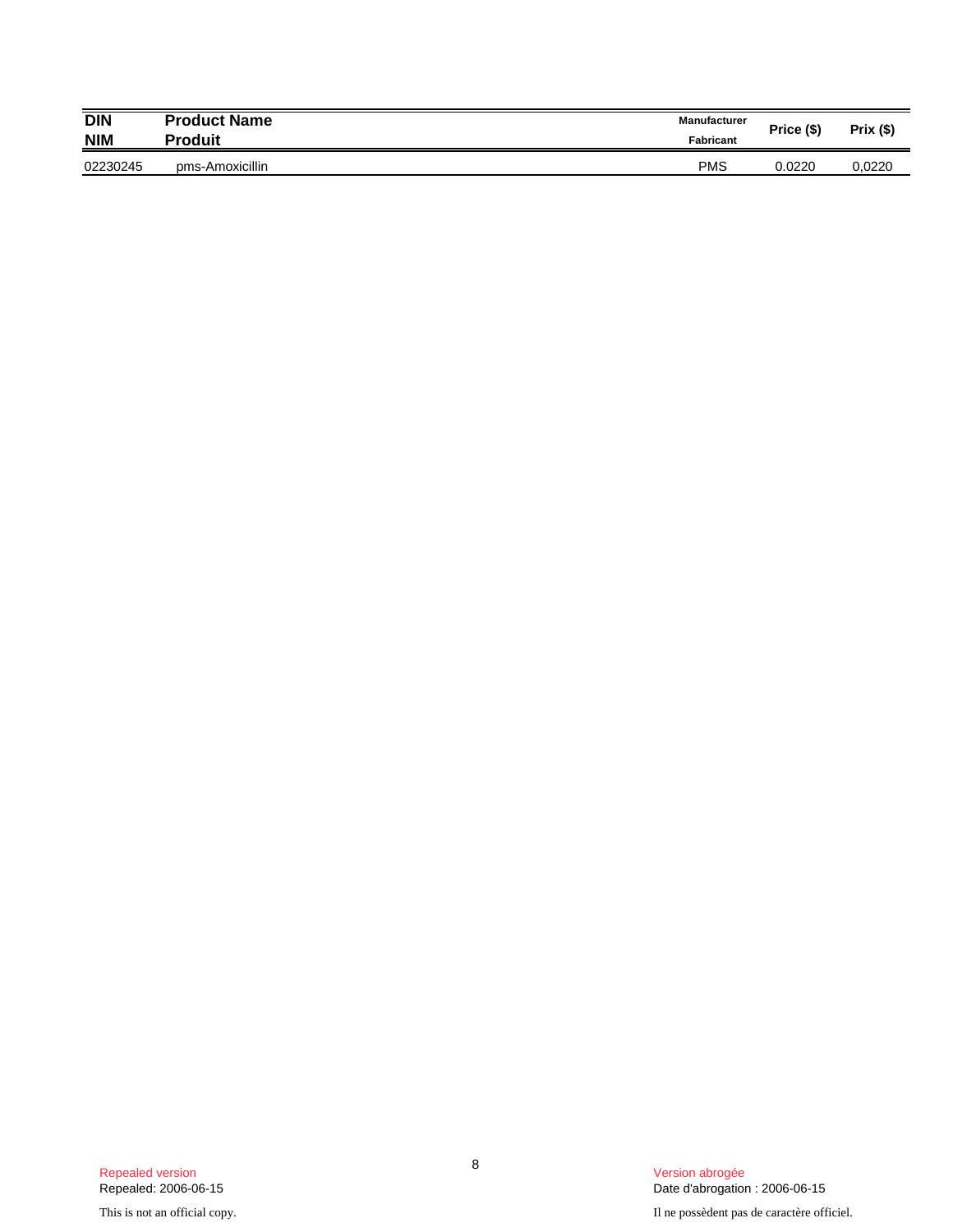| DIN<br>NIM | Product Name<br>Produit | Manufacturer<br>Fabricant | Price ($) | Prix ($) |
|---|---|---|---|---|
| 02230245 | pms-Amoxicillin | PMS | 0.0220 | 0,0220 |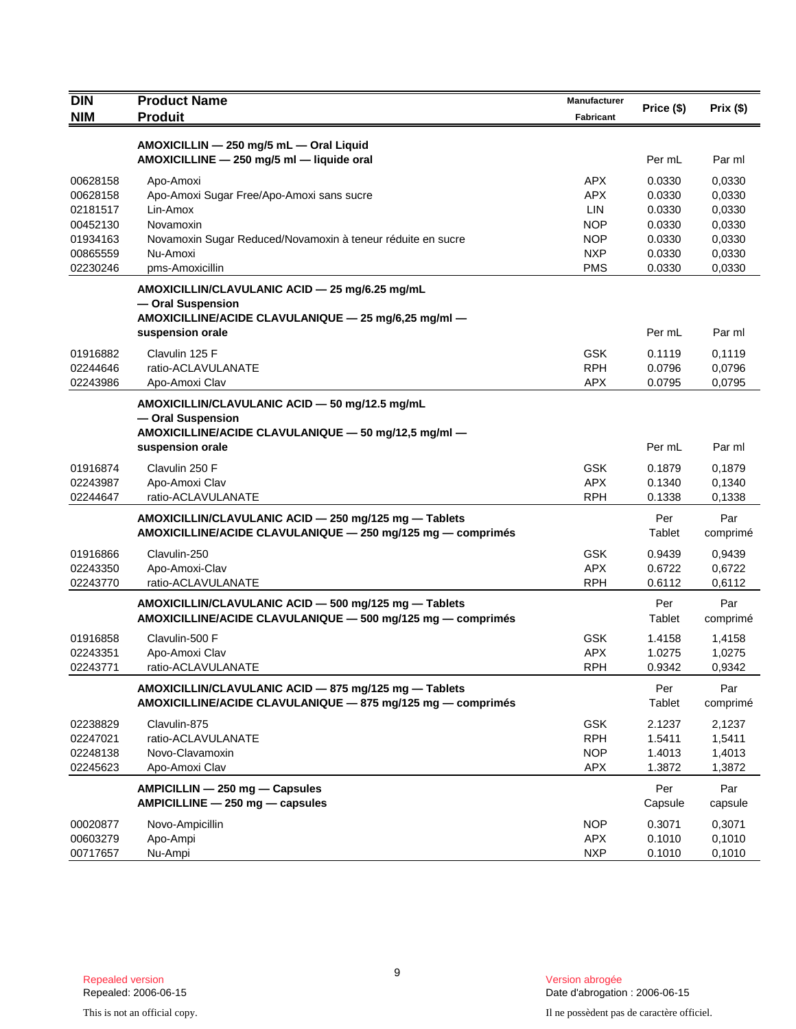| DIN<br>NIM | Product Name<br>Produit | Manufacturer<br>Fabricant | Price ($) | Prix ($) |
|---|---|---|---|---|
| | **AMOXICILLIN — 250 mg/5 mL — Oral Liquid**<br>**AMOXICILLINE — 250 mg/5 ml — liquide oral** | | Per mL | Par ml |
| 00628158 | Apo-Amoxi | APX | 0.0330 | 0,0330 |
| 00628158 | Apo-Amoxi Sugar Free/Apo-Amoxi sans sucre | APX | 0.0330 | 0,0330 |
| 02181517 | Lin-Amox | LIN | 0.0330 | 0,0330 |
| 00452130 | Novamoxin | NOP | 0.0330 | 0,0330 |
| 01934163 | Novamoxin Sugar Reduced/Novamoxin à teneur réduite en sucre | NOP | 0.0330 | 0,0330 |
| 00865559 | Nu-Amoxi | NXP | 0.0330 | 0,0330 |
| 02230246 | pms-Amoxicillin | PMS | 0.0330 | 0,0330 |
| | **AMOXICILLIN/CLAVULANIC ACID — 25 mg/6.25 mg/mL — Oral Suspension**<br>**AMOXICILLINE/ACIDE CLAVULANIQUE — 25 mg/6,25 mg/ml — suspension orale** | | Per mL | Par ml |
| 01916882 | Clavulin 125 F | GSK | 0.1119 | 0,1119 |
| 02244646 | ratio-ACLAVULANATE | RPH | 0.0796 | 0,0796 |
| 02243986 | Apo-Amoxi Clav | APX | 0.0795 | 0,0795 |
| | **AMOXICILLIN/CLAVULANIC ACID — 50 mg/12.5 mg/mL — Oral Suspension**<br>**AMOXICILLINE/ACIDE CLAVULANIQUE — 50 mg/12,5 mg/ml — suspension orale** | | Per mL | Par ml |
| 01916874 | Clavulin 250 F | GSK | 0.1879 | 0,1879 |
| 02243987 | Apo-Amoxi Clav | APX | 0.1340 | 0,1340 |
| 02244647 | ratio-ACLAVULANATE | RPH | 0.1338 | 0,1338 |
| | **AMOXICILLIN/CLAVULANIC ACID — 250 mg/125 mg — Tablets**<br>**AMOXICILLINE/ACIDE CLAVULANIQUE — 250 mg/125 mg — comprimés** | | Per Tablet | Par comprimé |
| 01916866 | Clavulin-250 | GSK | 0.9439 | 0,9439 |
| 02243350 | Apo-Amoxi-Clav | APX | 0.6722 | 0,6722 |
| 02243770 | ratio-ACLAVULANATE | RPH | 0.6112 | 0,6112 |
| | **AMOXICILLIN/CLAVULANIC ACID — 500 mg/125 mg — Tablets**<br>**AMOXICILLINE/ACIDE CLAVULANIQUE — 500 mg/125 mg — comprimés** | | Per Tablet | Par comprimé |
| 01916858 | Clavulin-500 F | GSK | 1.4158 | 1,4158 |
| 02243351 | Apo-Amoxi Clav | APX | 1.0275 | 1,0275 |
| 02243771 | ratio-ACLAVULANATE | RPH | 0.9342 | 0,9342 |
| | **AMOXICILLIN/CLAVULANIC ACID — 875 mg/125 mg — Tablets**<br>**AMOXICILLINE/ACIDE CLAVULANIQUE — 875 mg/125 mg — comprimés** | | Per Tablet | Par comprimé |
| 02238829 | Clavulin-875 | GSK | 2.1237 | 2,1237 |
| 02247021 | ratio-ACLAVULANATE | RPH | 1.5411 | 1,5411 |
| 02248138 | Novo-Clavamoxin | NOP | 1.4013 | 1,4013 |
| 02245623 | Apo-Amoxi Clav | APX | 1.3872 | 1,3872 |
| | **AMPICILLIN — 250 mg — Capsules**<br>**AMPICILLINE — 250 mg — capsules** | | Per Capsule | Par capsule |
| 00020877 | Novo-Ampicillin | NOP | 0.3071 | 0,3071 |
| 00603279 | Apo-Ampi | APX | 0.1010 | 0,1010 |
| 00717657 | Nu-Ampi | NXP | 0.1010 | 0,1010 |

Repealed version
Repealed: 2006-06-15

Version abrogée
Date d'abrogation : 2006-06-15

This is not an official copy.

Il ne possèdent pas de caractère officiel.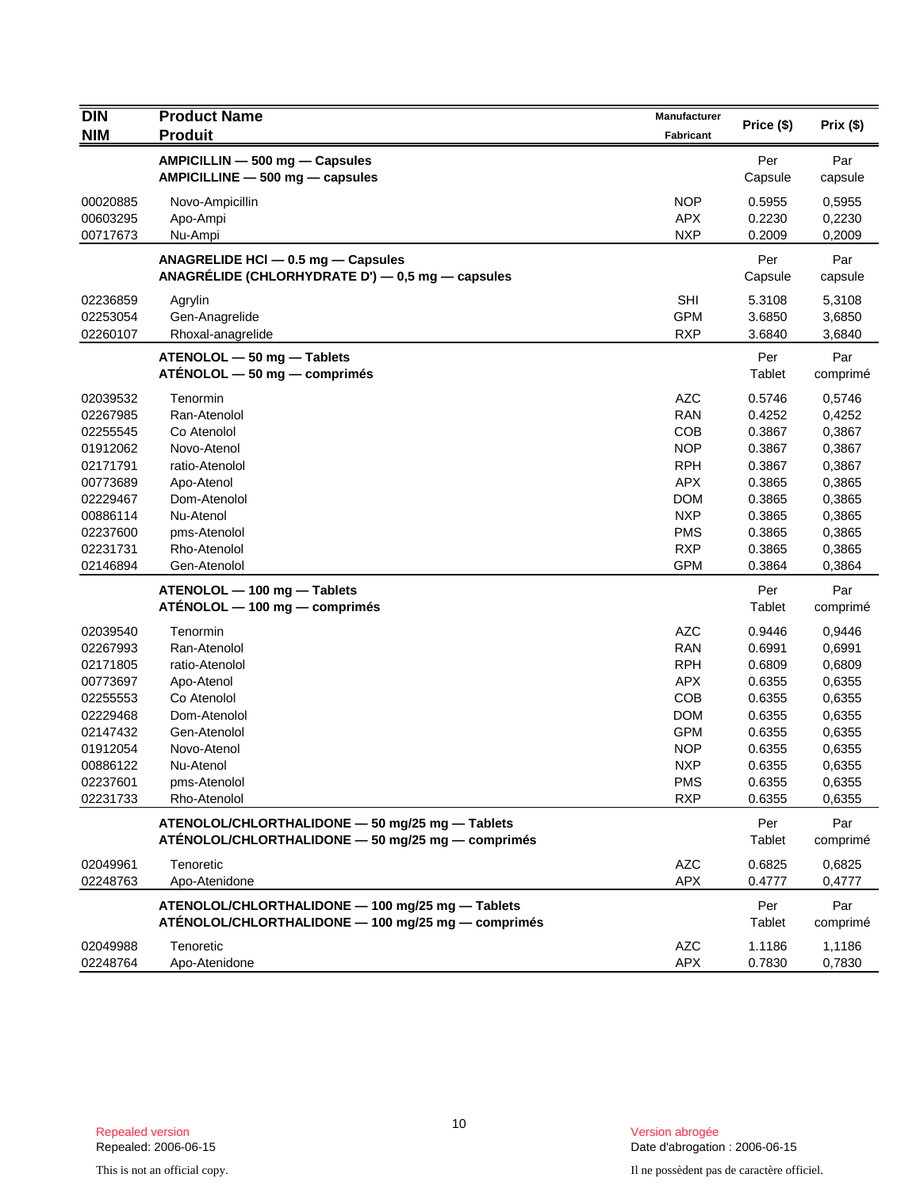| DIN<br>NIM | Product Name<br>Produit | Manufacturer<br>Fabricant | Price ($) | Prix ($) |
|---|---|---|---|---|
| | **AMPICILLIN — 500 mg — Capsules**<br>**AMPICILLINE — 500 mg — capsules** | | Per<br>Capsule | Par<br>capsule |
| 00020885 | Novo-Ampicillin | NOP | 0.5955 | 0,5955 |
| 00603295 | Apo-Ampi | APX | 0.2230 | 0,2230 |
| 00717673 | Nu-Ampi | NXP | 0.2009 | 0,2009 |
| | **ANAGRELIDE HCl — 0.5 mg — Capsules**<br>**ANAGRÉLIDE (CHLORHYDRATE D') — 0,5 mg — capsules** | | Per<br>Capsule | Par<br>capsule |
| 02236859 | Agrylin | SHI | 5.3108 | 5,3108 |
| 02253054 | Gen-Anagrelide | GPM | 3.6850 | 3,6850 |
| 02260107 | Rhoxal-anagrelide | RXP | 3.6840 | 3,6840 |
| | **ATENOLOL — 50 mg — Tablets**<br>**ATÉNOLOL — 50 mg — comprimés** | | Per<br>Tablet | Par<br>comprimé |
| 02039532 | Tenormin | AZC | 0.5746 | 0,5746 |
| 02267985 | Ran-Atenolol | RAN | 0.4252 | 0,4252 |
| 02255545 | Co Atenolol | COB | 0.3867 | 0,3867 |
| 01912062 | Novo-Atenol | NOP | 0.3867 | 0,3867 |
| 02171791 | ratio-Atenolol | RPH | 0.3867 | 0,3867 |
| 00773689 | Apo-Atenol | APX | 0.3865 | 0,3865 |
| 02229467 | Dom-Atenolol | DOM | 0.3865 | 0,3865 |
| 00886114 | Nu-Atenol | NXP | 0.3865 | 0,3865 |
| 02237600 | pms-Atenolol | PMS | 0.3865 | 0,3865 |
| 02231731 | Rho-Atenolol | RXP | 0.3865 | 0,3865 |
| 02146894 | Gen-Atenolol | GPM | 0.3864 | 0,3864 |
| | **ATENOLOL — 100 mg — Tablets**<br>**ATÉNOLOL — 100 mg — comprimés** | | Per<br>Tablet | Par<br>comprimé |
| 02039540 | Tenormin | AZC | 0.9446 | 0,9446 |
| 02267993 | Ran-Atenolol | RAN | 0.6991 | 0,6991 |
| 02171805 | ratio-Atenolol | RPH | 0.6809 | 0,6809 |
| 00773697 | Apo-Atenol | APX | 0.6355 | 0,6355 |
| 02255553 | Co Atenolol | COB | 0.6355 | 0,6355 |
| 02229468 | Dom-Atenolol | DOM | 0.6355 | 0,6355 |
| 02147432 | Gen-Atenolol | GPM | 0.6355 | 0,6355 |
| 01912054 | Novo-Atenol | NOP | 0.6355 | 0,6355 |
| 00886122 | Nu-Atenol | NXP | 0.6355 | 0,6355 |
| 02237601 | pms-Atenolol | PMS | 0.6355 | 0,6355 |
| 02231733 | Rho-Atenolol | RXP | 0.6355 | 0,6355 |
| | **ATENOLOL/CHLORTHALIDONE — 50 mg/25 mg — Tablets**<br>**ATÉNOLOL/CHLORTHALIDONE — 50 mg/25 mg — comprimés** | | Per<br>Tablet | Par<br>comprimé |
| 02049961 | Tenoretic | AZC | 0.6825 | 0,6825 |
| 02248763 | Apo-Atenidone | APX | 0.4777 | 0,4777 |
| | **ATENOLOL/CHLORTHALIDONE — 100 mg/25 mg — Tablets**<br>**ATÉNOLOL/CHLORTHALIDONE — 100 mg/25 mg — comprimés** | | Per<br>Tablet | Par<br>comprimé |
| 02049988 | Tenoretic | AZC | 1.1186 | 1,1186 |
| 02248764 | Apo-Atenidone | APX | 0.7830 | 0,7830 |

Repealed version
Repealed: 2006-06-15

Version abrogée
Date d'abrogation : 2006-06-15

This is not an official copy.

Il ne possèdent pas de caractère officiel.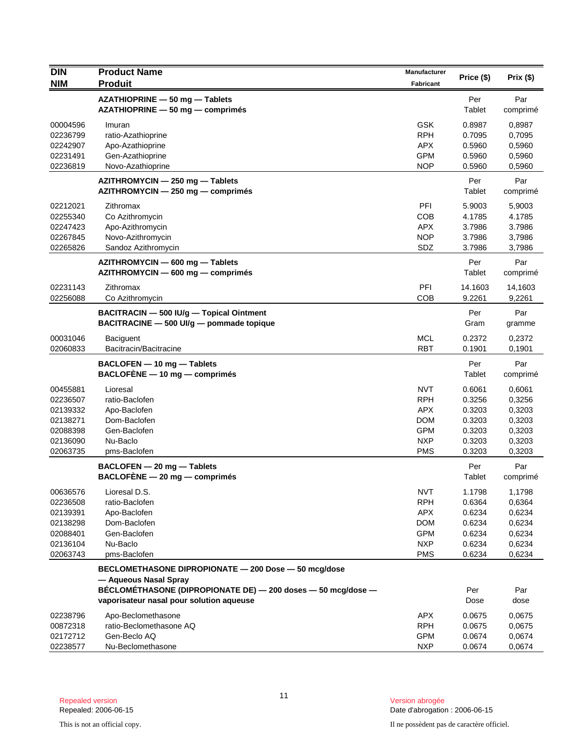| DIN<br>NIM | Product Name<br>Produit | Manufacturer<br>Fabricant | Price ($) | Prix ($) |
|---|---|---|---|---|
| | **AZATHIOPRINE — 50 mg — Tablets**<br>**AZATHIOPRINE — 50 mg — comprimés** | | Per Tablet | Par comprimé |
| 00004596 | Imuran | GSK | 0.8987 | 0,8987 |
| 02236799 | ratio-Azathioprine | RPH | 0.7095 | 0,7095 |
| 02242907 | Apo-Azathioprine | APX | 0.5960 | 0,5960 |
| 02231491 | Gen-Azathioprine | GPM | 0.5960 | 0,5960 |
| 02236819 | Novo-Azathioprine | NOP | 0.5960 | 0,5960 |
| | **AZITHROMYCIN — 250 mg — Tablets**<br>**AZITHROMYCIN — 250 mg — comprimés** | | Per Tablet | Par comprimé |
| 02212021 | Zithromax | PFI | 5.9003 | 5,9003 |
| 02255340 | Co Azithromycin | COB | 4.1785 | 4.1785 |
| 02247423 | Apo-Azithromycin | APX | 3.7986 | 3.7986 |
| 02267845 | Novo-Azithromycin | NOP | 3.7986 | 3,7986 |
| 02265826 | Sandoz Azithromycin | SDZ | 3.7986 | 3,7986 |
| | **AZITHROMYCIN — 600 mg — Tablets**<br>**AZITHROMYCIN — 600 mg — comprimés** | | Per Tablet | Par comprimé |
| 02231143 | Zithromax | PFI | 14.1603 | 14,1603 |
| 02256088 | Co Azithromycin | COB | 9.2261 | 9,2261 |
| | **BACITRACIN — 500 IU/g — Topical Ointment**<br>**BACITRACINE — 500 UI/g — pommade topique** | | Per Gram | Par gramme |
| 00031046 | Baciguent | MCL | 0.2372 | 0,2372 |
| 02060833 | Bacitracin/Bacitracine | RBT | 0.1901 | 0,1901 |
| | **BACLOFEN — 10 mg — Tablets**<br>**BACLOFÈNE — 10 mg — comprimés** | | Per Tablet | Par comprimé |
| 00455881 | Lioresal | NVT | 0.6061 | 0,6061 |
| 02236507 | ratio-Baclofen | RPH | 0.3256 | 0,3256 |
| 02139332 | Apo-Baclofen | APX | 0.3203 | 0,3203 |
| 02138271 | Dom-Baclofen | DOM | 0.3203 | 0,3203 |
| 02088398 | Gen-Baclofen | GPM | 0.3203 | 0,3203 |
| 02136090 | Nu-Baclo | NXP | 0.3203 | 0,3203 |
| 02063735 | pms-Baclofen | PMS | 0.3203 | 0,3203 |
| | **BACLOFEN — 20 mg — Tablets**<br>**BACLOFÈNE — 20 mg — comprimés** | | Per Tablet | Par comprimé |
| 00636576 | Lioresal D.S. | NVT | 1.1798 | 1,1798 |
| 02236508 | ratio-Baclofen | RPH | 0.6364 | 0,6364 |
| 02139391 | Apo-Baclofen | APX | 0.6234 | 0,6234 |
| 02138298 | Dom-Baclofen | DOM | 0.6234 | 0,6234 |
| 02088401 | Gen-Baclofen | GPM | 0.6234 | 0,6234 |
| 02136104 | Nu-Baclo | NXP | 0.6234 | 0,6234 |
| 02063743 | pms-Baclofen | PMS | 0.6234 | 0,6234 |
| | **BECLOMETHASONE DIPROPIONATE — 200 Dose — 50 mcg/dose — Aqueous Nasal Spray**<br>**BÉCLOMÉTHASONE (DIPROPIONATE DE) — 200 doses — 50 mcg/dose — vaporisateur nasal pour solution aqueuse** | | Per Dose | Par dose |
| 02238796 | Apo-Beclomethasone | APX | 0.0675 | 0,0675 |
| 00872318 | ratio-Beclomethasone AQ | RPH | 0.0675 | 0,0675 |
| 02172712 | Gen-Beclo AQ | GPM | 0.0674 | 0,0674 |
| 02238577 | Nu-Beclomethasone | NXP | 0.0674 | 0,0674 |

Repealed version
Repealed: 2006-06-15

Version abrogée
Date d'abrogation : 2006-06-15

This is not an official copy.

Il ne possèdent pas de caractère officiel.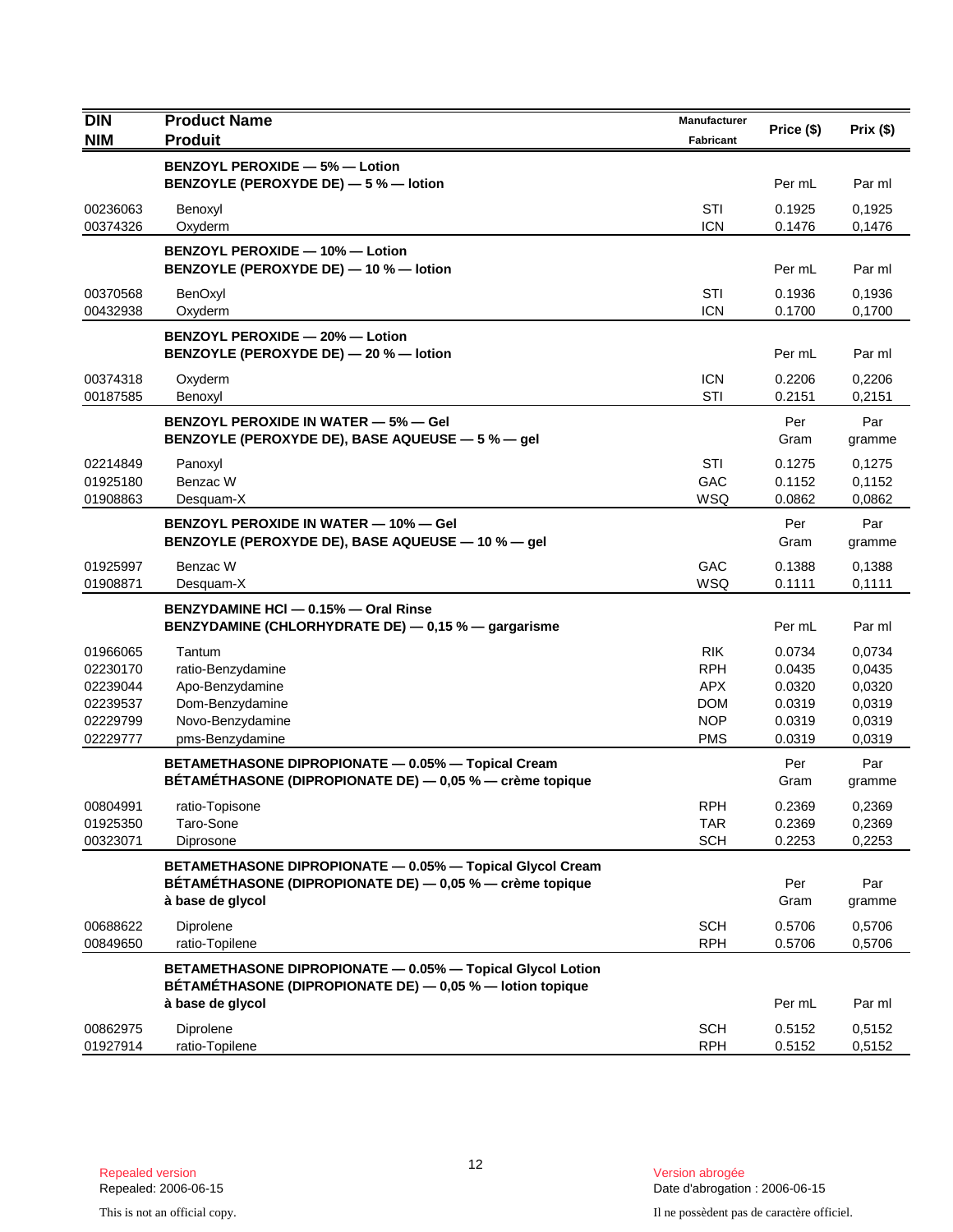| DIN<br>NIM | Product Name<br>Produit | Manufacturer<br>Fabricant | Price ($) | Prix ($) |
|---|---|---|---|---|
| | **BENZOYL PEROXIDE — 5% — Lotion**<br>**BENZOYLE (PEROXYDE DE) — 5 % — lotion** | | Per mL | Par ml |
| 00236063 | Benoxyl | STI | 0.1925 | 0,1925 |
| 00374326 | Oxyderm | ICN | 0.1476 | 0,1476 |
| | **BENZOYL PEROXIDE — 10% — Lotion**<br>**BENZOYLE (PEROXYDE DE) — 10 % — lotion** | | Per mL | Par ml |
| 00370568 | BenOxyl | STI | 0.1936 | 0,1936 |
| 00432938 | Oxyderm | ICN | 0.1700 | 0,1700 |
| | **BENZOYL PEROXIDE — 20% — Lotion**<br>**BENZOYLE (PEROXYDE DE) — 20 % — lotion** | | Per mL | Par ml |
| 00374318 | Oxyderm | ICN | 0.2206 | 0,2206 |
| 00187585 | Benoxyl | STI | 0.2151 | 0,2151 |
| | **BENZOYL PEROXIDE IN WATER — 5% — Gel**<br>**BENZOYLE (PEROXYDE DE), BASE AQUEUSE — 5 % — gel** | | Per Gram | Par gramme |
| 02214849 | Panoxyl | STI | 0.1275 | 0,1275 |
| 01925180 | Benzac W | GAC | 0.1152 | 0,1152 |
| 01908863 | Desquam-X | WSQ | 0.0862 | 0,0862 |
| | **BENZOYL PEROXIDE IN WATER — 10% — Gel**<br>**BENZOYLE (PEROXYDE DE), BASE AQUEUSE — 10 % — gel** | | Per Gram | Par gramme |
| 01925997 | Benzac W | GAC | 0.1388 | 0,1388 |
| 01908871 | Desquam-X | WSQ | 0.1111 | 0,1111 |
| | **BENZYDAMINE HCl — 0.15% — Oral Rinse**<br>**BENZYDAMINE (CHLORHYDRATE DE) — 0,15 % — gargarisme** | | Per mL | Par ml |
| 01966065 | Tantum | RIK | 0.0734 | 0,0734 |
| 02230170 | ratio-Benzydamine | RPH | 0.0435 | 0,0435 |
| 02239044 | Apo-Benzydamine | APX | 0.0320 | 0,0320 |
| 02239537 | Dom-Benzydamine | DOM | 0.0319 | 0,0319 |
| 02229799 | Novo-Benzydamine | NOP | 0.0319 | 0,0319 |
| 02229777 | pms-Benzydamine | PMS | 0.0319 | 0,0319 |
| | **BETAMETHASONE DIPROPIONATE — 0.05% — Topical Cream**<br>**BÉTAMÉTHASONE (DIPROPIONATE DE) — 0,05 % — crème topique** | | Per Gram | Par gramme |
| 00804991 | ratio-Topisone | RPH | 0.2369 | 0,2369 |
| 01925350 | Taro-Sone | TAR | 0.2369 | 0,2369 |
| 00323071 | Diprosone | SCH | 0.2253 | 0,2253 |
| | **BETAMETHASONE DIPROPIONATE — 0.05% — Topical Glycol Cream**<br>**BÉTAMÉTHASONE (DIPROPIONATE DE) — 0,05 % — crème topique à base de glycol** | | Per Gram | Par gramme |
| 00688622 | Diprolene | SCH | 0.5706 | 0,5706 |
| 00849650 | ratio-Topilene | RPH | 0.5706 | 0,5706 |
| | **BETAMETHASONE DIPROPIONATE — 0.05% — Topical Glycol Lotion**<br>**BÉTAMÉTHASONE (DIPROPIONATE DE) — 0,05 % — lotion topique à base de glycol** | | Per mL | Par ml |
| 00862975 | Diprolene | SCH | 0.5152 | 0,5152 |
| 01927914 | ratio-Topilene | RPH | 0.5152 | 0,5152 |

Repealed version
Repealed: 2006-06-15

Version abrogée
Date d'abrogation : 2006-06-15

This is not an official copy.

Il ne possèdent pas de caractère officiel.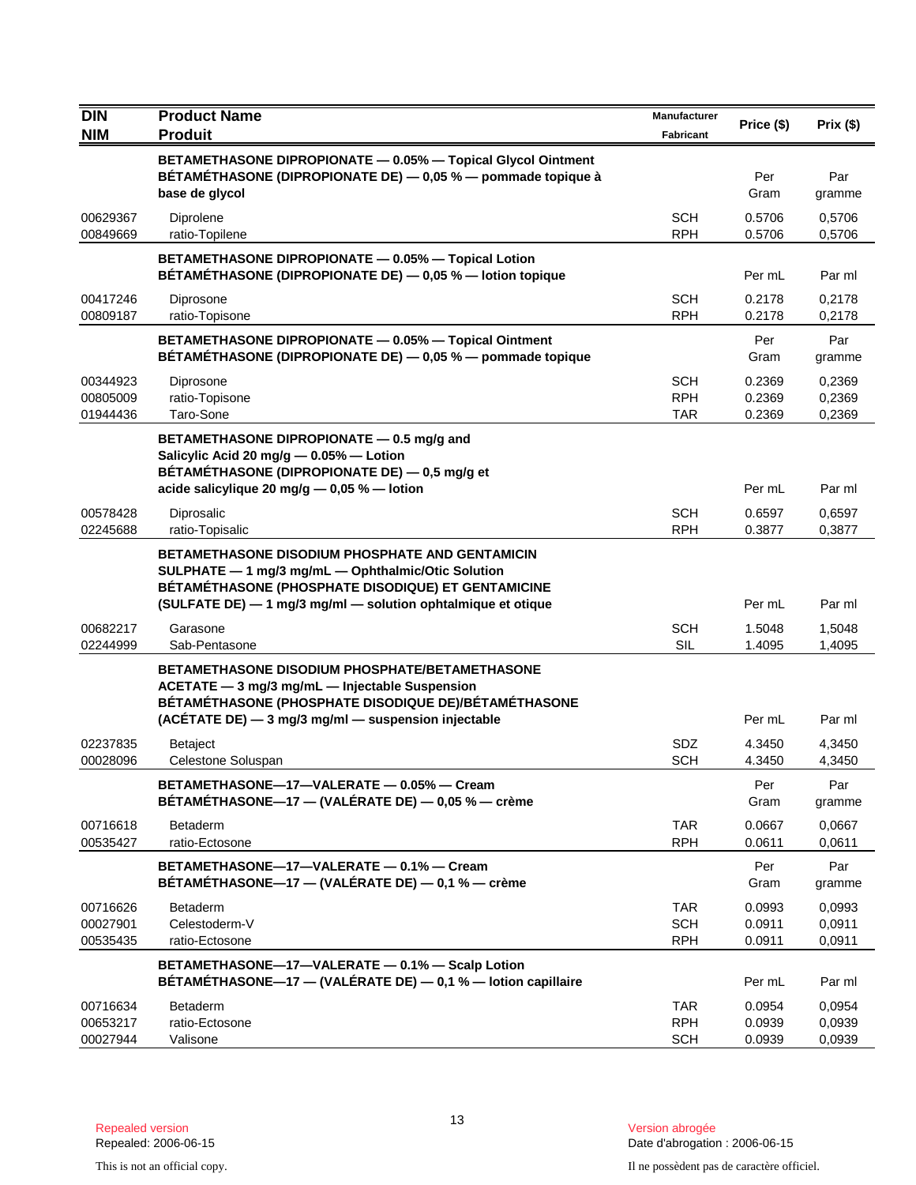| DIN<br>NIM | Product Name<br>Produit | Manufacturer<br>Fabricant | Price ($) | Prix ($) |
|---|---|---|---|---|
| | **BETAMETHASONE DIPROPIONATE — 0.05% — Topical Glycol Ointment**<br>**BÉTAMÉTHASONE (DIPROPIONATE DE) — 0,05 % — pommade topique à base de glycol** | | Per Gram | Par gramme |
| 00629367 | Diprolene | SCH | 0.5706 | 0,5706 |
| 00849669 | ratio-Topilene | RPH | 0.5706 | 0,5706 |
| | **BETAMETHASONE DIPROPIONATE — 0.05% — Topical Lotion**<br>**BÉTAMÉTHASONE (DIPROPIONATE DE) — 0,05 % — lotion topique** | | Per mL | Par ml |
| 00417246 | Diprosone | SCH | 0.2178 | 0,2178 |
| 00809187 | ratio-Topisone | RPH | 0.2178 | 0,2178 |
| | **BETAMETHASONE DIPROPIONATE — 0.05% — Topical Ointment**<br>**BÉTAMÉTHASONE (DIPROPIONATE DE) — 0,05 % — pommade topique** | | Per Gram | Par gramme |
| 00344923 | Diprosone | SCH | 0.2369 | 0,2369 |
| 00805009 | ratio-Topisone | RPH | 0.2369 | 0,2369 |
| 01944436 | Taro-Sone | TAR | 0.2369 | 0,2369 |
| | **BETAMETHASONE DIPROPIONATE — 0.5 mg/g and Salicylic Acid 20 mg/g — 0.05% — Lotion**<br>**BÉTAMÉTHASONE (DIPROPIONATE DE) — 0,5 mg/g et acide salicylique 20 mg/g — 0,05 % — lotion** | | Per mL | Par ml |
| 00578428 | Diprosalic | SCH | 0.6597 | 0,6597 |
| 02245688 | ratio-Topisalic | RPH | 0.3877 | 0,3877 |
| | **BETAMETHASONE DISODIUM PHOSPHATE AND GENTAMICIN SULPHATE — 1 mg/3 mg/mL — Ophthalmic/Otic Solution**<br>**BÉTAMÉTHASONE (PHOSPHATE DISODIQUE) ET GENTAMICINE (SULFATE DE) — 1 mg/3 mg/ml — solution ophtalmique et otique** | | Per mL | Par ml |
| 00682217 | Garasone | SCH | 1.5048 | 1,5048 |
| 02244999 | Sab-Pentasone | SIL | 1.4095 | 1,4095 |
| | **BETAMETHASONE DISODIUM PHOSPHATE/BETAMETHASONE ACETATE — 3 mg/3 mg/mL — Injectable Suspension**<br>**BÉTAMÉTHASONE (PHOSPHATE DISODIQUE DE)/BÉTAMÉTHASONE (ACÉTATE DE) — 3 mg/3 mg/ml — suspension injectable** | | Per mL | Par ml |
| 02237835 | Betaject | SDZ | 4.3450 | 4,3450 |
| 00028096 | Celestone Soluspan | SCH | 4.3450 | 4,3450 |
| | **BETAMETHASONE—17—VALERATE — 0.05% — Cream**<br>**BÉTAMÉTHASONE—17 — (VALÉRATE DE) — 0,05 % — crème** | | Per Gram | Par gramme |
| 00716618 | Betaderm | TAR | 0.0667 | 0,0667 |
| 00535427 | ratio-Ectosone | RPH | 0.0611 | 0,0611 |
| | **BETAMETHASONE—17—VALERATE — 0.1% — Cream**<br>**BÉTAMÉTHASONE—17 — (VALÉRATE DE) — 0,1 % — crème** | | Per Gram | Par gramme |
| 00716626 | Betaderm | TAR | 0.0993 | 0,0993 |
| 00027901 | Celestoderm-V | SCH | 0.0911 | 0,0911 |
| 00535435 | ratio-Ectosone | RPH | 0.0911 | 0,0911 |
| | **BETAMETHASONE—17—VALERATE — 0.1% — Scalp Lotion**<br>**BÉTAMÉTHASONE—17 — (VALÉRATE DE) — 0,1 % — lotion capillaire** | | Per mL | Par ml |
| 00716634 | Betaderm | TAR | 0.0954 | 0,0954 |
| 00653217 | ratio-Ectosone | RPH | 0.0939 | 0,0939 |
| 00027944 | Valisone | SCH | 0.0939 | 0,0939 |

Repealed version
Repealed: 2006-06-15

Version abrogée
Date d'abrogation : 2006-06-15

This is not an official copy.

Il ne possèdent pas de caractère officiel.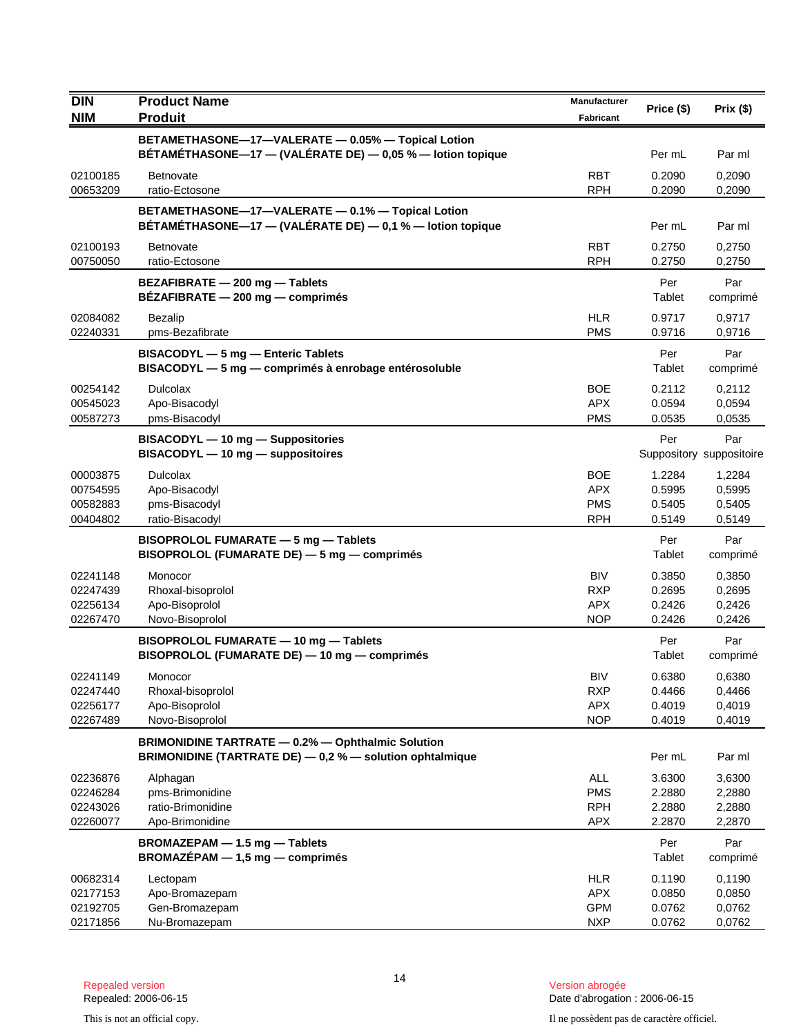| DIN<br>NIM | Product Name<br>Produit | Manufacturer<br>Fabricant | Price ($) | Prix ($) |
|---|---|---|---|---|
| | **BETAMETHASONE—17—VALERATE — 0.05% — Topical Lotion**<br>**BÉTAMÉTHASONE—17 — (VALÉRATE DE) — 0,05 % — lotion topique** | | Per mL | Par ml |
| 02100185 | Betnovate | RBT | 0.2090 | 0,2090 |
| 00653209 | ratio-Ectosone | RPH | 0.2090 | 0,2090 |
| | **BETAMETHASONE—17—VALERATE — 0.1% — Topical Lotion**<br>**BÉTAMÉTHASONE—17 — (VALÉRATE DE) — 0,1 % — lotion topique** | | Per mL | Par ml |
| 02100193 | Betnovate | RBT | 0.2750 | 0,2750 |
| 00750050 | ratio-Ectosone | RPH | 0.2750 | 0,2750 |
| | **BEZAFIBRATE — 200 mg — Tablets**<br>**BÉZAFIBRATE — 200 mg — comprimés** | | Per Tablet | Par comprimé |
| 02084082 | Bezalip | HLR | 0.9717 | 0,9717 |
| 02240331 | pms-Bezafibrate | PMS | 0.9716 | 0,9716 |
| | **BISACODYL — 5 mg — Enteric Tablets**<br>**BISACODYL — 5 mg — comprimés à enrobage entérosoluble** | | Per Tablet | Par comprimé |
| 00254142 | Dulcolax | BOE | 0.2112 | 0,2112 |
| 00545023 | Apo-Bisacodyl | APX | 0.0594 | 0,0594 |
| 00587273 | pms-Bisacodyl | PMS | 0.0535 | 0,0535 |
| | **BISACODYL — 10 mg — Suppositories**<br>**BISACODYL — 10 mg — suppositoires** | | Per Suppository | Par suppositoire |
| 00003875 | Dulcolax | BOE | 1.2284 | 1,2284 |
| 00754595 | Apo-Bisacodyl | APX | 0.5995 | 0,5995 |
| 00582883 | pms-Bisacodyl | PMS | 0.5405 | 0,5405 |
| 00404802 | ratio-Bisacodyl | RPH | 0.5149 | 0,5149 |
| | **BISOPROLOL FUMARATE — 5 mg — Tablets**<br>**BISOPROLOL (FUMARATE DE) — 5 mg — comprimés** | | Per Tablet | Par comprimé |
| 02241148 | Monocor | BIV | 0.3850 | 0,3850 |
| 02247439 | Rhoxal-bisoprolol | RXP | 0.2695 | 0,2695 |
| 02256134 | Apo-Bisoprolol | APX | 0.2426 | 0,2426 |
| 02267470 | Novo-Bisoprolol | NOP | 0.2426 | 0,2426 |
| | **BISOPROLOL FUMARATE — 10 mg — Tablets**<br>**BISOPROLOL (FUMARATE DE) — 10 mg — comprimés** | | Per Tablet | Par comprimé |
| 02241149 | Monocor | BIV | 0.6380 | 0,6380 |
| 02247440 | Rhoxal-bisoprolol | RXP | 0.4466 | 0,4466 |
| 02256177 | Apo-Bisoprolol | APX | 0.4019 | 0,4019 |
| 02267489 | Novo-Bisoprolol | NOP | 0.4019 | 0,4019 |
| | **BRIMONIDINE TARTRATE — 0.2% — Ophthalmic Solution**<br>**BRIMONIDINE (TARTRATE DE) — 0,2 % — solution ophtalmique** | | Per mL | Par ml |
| 02236876 | Alphagan | ALL | 3.6300 | 3,6300 |
| 02246284 | pms-Brimonidine | PMS | 2.2880 | 2,2880 |
| 02243026 | ratio-Brimonidine | RPH | 2.2880 | 2,2880 |
| 02260077 | Apo-Brimonidine | APX | 2.2870 | 2,2870 |
| | **BROMAZEPAM — 1.5 mg — Tablets**<br>**BROMAZÉPAM — 1,5 mg — comprimés** | | Per Tablet | Par comprimé |
| 00682314 | Lectopam | HLR | 0.1190 | 0,1190 |
| 02177153 | Apo-Bromazepam | APX | 0.0850 | 0,0850 |
| 02192705 | Gen-Bromazepam | GPM | 0.0762 | 0,0762 |
| 02171856 | Nu-Bromazepam | NXP | 0.0762 | 0,0762 |

Repealed version
Repealed: 2006-06-15

Version abrogée
Date d'abrogation : 2006-06-15

This is not an official copy.

Il ne possèdent pas de caractère officiel.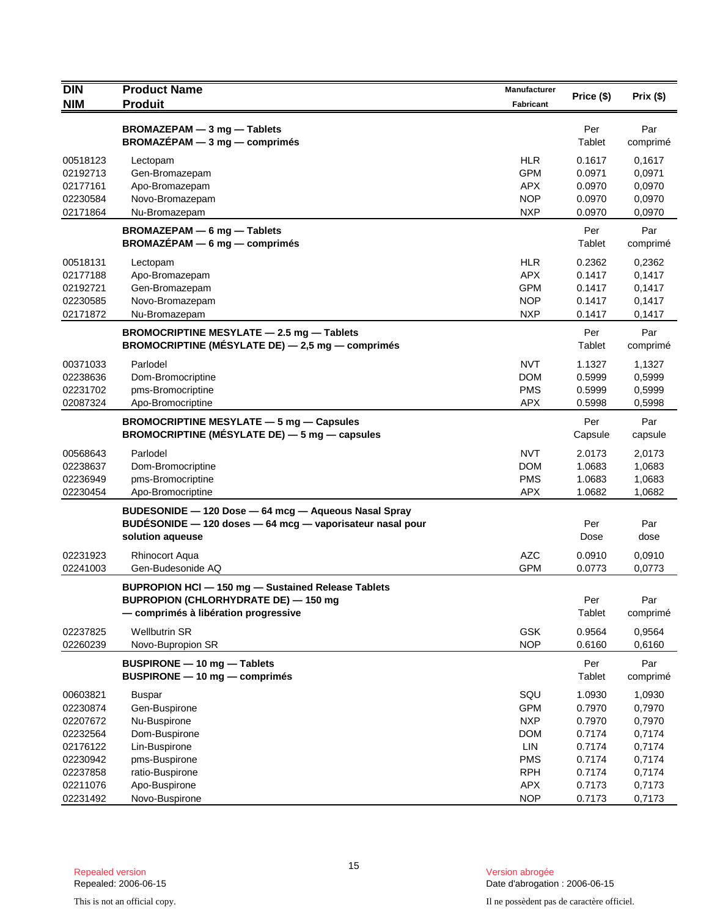| DIN<br>NIM | Product Name<br>Produit | Manufacturer<br>Fabricant | Price ($) | Prix ($) |
|---|---|---|---|---|
| | **BROMAZEPAM — 3 mg — Tablets**<br>**BROMAZÉPAM — 3 mg — comprimés** | | Per Tablet | Par comprimé |
| 00518123 | Lectopam | HLR | 0.1617 | 0,1617 |
| 02192713 | Gen-Bromazepam | GPM | 0.0971 | 0,0971 |
| 02177161 | Apo-Bromazepam | APX | 0.0970 | 0,0970 |
| 02230584 | Novo-Bromazepam | NOP | 0.0970 | 0,0970 |
| 02171864 | Nu-Bromazepam | NXP | 0.0970 | 0,0970 |
| | **BROMAZEPAM — 6 mg — Tablets**<br>**BROMAZÉPAM — 6 mg — comprimés** | | Per Tablet | Par comprimé |
| 00518131 | Lectopam | HLR | 0.2362 | 0,2362 |
| 02177188 | Apo-Bromazepam | APX | 0.1417 | 0,1417 |
| 02192721 | Gen-Bromazepam | GPM | 0.1417 | 0,1417 |
| 02230585 | Novo-Bromazepam | NOP | 0.1417 | 0,1417 |
| 02171872 | Nu-Bromazepam | NXP | 0.1417 | 0,1417 |
| | **BROMOCRIPTINE MESYLATE — 2.5 mg — Tablets**<br>**BROMOCRIPTINE (MÉSYLATE DE) — 2,5 mg — comprimés** | | Per Tablet | Par comprimé |
| 00371033 | Parlodel | NVT | 1.1327 | 1,1327 |
| 02238636 | Dom-Bromocriptine | DOM | 0.5999 | 0,5999 |
| 02231702 | pms-Bromocriptine | PMS | 0.5999 | 0,5999 |
| 02087324 | Apo-Bromocriptine | APX | 0.5998 | 0,5998 |
| | **BROMOCRIPTINE MESYLATE — 5 mg — Capsules**<br>**BROMOCRIPTINE (MÉSYLATE DE) — 5 mg — capsules** | | Per Capsule | Par capsule |
| 00568643 | Parlodel | NVT | 2.0173 | 2,0173 |
| 02238637 | Dom-Bromocriptine | DOM | 1.0683 | 1,0683 |
| 02236949 | pms-Bromocriptine | PMS | 1.0683 | 1,0683 |
| 02230454 | Apo-Bromocriptine | APX | 1.0682 | 1,0682 |
| | **BUDESONIDE — 120 Dose — 64 mcg — Aqueous Nasal Spray**<br>**BUDÉSONIDE — 120 doses — 64 mcg — vaporisateur nasal pour solution aqueuse** | | Per Dose | Par dose |
| 02231923 | Rhinocort Aqua | AZC | 0.0910 | 0,0910 |
| 02241003 | Gen-Budesonide AQ | GPM | 0.0773 | 0,0773 |
| | **BUPROPION HCl — 150 mg — Sustained Release Tablets**<br>**BUPROPION (CHLORHYDRATE DE) — 150 mg — comprimés à libération progressive** | | Per Tablet | Par comprimé |
| 02237825 | Wellbutrin SR | GSK | 0.9564 | 0,9564 |
| 02260239 | Novo-Bupropion SR | NOP | 0.6160 | 0,6160 |
| | **BUSPIRONE — 10 mg — Tablets**<br>**BUSPIRONE — 10 mg — comprimés** | | Per Tablet | Par comprimé |
| 00603821 | Buspar | SQU | 1.0930 | 1,0930 |
| 02230874 | Gen-Buspirone | GPM | 0.7970 | 0,7970 |
| 02207672 | Nu-Buspirone | NXP | 0.7970 | 0,7970 |
| 02232564 | Dom-Buspirone | DOM | 0.7174 | 0,7174 |
| 02176122 | Lin-Buspirone | LIN | 0.7174 | 0,7174 |
| 02230942 | pms-Buspirone | PMS | 0.7174 | 0,7174 |
| 02237858 | ratio-Buspirone | RPH | 0.7174 | 0,7174 |
| 02211076 | Apo-Buspirone | APX | 0.7173 | 0,7173 |
| 02231492 | Novo-Buspirone | NOP | 0.7173 | 0,7173 |

Repealed version
Repealed: 2006-06-15

Version abrogée
Date d'abrogation : 2006-06-15

This is not an official copy.

Il ne possèdent pas de caractère officiel.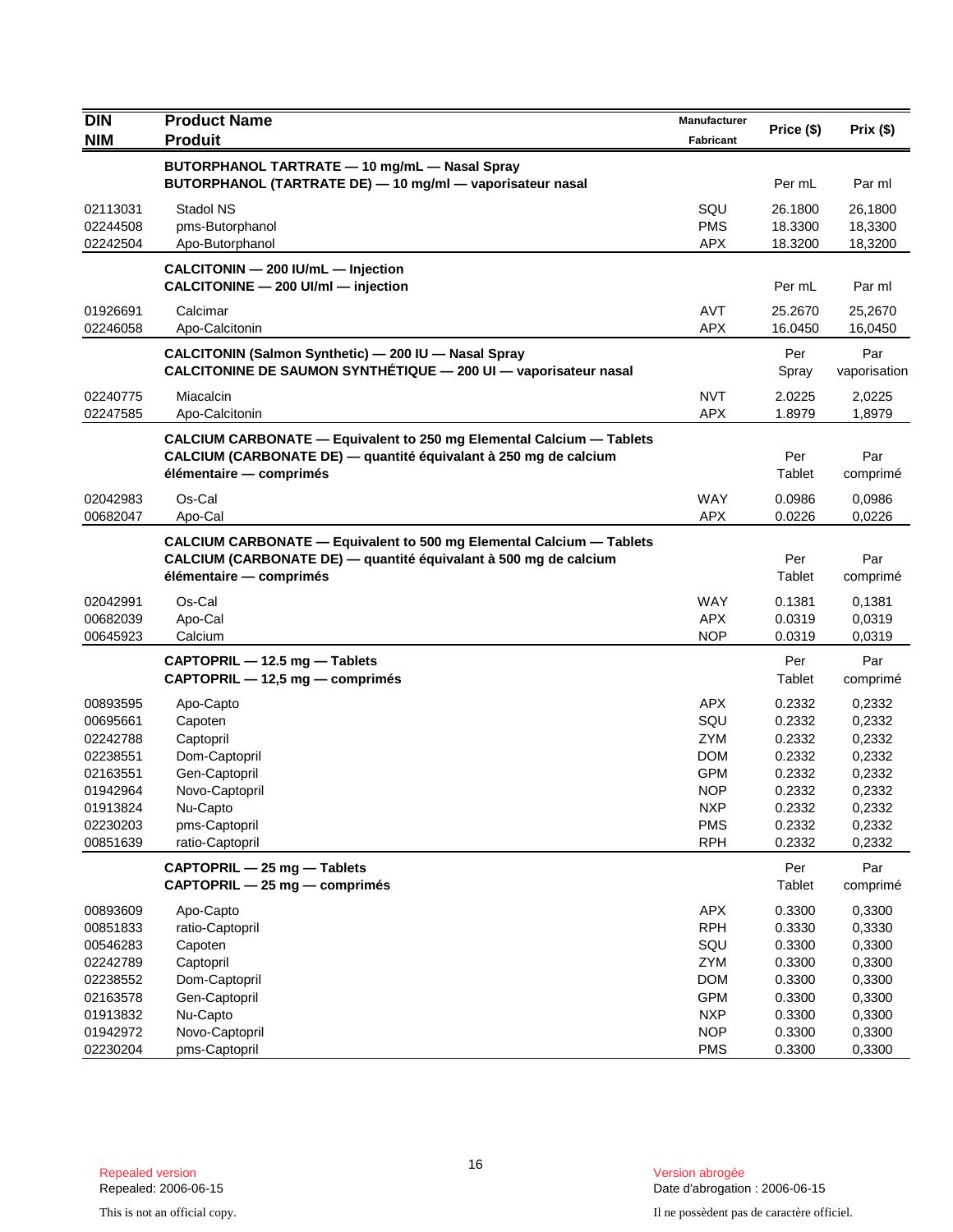| DIN<br>NIM | Product Name<br>Produit | Manufacturer<br>Fabricant | Price ($) | Prix ($) |
|---|---|---|---|---|
| | **BUTORPHANOL TARTRATE — 10 mg/mL — Nasal Spray**<br>**BUTORPHANOL (TARTRATE DE) — 10 mg/ml — vaporisateur nasal** | | Per mL | Par ml |
| 02113031 | Stadol NS | SQU | 26.1800 | 26,1800 |
| 02244508 | pms-Butorphanol | PMS | 18.3300 | 18,3300 |
| 02242504 | Apo-Butorphanol | APX | 18.3200 | 18,3200 |
| | **CALCITONIN — 200 IU/mL — Injection**<br>**CALCITONINE — 200 UI/ml — injection** | | Per mL | Par ml |
| 01926691 | Calcimar | AVT | 25.2670 | 25,2670 |
| 02246058 | Apo-Calcitonin | APX | 16.0450 | 16,0450 |
| | **CALCITONIN (Salmon Synthetic) — 200 IU — Nasal Spray**<br>**CALCITONINE DE SAUMON SYNTHÉTIQUE — 200 UI — vaporisateur nasal** | | Per Spray | Par vaporisation |
| 02240775 | Miacalcin | NVT | 2.0225 | 2,0225 |
| 02247585 | Apo-Calcitonin | APX | 1.8979 | 1,8979 |
| | **CALCIUM CARBONATE — Equivalent to 250 mg Elemental Calcium — Tablets**<br>**CALCIUM (CARBONATE DE) — quantité équivalant à 250 mg de calcium élémentaire — comprimés** | | Per Tablet | Par comprimé |
| 02042983 | Os-Cal | WAY | 0.0986 | 0,0986 |
| 00682047 | Apo-Cal | APX | 0.0226 | 0,0226 |
| | **CALCIUM CARBONATE — Equivalent to 500 mg Elemental Calcium — Tablets**<br>**CALCIUM (CARBONATE DE) — quantité équivalant à 500 mg de calcium élémentaire — comprimés** | | Per Tablet | Par comprimé |
| 02042991 | Os-Cal | WAY | 0.1381 | 0,1381 |
| 00682039 | Apo-Cal | APX | 0.0319 | 0,0319 |
| 00645923 | Calcium | NOP | 0.0319 | 0,0319 |
| | **CAPTOPRIL — 12.5 mg — Tablets**<br>**CAPTOPRIL — 12,5 mg — comprimés** | | Per Tablet | Par comprimé |
| 00893595 | Apo-Capto | APX | 0.2332 | 0,2332 |
| 00695661 | Capoten | SQU | 0.2332 | 0,2332 |
| 02242788 | Captopril | ZYM | 0.2332 | 0,2332 |
| 02238551 | Dom-Captopril | DOM | 0.2332 | 0,2332 |
| 02163551 | Gen-Captopril | GPM | 0.2332 | 0,2332 |
| 01942964 | Novo-Captopril | NOP | 0.2332 | 0,2332 |
| 01913824 | Nu-Capto | NXP | 0.2332 | 0,2332 |
| 02230203 | pms-Captopril | PMS | 0.2332 | 0,2332 |
| 00851639 | ratio-Captopril | RPH | 0.2332 | 0,2332 |
| | **CAPTOPRIL — 25 mg — Tablets**<br>**CAPTOPRIL — 25 mg — comprimés** | | Per Tablet | Par comprimé |
| 00893609 | Apo-Capto | APX | 0.3300 | 0,3300 |
| 00851833 | ratio-Captopril | RPH | 0.3330 | 0,3330 |
| 00546283 | Capoten | SQU | 0.3300 | 0,3300 |
| 02242789 | Captopril | ZYM | 0.3300 | 0,3300 |
| 02238552 | Dom-Captopril | DOM | 0.3300 | 0,3300 |
| 02163578 | Gen-Captopril | GPM | 0.3300 | 0,3300 |
| 01913832 | Nu-Capto | NXP | 0.3300 | 0,3300 |
| 01942972 | Novo-Captopril | NOP | 0.3300 | 0,3300 |
| 02230204 | pms-Captopril | PMS | 0.3300 | 0,3300 |

Repealed version
Repealed: 2006-06-15

Version abrogée
Date d'abrogation : 2006-06-15

This is not an official copy.

Il ne possèdent pas de caractère officiel.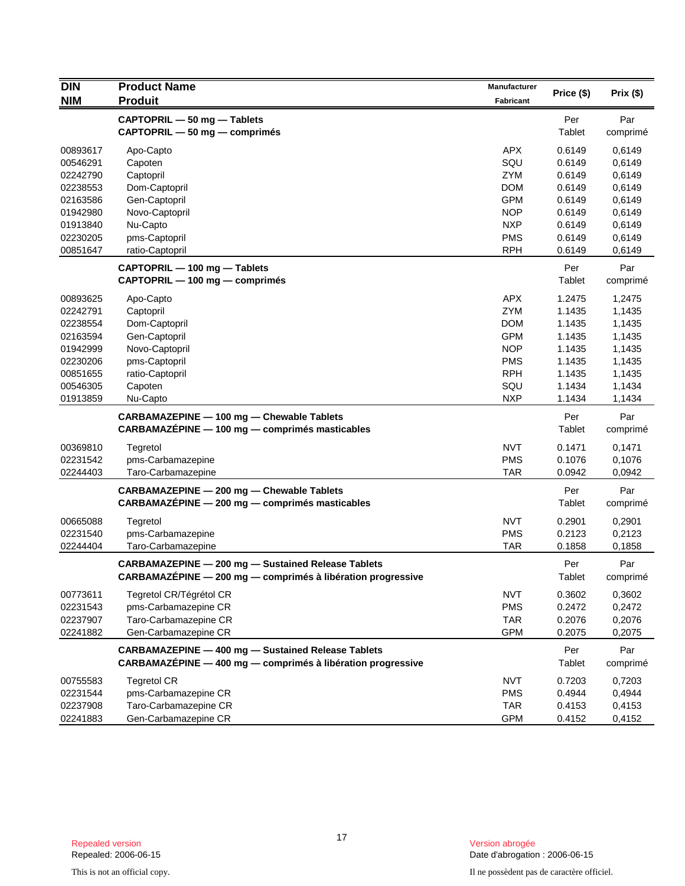| DIN<br>NIM | Product Name<br>Produit | Manufacturer<br>Fabricant | Price ($) | Prix ($) |
|---|---|---|---|---|
| | **CAPTOPRIL — 50 mg — Tablets**<br>**CAPTOPRIL — 50 mg — comprimés** | | Per Tablet | Par comprimé |
| 00893617 | Apo-Capto | APX | 0.6149 | 0,6149 |
| 00546291 | Capoten | SQU | 0.6149 | 0,6149 |
| 02242790 | Captopril | ZYM | 0.6149 | 0,6149 |
| 02238553 | Dom-Captopril | DOM | 0.6149 | 0,6149 |
| 02163586 | Gen-Captopril | GPM | 0.6149 | 0,6149 |
| 01942980 | Novo-Captopril | NOP | 0.6149 | 0,6149 |
| 01913840 | Nu-Capto | NXP | 0.6149 | 0,6149 |
| 02230205 | pms-Captopril | PMS | 0.6149 | 0,6149 |
| 00851647 | ratio-Captopril | RPH | 0.6149 | 0,6149 |
| | **CAPTOPRIL — 100 mg — Tablets**<br>**CAPTOPRIL — 100 mg — comprimés** | | Per Tablet | Par comprimé |
| 00893625 | Apo-Capto | APX | 1.2475 | 1,2475 |
| 02242791 | Captopril | ZYM | 1.1435 | 1,1435 |
| 02238554 | Dom-Captopril | DOM | 1.1435 | 1,1435 |
| 02163594 | Gen-Captopril | GPM | 1.1435 | 1,1435 |
| 01942999 | Novo-Captopril | NOP | 1.1435 | 1,1435 |
| 02230206 | pms-Captopril | PMS | 1.1435 | 1,1435 |
| 00851655 | ratio-Captopril | RPH | 1.1435 | 1,1435 |
| 00546305 | Capoten | SQU | 1.1434 | 1,1434 |
| 01913859 | Nu-Capto | NXP | 1.1434 | 1,1434 |
| | **CARBAMAZEPINE — 100 mg — Chewable Tablets**<br>**CARBAMAZÉPINE — 100 mg — comprimés masticables** | | Per Tablet | Par comprimé |
| 00369810 | Tegretol | NVT | 0.1471 | 0,1471 |
| 02231542 | pms-Carbamazepine | PMS | 0.1076 | 0,1076 |
| 02244403 | Taro-Carbamazepine | TAR | 0.0942 | 0,0942 |
| | **CARBAMAZEPINE — 200 mg — Chewable Tablets**<br>**CARBAMAZÉPINE — 200 mg — comprimés masticables** | | Per Tablet | Par comprimé |
| 00665088 | Tegretol | NVT | 0.2901 | 0,2901 |
| 02231540 | pms-Carbamazepine | PMS | 0.2123 | 0,2123 |
| 02244404 | Taro-Carbamazepine | TAR | 0.1858 | 0,1858 |
| | **CARBAMAZEPINE — 200 mg — Sustained Release Tablets**<br>**CARBAMAZÉPINE — 200 mg — comprimés à libération progressive** | | Per Tablet | Par comprimé |
| 00773611 | Tegretol CR/Tégrétol CR | NVT | 0.3602 | 0,3602 |
| 02231543 | pms-Carbamazepine CR | PMS | 0.2472 | 0,2472 |
| 02237907 | Taro-Carbamazepine CR | TAR | 0.2076 | 0,2076 |
| 02241882 | Gen-Carbamazepine CR | GPM | 0.2075 | 0,2075 |
| | **CARBAMAZEPINE — 400 mg — Sustained Release Tablets**<br>**CARBAMAZÉPINE — 400 mg — comprimés à libération progressive** | | Per Tablet | Par comprimé |
| 00755583 | Tegretol CR | NVT | 0.7203 | 0,7203 |
| 02231544 | pms-Carbamazepine CR | PMS | 0.4944 | 0,4944 |
| 02237908 | Taro-Carbamazepine CR | TAR | 0.4153 | 0,4153 |
| 02241883 | Gen-Carbamazepine CR | GPM | 0.4152 | 0,4152 |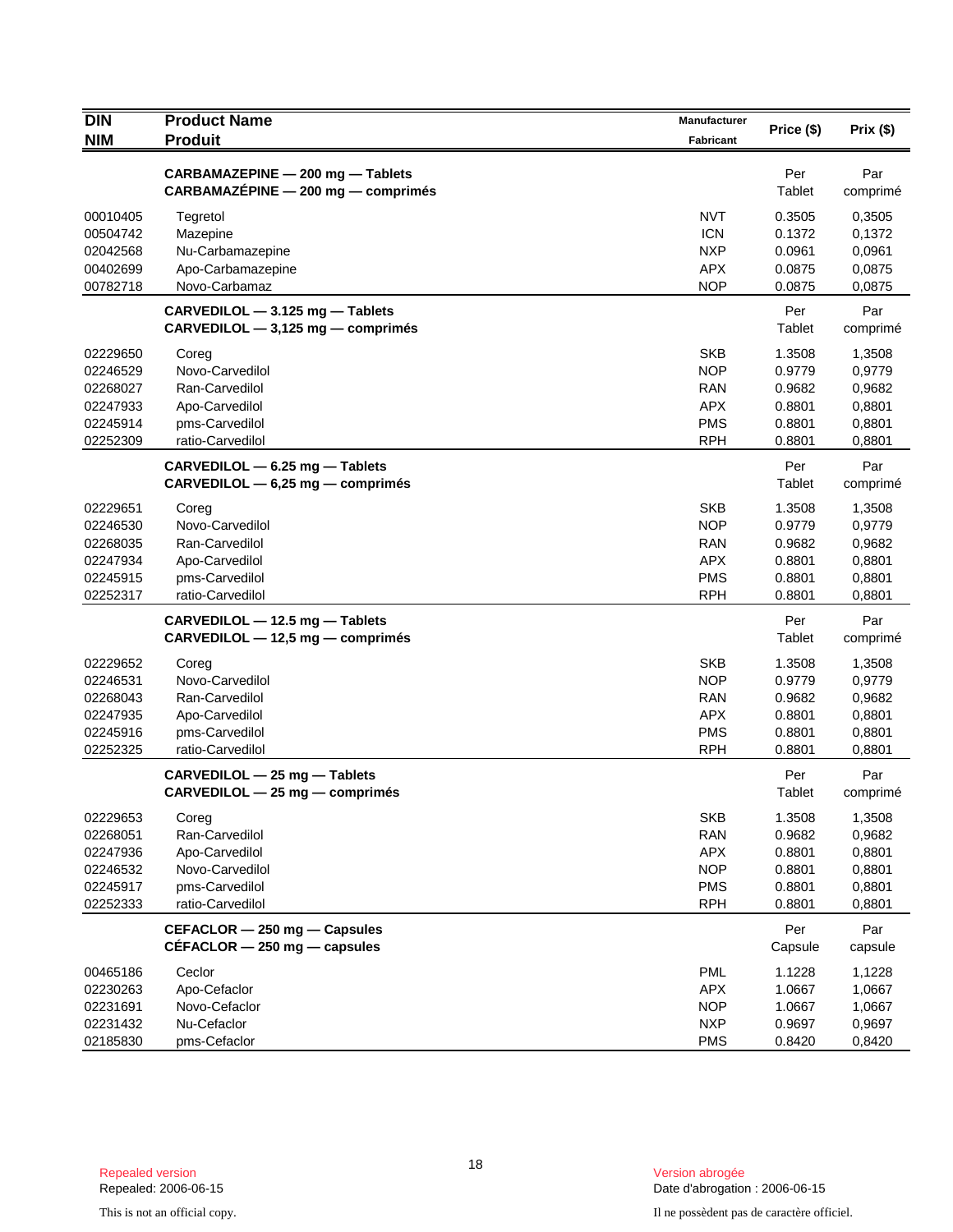| DIN<br>NIM | Product Name<br>Produit | Manufacturer<br>Fabricant | Price ($) | Prix ($) |
|---|---|---|---|---|
| | **CARBAMAZEPINE — 200 mg — Tablets**<br>**CARBAMAZÉPINE — 200 mg — comprimés** | | Per Tablet | Par comprimé |
| 00010405 | Tegretol | NVT | 0.3505 | 0,3505 |
| 00504742 | Mazepine | ICN | 0.1372 | 0,1372 |
| 02042568 | Nu-Carbamazepine | NXP | 0.0961 | 0,0961 |
| 00402699 | Apo-Carbamazepine | APX | 0.0875 | 0,0875 |
| 00782718 | Novo-Carbamaz | NOP | 0.0875 | 0,0875 |
| | **CARVEDILOL — 3.125 mg — Tablets**<br>**CARVEDILOL — 3,125 mg — comprimés** | | Per Tablet | Par comprimé |
| 02229650 | Coreg | SKB | 1.3508 | 1,3508 |
| 02246529 | Novo-Carvedilol | NOP | 0.9779 | 0,9779 |
| 02268027 | Ran-Carvedilol | RAN | 0.9682 | 0,9682 |
| 02247933 | Apo-Carvedilol | APX | 0.8801 | 0,8801 |
| 02245914 | pms-Carvedilol | PMS | 0.8801 | 0,8801 |
| 02252309 | ratio-Carvedilol | RPH | 0.8801 | 0,8801 |
| | **CARVEDILOL — 6.25 mg — Tablets**<br>**CARVEDILOL — 6,25 mg — comprimés** | | Per Tablet | Par comprimé |
| 02229651 | Coreg | SKB | 1.3508 | 1,3508 |
| 02246530 | Novo-Carvedilol | NOP | 0.9779 | 0,9779 |
| 02268035 | Ran-Carvedilol | RAN | 0.9682 | 0,9682 |
| 02247934 | Apo-Carvedilol | APX | 0.8801 | 0,8801 |
| 02245915 | pms-Carvedilol | PMS | 0.8801 | 0,8801 |
| 02252317 | ratio-Carvedilol | RPH | 0.8801 | 0,8801 |
| | **CARVEDILOL — 12.5 mg — Tablets**<br>**CARVEDILOL — 12,5 mg — comprimés** | | Per Tablet | Par comprimé |
| 02229652 | Coreg | SKB | 1.3508 | 1,3508 |
| 02246531 | Novo-Carvedilol | NOP | 0.9779 | 0,9779 |
| 02268043 | Ran-Carvedilol | RAN | 0.9682 | 0,9682 |
| 02247935 | Apo-Carvedilol | APX | 0.8801 | 0,8801 |
| 02245916 | pms-Carvedilol | PMS | 0.8801 | 0,8801 |
| 02252325 | ratio-Carvedilol | RPH | 0.8801 | 0,8801 |
| | **CARVEDILOL — 25 mg — Tablets**<br>**CARVEDILOL — 25 mg — comprimés** | | Per Tablet | Par comprimé |
| 02229653 | Coreg | SKB | 1.3508 | 1,3508 |
| 02268051 | Ran-Carvedilol | RAN | 0.9682 | 0,9682 |
| 02247936 | Apo-Carvedilol | APX | 0.8801 | 0,8801 |
| 02246532 | Novo-Carvedilol | NOP | 0.8801 | 0,8801 |
| 02245917 | pms-Carvedilol | PMS | 0.8801 | 0,8801 |
| 02252333 | ratio-Carvedilol | RPH | 0.8801 | 0,8801 |
| | **CEFACLOR — 250 mg — Capsules**<br>**CÉFACLOR — 250 mg — capsules** | | Per Capsule | Par capsule |
| 00465186 | Ceclor | PML | 1.1228 | 1,1228 |
| 02230263 | Apo-Cefaclor | APX | 1.0667 | 1,0667 |
| 02231691 | Novo-Cefaclor | NOP | 1.0667 | 1,0667 |
| 02231432 | Nu-Cefaclor | NXP | 0.9697 | 0,9697 |
| 02185830 | pms-Cefaclor | PMS | 0.8420 | 0,8420 |

Repealed version
Repealed: 2006-06-15

This is not an official copy.

Version abrogée
Date d'abrogation : 2006-06-15

Il ne possèdent pas de caractère officiel.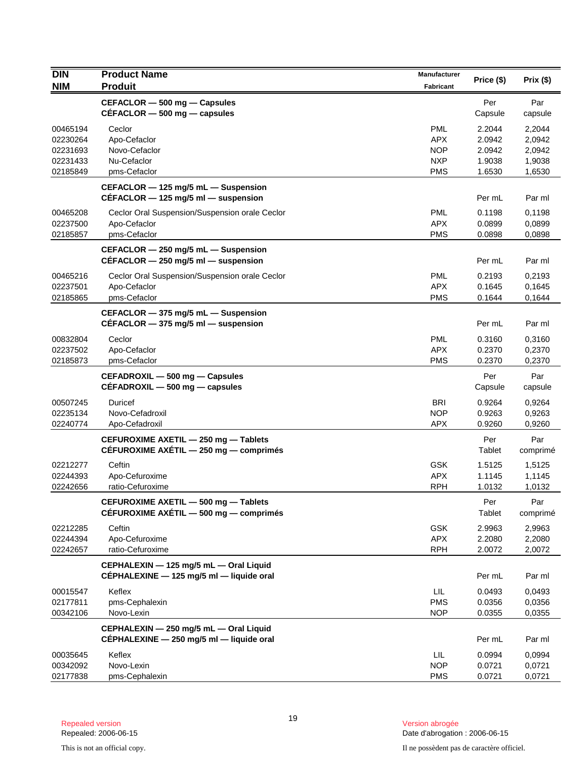| DIN<br>NIM | Product Name<br>Produit | Manufacturer<br>Fabricant | Price ($) | Prix ($) |
|---|---|---|---|---|
| | **CEFACLOR — 500 mg — Capsules**<br>**CÉFACLOR — 500 mg — capsules** | | Per Capsule | Par capsule |
| 00465194 | Ceclor | PML | 2.2044 | 2,2044 |
| 02230264 | Apo-Cefaclor | APX | 2.0942 | 2,0942 |
| 02231693 | Novo-Cefaclor | NOP | 2.0942 | 2,0942 |
| 02231433 | Nu-Cefaclor | NXP | 1.9038 | 1,9038 |
| 02185849 | pms-Cefaclor | PMS | 1.6530 | 1,6530 |
| | **CEFACLOR — 125 mg/5 mL — Suspension**<br>**CÉFACLOR — 125 mg/5 ml — suspension** | | Per mL | Par ml |
| 00465208 | Ceclor Oral Suspension/Suspension orale Ceclor | PML | 0.1198 | 0,1198 |
| 02237500 | Apo-Cefaclor | APX | 0.0899 | 0,0899 |
| 02185857 | pms-Cefaclor | PMS | 0.0898 | 0,0898 |
| | **CEFACLOR — 250 mg/5 mL — Suspension**<br>**CÉFACLOR — 250 mg/5 ml — suspension** | | Per mL | Par ml |
| 00465216 | Ceclor Oral Suspension/Suspension orale Ceclor | PML | 0.2193 | 0,2193 |
| 02237501 | Apo-Cefaclor | APX | 0.1645 | 0,1645 |
| 02185865 | pms-Cefaclor | PMS | 0.1644 | 0,1644 |
| | **CEFACLOR — 375 mg/5 mL — Suspension**<br>**CÉFACLOR — 375 mg/5 ml — suspension** | | Per mL | Par ml |
| 00832804 | Ceclor | PML | 0.3160 | 0,3160 |
| 02237502 | Apo-Cefaclor | APX | 0.2370 | 0,2370 |
| 02185873 | pms-Cefaclor | PMS | 0.2370 | 0,2370 |
| | **CEFADROXIL — 500 mg — Capsules**<br>**CÉFADROXIL — 500 mg — capsules** | | Per Capsule | Par capsule |
| 00507245 | Duricef | BRI | 0.9264 | 0,9264 |
| 02235134 | Novo-Cefadroxil | NOP | 0.9263 | 0,9263 |
| 02240774 | Apo-Cefadroxil | APX | 0.9260 | 0,9260 |
| | **CEFUROXIME AXETIL — 250 mg — Tablets**<br>**CÉFUROXIME AXÉTIL — 250 mg — comprimés** | | Per Tablet | Par comprimé |
| 02212277 | Ceftin | GSK | 1.5125 | 1,5125 |
| 02244393 | Apo-Cefuroxime | APX | 1.1145 | 1,1145 |
| 02242656 | ratio-Cefuroxime | RPH | 1.0132 | 1,0132 |
| | **CEFUROXIME AXETIL — 500 mg — Tablets**<br>**CÉFUROXIME AXÉTIL — 500 mg — comprimés** | | Per Tablet | Par comprimé |
| 02212285 | Ceftin | GSK | 2.9963 | 2,9963 |
| 02244394 | Apo-Cefuroxime | APX | 2.2080 | 2,2080 |
| 02242657 | ratio-Cefuroxime | RPH | 2.0072 | 2,0072 |
| | **CEPHALEXIN — 125 mg/5 mL — Oral Liquid**<br>**CÉPHALEXINE — 125 mg/5 ml — liquide oral** | | Per mL | Par ml |
| 00015547 | Keflex | LIL | 0.0493 | 0,0493 |
| 02177811 | pms-Cephalexin | PMS | 0.0356 | 0,0356 |
| 00342106 | Novo-Lexin | NOP | 0.0355 | 0,0355 |
| | **CEPHALEXIN — 250 mg/5 mL — Oral Liquid**<br>**CÉPHALEXINE — 250 mg/5 ml — liquide oral** | | Per mL | Par ml |
| 00035645 | Keflex | LIL | 0.0994 | 0,0994 |
| 00342092 | Novo-Lexin | NOP | 0.0721 | 0,0721 |
| 02177838 | pms-Cephalexin | PMS | 0.0721 | 0,0721 |

Repealed version
Repealed: 2006-06-15

Version abrogée
Date d'abrogation : 2006-06-15

This is not an official copy.

Il ne possèdent pas de caractère officiel.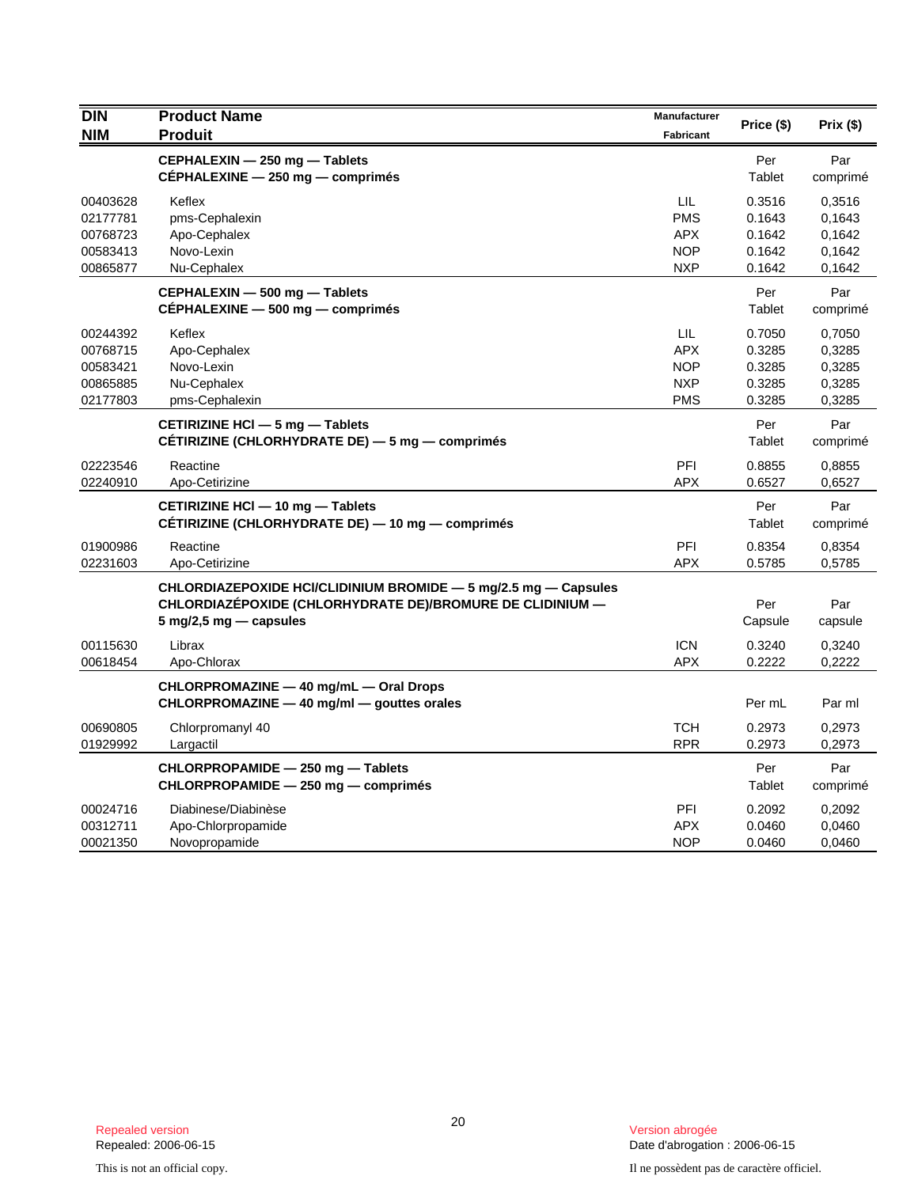| DIN<br>NIM | Product Name<br>Produit | Manufacturer<br>Fabricant | Price ($) | Prix ($) |
|---|---|---|---|---|
| | **CEPHALEXIN — 250 mg — Tablets**<br>**CÉPHALEXINE — 250 mg — comprimés** | | Per<br>Tablet | Par<br>comprimé |
| 00403628 | Keflex | LIL | 0.3516 | 0,3516 |
| 02177781 | pms-Cephalexin | PMS | 0.1643 | 0,1643 |
| 00768723 | Apo-Cephalex | APX | 0.1642 | 0,1642 |
| 00583413 | Novo-Lexin | NOP | 0.1642 | 0,1642 |
| 00865877 | Nu-Cephalex | NXP | 0.1642 | 0,1642 |
| | **CEPHALEXIN — 500 mg — Tablets**<br>**CÉPHALEXINE — 500 mg — comprimés** | | Per<br>Tablet | Par<br>comprimé |
| 00244392 | Keflex | LIL | 0.7050 | 0,7050 |
| 00768715 | Apo-Cephalex | APX | 0.3285 | 0,3285 |
| 00583421 | Novo-Lexin | NOP | 0.3285 | 0,3285 |
| 00865885 | Nu-Cephalex | NXP | 0.3285 | 0,3285 |
| 02177803 | pms-Cephalexin | PMS | 0.3285 | 0,3285 |
| | **CETIRIZINE HCl — 5 mg — Tablets**<br>**CÉTIRIZINE (CHLORHYDRATE DE) — 5 mg — comprimés** | | Per<br>Tablet | Par<br>comprimé |
| 02223546 | Reactine | PFI | 0.8855 | 0,8855 |
| 02240910 | Apo-Cetirizine | APX | 0.6527 | 0,6527 |
| | **CETIRIZINE HCl — 10 mg — Tablets**<br>**CÉTIRIZINE (CHLORHYDRATE DE) — 10 mg — comprimés** | | Per<br>Tablet | Par<br>comprimé |
| 01900986 | Reactine | PFI | 0.8354 | 0,8354 |
| 02231603 | Apo-Cetirizine | APX | 0.5785 | 0,5785 |
| | **CHLORDIAZEPOXIDE HCl/CLIDINIUM BROMIDE — 5 mg/2.5 mg — Capsules**<br>**CHLORDIAZÉPOXIDE (CHLORHYDRATE DE)/BROMURE DE CLIDINIUM — 5 mg/2,5 mg — capsules** | | Per<br>Capsule | Par<br>capsule |
| 00115630 | Librax | ICN | 0.3240 | 0,3240 |
| 00618454 | Apo-Chlorax | APX | 0.2222 | 0,2222 |
| | **CHLORPROMAZINE — 40 mg/mL — Oral Drops**<br>**CHLORPROMAZINE — 40 mg/ml — gouttes orales** | | Per mL | Par ml |
| 00690805 | Chlorpromanyl 40 | TCH | 0.2973 | 0,2973 |
| 01929992 | Largactil | RPR | 0.2973 | 0,2973 |
| | **CHLORPROPAMIDE — 250 mg — Tablets**<br>**CHLORPROPAMIDE — 250 mg — comprimés** | | Per<br>Tablet | Par<br>comprimé |
| 00024716 | Diabinese/Diabinèse | PFI | 0.2092 | 0,2092 |
| 00312711 | Apo-Chlorpropamide | APX | 0.0460 | 0,0460 |
| 00021350 | Novopropamide | NOP | 0.0460 | 0,0460 |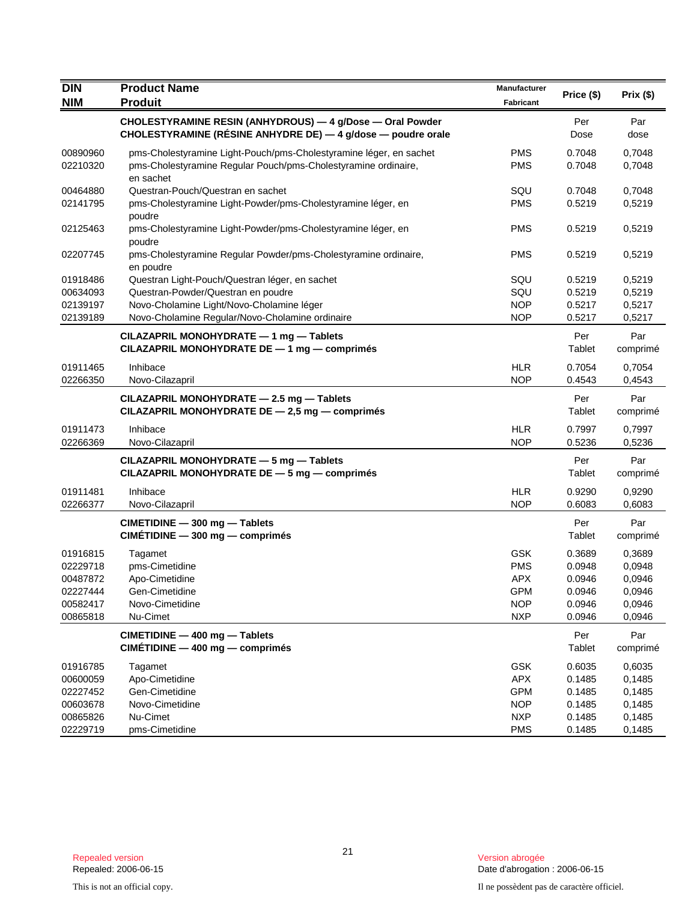| DIN<br>NIM | Product Name<br>Produit | Manufacturer<br>Fabricant | Price ($) | Prix ($) |
|---|---|---|---|---|
| | **CHOLESTYRAMINE RESIN (ANHYDROUS) — 4 g/Dose — Oral Powder**<br>**CHOLESTYRAMINE (RÉSINE ANHYDRE DE) — 4 g/dose — poudre orale** | | Per Dose | Par dose |
| 00890960 | pms-Cholestyramine Light-Pouch/pms-Cholestyramine léger, en sachet | PMS | 0.7048 | 0,7048 |
| 02210320 | pms-Cholestyramine Regular Pouch/pms-Cholestyramine ordinaire, en sachet | PMS | 0.7048 | 0,7048 |
| 00464880 | Questran-Pouch/Questran en sachet | SQU | 0.7048 | 0,7048 |
| 02141795 | pms-Cholestyramine Light-Powder/pms-Cholestyramine léger, en poudre | PMS | 0.5219 | 0,5219 |
| 02125463 | pms-Cholestyramine Light-Powder/pms-Cholestyramine léger, en poudre | PMS | 0.5219 | 0,5219 |
| 02207745 | pms-Cholestyramine Regular Powder/pms-Cholestyramine ordinaire, en poudre | PMS | 0.5219 | 0,5219 |
| 01918486 | Questran Light-Pouch/Questran léger, en sachet | SQU | 0.5219 | 0,5219 |
| 00634093 | Questran-Powder/Questran en poudre | SQU | 0.5219 | 0,5219 |
| 02139197 | Novo-Cholamine Light/Novo-Cholamine léger | NOP | 0.5217 | 0,5217 |
| 02139189 | Novo-Cholamine Regular/Novo-Cholamine ordinaire | NOP | 0.5217 | 0,5217 |
| | **CILAZAPRIL MONOHYDRATE — 1 mg — Tablets**<br>**CILAZAPRIL MONOHYDRATE DE — 1 mg — comprimés** | | Per Tablet | Par comprimé |
| 01911465 | Inhibace | HLR | 0.7054 | 0,7054 |
| 02266350 | Novo-Cilazapril | NOP | 0.4543 | 0,4543 |
| | **CILAZAPRIL MONOHYDRATE — 2.5 mg — Tablets**<br>**CILAZAPRIL MONOHYDRATE DE — 2,5 mg — comprimés** | | Per Tablet | Par comprimé |
| 01911473 | Inhibace | HLR | 0.7997 | 0,7997 |
| 02266369 | Novo-Cilazapril | NOP | 0.5236 | 0,5236 |
| | **CILAZAPRIL MONOHYDRATE — 5 mg — Tablets**<br>**CILAZAPRIL MONOHYDRATE DE — 5 mg — comprimés** | | Per Tablet | Par comprimé |
| 01911481 | Inhibace | HLR | 0.9290 | 0,9290 |
| 02266377 | Novo-Cilazapril | NOP | 0.6083 | 0,6083 |
| | **CIMETIDINE — 300 mg — Tablets**<br>**CIMÉTIDINE — 300 mg — comprimés** | | Per Tablet | Par comprimé |
| 01916815 | Tagamet | GSK | 0.3689 | 0,3689 |
| 02229718 | pms-Cimetidine | PMS | 0.0948 | 0,0948 |
| 00487872 | Apo-Cimetidine | APX | 0.0946 | 0,0946 |
| 02227444 | Gen-Cimetidine | GPM | 0.0946 | 0,0946 |
| 00582417 | Novo-Cimetidine | NOP | 0.0946 | 0,0946 |
| 00865818 | Nu-Cimet | NXP | 0.0946 | 0,0946 |
| | **CIMETIDINE — 400 mg — Tablets**<br>**CIMÉTIDINE — 400 mg — comprimés** | | Per Tablet | Par comprimé |
| 01916785 | Tagamet | GSK | 0.6035 | 0,6035 |
| 00600059 | Apo-Cimetidine | APX | 0.1485 | 0,1485 |
| 02227452 | Gen-Cimetidine | GPM | 0.1485 | 0,1485 |
| 00603678 | Novo-Cimetidine | NOP | 0.1485 | 0,1485 |
| 00865826 | Nu-Cimet | NXP | 0.1485 | 0,1485 |
| 02229719 | pms-Cimetidine | PMS | 0.1485 | 0,1485 |

Repealed version
Repealed: 2006-06-15

Version abrogée
Date d'abrogation : 2006-06-15

This is not an official copy.

Il ne possèdent pas de caractère officiel.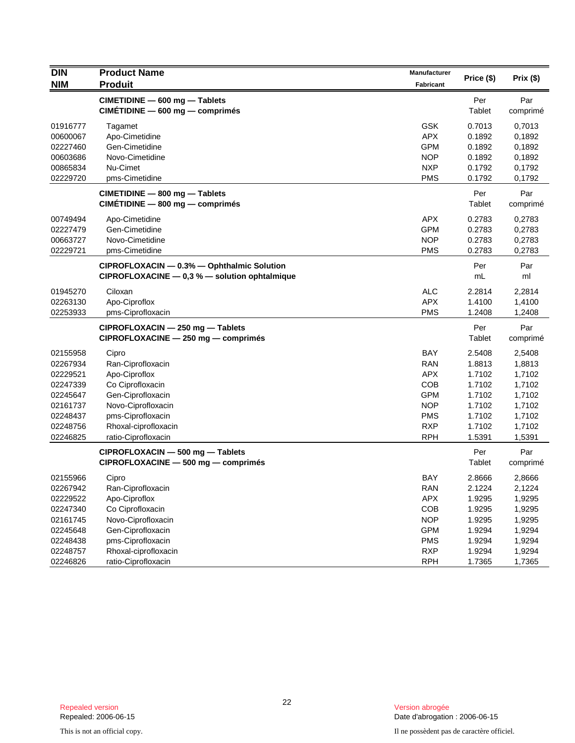| DIN<br>NIM | Product Name<br>Produit | Manufacturer<br>Fabricant | Price ($) | Prix ($) |
|---|---|---|---|---|
| | **CIMETIDINE — 600 mg — Tablets**<br>**CIMÉTIDINE — 600 mg — comprimés** | | Per<br>Tablet | Par<br>comprimé |
| 01916777 | Tagamet | GSK | 0.7013 | 0,7013 |
| 00600067 | Apo-Cimetidine | APX | 0.1892 | 0,1892 |
| 02227460 | Gen-Cimetidine | GPM | 0.1892 | 0,1892 |
| 00603686 | Novo-Cimetidine | NOP | 0.1892 | 0,1892 |
| 00865834 | Nu-Cimet | NXP | 0.1792 | 0,1792 |
| 02229720 | pms-Cimetidine | PMS | 0.1792 | 0,1792 |
| | **CIMETIDINE — 800 mg — Tablets**<br>**CIMÉTIDINE — 800 mg — comprimés** | | Per<br>Tablet | Par<br>comprimé |
| 00749494 | Apo-Cimetidine | APX | 0.2783 | 0,2783 |
| 02227479 | Gen-Cimetidine | GPM | 0.2783 | 0,2783 |
| 00663727 | Novo-Cimetidine | NOP | 0.2783 | 0,2783 |
| 02229721 | pms-Cimetidine | PMS | 0.2783 | 0,2783 |
| | **CIPROFLOXACIN — 0.3% — Ophthalmic Solution**<br>**CIPROFLOXACINE — 0,3 % — solution ophtalmique** | | Per<br>mL | Par<br>ml |
| 01945270 | Ciloxan | ALC | 2.2814 | 2,2814 |
| 02263130 | Apo-Ciproflox | APX | 1.4100 | 1,4100 |
| 02253933 | pms-Ciprofloxacin | PMS | 1.2408 | 1,2408 |
| | **CIPROFLOXACIN — 250 mg — Tablets**<br>**CIPROFLOXACINE — 250 mg — comprimés** | | Per<br>Tablet | Par<br>comprimé |
| 02155958 | Cipro | BAY | 2.5408 | 2,5408 |
| 02267934 | Ran-Ciprofloxacin | RAN | 1.8813 | 1,8813 |
| 02229521 | Apo-Ciproflox | APX | 1.7102 | 1,7102 |
| 02247339 | Co Ciprofloxacin | COB | 1.7102 | 1,7102 |
| 02245647 | Gen-Ciprofloxacin | GPM | 1.7102 | 1,7102 |
| 02161737 | Novo-Ciprofloxacin | NOP | 1.7102 | 1,7102 |
| 02248437 | pms-Ciprofloxacin | PMS | 1.7102 | 1,7102 |
| 02248756 | Rhoxal-ciprofloxacin | RXP | 1.7102 | 1,7102 |
| 02246825 | ratio-Ciprofloxacin | RPH | 1.5391 | 1,5391 |
| | **CIPROFLOXACIN — 500 mg — Tablets**<br>**CIPROFLOXACINE — 500 mg — comprimés** | | Per<br>Tablet | Par<br>comprimé |
| 02155966 | Cipro | BAY | 2.8666 | 2,8666 |
| 02267942 | Ran-Ciprofloxacin | RAN | 2.1224 | 2,1224 |
| 02229522 | Apo-Ciproflox | APX | 1.9295 | 1,9295 |
| 02247340 | Co Ciprofloxacin | COB | 1.9295 | 1,9295 |
| 02161745 | Novo-Ciprofloxacin | NOP | 1.9295 | 1,9295 |
| 02245648 | Gen-Ciprofloxacin | GPM | 1.9294 | 1,9294 |
| 02248438 | pms-Ciprofloxacin | PMS | 1.9294 | 1,9294 |
| 02248757 | Rhoxal-ciprofloxacin | RXP | 1.9294 | 1,9294 |
| 02246826 | ratio-Ciprofloxacin | RPH | 1.7365 | 1,7365 |

Repealed version
Repealed: 2006-06-15

This is not an official copy.

Version abrogée
Date d'abrogation : 2006-06-15

Il ne possèdent pas de caractère officiel.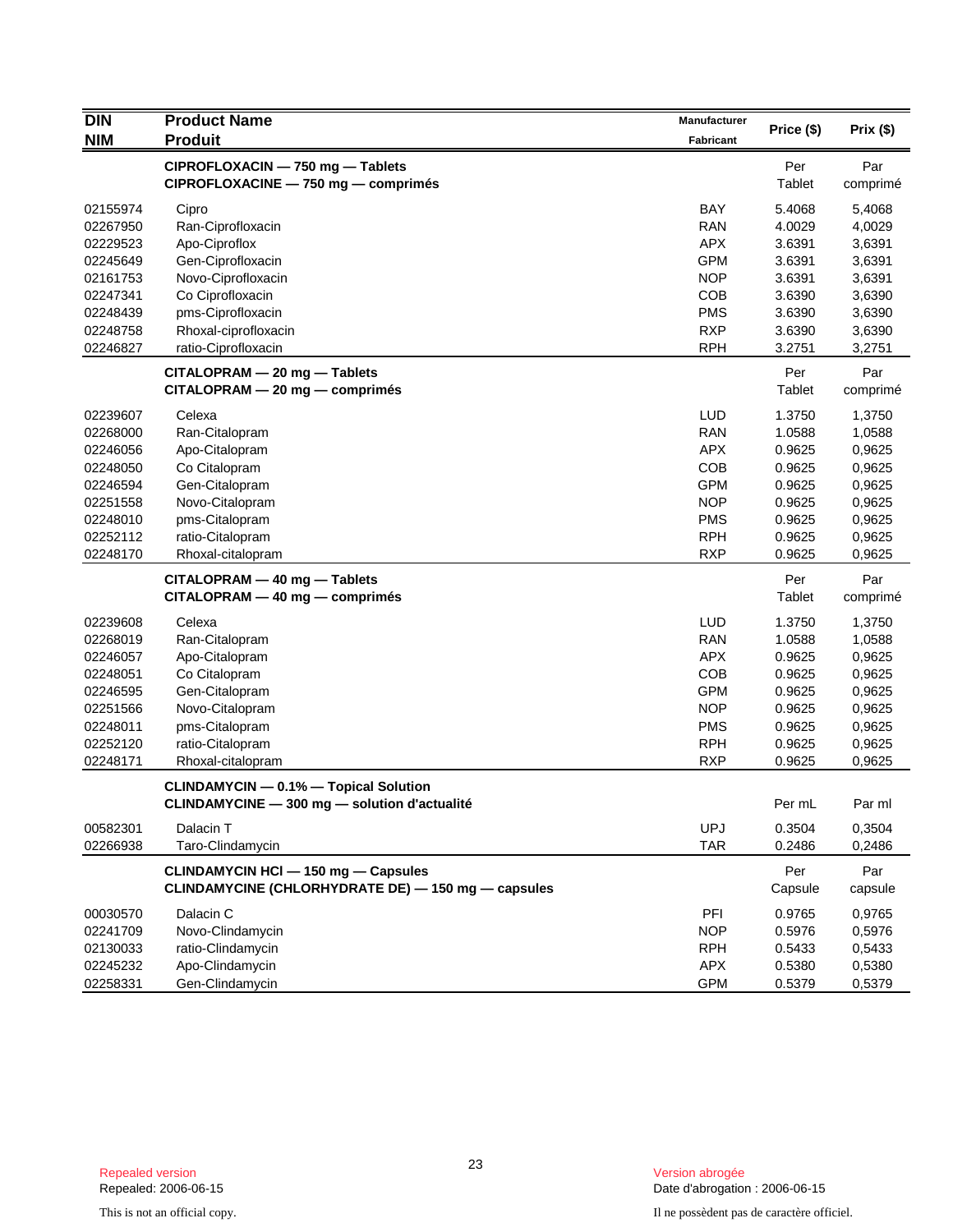| DIN<br>NIM | Product Name<br>Produit | Manufacturer<br>Fabricant | Price ($) | Prix ($) |
|---|---|---|---|---|
| | **CIPROFLOXACIN — 750 mg — Tablets**<br>**CIPROFLOXACINE — 750 mg — comprimés** | | Per Tablet | Par comprimé |
| 02155974 | Cipro | BAY | 5.4068 | 5,4068 |
| 02267950 | Ran-Ciprofloxacin | RAN | 4.0029 | 4,0029 |
| 02229523 | Apo-Ciproflox | APX | 3.6391 | 3,6391 |
| 02245649 | Gen-Ciprofloxacin | GPM | 3.6391 | 3,6391 |
| 02161753 | Novo-Ciprofloxacin | NOP | 3.6391 | 3,6391 |
| 02247341 | Co Ciprofloxacin | COB | 3.6390 | 3,6390 |
| 02248439 | pms-Ciprofloxacin | PMS | 3.6390 | 3,6390 |
| 02248758 | Rhoxal-ciprofloxacin | RXP | 3.6390 | 3,6390 |
| 02246827 | ratio-Ciprofloxacin | RPH | 3.2751 | 3,2751 |
| | **CITALOPRAM — 20 mg — Tablets**<br>**CITALOPRAM — 20 mg — comprimés** | | Per Tablet | Par comprimé |
| 02239607 | Celexa | LUD | 1.3750 | 1,3750 |
| 02268000 | Ran-Citalopram | RAN | 1.0588 | 1,0588 |
| 02246056 | Apo-Citalopram | APX | 0.9625 | 0,9625 |
| 02248050 | Co Citalopram | COB | 0.9625 | 0,9625 |
| 02246594 | Gen-Citalopram | GPM | 0.9625 | 0,9625 |
| 02251558 | Novo-Citalopram | NOP | 0.9625 | 0,9625 |
| 02248010 | pms-Citalopram | PMS | 0.9625 | 0,9625 |
| 02252112 | ratio-Citalopram | RPH | 0.9625 | 0,9625 |
| 02248170 | Rhoxal-citalopram | RXP | 0.9625 | 0,9625 |
| | **CITALOPRAM — 40 mg — Tablets**<br>**CITALOPRAM — 40 mg — comprimés** | | Per Tablet | Par comprimé |
| 02239608 | Celexa | LUD | 1.3750 | 1,3750 |
| 02268019 | Ran-Citalopram | RAN | 1.0588 | 1,0588 |
| 02246057 | Apo-Citalopram | APX | 0.9625 | 0,9625 |
| 02248051 | Co Citalopram | COB | 0.9625 | 0,9625 |
| 02246595 | Gen-Citalopram | GPM | 0.9625 | 0,9625 |
| 02251566 | Novo-Citalopram | NOP | 0.9625 | 0,9625 |
| 02248011 | pms-Citalopram | PMS | 0.9625 | 0,9625 |
| 02252120 | ratio-Citalopram | RPH | 0.9625 | 0,9625 |
| 02248171 | Rhoxal-citalopram | RXP | 0.9625 | 0,9625 |
| | **CLINDAMYCIN — 0.1% — Topical Solution**<br>**CLINDAMYCINE — 300 mg — solution d'actualité** | | Per mL | Par ml |
| 00582301 | Dalacin T | UPJ | 0.3504 | 0,3504 |
| 02266938 | Taro-Clindamycin | TAR | 0.2486 | 0,2486 |
| | **CLINDAMYCIN HCl — 150 mg — Capsules**<br>**CLINDAMYCINE (CHLORHYDRATE DE) — 150 mg — capsules** | | Per Capsule | Par capsule |
| 00030570 | Dalacin C | PFI | 0.9765 | 0,9765 |
| 02241709 | Novo-Clindamycin | NOP | 0.5976 | 0,5976 |
| 02130033 | ratio-Clindamycin | RPH | 0.5433 | 0,5433 |
| 02245232 | Apo-Clindamycin | APX | 0.5380 | 0,5380 |
| 02258331 | Gen-Clindamycin | GPM | 0.5379 | 0,5379 |

Repealed version
Repealed: 2006-06-15

Version abrogée
Date d'abrogation : 2006-06-15

This is not an official copy.

Il ne possèdent pas de caractère officiel.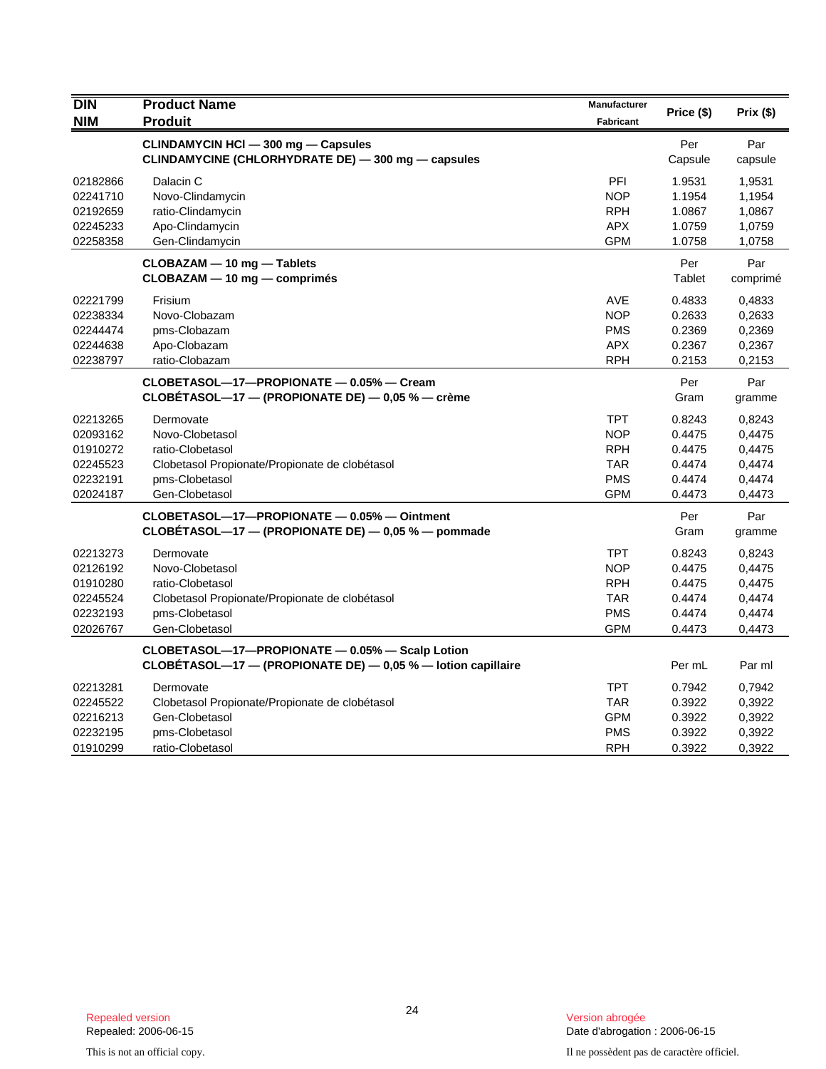| DIN<br>NIM | Product Name<br>Produit | Manufacturer<br>Fabricant | Price ($) | Prix ($) |
|---|---|---|---|---|
| | **CLINDAMYCIN HCl — 300 mg — Capsules**<br>**CLINDAMYCINE (CHLORHYDRATE DE) — 300 mg — capsules** | | Per<br>Capsule | Par<br>capsule |
| 02182866 | Dalacin C | PFI | 1.9531 | 1,9531 |
| 02241710 | Novo-Clindamycin | NOP | 1.1954 | 1,1954 |
| 02192659 | ratio-Clindamycin | RPH | 1.0867 | 1,0867 |
| 02245233 | Apo-Clindamycin | APX | 1.0759 | 1,0759 |
| 02258358 | Gen-Clindamycin | GPM | 1.0758 | 1,0758 |
| | **CLOBAZAM — 10 mg — Tablets**<br>**CLOBAZAM — 10 mg — comprimés** | | Per<br>Tablet | Par<br>comprimé |
| 02221799 | Frisium | AVE | 0.4833 | 0,4833 |
| 02238334 | Novo-Clobazam | NOP | 0.2633 | 0,2633 |
| 02244474 | pms-Clobazam | PMS | 0.2369 | 0,2369 |
| 02244638 | Apo-Clobazam | APX | 0.2367 | 0,2367 |
| 02238797 | ratio-Clobazam | RPH | 0.2153 | 0,2153 |
| | **CLOBETASOL—17—PROPIONATE — 0.05% — Cream**<br>**CLOBÉTASOL—17 — (PROPIONATE DE) — 0,05 % — crème** | | Per<br>Gram | Par<br>gramme |
| 02213265 | Dermovate | TPT | 0.8243 | 0,8243 |
| 02093162 | Novo-Clobetasol | NOP | 0.4475 | 0,4475 |
| 01910272 | ratio-Clobetasol | RPH | 0.4475 | 0,4475 |
| 02245523 | Clobetasol Propionate/Propionate de clobétasol | TAR | 0.4474 | 0,4474 |
| 02232191 | pms-Clobetasol | PMS | 0.4474 | 0,4474 |
| 02024187 | Gen-Clobetasol | GPM | 0.4473 | 0,4473 |
| | **CLOBETASOL—17—PROPIONATE — 0.05% — Ointment**<br>**CLOBÉTASOL—17 — (PROPIONATE DE) — 0,05 % — pommade** | | Per<br>Gram | Par<br>gramme |
| 02213273 | Dermovate | TPT | 0.8243 | 0,8243 |
| 02126192 | Novo-Clobetasol | NOP | 0.4475 | 0,4475 |
| 01910280 | ratio-Clobetasol | RPH | 0.4475 | 0,4475 |
| 02245524 | Clobetasol Propionate/Propionate de clobétasol | TAR | 0.4474 | 0,4474 |
| 02232193 | pms-Clobetasol | PMS | 0.4474 | 0,4474 |
| 02026767 | Gen-Clobetasol | GPM | 0.4473 | 0,4473 |
| | **CLOBETASOL—17—PROPIONATE — 0.05% — Scalp Lotion**<br>**CLOBÉTASOL—17 — (PROPIONATE DE) — 0,05 % — lotion capillaire** | | Per mL | Par ml |
| 02213281 | Dermovate | TPT | 0.7942 | 0,7942 |
| 02245522 | Clobetasol Propionate/Propionate de clobétasol | TAR | 0.3922 | 0,3922 |
| 02216213 | Gen-Clobetasol | GPM | 0.3922 | 0,3922 |
| 02232195 | pms-Clobetasol | PMS | 0.3922 | 0,3922 |
| 01910299 | ratio-Clobetasol | RPH | 0.3922 | 0,3922 |

Repealed version
Repealed: 2006-06-15

Version abrogée
Date d'abrogation : 2006-06-15

This is not an official copy.

Il ne possèdent pas de caractère officiel.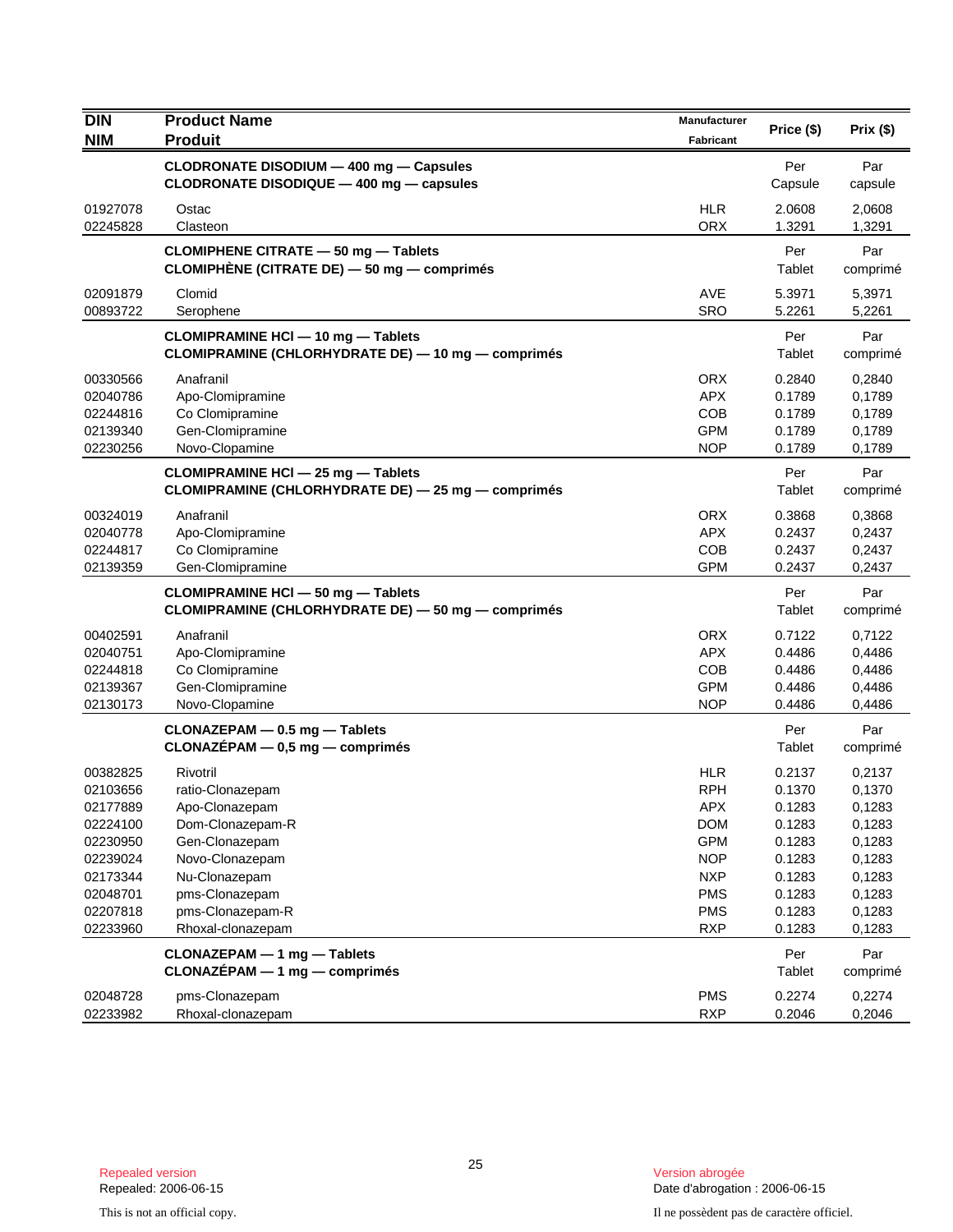| DIN<br>NIM | Product Name<br>Produit | Manufacturer<br>Fabricant | Price ($) | Prix ($) |
|---|---|---|---|---|
| | **CLODRONATE DISODIUM — 400 mg — Capsules**<br>**CLODRONATE DISODIQUE — 400 mg — capsules** | | Per Capsule | Par capsule |
| 01927078 | Ostac | HLR | 2.0608 | 2,0608 |
| 02245828 | Clasteon | ORX | 1.3291 | 1,3291 |
| | **CLOMIPHENE CITRATE — 50 mg — Tablets**<br>**CLOMIPHÈNE (CITRATE DE) — 50 mg — comprimés** | | Per Tablet | Par comprimé |
| 02091879 | Clomid | AVE | 5.3971 | 5,3971 |
| 00893722 | Serophene | SRO | 5.2261 | 5,2261 |
| | **CLOMIPRAMINE HCl — 10 mg — Tablets**<br>**CLOMIPRAMINE (CHLORHYDRATE DE) — 10 mg — comprimés** | | Per Tablet | Par comprimé |
| 00330566 | Anafranil | ORX | 0.2840 | 0,2840 |
| 02040786 | Apo-Clomipramine | APX | 0.1789 | 0,1789 |
| 02244816 | Co Clomipramine | COB | 0.1789 | 0,1789 |
| 02139340 | Gen-Clomipramine | GPM | 0.1789 | 0,1789 |
| 02230256 | Novo-Clopamine | NOP | 0.1789 | 0,1789 |
| | **CLOMIPRAMINE HCl — 25 mg — Tablets**<br>**CLOMIPRAMINE (CHLORHYDRATE DE) — 25 mg — comprimés** | | Per Tablet | Par comprimé |
| 00324019 | Anafranil | ORX | 0.3868 | 0,3868 |
| 02040778 | Apo-Clomipramine | APX | 0.2437 | 0,2437 |
| 02244817 | Co Clomipramine | COB | 0.2437 | 0,2437 |
| 02139359 | Gen-Clomipramine | GPM | 0.2437 | 0,2437 |
| | **CLOMIPRAMINE HCl — 50 mg — Tablets**<br>**CLOMIPRAMINE (CHLORHYDRATE DE) — 50 mg — comprimés** | | Per Tablet | Par comprimé |
| 00402591 | Anafranil | ORX | 0.7122 | 0,7122 |
| 02040751 | Apo-Clomipramine | APX | 0.4486 | 0,4486 |
| 02244818 | Co Clomipramine | COB | 0.4486 | 0,4486 |
| 02139367 | Gen-Clomipramine | GPM | 0.4486 | 0,4486 |
| 02130173 | Novo-Clopamine | NOP | 0.4486 | 0,4486 |
| | **CLONAZEPAM — 0.5 mg — Tablets**<br>**CLONAZÉPAM — 0,5 mg — comprimés** | | Per Tablet | Par comprimé |
| 00382825 | Rivotril | HLR | 0.2137 | 0,2137 |
| 02103656 | ratio-Clonazepam | RPH | 0.1370 | 0,1370 |
| 02177889 | Apo-Clonazepam | APX | 0.1283 | 0,1283 |
| 02224100 | Dom-Clonazepam-R | DOM | 0.1283 | 0,1283 |
| 02230950 | Gen-Clonazepam | GPM | 0.1283 | 0,1283 |
| 02239024 | Novo-Clonazepam | NOP | 0.1283 | 0,1283 |
| 02173344 | Nu-Clonazepam | NXP | 0.1283 | 0,1283 |
| 02048701 | pms-Clonazepam | PMS | 0.1283 | 0,1283 |
| 02207818 | pms-Clonazepam-R | PMS | 0.1283 | 0,1283 |
| 02233960 | Rhoxal-clonazepam | RXP | 0.1283 | 0,1283 |
| | **CLONAZEPAM — 1 mg — Tablets**<br>**CLONAZÉPAM — 1 mg — comprimés** | | Per Tablet | Par comprimé |
| 02048728 | pms-Clonazepam | PMS | 0.2274 | 0,2274 |
| 02233982 | Rhoxal-clonazepam | RXP | 0.2046 | 0,2046 |

Repealed version
Repealed: 2006-06-15

This is not an official copy.

Version abrogée
Date d'abrogation : 2006-06-15

Il ne possèdent pas de caractère officiel.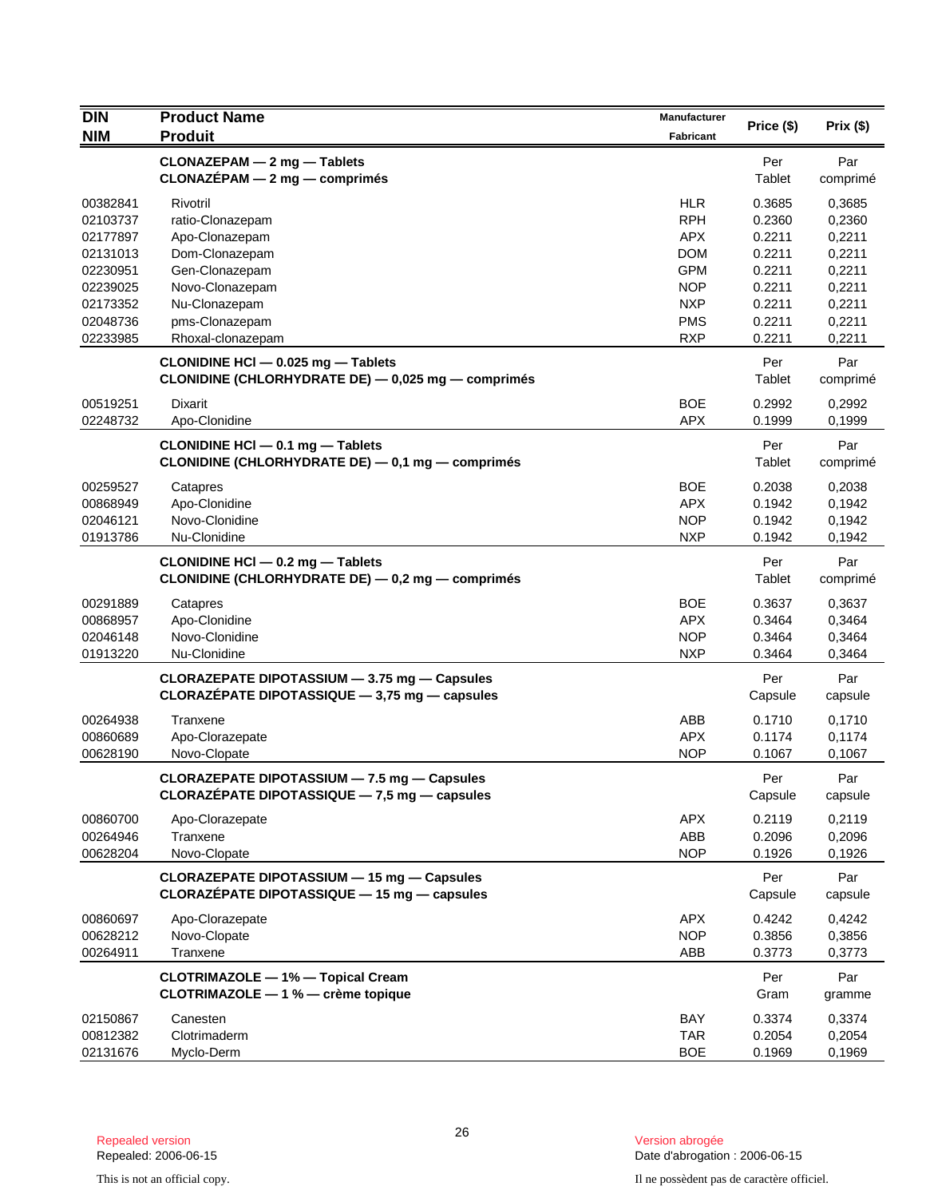| DIN<br>NIM | Product Name<br>Produit | Manufacturer<br>Fabricant | Price ($) | Prix ($) |
|---|---|---|---|---|
| | **CLONAZEPAM — 2 mg — Tablets**<br>**CLONAZÉPAM — 2 mg — comprimés** | | Per<br>Tablet | Par<br>comprimé |
| 00382841 | Rivotril | HLR | 0.3685 | 0,3685 |
| 02103737 | ratio-Clonazepam | RPH | 0.2360 | 0,2360 |
| 02177897 | Apo-Clonazepam | APX | 0.2211 | 0,2211 |
| 02131013 | Dom-Clonazepam | DOM | 0.2211 | 0,2211 |
| 02230951 | Gen-Clonazepam | GPM | 0.2211 | 0,2211 |
| 02239025 | Novo-Clonazepam | NOP | 0.2211 | 0,2211 |
| 02173352 | Nu-Clonazepam | NXP | 0.2211 | 0,2211 |
| 02048736 | pms-Clonazepam | PMS | 0.2211 | 0,2211 |
| 02233985 | Rhoxal-clonazepam | RXP | 0.2211 | 0,2211 |
| | **CLONIDINE HCl — 0.025 mg — Tablets**<br>**CLONIDINE (CHLORHYDRATE DE) — 0,025 mg — comprimés** | | Per<br>Tablet | Par<br>comprimé |
| 00519251 | Dixarit | BOE | 0.2992 | 0,2992 |
| 02248732 | Apo-Clonidine | APX | 0.1999 | 0,1999 |
| | **CLONIDINE HCl — 0.1 mg — Tablets**<br>**CLONIDINE (CHLORHYDRATE DE) — 0,1 mg — comprimés** | | Per<br>Tablet | Par<br>comprimé |
| 00259527 | Catapres | BOE | 0.2038 | 0,2038 |
| 00868949 | Apo-Clonidine | APX | 0.1942 | 0,1942 |
| 02046121 | Novo-Clonidine | NOP | 0.1942 | 0,1942 |
| 01913786 | Nu-Clonidine | NXP | 0.1942 | 0,1942 |
| | **CLONIDINE HCl — 0.2 mg — Tablets**<br>**CLONIDINE (CHLORHYDRATE DE) — 0,2 mg — comprimés** | | Per<br>Tablet | Par<br>comprimé |
| 00291889 | Catapres | BOE | 0.3637 | 0,3637 |
| 00868957 | Apo-Clonidine | APX | 0.3464 | 0,3464 |
| 02046148 | Novo-Clonidine | NOP | 0.3464 | 0,3464 |
| 01913220 | Nu-Clonidine | NXP | 0.3464 | 0,3464 |
| | **CLORAZEPATE DIPOTASSIUM — 3.75 mg — Capsules**<br>**CLORAZÉPATE DIPOTASSIQUE — 3,75 mg — capsules** | | Per<br>Capsule | Par<br>capsule |
| 00264938 | Tranxene | ABB | 0.1710 | 0,1710 |
| 00860689 | Apo-Clorazepate | APX | 0.1174 | 0,1174 |
| 00628190 | Novo-Clopate | NOP | 0.1067 | 0,1067 |
| | **CLORAZEPATE DIPOTASSIUM — 7.5 mg — Capsules**<br>**CLORAZÉPATE DIPOTASSIQUE — 7,5 mg — capsules** | | Per<br>Capsule | Par<br>capsule |
| 00860700 | Apo-Clorazepate | APX | 0.2119 | 0,2119 |
| 00264946 | Tranxene | ABB | 0.2096 | 0,2096 |
| 00628204 | Novo-Clopate | NOP | 0.1926 | 0,1926 |
| | **CLORAZEPATE DIPOTASSIUM — 15 mg — Capsules**<br>**CLORAZÉPATE DIPOTASSIQUE — 15 mg — capsules** | | Per<br>Capsule | Par<br>capsule |
| 00860697 | Apo-Clorazepate | APX | 0.4242 | 0,4242 |
| 00628212 | Novo-Clopate | NOP | 0.3856 | 0,3856 |
| 00264911 | Tranxene | ABB | 0.3773 | 0,3773 |
| | **CLOTRIMAZOLE — 1% — Topical Cream**<br>**CLOTRIMAZOLE — 1 % — crème topique** | | Per<br>Gram | Par<br>gramme |
| 02150867 | Canesten | BAY | 0.3374 | 0,3374 |
| 00812382 | Clotrimaderm | TAR | 0.2054 | 0,2054 |
| 02131676 | Myclo-Derm | BOE | 0.1969 | 0,1969 |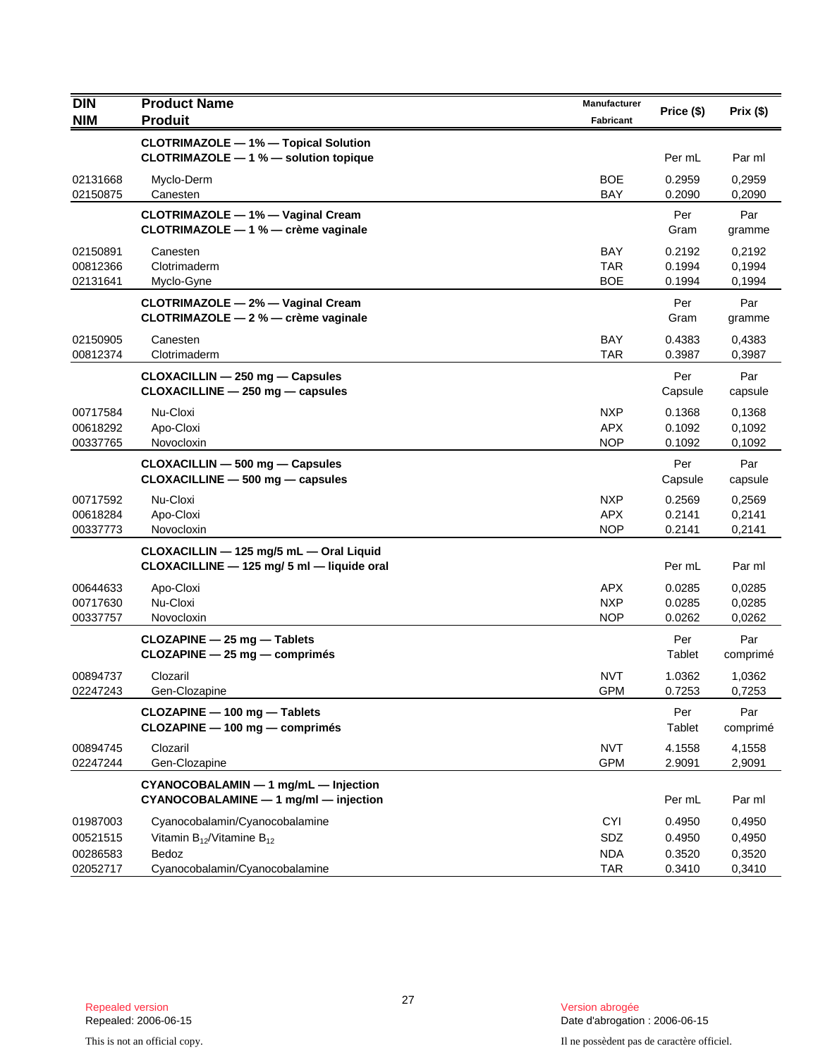| DIN<br>NIM | Product Name<br>Produit | Manufacturer<br>Fabricant | Price ($) | Prix ($) |
|---|---|---|---|---|
| | **CLOTRIMAZOLE — 1% — Topical Solution**<br>**CLOTRIMAZOLE — 1 % — solution topique** | | Per mL | Par ml |
| 02131668 | Myclo-Derm | BOE | 0.2959 | 0,2959 |
| 02150875 | Canesten | BAY | 0.2090 | 0,2090 |
| | **CLOTRIMAZOLE — 1% — Vaginal Cream**<br>**CLOTRIMAZOLE — 1 % — crème vaginale** | | Per Gram | Par gramme |
| 02150891 | Canesten | BAY | 0.2192 | 0,2192 |
| 00812366 | Clotrimaderm | TAR | 0.1994 | 0,1994 |
| 02131641 | Myclo-Gyne | BOE | 0.1994 | 0,1994 |
| | **CLOTRIMAZOLE — 2% — Vaginal Cream**<br>**CLOTRIMAZOLE — 2 % — crème vaginale** | | Per Gram | Par gramme |
| 02150905 | Canesten | BAY | 0.4383 | 0,4383 |
| 00812374 | Clotrimaderm | TAR | 0.3987 | 0,3987 |
| | **CLOXACILLIN — 250 mg — Capsules**<br>**CLOXACILLINE — 250 mg — capsules** | | Per Capsule | Par capsule |
| 00717584 | Nu-Cloxi | NXP | 0.1368 | 0,1368 |
| 00618292 | Apo-Cloxi | APX | 0.1092 | 0,1092 |
| 00337765 | Novocloxin | NOP | 0.1092 | 0,1092 |
| | **CLOXACILLIN — 500 mg — Capsules**<br>**CLOXACILLINE — 500 mg — capsules** | | Per Capsule | Par capsule |
| 00717592 | Nu-Cloxi | NXP | 0.2569 | 0,2569 |
| 00618284 | Apo-Cloxi | APX | 0.2141 | 0,2141 |
| 00337773 | Novocloxin | NOP | 0.2141 | 0,2141 |
| | **CLOXACILLIN — 125 mg/5 mL — Oral Liquid**<br>**CLOXACILLINE — 125 mg/ 5 ml — liquide oral** | | Per mL | Par ml |
| 00644633 | Apo-Cloxi | APX | 0.0285 | 0,0285 |
| 00717630 | Nu-Cloxi | NXP | 0.0285 | 0,0285 |
| 00337757 | Novocloxin | NOP | 0.0262 | 0,0262 |
| | **CLOZAPINE — 25 mg — Tablets**<br>**CLOZAPINE — 25 mg — comprimés** | | Per Tablet | Par comprimé |
| 00894737 | Clozaril | NVT | 1.0362 | 1,0362 |
| 02247243 | Gen-Clozapine | GPM | 0.7253 | 0,7253 |
| | **CLOZAPINE — 100 mg — Tablets**<br>**CLOZAPINE — 100 mg — comprimés** | | Per Tablet | Par comprimé |
| 00894745 | Clozaril | NVT | 4.1558 | 4,1558 |
| 02247244 | Gen-Clozapine | GPM | 2.9091 | 2,9091 |
| | **CYANOCOBALAMIN — 1 mg/mL — Injection**<br>**CYANOCOBALAMINE — 1 mg/ml — injection** | | Per mL | Par ml |
| 01987003 | Cyanocobalamin/Cyanocobalamine | CYI | 0.4950 | 0,4950 |
| 00521515 | Vitamin $B_{12}$/Vitamine $B_{12}$ | SDZ | 0.4950 | 0,4950 |
| 00286583 | Bedoz | NDA | 0.3520 | 0,3520 |
| 02052717 | Cyanocobalamin/Cyanocobalamine | TAR | 0.3410 | 0,3410 |

Repealed version
Repealed: 2006-06-15

Version abrogée
Date d'abrogation : 2006-06-15

This is not an official copy.

Il ne possèdent pas de caractère officiel.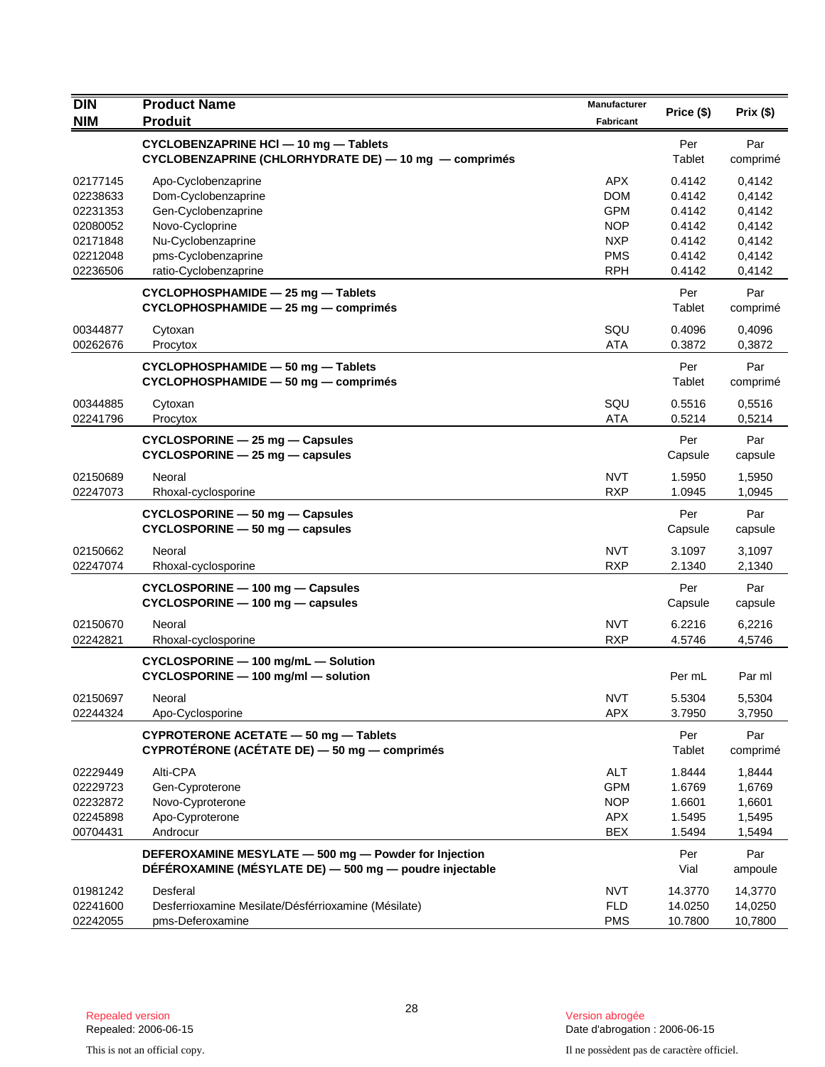| DIN<br>NIM | Product Name<br>Produit | Manufacturer<br>Fabricant | Price ($) | Prix ($) |
|---|---|---|---|---|
| | **CYCLOBENZAPRINE HCl — 10 mg — Tablets**<br>**CYCLOBENZAPRINE (CHLORHYDRATE DE) — 10 mg — comprimés** | | Per Tablet | Par comprimé |
| 02177145 | Apo-Cyclobenzaprine | APX | 0.4142 | 0,4142 |
| 02238633 | Dom-Cyclobenzaprine | DOM | 0.4142 | 0,4142 |
| 02231353 | Gen-Cyclobenzaprine | GPM | 0.4142 | 0,4142 |
| 02080052 | Novo-Cycloprine | NOP | 0.4142 | 0,4142 |
| 02171848 | Nu-Cyclobenzaprine | NXP | 0.4142 | 0,4142 |
| 02212048 | pms-Cyclobenzaprine | PMS | 0.4142 | 0,4142 |
| 02236506 | ratio-Cyclobenzaprine | RPH | 0.4142 | 0,4142 |
| | **CYCLOPHOSPHAMIDE — 25 mg — Tablets**<br>**CYCLOPHOSPHAMIDE — 25 mg — comprimés** | | Per Tablet | Par comprimé |
| 00344877 | Cytoxan | SQU | 0.4096 | 0,4096 |
| 00262676 | Procytox | ATA | 0.3872 | 0,3872 |
| | **CYCLOPHOSPHAMIDE — 50 mg — Tablets**<br>**CYCLOPHOSPHAMIDE — 50 mg — comprimés** | | Per Tablet | Par comprimé |
| 00344885 | Cytoxan | SQU | 0.5516 | 0,5516 |
| 02241796 | Procytox | ATA | 0.5214 | 0,5214 |
| | **CYCLOSPORINE — 25 mg — Capsules**<br>**CYCLOSPORINE — 25 mg — capsules** | | Per Capsule | Par capsule |
| 02150689 | Neoral | NVT | 1.5950 | 1,5950 |
| 02247073 | Rhoxal-cyclosporine | RXP | 1.0945 | 1,0945 |
| | **CYCLOSPORINE — 50 mg — Capsules**<br>**CYCLOSPORINE — 50 mg — capsules** | | Per Capsule | Par capsule |
| 02150662 | Neoral | NVT | 3.1097 | 3,1097 |
| 02247074 | Rhoxal-cyclosporine | RXP | 2.1340 | 2,1340 |
| | **CYCLOSPORINE — 100 mg — Capsules**<br>**CYCLOSPORINE — 100 mg — capsules** | | Per Capsule | Par capsule |
| 02150670 | Neoral | NVT | 6.2216 | 6,2216 |
| 02242821 | Rhoxal-cyclosporine | RXP | 4.5746 | 4,5746 |
| | **CYCLOSPORINE — 100 mg/mL — Solution**<br>**CYCLOSPORINE — 100 mg/ml — solution** | | Per mL | Par ml |
| 02150697 | Neoral | NVT | 5.5304 | 5,5304 |
| 02244324 | Apo-Cyclosporine | APX | 3.7950 | 3,7950 |
| | **CYPROTERONE ACETATE — 50 mg — Tablets**<br>**CYPROTÉRONE (ACÉTATE DE) — 50 mg — comprimés** | | Per Tablet | Par comprimé |
| 02229449 | Alti-CPA | ALT | 1.8444 | 1,8444 |
| 02229723 | Gen-Cyproterone | GPM | 1.6769 | 1,6769 |
| 02232872 | Novo-Cyproterone | NOP | 1.6601 | 1,6601 |
| 02245898 | Apo-Cyproterone | APX | 1.5495 | 1,5495 |
| 00704431 | Androcur | BEX | 1.5494 | 1,5494 |
| | **DEFEROXAMINE MESYLATE — 500 mg — Powder for Injection**<br>**DÉFÉROXAMINE (MÉSYLATE DE) — 500 mg — poudre injectable** | | Per Vial | Par ampoule |
| 01981242 | Desferal | NVT | 14.3770 | 14,3770 |
| 02241600 | Desferrioxamine Mesilate/Désférrioxamine (Mésilate) | FLD | 14.0250 | 14,0250 |
| 02242055 | pms-Deferoxamine | PMS | 10.7800 | 10,7800 |

Repealed version
Repealed: 2006-06-15

Version abrogée
Date d'abrogation : 2006-06-15

This is not an official copy.

Il ne possèdent pas de caractère officiel.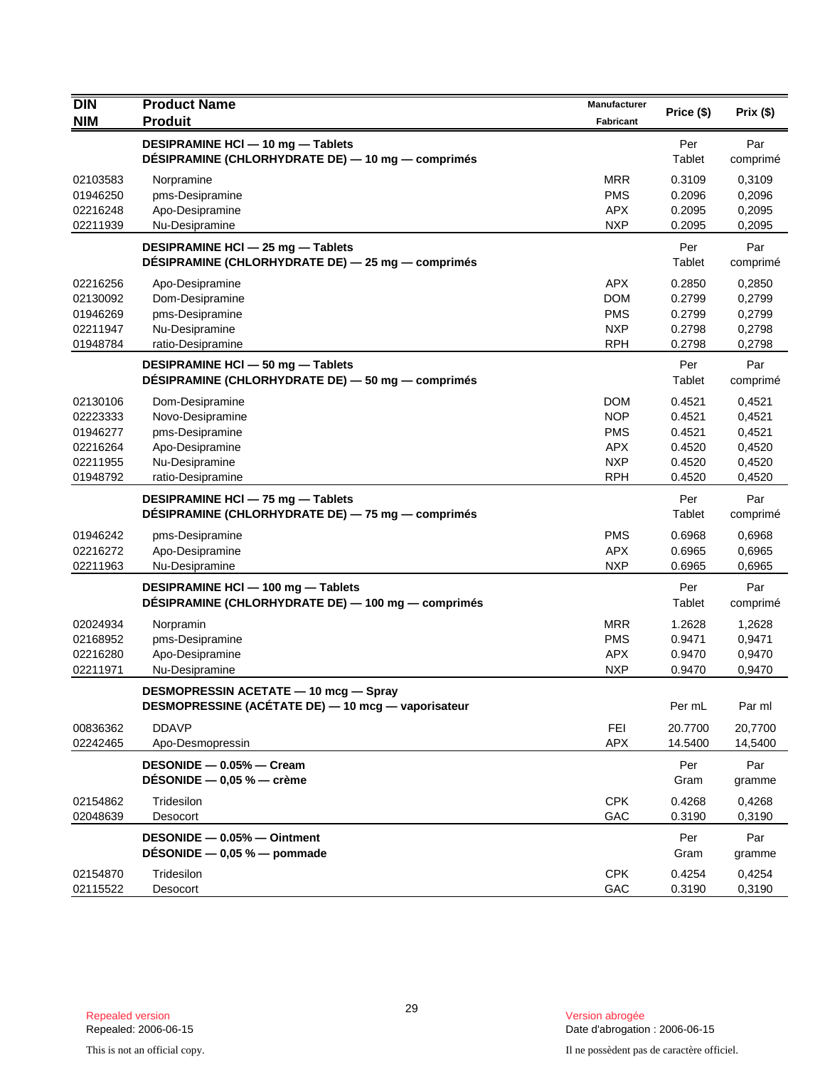| DIN<br>NIM | Product Name<br>Produit | Manufacturer<br>Fabricant | Price ($) | Prix ($) |
|---|---|---|---|---|
| | **DESIPRAMINE HCl — 10 mg — Tablets**<br>**DÉSIPRAMINE (CHLORHYDRATE DE) — 10 mg — comprimés** | | Per Tablet | Par comprimé |
| 02103583 | Norpramine | MRR | 0.3109 | 0,3109 |
| 01946250 | pms-Desipramine | PMS | 0.2096 | 0,2096 |
| 02216248 | Apo-Desipramine | APX | 0.2095 | 0,2095 |
| 02211939 | Nu-Desipramine | NXP | 0.2095 | 0,2095 |
| | **DESIPRAMINE HCl — 25 mg — Tablets**<br>**DÉSIPRAMINE (CHLORHYDRATE DE) — 25 mg — comprimés** | | Per Tablet | Par comprimé |
| 02216256 | Apo-Desipramine | APX | 0.2850 | 0,2850 |
| 02130092 | Dom-Desipramine | DOM | 0.2799 | 0,2799 |
| 01946269 | pms-Desipramine | PMS | 0.2799 | 0,2799 |
| 02211947 | Nu-Desipramine | NXP | 0.2798 | 0,2798 |
| 01948784 | ratio-Desipramine | RPH | 0.2798 | 0,2798 |
| | **DESIPRAMINE HCl — 50 mg — Tablets**<br>**DÉSIPRAMINE (CHLORHYDRATE DE) — 50 mg — comprimés** | | Per Tablet | Par comprimé |
| 02130106 | Dom-Desipramine | DOM | 0.4521 | 0,4521 |
| 02223333 | Novo-Desipramine | NOP | 0.4521 | 0,4521 |
| 01946277 | pms-Desipramine | PMS | 0.4521 | 0,4521 |
| 02216264 | Apo-Desipramine | APX | 0.4520 | 0,4520 |
| 02211955 | Nu-Desipramine | NXP | 0.4520 | 0,4520 |
| 01948792 | ratio-Desipramine | RPH | 0.4520 | 0,4520 |
| | **DESIPRAMINE HCl — 75 mg — Tablets**<br>**DÉSIPRAMINE (CHLORHYDRATE DE) — 75 mg — comprimés** | | Per Tablet | Par comprimé |
| 01946242 | pms-Desipramine | PMS | 0.6968 | 0,6968 |
| 02216272 | Apo-Desipramine | APX | 0.6965 | 0,6965 |
| 02211963 | Nu-Desipramine | NXP | 0.6965 | 0,6965 |
| | **DESIPRAMINE HCl — 100 mg — Tablets**<br>**DÉSIPRAMINE (CHLORHYDRATE DE) — 100 mg — comprimés** | | Per Tablet | Par comprimé |
| 02024934 | Norpramin | MRR | 1.2628 | 1,2628 |
| 02168952 | pms-Desipramine | PMS | 0.9471 | 0,9471 |
| 02216280 | Apo-Desipramine | APX | 0.9470 | 0,9470 |
| 02211971 | Nu-Desipramine | NXP | 0.9470 | 0,9470 |
| | **DESMOPRESSIN ACETATE — 10 mcg — Spray**<br>**DESMOPRESSINE (ACÉTATE DE) — 10 mcg — vaporisateur** | | Per mL | Par ml |
| 00836362 | DDAVP | FEI | 20.7700 | 20,7700 |
| 02242465 | Apo-Desmopressin | APX | 14.5400 | 14,5400 |
| | **DESONIDE — 0.05% — Cream**<br>**DÉSONIDE — 0,05 % — crème** | | Per Gram | Par gramme |
| 02154862 | Tridesilon | CPK | 0.4268 | 0,4268 |
| 02048639 | Desocort | GAC | 0.3190 | 0,3190 |
| | **DESONIDE — 0.05% — Ointment**<br>**DÉSONIDE — 0,05 % — pommade** | | Per Gram | Par gramme |
| 02154870 | Tridesilon | CPK | 0.4254 | 0,4254 |
| 02115522 | Desocort | GAC | 0.3190 | 0,3190 |

Repealed version
Repealed: 2006-06-15

This is not an official copy.

Version abrogée
Date d'abrogation : 2006-06-15

Il ne possèdent pas de caractère officiel.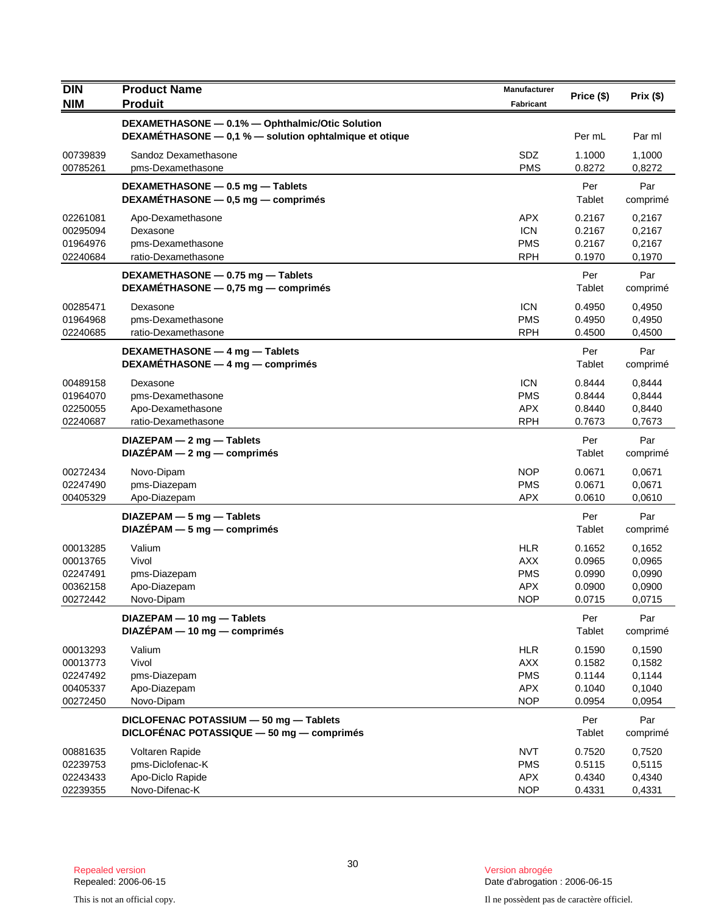| DIN<br>NIM | Product Name<br>Produit | Manufacturer<br>Fabricant | Price ($) | Prix ($) |
|---|---|---|---|---|
| | **DEXAMETHASONE — 0.1% — Ophthalmic/Otic Solution**<br>**DEXAMÉTHASONE — 0,1 % — solution ophtalmique et otique** | | Per mL | Par ml |
| 00739839 | Sandoz Dexamethasone | SDZ | 1.1000 | 1,1000 |
| 00785261 | pms-Dexamethasone | PMS | 0.8272 | 0,8272 |
| | **DEXAMETHASONE — 0.5 mg — Tablets**<br>**DEXAMÉTHASONE — 0,5 mg — comprimés** | | Per Tablet | Par comprimé |
| 02261081 | Apo-Dexamethasone | APX | 0.2167 | 0,2167 |
| 00295094 | Dexasone | ICN | 0.2167 | 0,2167 |
| 01964976 | pms-Dexamethasone | PMS | 0.2167 | 0,2167 |
| 02240684 | ratio-Dexamethasone | RPH | 0.1970 | 0,1970 |
| | **DEXAMETHASONE — 0.75 mg — Tablets**<br>**DEXAMÉTHASONE — 0,75 mg — comprimés** | | Per Tablet | Par comprimé |
| 00285471 | Dexasone | ICN | 0.4950 | 0,4950 |
| 01964968 | pms-Dexamethasone | PMS | 0.4950 | 0,4950 |
| 02240685 | ratio-Dexamethasone | RPH | 0.4500 | 0,4500 |
| | **DEXAMETHASONE — 4 mg — Tablets**<br>**DEXAMÉTHASONE — 4 mg — comprimés** | | Per Tablet | Par comprimé |
| 00489158 | Dexasone | ICN | 0.8444 | 0,8444 |
| 01964070 | pms-Dexamethasone | PMS | 0.8444 | 0,8444 |
| 02250055 | Apo-Dexamethasone | APX | 0.8440 | 0,8440 |
| 02240687 | ratio-Dexamethasone | RPH | 0.7673 | 0,7673 |
| | **DIAZEPAM — 2 mg — Tablets**<br>**DIAZÉPAM — 2 mg — comprimés** | | Per Tablet | Par comprimé |
| 00272434 | Novo-Dipam | NOP | 0.0671 | 0,0671 |
| 02247490 | pms-Diazepam | PMS | 0.0671 | 0,0671 |
| 00405329 | Apo-Diazepam | APX | 0.0610 | 0,0610 |
| | **DIAZEPAM — 5 mg — Tablets**<br>**DIAZÉPAM — 5 mg — comprimés** | | Per Tablet | Par comprimé |
| 00013285 | Valium | HLR | 0.1652 | 0,1652 |
| 00013765 | Vivol | AXX | 0.0965 | 0,0965 |
| 02247491 | pms-Diazepam | PMS | 0.0990 | 0,0990 |
| 00362158 | Apo-Diazepam | APX | 0.0900 | 0,0900 |
| 00272442 | Novo-Dipam | NOP | 0.0715 | 0,0715 |
| | **DIAZEPAM — 10 mg — Tablets**<br>**DIAZÉPAM — 10 mg — comprimés** | | Per Tablet | Par comprimé |
| 00013293 | Valium | HLR | 0.1590 | 0,1590 |
| 00013773 | Vivol | AXX | 0.1582 | 0,1582 |
| 02247492 | pms-Diazepam | PMS | 0.1144 | 0,1144 |
| 00405337 | Apo-Diazepam | APX | 0.1040 | 0,1040 |
| 00272450 | Novo-Dipam | NOP | 0.0954 | 0,0954 |
| | **DICLOFENAC POTASSIUM — 50 mg — Tablets**<br>**DICLOFÉNAC POTASSIQUE — 50 mg — comprimés** | | Per Tablet | Par comprimé |
| 00881635 | Voltaren Rapide | NVT | 0.7520 | 0,7520 |
| 02239753 | pms-Diclofenac-K | PMS | 0.5115 | 0,5115 |
| 02243433 | Apo-Diclo Rapide | APX | 0.4340 | 0,4340 |
| 02239355 | Novo-Difenac-K | NOP | 0.4331 | 0,4331 |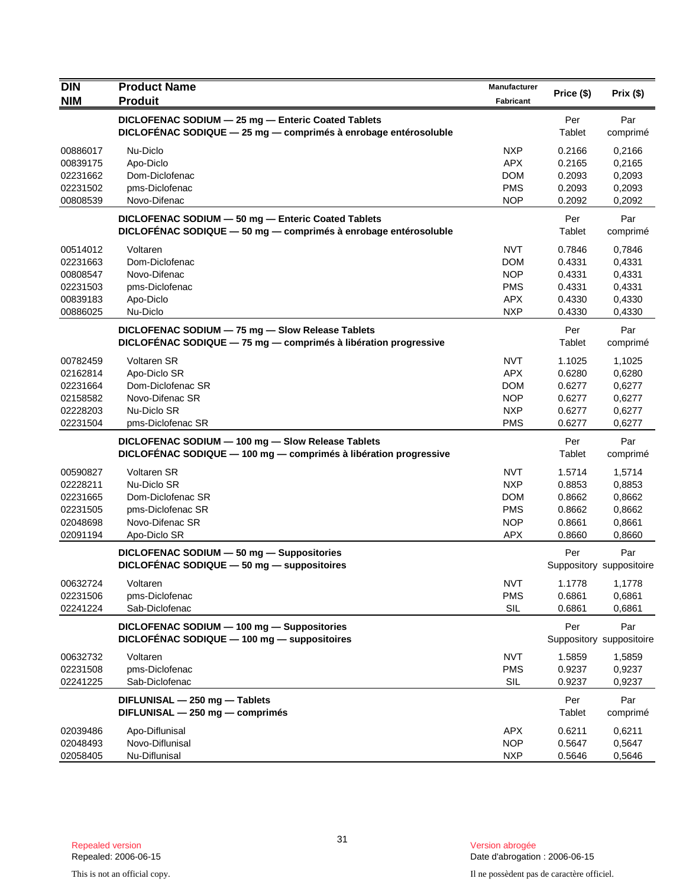| DIN<br>NIM | Product Name<br>Produit | Manufacturer<br>Fabricant | Price ($) | Prix ($) |
|---|---|---|---|---|
| | **DICLOFENAC SODIUM — 25 mg — Enteric Coated Tablets**<br>**DICLOFÉNAC SODIQUE — 25 mg — comprimés à enrobage entérosoluble** | | Per Tablet | Par comprimé |
| 00886017 | Nu-Diclo | NXP | 0.2166 | 0,2166 |
| 00839175 | Apo-Diclo | APX | 0.2165 | 0,2165 |
| 02231662 | Dom-Diclofenac | DOM | 0.2093 | 0,2093 |
| 02231502 | pms-Diclofenac | PMS | 0.2093 | 0,2093 |
| 00808539 | Novo-Difenac | NOP | 0.2092 | 0,2092 |
| | **DICLOFENAC SODIUM — 50 mg — Enteric Coated Tablets**<br>**DICLOFÉNAC SODIQUE — 50 mg — comprimés à enrobage entérosoluble** | | Per Tablet | Par comprimé |
| 00514012 | Voltaren | NVT | 0.7846 | 0,7846 |
| 02231663 | Dom-Diclofenac | DOM | 0.4331 | 0,4331 |
| 00808547 | Novo-Difenac | NOP | 0.4331 | 0,4331 |
| 02231503 | pms-Diclofenac | PMS | 0.4331 | 0,4331 |
| 00839183 | Apo-Diclo | APX | 0.4330 | 0,4330 |
| 00886025 | Nu-Diclo | NXP | 0.4330 | 0,4330 |
| | **DICLOFENAC SODIUM — 75 mg — Slow Release Tablets**<br>**DICLOFÉNAC SODIQUE — 75 mg — comprimés à libération progressive** | | Per Tablet | Par comprimé |
| 00782459 | Voltaren SR | NVT | 1.1025 | 1,1025 |
| 02162814 | Apo-Diclo SR | APX | 0.6280 | 0,6280 |
| 02231664 | Dom-Diclofenac SR | DOM | 0.6277 | 0,6277 |
| 02158582 | Novo-Difenac SR | NOP | 0.6277 | 0,6277 |
| 02228203 | Nu-Diclo SR | NXP | 0.6277 | 0,6277 |
| 02231504 | pms-Diclofenac SR | PMS | 0.6277 | 0,6277 |
| | **DICLOFENAC SODIUM — 100 mg — Slow Release Tablets**<br>**DICLOFÉNAC SODIQUE — 100 mg — comprimés à libération progressive** | | Per Tablet | Par comprimé |
| 00590827 | Voltaren SR | NVT | 1.5714 | 1,5714 |
| 02228211 | Nu-Diclo SR | NXP | 0.8853 | 0,8853 |
| 02231665 | Dom-Diclofenac SR | DOM | 0.8662 | 0,8662 |
| 02231505 | pms-Diclofenac SR | PMS | 0.8662 | 0,8662 |
| 02048698 | Novo-Difenac SR | NOP | 0.8661 | 0,8661 |
| 02091194 | Apo-Diclo SR | APX | 0.8660 | 0,8660 |
| | **DICLOFENAC SODIUM — 50 mg — Suppositories**<br>**DICLOFÉNAC SODIQUE — 50 mg — suppositoires** | | Per Suppository | Par suppositoire |
| 00632724 | Voltaren | NVT | 1.1778 | 1,1778 |
| 02231506 | pms-Diclofenac | PMS | 0.6861 | 0,6861 |
| 02241224 | Sab-Diclofenac | SIL | 0.6861 | 0,6861 |
| | **DICLOFENAC SODIUM — 100 mg — Suppositories**<br>**DICLOFÉNAC SODIQUE — 100 mg — suppositoires** | | Per Suppository | Par suppositoire |
| 00632732 | Voltaren | NVT | 1.5859 | 1,5859 |
| 02231508 | pms-Diclofenac | PMS | 0.9237 | 0,9237 |
| 02241225 | Sab-Diclofenac | SIL | 0.9237 | 0,9237 |
| | **DIFLUNISAL — 250 mg — Tablets**<br>**DIFLUNISAL — 250 mg — comprimés** | | Per Tablet | Par comprimé |
| 02039486 | Apo-Diflunisal | APX | 0.6211 | 0,6211 |
| 02048493 | Novo-Diflunisal | NOP | 0.5647 | 0,5647 |
| 02058405 | Nu-Diflunisal | NXP | 0.5646 | 0,5646 |

Repealed version
Repealed: 2006-06-15

Version abrogée
Date d'abrogation : 2006-06-15

This is not an official copy.

Il ne possèdent pas de caractère officiel.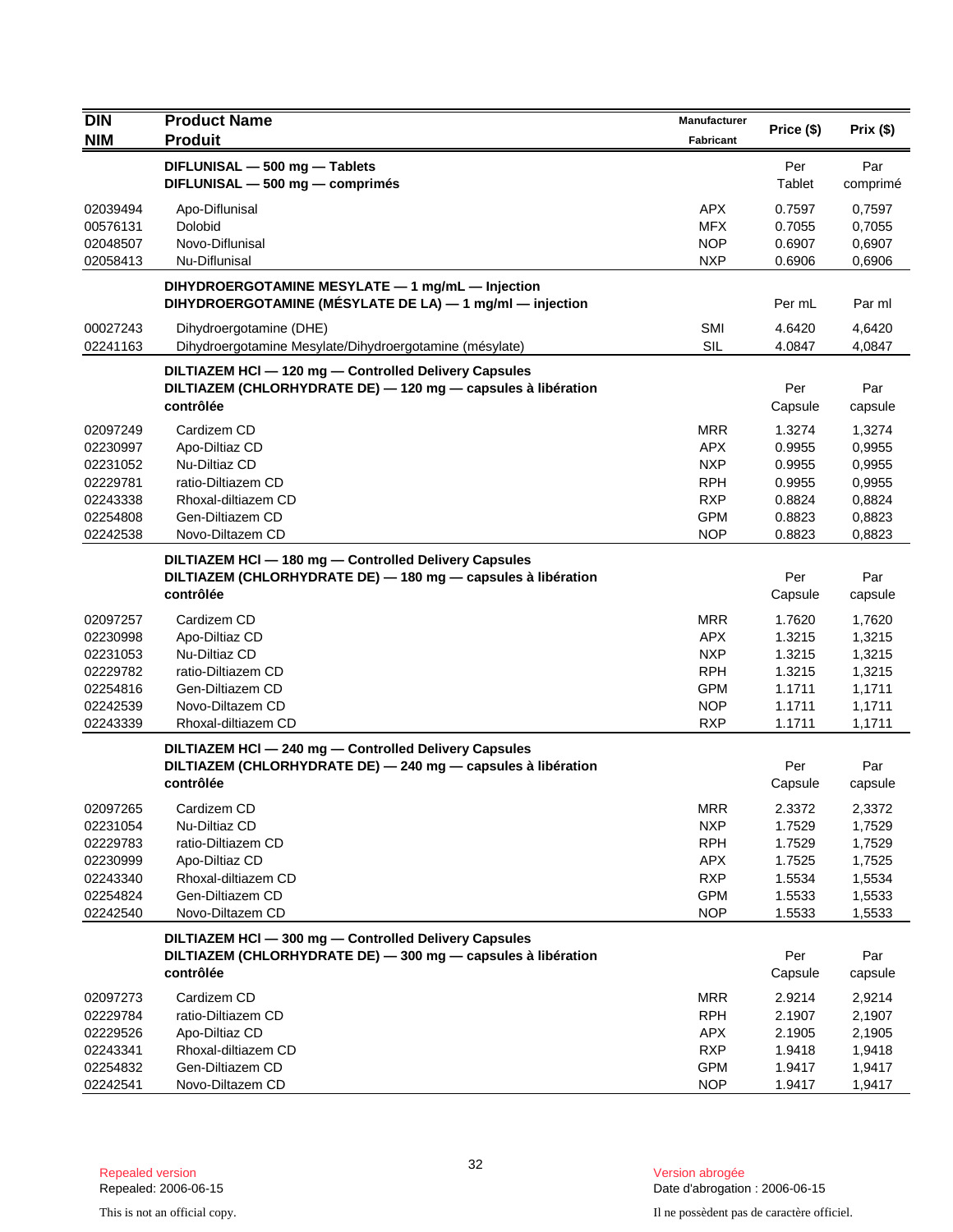| DIN<br>NIM | Product Name<br>Produit | Manufacturer<br>Fabricant | Price ($) | Prix ($) |
|---|---|---|---|---|
| | **DIFLUNISAL — 500 mg — Tablets**<br>**DIFLUNISAL — 500 mg — comprimés** | | Per Tablet | Par comprimé |
| 02039494 | Apo-Diflunisal | APX | 0.7597 | 0,7597 |
| 00576131 | Dolobid | MFX | 0.7055 | 0,7055 |
| 02048507 | Novo-Diflunisal | NOP | 0.6907 | 0,6907 |
| 02058413 | Nu-Diflunisal | NXP | 0.6906 | 0,6906 |
| | **DIHYDROERGOTAMINE MESYLATE — 1 mg/mL — Injection**<br>**DIHYDROERGOTAMINE (MÉSYLATE DE LA) — 1 mg/ml — injection** | | Per mL | Par ml |
| 00027243 | Dihydroergotamine (DHE) | SMI | 4.6420 | 4,6420 |
| 02241163 | Dihydroergotamine Mesylate/Dihydroergotamine (mésylate) | SIL | 4.0847 | 4,0847 |
| | **DILTIAZEM HCl — 120 mg — Controlled Delivery Capsules**<br>**DILTIAZEM (CHLORHYDRATE DE) — 120 mg — capsules à libération contrôlée** | | Per Capsule | Par capsule |
| 02097249 | Cardizem CD | MRR | 1.3274 | 1,3274 |
| 02230997 | Apo-Diltiaz CD | APX | 0.9955 | 0,9955 |
| 02231052 | Nu-Diltiaz CD | NXP | 0.9955 | 0,9955 |
| 02229781 | ratio-Diltiazem CD | RPH | 0.9955 | 0,9955 |
| 02243338 | Rhoxal-diltiazem CD | RXP | 0.8824 | 0,8824 |
| 02254808 | Gen-Diltiazem CD | GPM | 0.8823 | 0,8823 |
| 02242538 | Novo-Diltazem CD | NOP | 0.8823 | 0,8823 |
| | **DILTIAZEM HCl — 180 mg — Controlled Delivery Capsules**<br>**DILTIAZEM (CHLORHYDRATE DE) — 180 mg — capsules à libération contrôlée** | | Per Capsule | Par capsule |
| 02097257 | Cardizem CD | MRR | 1.7620 | 1,7620 |
| 02230998 | Apo-Diltiaz CD | APX | 1.3215 | 1,3215 |
| 02231053 | Nu-Diltiaz CD | NXP | 1.3215 | 1,3215 |
| 02229782 | ratio-Diltiazem CD | RPH | 1.3215 | 1,3215 |
| 02254816 | Gen-Diltiazem CD | GPM | 1.1711 | 1,1711 |
| 02242539 | Novo-Diltazem CD | NOP | 1.1711 | 1,1711 |
| 02243339 | Rhoxal-diltiazem CD | RXP | 1.1711 | 1,1711 |
| | **DILTIAZEM HCl — 240 mg — Controlled Delivery Capsules**<br>**DILTIAZEM (CHLORHYDRATE DE) — 240 mg — capsules à libération contrôlée** | | Per Capsule | Par capsule |
| 02097265 | Cardizem CD | MRR | 2.3372 | 2,3372 |
| 02231054 | Nu-Diltiaz CD | NXP | 1.7529 | 1,7529 |
| 02229783 | ratio-Diltiazem CD | RPH | 1.7529 | 1,7529 |
| 02230999 | Apo-Diltiaz CD | APX | 1.7525 | 1,7525 |
| 02243340 | Rhoxal-diltiazem CD | RXP | 1.5534 | 1,5534 |
| 02254824 | Gen-Diltiazem CD | GPM | 1.5533 | 1,5533 |
| 02242540 | Novo-Diltazem CD | NOP | 1.5533 | 1,5533 |
| | **DILTIAZEM HCl — 300 mg — Controlled Delivery Capsules**<br>**DILTIAZEM (CHLORHYDRATE DE) — 300 mg — capsules à libération contrôlée** | | Per Capsule | Par capsule |
| 02097273 | Cardizem CD | MRR | 2.9214 | 2,9214 |
| 02229784 | ratio-Diltiazem CD | RPH | 2.1907 | 2,1907 |
| 02229526 | Apo-Diltiaz CD | APX | 2.1905 | 2,1905 |
| 02243341 | Rhoxal-diltiazem CD | RXP | 1.9418 | 1,9418 |
| 02254832 | Gen-Diltiazem CD | GPM | 1.9417 | 1,9417 |
| 02242541 | Novo-Diltazem CD | NOP | 1.9417 | 1,9417 |

Repealed version
Repealed: 2006-06-15

Version abrogée
Date d'abrogation : 2006-06-15

This is not an official copy.

Il ne possèdent pas de caractère officiel.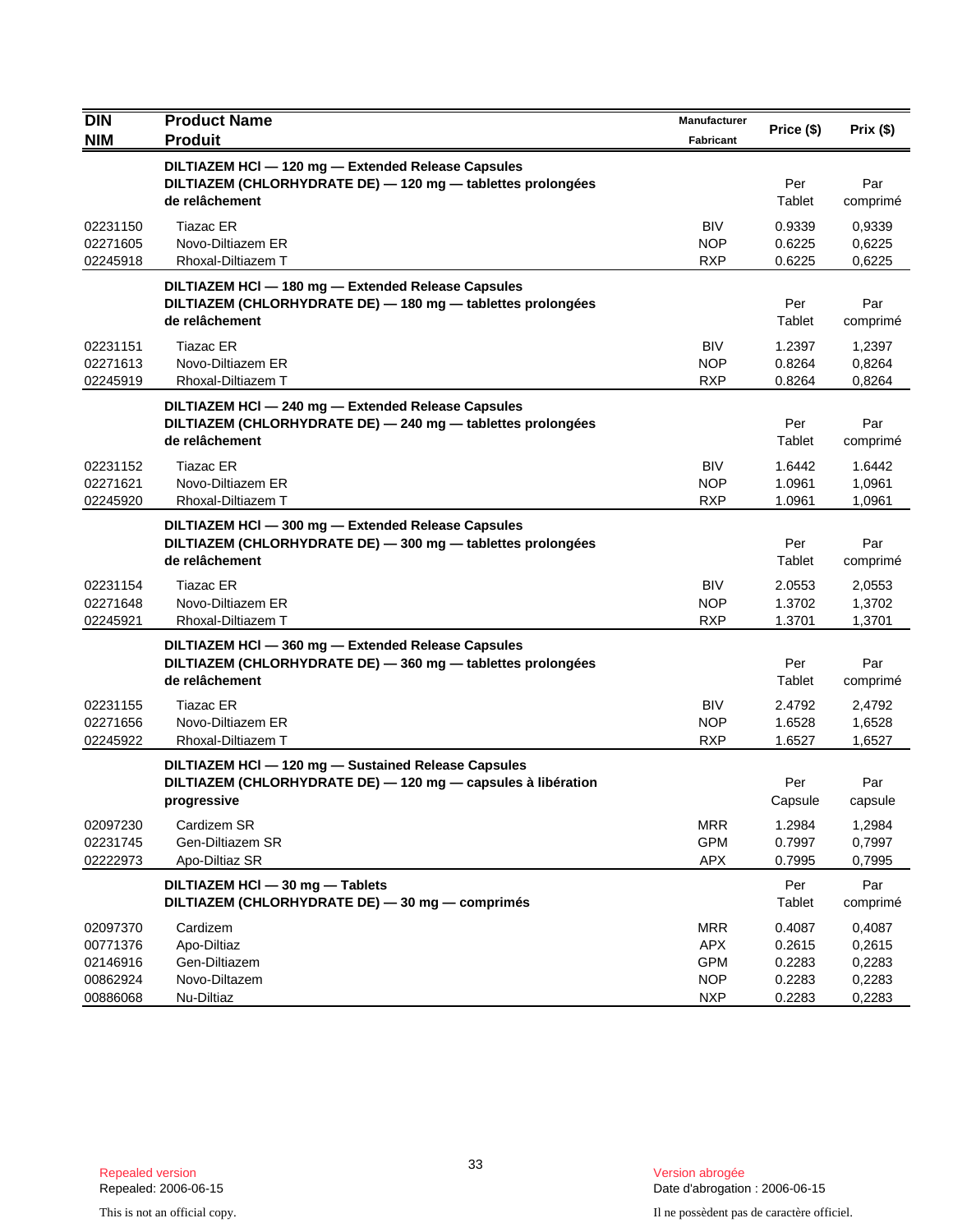| DIN<br>NIM | Product Name<br>Produit | Manufacturer<br>Fabricant | Price ($) | Prix ($) |
|---|---|---|---|---|
| | **DILTIAZEM HCl — 120 mg — Extended Release Capsules<br>DILTIAZEM (CHLORHYDRATE DE) — 120 mg — tablettes prolongées de relâchement** | | Per Tablet | Par comprimé |
| 02231150 | Tiazac ER | BIV | 0.9339 | 0,9339 |
| 02271605 | Novo-Diltiazem ER | NOP | 0.6225 | 0,6225 |
| 02245918 | Rhoxal-Diltiazem T | RXP | 0.6225 | 0,6225 |
| | **DILTIAZEM HCl — 180 mg — Extended Release Capsules<br>DILTIAZEM (CHLORHYDRATE DE) — 180 mg — tablettes prolongées de relâchement** | | Per Tablet | Par comprimé |
| 02231151 | Tiazac ER | BIV | 1.2397 | 1,2397 |
| 02271613 | Novo-Diltiazem ER | NOP | 0.8264 | 0,8264 |
| 02245919 | Rhoxal-Diltiazem T | RXP | 0.8264 | 0,8264 |
| | **DILTIAZEM HCl — 240 mg — Extended Release Capsules<br>DILTIAZEM (CHLORHYDRATE DE) — 240 mg — tablettes prolongées de relâchement** | | Per Tablet | Par comprimé |
| 02231152 | Tiazac ER | BIV | 1.6442 | 1.6442 |
| 02271621 | Novo-Diltiazem ER | NOP | 1.0961 | 1,0961 |
| 02245920 | Rhoxal-Diltiazem T | RXP | 1.0961 | 1,0961 |
| | **DILTIAZEM HCl — 300 mg — Extended Release Capsules<br>DILTIAZEM (CHLORHYDRATE DE) — 300 mg — tablettes prolongées de relâchement** | | Per Tablet | Par comprimé |
| 02231154 | Tiazac ER | BIV | 2.0553 | 2,0553 |
| 02271648 | Novo-Diltiazem ER | NOP | 1.3702 | 1,3702 |
| 02245921 | Rhoxal-Diltiazem T | RXP | 1.3701 | 1,3701 |
| | **DILTIAZEM HCl — 360 mg — Extended Release Capsules<br>DILTIAZEM (CHLORHYDRATE DE) — 360 mg — tablettes prolongées de relâchement** | | Per Tablet | Par comprimé |
| 02231155 | Tiazac ER | BIV | 2.4792 | 2,4792 |
| 02271656 | Novo-Diltiazem ER | NOP | 1.6528 | 1,6528 |
| 02245922 | Rhoxal-Diltiazem T | RXP | 1.6527 | 1,6527 |
| | **DILTIAZEM HCl — 120 mg — Sustained Release Capsules<br>DILTIAZEM (CHLORHYDRATE DE) — 120 mg — capsules à libération progressive** | | Per Capsule | Par capsule |
| 02097230 | Cardizem SR | MRR | 1.2984 | 1,2984 |
| 02231745 | Gen-Diltiazem SR | GPM | 0.7997 | 0,7997 |
| 02222973 | Apo-Diltiaz SR | APX | 0.7995 | 0,7995 |
| | **DILTIAZEM HCl — 30 mg — Tablets<br>DILTIAZEM (CHLORHYDRATE DE) — 30 mg — comprimés** | | Per Tablet | Par comprimé |
| 02097370 | Cardizem | MRR | 0.4087 | 0,4087 |
| 00771376 | Apo-Diltiaz | APX | 0.2615 | 0,2615 |
| 02146916 | Gen-Diltiazem | GPM | 0.2283 | 0,2283 |
| 00862924 | Novo-Diltazem | NOP | 0.2283 | 0,2283 |
| 00886068 | Nu-Diltiaz | NXP | 0.2283 | 0,2283 |

Repealed version
Repealed: 2006-06-15

This is not an official copy.

Version abrogée
Date d'abrogation : 2006-06-15

Il ne possèdent pas de caractère officiel.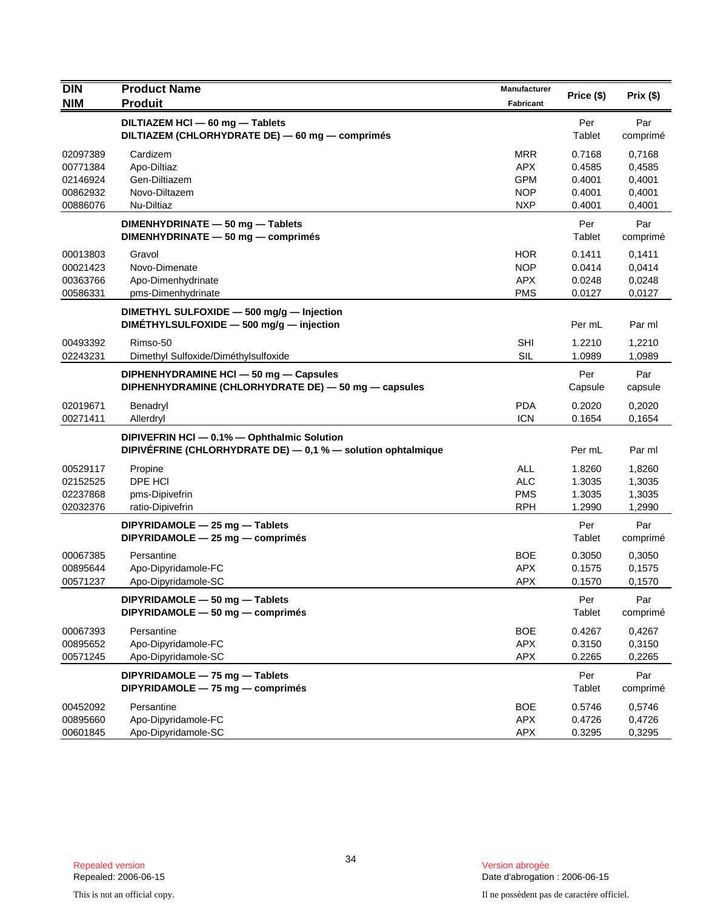| DIN<br>NIM | Product Name<br>Produit | Manufacturer<br>Fabricant | Price ($) | Prix ($) |
|---|---|---|---|---|
| | **DILTIAZEM HCl — 60 mg — Tablets**<br>**DILTIAZEM (CHLORHYDRATE DE) — 60 mg — comprimés** | | Per Tablet | Par comprimé |
| 02097389 | Cardizem | MRR | 0.7168 | 0,7168 |
| 00771384 | Apo-Diltiaz | APX | 0.4585 | 0,4585 |
| 02146924 | Gen-Diltiazem | GPM | 0.4001 | 0,4001 |
| 00862932 | Novo-Diltazem | NOP | 0.4001 | 0,4001 |
| 00886076 | Nu-Diltiaz | NXP | 0.4001 | 0,4001 |
| | **DIMENHYDRINATE — 50 mg — Tablets**<br>**DIMENHYDRINATE — 50 mg — comprimés** | | Per Tablet | Par comprimé |
| 00013803 | Gravol | HOR | 0.1411 | 0,1411 |
| 00021423 | Novo-Dimenate | NOP | 0.0414 | 0,0414 |
| 00363766 | Apo-Dimenhydrinate | APX | 0.0248 | 0,0248 |
| 00586331 | pms-Dimenhydrinate | PMS | 0.0127 | 0,0127 |
| | **DIMETHYL SULFOXIDE — 500 mg/g — Injection**<br>**DIMÉTHYLSULFOXIDE — 500 mg/g — injection** | | Per mL | Par ml |
| 00493392 | Rimso-50 | SHI | 1.2210 | 1,2210 |
| 02243231 | Dimethyl Sulfoxide/Diméthylsulfoxide | SIL | 1.0989 | 1,0989 |
| | **DIPHENHYDRAMINE HCl — 50 mg — Capsules**<br>**DIPHENHYDRAMINE (CHLORHYDRATE DE) — 50 mg — capsules** | | Per Capsule | Par capsule |
| 02019671 | Benadryl | PDA | 0.2020 | 0,2020 |
| 00271411 | Allerdryl | ICN | 0.1654 | 0,1654 |
| | **DIPIVEFRIN HCl — 0.1% — Ophthalmic Solution**<br>**DIPIVÉFRINE (CHLORHYDRATE DE) — 0,1 % — solution ophtalmique** | | Per mL | Par ml |
| 00529117 | Propine | ALL | 1.8260 | 1,8260 |
| 02152525 | DPE HCl | ALC | 1.3035 | 1,3035 |
| 02237868 | pms-Dipivefrin | PMS | 1.3035 | 1,3035 |
| 02032376 | ratio-Dipivefrin | RPH | 1.2990 | 1,2990 |
| | **DIPYRIDAMOLE — 25 mg — Tablets**<br>**DIPYRIDAMOLE — 25 mg — comprimés** | | Per Tablet | Par comprimé |
| 00067385 | Persantine | BOE | 0.3050 | 0,3050 |
| 00895644 | Apo-Dipyridamole-FC | APX | 0.1575 | 0,1575 |
| 00571237 | Apo-Dipyridamole-SC | APX | 0.1570 | 0,1570 |
| | **DIPYRIDAMOLE — 50 mg — Tablets**<br>**DIPYRIDAMOLE — 50 mg — comprimés** | | Per Tablet | Par comprimé |
| 00067393 | Persantine | BOE | 0.4267 | 0,4267 |
| 00895652 | Apo-Dipyridamole-FC | APX | 0.3150 | 0,3150 |
| 00571245 | Apo-Dipyridamole-SC | APX | 0.2265 | 0,2265 |
| | **DIPYRIDAMOLE — 75 mg — Tablets**<br>**DIPYRIDAMOLE — 75 mg — comprimés** | | Per Tablet | Par comprimé |
| 00452092 | Persantine | BOE | 0.5746 | 0,5746 |
| 00895660 | Apo-Dipyridamole-FC | APX | 0.4726 | 0,4726 |
| 00601845 | Apo-Dipyridamole-SC | APX | 0.3295 | 0,3295 |

Repealed version
Repealed: 2006-06-15

Version abrogée
Date d'abrogation : 2006-06-15

This is not an official copy.

Il ne possèdent pas de caractère officiel.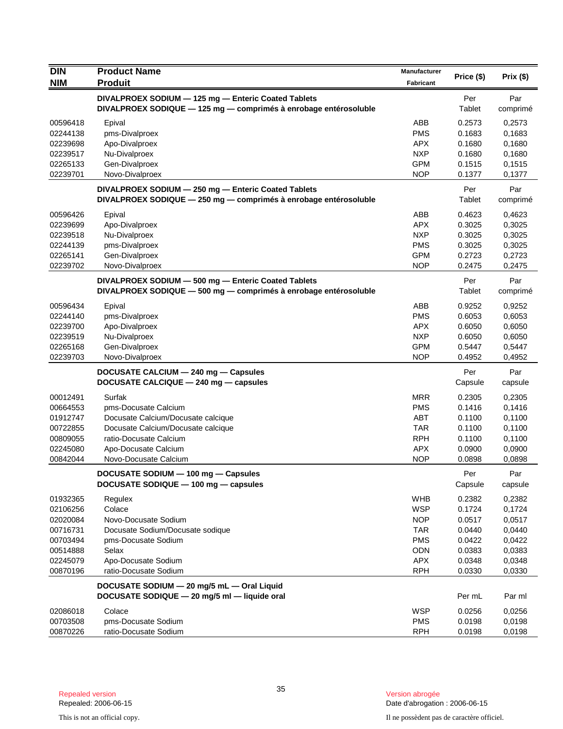| DIN<br>NIM | Product Name<br>Produit | Manufacturer<br>Fabricant | Price ($) | Prix ($) |
|---|---|---|---|---|
| | **DIVALPROEX SODIUM — 125 mg — Enteric Coated Tablets**<br>**DIVALPROEX SODIQUE — 125 mg — comprimés à enrobage entérosoluble** | | Per Tablet | Par comprimé |
| 00596418 | Epival | ABB | 0.2573 | 0,2573 |
| 02244138 | pms-Divalproex | PMS | 0.1683 | 0,1683 |
| 02239698 | Apo-Divalproex | APX | 0.1680 | 0,1680 |
| 02239517 | Nu-Divalproex | NXP | 0.1680 | 0,1680 |
| 02265133 | Gen-Divalproex | GPM | 0.1515 | 0,1515 |
| 02239701 | Novo-Divalproex | NOP | 0.1377 | 0,1377 |
| | **DIVALPROEX SODIUM — 250 mg — Enteric Coated Tablets**<br>**DIVALPROEX SODIQUE — 250 mg — comprimés à enrobage entérosoluble** | | Per Tablet | Par comprimé |
| 00596426 | Epival | ABB | 0.4623 | 0,4623 |
| 02239699 | Apo-Divalproex | APX | 0.3025 | 0,3025 |
| 02239518 | Nu-Divalproex | NXP | 0.3025 | 0,3025 |
| 02244139 | pms-Divalproex | PMS | 0.3025 | 0,3025 |
| 02265141 | Gen-Divalproex | GPM | 0.2723 | 0,2723 |
| 02239702 | Novo-Divalproex | NOP | 0.2475 | 0,2475 |
| | **DIVALPROEX SODIUM — 500 mg — Enteric Coated Tablets**<br>**DIVALPROEX SODIQUE — 500 mg — comprimés à enrobage entérosoluble** | | Per Tablet | Par comprimé |
| 00596434 | Epival | ABB | 0.9252 | 0,9252 |
| 02244140 | pms-Divalproex | PMS | 0.6053 | 0,6053 |
| 02239700 | Apo-Divalproex | APX | 0.6050 | 0,6050 |
| 02239519 | Nu-Divalproex | NXP | 0.6050 | 0,6050 |
| 02265168 | Gen-Divalproex | GPM | 0.5447 | 0,5447 |
| 02239703 | Novo-Divalproex | NOP | 0.4952 | 0,4952 |
| | **DOCUSATE CALCIUM — 240 mg — Capsules**<br>**DOCUSATE CALCIQUE — 240 mg — capsules** | | Per Capsule | Par capsule |
| 00012491 | Surfak | MRR | 0.2305 | 0,2305 |
| 00664553 | pms-Docusate Calcium | PMS | 0.1416 | 0,1416 |
| 01912747 | Docusate Calcium/Docusate calcique | ABT | 0.1100 | 0,1100 |
| 00722855 | Docusate Calcium/Docusate calcique | TAR | 0.1100 | 0,1100 |
| 00809055 | ratio-Docusate Calcium | RPH | 0.1100 | 0,1100 |
| 02245080 | Apo-Docusate Calcium | APX | 0.0900 | 0,0900 |
| 00842044 | Novo-Docusate Calcium | NOP | 0.0898 | 0,0898 |
| | **DOCUSATE SODIUM — 100 mg — Capsules**<br>**DOCUSATE SODIQUE — 100 mg — capsules** | | Per Capsule | Par capsule |
| 01932365 | Regulex | WHB | 0.2382 | 0,2382 |
| 02106256 | Colace | WSP | 0.1724 | 0,1724 |
| 02020084 | Novo-Docusate Sodium | NOP | 0.0517 | 0,0517 |
| 00716731 | Docusate Sodium/Docusate sodique | TAR | 0.0440 | 0,0440 |
| 00703494 | pms-Docusate Sodium | PMS | 0.0422 | 0,0422 |
| 00514888 | Selax | ODN | 0.0383 | 0,0383 |
| 02245079 | Apo-Docusate Sodium | APX | 0.0348 | 0,0348 |
| 00870196 | ratio-Docusate Sodium | RPH | 0.0330 | 0,0330 |
| | **DOCUSATE SODIUM — 20 mg/5 mL — Oral Liquid**<br>**DOCUSATE SODIQUE — 20 mg/5 ml — liquide oral** | | Per mL | Par ml |
| 02086018 | Colace | WSP | 0.0256 | 0,0256 |
| 00703508 | pms-Docusate Sodium | PMS | 0.0198 | 0,0198 |
| 00870226 | ratio-Docusate Sodium | RPH | 0.0198 | 0,0198 |

Repealed version
Repealed: 2006-06-15

Version abrogée
Date d'abrogation : 2006-06-15

This is not an official copy.

Il ne possèdent pas de caractère officiel.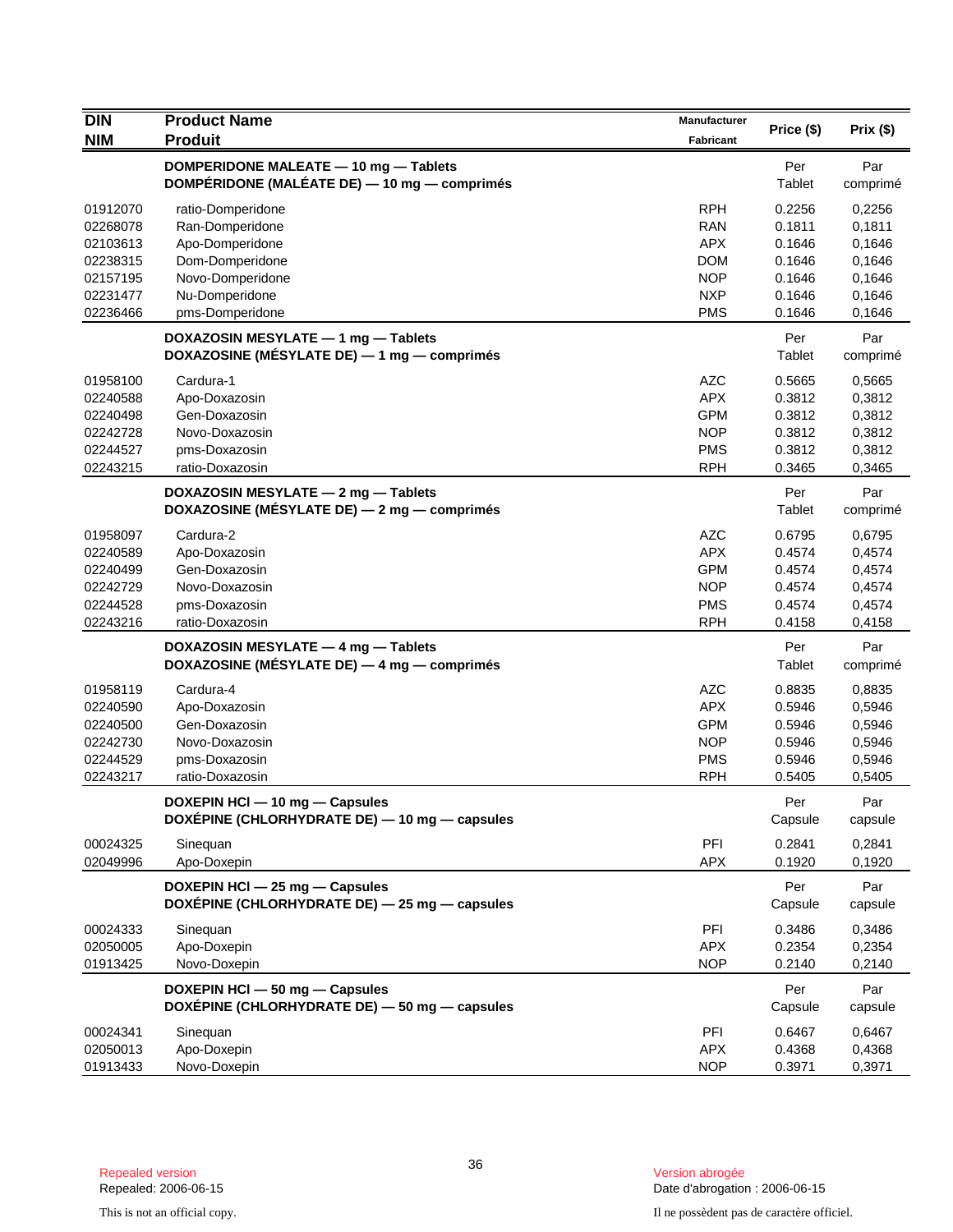| DIN<br>NIM | Product Name<br>Produit | Manufacturer<br>Fabricant | Price ($) | Prix ($) |
|---|---|---|---|---|
| | **DOMPERIDONE MALEATE — 10 mg — Tablets**<br>**DOMPÉRIDONE (MALÉATE DE) — 10 mg — comprimés** | | Per<br>Tablet | Par<br>comprimé |
| 01912070 | ratio-Domperidone | RPH | 0.2256 | 0,2256 |
| 02268078 | Ran-Domperidone | RAN | 0.1811 | 0,1811 |
| 02103613 | Apo-Domperidone | APX | 0.1646 | 0,1646 |
| 02238315 | Dom-Domperidone | DOM | 0.1646 | 0,1646 |
| 02157195 | Novo-Domperidone | NOP | 0.1646 | 0,1646 |
| 02231477 | Nu-Domperidone | NXP | 0.1646 | 0,1646 |
| 02236466 | pms-Domperidone | PMS | 0.1646 | 0,1646 |
| | **DOXAZOSIN MESYLATE — 1 mg — Tablets**<br>**DOXAZOSINE (MÉSYLATE DE) — 1 mg — comprimés** | | Per<br>Tablet | Par<br>comprimé |
| 01958100 | Cardura-1 | AZC | 0.5665 | 0,5665 |
| 02240588 | Apo-Doxazosin | APX | 0.3812 | 0,3812 |
| 02240498 | Gen-Doxazosin | GPM | 0.3812 | 0,3812 |
| 02242728 | Novo-Doxazosin | NOP | 0.3812 | 0,3812 |
| 02244527 | pms-Doxazosin | PMS | 0.3812 | 0,3812 |
| 02243215 | ratio-Doxazosin | RPH | 0.3465 | 0,3465 |
| | **DOXAZOSIN MESYLATE — 2 mg — Tablets**<br>**DOXAZOSINE (MÉSYLATE DE) — 2 mg — comprimés** | | Per<br>Tablet | Par<br>comprimé |
| 01958097 | Cardura-2 | AZC | 0.6795 | 0,6795 |
| 02240589 | Apo-Doxazosin | APX | 0.4574 | 0,4574 |
| 02240499 | Gen-Doxazosin | GPM | 0.4574 | 0,4574 |
| 02242729 | Novo-Doxazosin | NOP | 0.4574 | 0,4574 |
| 02244528 | pms-Doxazosin | PMS | 0.4574 | 0,4574 |
| 02243216 | ratio-Doxazosin | RPH | 0.4158 | 0,4158 |
| | **DOXAZOSIN MESYLATE — 4 mg — Tablets**<br>**DOXAZOSINE (MÉSYLATE DE) — 4 mg — comprimés** | | Per<br>Tablet | Par<br>comprimé |
| 01958119 | Cardura-4 | AZC | 0.8835 | 0,8835 |
| 02240590 | Apo-Doxazosin | APX | 0.5946 | 0,5946 |
| 02240500 | Gen-Doxazosin | GPM | 0.5946 | 0,5946 |
| 02242730 | Novo-Doxazosin | NOP | 0.5946 | 0,5946 |
| 02244529 | pms-Doxazosin | PMS | 0.5946 | 0,5946 |
| 02243217 | ratio-Doxazosin | RPH | 0.5405 | 0,5405 |
| | **DOXEPIN HCl — 10 mg — Capsules**<br>**DOXÉPINE (CHLORHYDRATE DE) — 10 mg — capsules** | | Per<br>Capsule | Par<br>capsule |
| 00024325 | Sinequan | PFI | 0.2841 | 0,2841 |
| 02049996 | Apo-Doxepin | APX | 0.1920 | 0,1920 |
| | **DOXEPIN HCl — 25 mg — Capsules**<br>**DOXÉPINE (CHLORHYDRATE DE) — 25 mg — capsules** | | Per<br>Capsule | Par<br>capsule |
| 00024333 | Sinequan | PFI | 0.3486 | 0,3486 |
| 02050005 | Apo-Doxepin | APX | 0.2354 | 0,2354 |
| 01913425 | Novo-Doxepin | NOP | 0.2140 | 0,2140 |
| | **DOXEPIN HCl — 50 mg — Capsules**<br>**DOXÉPINE (CHLORHYDRATE DE) — 50 mg — capsules** | | Per<br>Capsule | Par<br>capsule |
| 00024341 | Sinequan | PFI | 0.6467 | 0,6467 |
| 02050013 | Apo-Doxepin | APX | 0.4368 | 0,4368 |
| 01913433 | Novo-Doxepin | NOP | 0.3971 | 0,3971 |

Repealed version
Repealed: 2006-06-15

Version abrogée
Date d'abrogation : 2006-06-15

This is not an official copy.

Il ne possèdent pas de caractère officiel.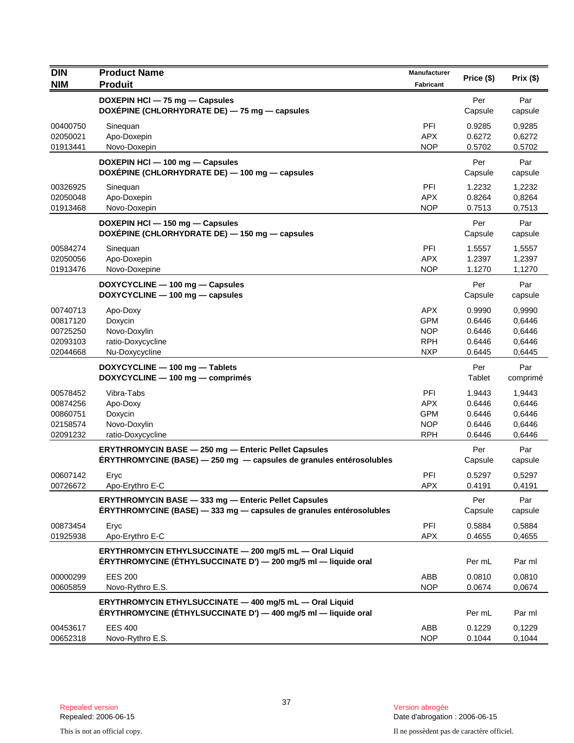| DIN<br>NIM | Product Name<br>Produit | Manufacturer<br>Fabricant | Price ($) | Prix ($) |
|---|---|---|---|---|
| | **DOXEPIN HCl — 75 mg — Capsules**<br>**DOXÉPINE (CHLORHYDRATE DE) — 75 mg — capsules** | | Per Capsule | Par capsule |
| 00400750 | Sinequan | PFI | 0.9285 | 0,9285 |
| 02050021 | Apo-Doxepin | APX | 0.6272 | 0,6272 |
| 01913441 | Novo-Doxepin | NOP | 0.5702 | 0,5702 |
| | **DOXEPIN HCl — 100 mg — Capsules**<br>**DOXÉPINE (CHLORHYDRATE DE) — 100 mg — capsules** | | Per Capsule | Par capsule |
| 00326925 | Sinequan | PFI | 1.2232 | 1,2232 |
| 02050048 | Apo-Doxepin | APX | 0.8264 | 0,8264 |
| 01913468 | Novo-Doxepin | NOP | 0.7513 | 0,7513 |
| | **DOXEPIN HCl — 150 mg — Capsules**<br>**DOXÉPINE (CHLORHYDRATE DE) — 150 mg — capsules** | | Per Capsule | Par capsule |
| 00584274 | Sinequan | PFI | 1.5557 | 1,5557 |
| 02050056 | Apo-Doxepin | APX | 1.2397 | 1,2397 |
| 01913476 | Novo-Doxepine | NOP | 1.1270 | 1,1270 |
| | **DOXYCYCLINE — 100 mg — Capsules**<br>**DOXYCYCLINE — 100 mg — capsules** | | Per Capsule | Par capsule |
| 00740713 | Apo-Doxy | APX | 0.9990 | 0,9990 |
| 00817120 | Doxycin | GPM | 0.6446 | 0,6446 |
| 00725250 | Novo-Doxylin | NOP | 0.6446 | 0,6446 |
| 02093103 | ratio-Doxycycline | RPH | 0.6446 | 0,6446 |
| 02044668 | Nu-Doxycycline | NXP | 0.6445 | 0,6445 |
| | **DOXYCYCLINE — 100 mg — Tablets**<br>**DOXYCYCLINE — 100 mg — comprimés** | | Per Tablet | Par comprimé |
| 00578452 | Vibra-Tabs | PFI | 1.9443 | 1,9443 |
| 00874256 | Apo-Doxy | APX | 0.6446 | 0,6446 |
| 00860751 | Doxycin | GPM | 0.6446 | 0,6446 |
| 02158574 | Novo-Doxylin | NOP | 0.6446 | 0,6446 |
| 02091232 | ratio-Doxycycline | RPH | 0.6446 | 0,6446 |
| | **ERYTHROMYCIN BASE — 250 mg — Enteric Pellet Capsules**<br>**ÉRYTHROMYCINE (BASE) — 250 mg — capsules de granules entérosolubles** | | Per Capsule | Par capsule |
| 00607142 | Eryc | PFI | 0.5297 | 0,5297 |
| 00726672 | Apo-Erythro E-C | APX | 0.4191 | 0,4191 |
| | **ERYTHROMYCIN BASE — 333 mg — Enteric Pellet Capsules**<br>**ÉRYTHROMYCINE (BASE) — 333 mg — capsules de granules entérosolubles** | | Per Capsule | Par capsule |
| 00873454 | Eryc | PFI | 0.5884 | 0,5884 |
| 01925938 | Apo-Erythro E-C | APX | 0.4655 | 0,4655 |
| | **ERYTHROMYCIN ETHYLSUCCINATE — 200 mg/5 mL — Oral Liquid**<br>**ÉRYTHROMYCINE (ÉTHYLSUCCINATE D') — 200 mg/5 ml — liquide oral** | | Per mL | Par ml |
| 00000299 | EES 200 | ABB | 0.0810 | 0,0810 |
| 00605859 | Novo-Rythro E.S. | NOP | 0.0674 | 0,0674 |
| | **ERYTHROMYCIN ETHYLSUCCINATE — 400 mg/5 mL — Oral Liquid**<br>**ÉRYTHROMYCINE (ÉTHYLSUCCINATE D') — 400 mg/5 ml — liquide oral** | | Per mL | Par ml |
| 00453617 | EES 400 | ABB | 0.1229 | 0,1229 |
| 00652318 | Novo-Rythro E.S. | NOP | 0.1044 | 0,1044 |

Repealed version
Repealed: 2006-06-15

Version abrogée
Date d'abrogation : 2006-06-15

This is not an official copy.

Il ne possèdent pas de caractère officiel.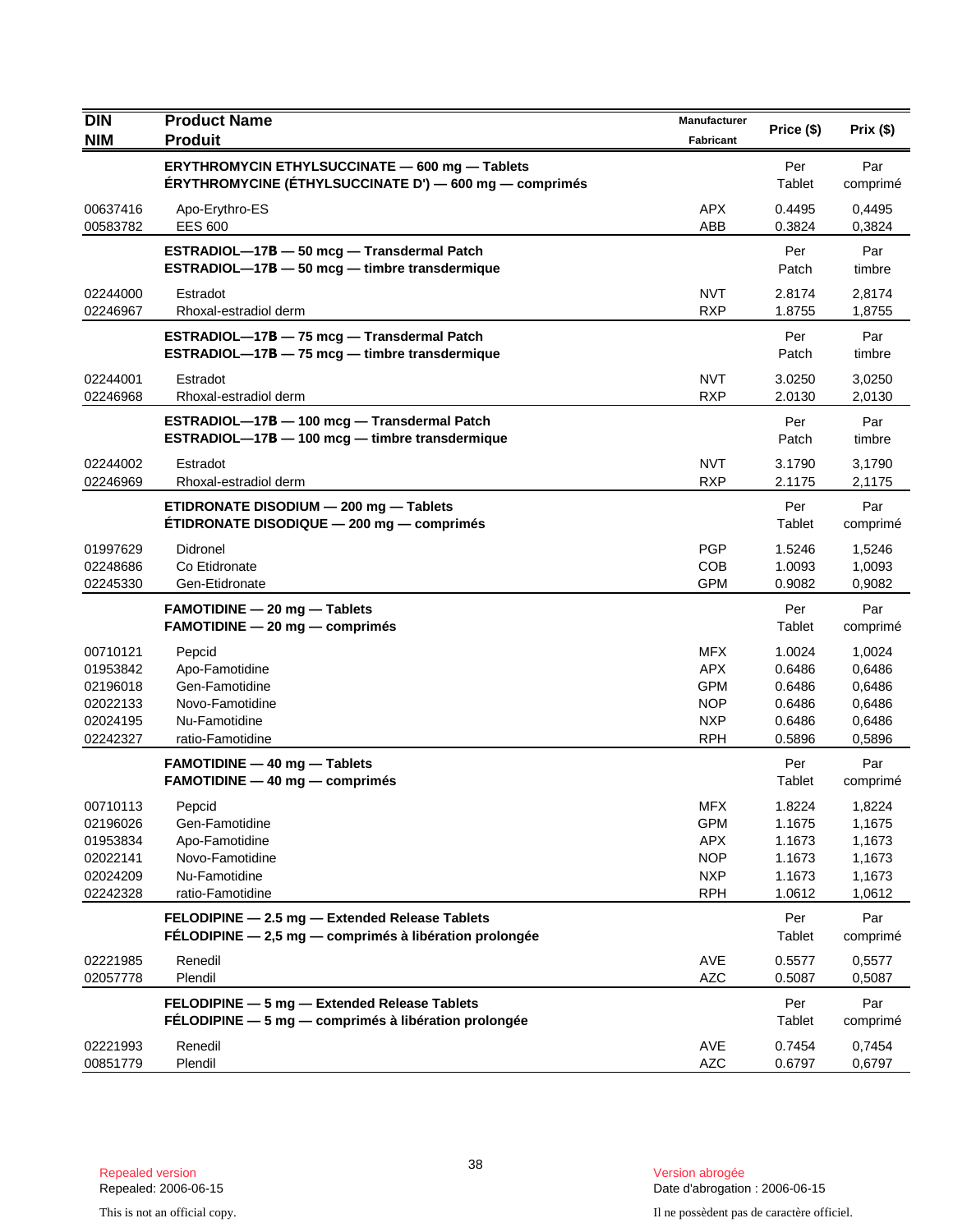| DIN<br>NIM | Product Name<br>Produit | Manufacturer<br>Fabricant | Price ($) | Prix ($) |
|---|---|---|---|---|
| | **ERYTHROMYCIN ETHYLSUCCINATE — 600 mg — Tablets**<br>**ÉRYTHROMYCINE (ÉTHYLSUCCINATE D') — 600 mg — comprimés** | | Per Tablet | Par comprimé |
| 00637416 | Apo-Erythro-ES | APX | 0.4495 | 0,4495 |
| 00583782 | EES 600 | ABB | 0.3824 | 0,3824 |
| | **ESTRADIOL—17B — 50 mcg — Transdermal Patch**<br>**ESTRADIOL—17B — 50 mcg — timbre transdermique** | | Per Patch | Par timbre |
| 02244000 | Estradot | NVT | 2.8174 | 2,8174 |
| 02246967 | Rhoxal-estradiol derm | RXP | 1.8755 | 1,8755 |
| | **ESTRADIOL—17B — 75 mcg — Transdermal Patch**<br>**ESTRADIOL—17B — 75 mcg — timbre transdermique** | | Per Patch | Par timbre |
| 02244001 | Estradot | NVT | 3.0250 | 3,0250 |
| 02246968 | Rhoxal-estradiol derm | RXP | 2.0130 | 2,0130 |
| | **ESTRADIOL—17B — 100 mcg — Transdermal Patch**<br>**ESTRADIOL—17B — 100 mcg — timbre transdermique** | | Per Patch | Par timbre |
| 02244002 | Estradot | NVT | 3.1790 | 3,1790 |
| 02246969 | Rhoxal-estradiol derm | RXP | 2.1175 | 2,1175 |
| | **ETIDRONATE DISODIUM — 200 mg — Tablets**<br>**ÉTIDRONATE DISODIQUE — 200 mg — comprimés** | | Per Tablet | Par comprimé |
| 01997629 | Didronel | PGP | 1.5246 | 1,5246 |
| 02248686 | Co Etidronate | COB | 1.0093 | 1,0093 |
| 02245330 | Gen-Etidronate | GPM | 0.9082 | 0,9082 |
| | **FAMOTIDINE — 20 mg — Tablets**<br>**FAMOTIDINE — 20 mg — comprimés** | | Per Tablet | Par comprimé |
| 00710121 | Pepcid | MFX | 1.0024 | 1,0024 |
| 01953842 | Apo-Famotidine | APX | 0.6486 | 0,6486 |
| 02196018 | Gen-Famotidine | GPM | 0.6486 | 0,6486 |
| 02022133 | Novo-Famotidine | NOP | 0.6486 | 0,6486 |
| 02024195 | Nu-Famotidine | NXP | 0.6486 | 0,6486 |
| 02242327 | ratio-Famotidine | RPH | 0.5896 | 0,5896 |
| | **FAMOTIDINE — 40 mg — Tablets**<br>**FAMOTIDINE — 40 mg — comprimés** | | Per Tablet | Par comprimé |
| 00710113 | Pepcid | MFX | 1.8224 | 1,8224 |
| 02196026 | Gen-Famotidine | GPM | 1.1675 | 1,1675 |
| 01953834 | Apo-Famotidine | APX | 1.1673 | 1,1673 |
| 02022141 | Novo-Famotidine | NOP | 1.1673 | 1,1673 |
| 02024209 | Nu-Famotidine | NXP | 1.1673 | 1,1673 |
| 02242328 | ratio-Famotidine | RPH | 1.0612 | 1,0612 |
| | **FELODIPINE — 2.5 mg — Extended Release Tablets**<br>**FÉLODIPINE — 2,5 mg — comprimés à libération prolongée** | | Per Tablet | Par comprimé |
| 02221985 | Renedil | AVE | 0.5577 | 0,5577 |
| 02057778 | Plendil | AZC | 0.5087 | 0,5087 |
| | **FELODIPINE — 5 mg — Extended Release Tablets**<br>**FÉLODIPINE — 5 mg — comprimés à libération prolongée** | | Per Tablet | Par comprimé |
| 02221993 | Renedil | AVE | 0.7454 | 0,7454 |
| 00851779 | Plendil | AZC | 0.6797 | 0,6797 |

Repealed version
Repealed: 2006-06-15

This is not an official copy.

Version abrogée
Date d'abrogation : 2006-06-15

Il ne possèdent pas de caractère officiel.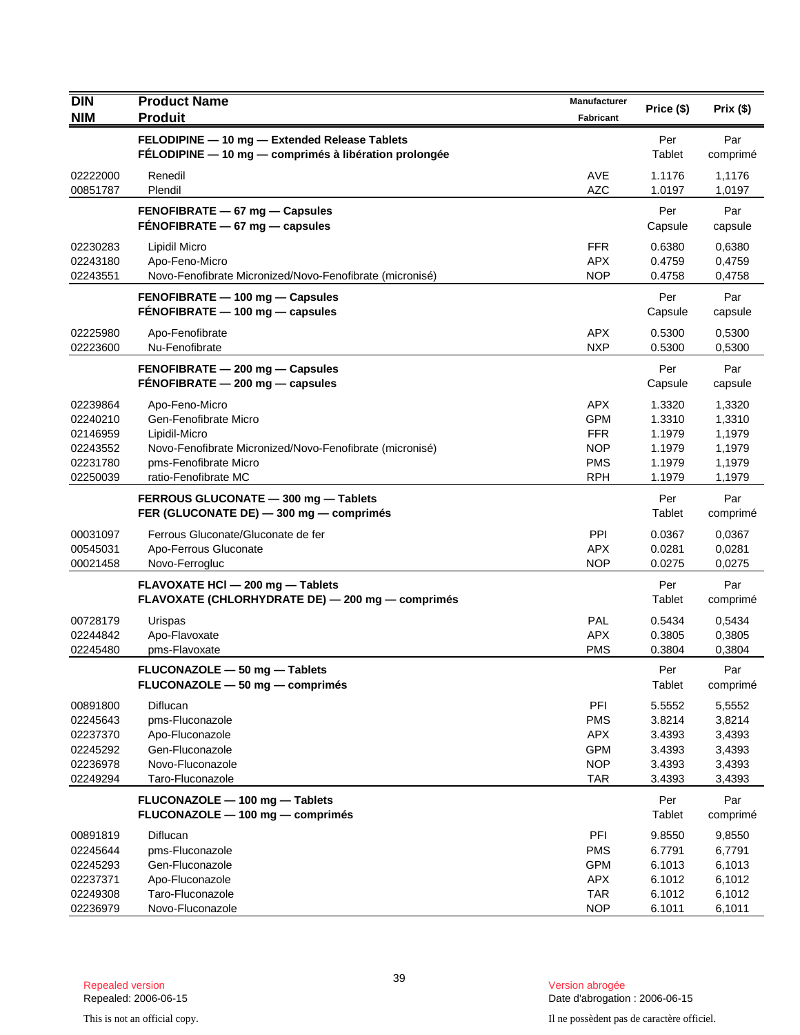| DIN<br>NIM | Product Name<br>Produit | Manufacturer<br>Fabricant | Price ($) | Prix ($) |
|---|---|---|---|---|
| | **FELODIPINE — 10 mg — Extended Release Tablets**<br>**FÉLODIPINE — 10 mg — comprimés à libération prolongée** | | Per Tablet | Par comprimé |
| 02222000 | Renedil | AVE | 1.1176 | 1,1176 |
| 00851787 | Plendil | AZC | 1.0197 | 1,0197 |
| | **FENOFIBRATE — 67 mg — Capsules**<br>**FÉNOFIBRATE — 67 mg — capsules** | | Per Capsule | Par capsule |
| 02230283 | Lipidil Micro | FFR | 0.6380 | 0,6380 |
| 02243180 | Apo-Feno-Micro | APX | 0.4759 | 0,4759 |
| 02243551 | Novo-Fenofibrate Micronized/Novo-Fenofibrate (micronisé) | NOP | 0.4758 | 0,4758 |
| | **FENOFIBRATE — 100 mg — Capsules**<br>**FÉNOFIBRATE — 100 mg — capsules** | | Per Capsule | Par capsule |
| 02225980 | Apo-Fenofibrate | APX | 0.5300 | 0,5300 |
| 02223600 | Nu-Fenofibrate | NXP | 0.5300 | 0,5300 |
| | **FENOFIBRATE — 200 mg — Capsules**<br>**FÉNOFIBRATE — 200 mg — capsules** | | Per Capsule | Par capsule |
| 02239864 | Apo-Feno-Micro | APX | 1.3320 | 1,3320 |
| 02240210 | Gen-Fenofibrate Micro | GPM | 1.3310 | 1,3310 |
| 02146959 | Lipidil-Micro | FFR | 1.1979 | 1,1979 |
| 02243552 | Novo-Fenofibrate Micronized/Novo-Fenofibrate (micronisé) | NOP | 1.1979 | 1,1979 |
| 02231780 | pms-Fenofibrate Micro | PMS | 1.1979 | 1,1979 |
| 02250039 | ratio-Fenofibrate MC | RPH | 1.1979 | 1,1979 |
| | **FERROUS GLUCONATE — 300 mg — Tablets**<br>**FER (GLUCONATE DE) — 300 mg — comprimés** | | Per Tablet | Par comprimé |
| 00031097 | Ferrous Gluconate/Gluconate de fer | PPI | 0.0367 | 0,0367 |
| 00545031 | Apo-Ferrous Gluconate | APX | 0.0281 | 0,0281 |
| 00021458 | Novo-Ferrogluc | NOP | 0.0275 | 0,0275 |
| | **FLAVOXATE HCl — 200 mg — Tablets**<br>**FLAVOXATE (CHLORHYDRATE DE) — 200 mg — comprimés** | | Per Tablet | Par comprimé |
| 00728179 | Urispas | PAL | 0.5434 | 0,5434 |
| 02244842 | Apo-Flavoxate | APX | 0.3805 | 0,3805 |
| 02245480 | pms-Flavoxate | PMS | 0.3804 | 0,3804 |
| | **FLUCONAZOLE — 50 mg — Tablets**<br>**FLUCONAZOLE — 50 mg — comprimés** | | Per Tablet | Par comprimé |
| 00891800 | Diflucan | PFI | 5.5552 | 5,5552 |
| 02245643 | pms-Fluconazole | PMS | 3.8214 | 3,8214 |
| 02237370 | Apo-Fluconazole | APX | 3.4393 | 3,4393 |
| 02245292 | Gen-Fluconazole | GPM | 3.4393 | 3,4393 |
| 02236978 | Novo-Fluconazole | NOP | 3.4393 | 3,4393 |
| 02249294 | Taro-Fluconazole | TAR | 3.4393 | 3,4393 |
| | **FLUCONAZOLE — 100 mg — Tablets**<br>**FLUCONAZOLE — 100 mg — comprimés** | | Per Tablet | Par comprimé |
| 00891819 | Diflucan | PFI | 9.8550 | 9,8550 |
| 02245644 | pms-Fluconazole | PMS | 6.7791 | 6,7791 |
| 02245293 | Gen-Fluconazole | GPM | 6.1013 | 6,1013 |
| 02237371 | Apo-Fluconazole | APX | 6.1012 | 6,1012 |
| 02249308 | Taro-Fluconazole | TAR | 6.1012 | 6,1012 |
| 02236979 | Novo-Fluconazole | NOP | 6.1011 | 6,1011 |

Repealed version
Repealed: 2006-06-15

Version abrogée
Date d'abrogation : 2006-06-15

This is not an official copy.

Il ne possèdent pas de caractère officiel.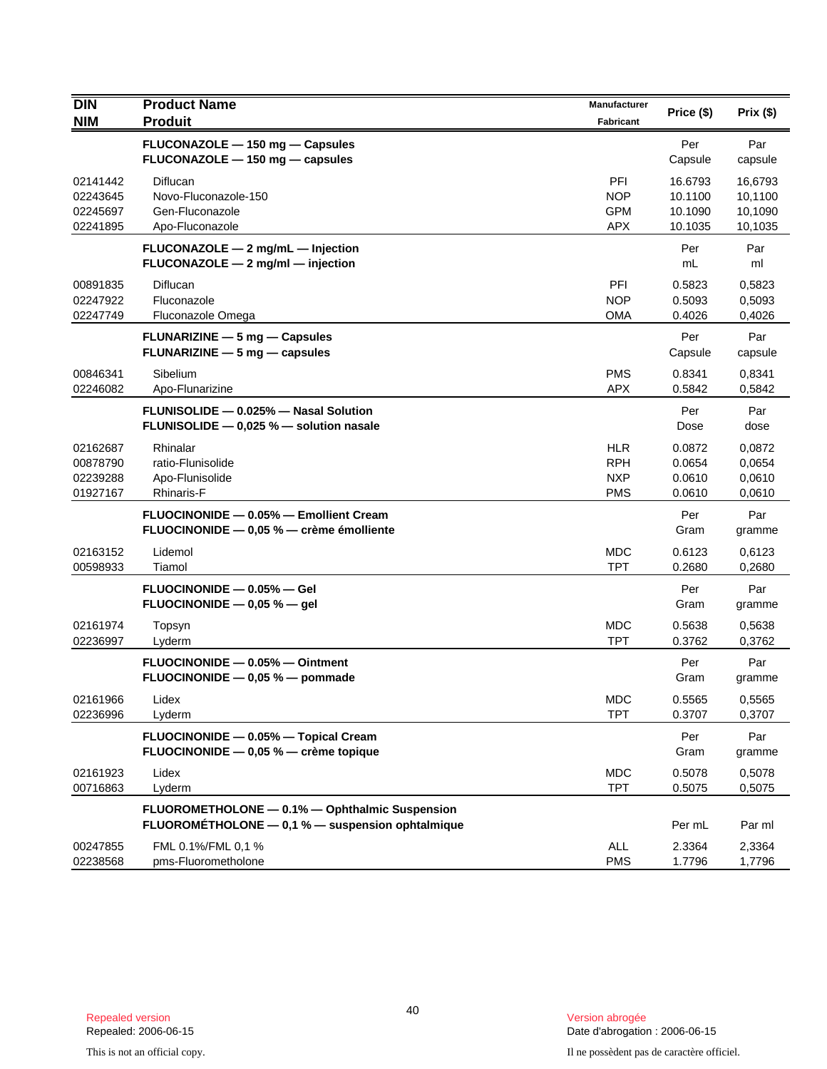| DIN<br>NIM | Product Name<br>Produit | Manufacturer<br>Fabricant | Price ($) | Prix ($) |
|---|---|---|---|---|
| | **FLUCONAZOLE — 150 mg — Capsules**<br>**FLUCONAZOLE — 150 mg — capsules** | | Per<br>Capsule | Par<br>capsule |
| 02141442 | Diflucan | PFI | 16.6793 | 16,6793 |
| 02243645 | Novo-Fluconazole-150 | NOP | 10.1100 | 10,1100 |
| 02245697 | Gen-Fluconazole | GPM | 10.1090 | 10,1090 |
| 02241895 | Apo-Fluconazole | APX | 10.1035 | 10,1035 |
| | **FLUCONAZOLE — 2 mg/mL — Injection**<br>**FLUCONAZOLE — 2 mg/ml — injection** | | Per<br>mL | Par<br>ml |
| 00891835 | Diflucan | PFI | 0.5823 | 0,5823 |
| 02247922 | Fluconazole | NOP | 0.5093 | 0,5093 |
| 02247749 | Fluconazole Omega | OMA | 0.4026 | 0,4026 |
| | **FLUNARIZINE — 5 mg — Capsules**<br>**FLUNARIZINE — 5 mg — capsules** | | Per<br>Capsule | Par<br>capsule |
| 00846341 | Sibelium | PMS | 0.8341 | 0,8341 |
| 02246082 | Apo-Flunarizine | APX | 0.5842 | 0,5842 |
| | **FLUNISOLIDE — 0.025% — Nasal Solution**<br>**FLUNISOLIDE — 0,025 % — solution nasale** | | Per<br>Dose | Par<br>dose |
| 02162687 | Rhinalar | HLR | 0.0872 | 0,0872 |
| 00878790 | ratio-Flunisolide | RPH | 0.0654 | 0,0654 |
| 02239288 | Apo-Flunisolide | NXP | 0.0610 | 0,0610 |
| 01927167 | Rhinaris-F | PMS | 0.0610 | 0,0610 |
| | **FLUOCINONIDE — 0.05% — Emollient Cream**<br>**FLUOCINONIDE — 0,05 % — crème émolliente** | | Per<br>Gram | Par<br>gramme |
| 02163152 | Lidemol | MDC | 0.6123 | 0,6123 |
| 00598933 | Tiamol | TPT | 0.2680 | 0,2680 |
| | **FLUOCINONIDE — 0.05% — Gel**<br>**FLUOCINONIDE — 0,05 % — gel** | | Per<br>Gram | Par<br>gramme |
| 02161974 | Topsyn | MDC | 0.5638 | 0,5638 |
| 02236997 | Lyderm | TPT | 0.3762 | 0,3762 |
| | **FLUOCINONIDE — 0.05% — Ointment**<br>**FLUOCINONIDE — 0,05 % — pommade** | | Per<br>Gram | Par<br>gramme |
| 02161966 | Lidex | MDC | 0.5565 | 0,5565 |
| 02236996 | Lyderm | TPT | 0.3707 | 0,3707 |
| | **FLUOCINONIDE — 0.05% — Topical Cream**<br>**FLUOCINONIDE — 0,05 % — crème topique** | | Per<br>Gram | Par<br>gramme |
| 02161923 | Lidex | MDC | 0.5078 | 0,5078 |
| 00716863 | Lyderm | TPT | 0.5075 | 0,5075 |
| | **FLUOROMETHOLONE — 0.1% — Ophthalmic Suspension**<br>**FLUOROMÉTHOLONE — 0,1 % — suspension ophtalmique** | | Per mL | Par ml |
| 00247855 | FML 0.1%/FML 0,1 % | ALL | 2.3364 | 2,3364 |
| 02238568 | pms-Fluorometholone | PMS | 1.7796 | 1,7796 |

Repealed version
Repealed: 2006-06-15

Version abrogée
Date d'abrogation : 2006-06-15

This is not an official copy.

Il ne possèdent pas de caractère officiel.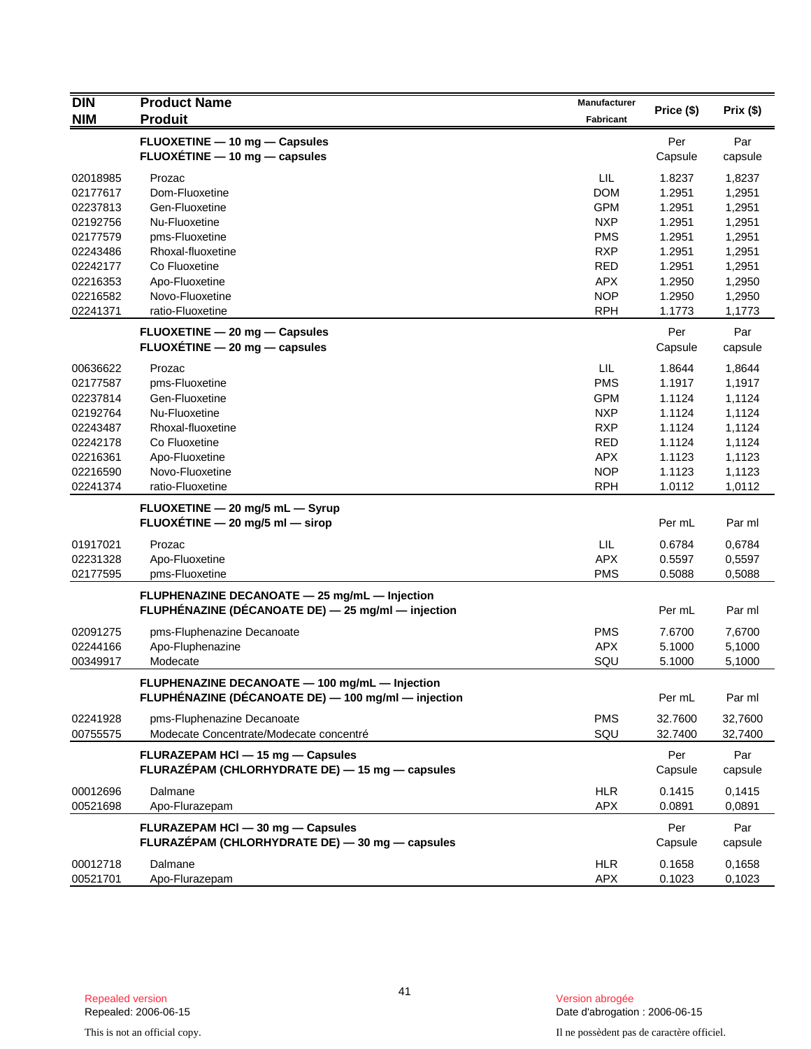| DIN<br>NIM | Product Name<br>Produit | Manufacturer<br>Fabricant | Price ($) | Prix ($) |
|---|---|---|---|---|
| | **FLUOXETINE — 10 mg — Capsules**<br>**FLUOXÉTINE — 10 mg — capsules** | | Per Capsule | Par capsule |
| 02018985 | Prozac | LIL | 1.8237 | 1,8237 |
| 02177617 | Dom-Fluoxetine | DOM | 1.2951 | 1,2951 |
| 02237813 | Gen-Fluoxetine | GPM | 1.2951 | 1,2951 |
| 02192756 | Nu-Fluoxetine | NXP | 1.2951 | 1,2951 |
| 02177579 | pms-Fluoxetine | PMS | 1.2951 | 1,2951 |
| 02243486 | Rhoxal-fluoxetine | RXP | 1.2951 | 1,2951 |
| 02242177 | Co Fluoxetine | RED | 1.2951 | 1,2951 |
| 02216353 | Apo-Fluoxetine | APX | 1.2950 | 1,2950 |
| 02216582 | Novo-Fluoxetine | NOP | 1.2950 | 1,2950 |
| 02241371 | ratio-Fluoxetine | RPH | 1.1773 | 1,1773 |
| | **FLUOXETINE — 20 mg — Capsules**<br>**FLUOXÉTINE — 20 mg — capsules** | | Per Capsule | Par capsule |
| 00636622 | Prozac | LIL | 1.8644 | 1,8644 |
| 02177587 | pms-Fluoxetine | PMS | 1.1917 | 1,1917 |
| 02237814 | Gen-Fluoxetine | GPM | 1.1124 | 1,1124 |
| 02192764 | Nu-Fluoxetine | NXP | 1.1124 | 1,1124 |
| 02243487 | Rhoxal-fluoxetine | RXP | 1.1124 | 1,1124 |
| 02242178 | Co Fluoxetine | RED | 1.1124 | 1,1124 |
| 02216361 | Apo-Fluoxetine | APX | 1.1123 | 1,1123 |
| 02216590 | Novo-Fluoxetine | NOP | 1.1123 | 1,1123 |
| 02241374 | ratio-Fluoxetine | RPH | 1.0112 | 1,0112 |
| | **FLUOXETINE — 20 mg/5 mL — Syrup**<br>**FLUOXÉTINE — 20 mg/5 ml — sirop** | | Per mL | Par ml |
| 01917021 | Prozac | LIL | 0.6784 | 0,6784 |
| 02231328 | Apo-Fluoxetine | APX | 0.5597 | 0,5597 |
| 02177595 | pms-Fluoxetine | PMS | 0.5088 | 0,5088 |
| | **FLUPHENAZINE DECANOATE — 25 mg/mL — Injection**<br>**FLUPHÉNAZINE (DÉCANOATE DE) — 25 mg/ml — injection** | | Per mL | Par ml |
| 02091275 | pms-Fluphenazine Decanoate | PMS | 7.6700 | 7,6700 |
| 02244166 | Apo-Fluphenazine | APX | 5.1000 | 5,1000 |
| 00349917 | Modecate | SQU | 5.1000 | 5,1000 |
| | **FLUPHENAZINE DECANOATE — 100 mg/mL — Injection**<br>**FLUPHÉNAZINE (DÉCANOATE DE) — 100 mg/ml — injection** | | Per mL | Par ml |
| 02241928 | pms-Fluphenazine Decanoate | PMS | 32.7600 | 32,7600 |
| 00755575 | Modecate Concentrate/Modecate concentré | SQU | 32.7400 | 32,7400 |
| | **FLURAZEPAM HCl — 15 mg — Capsules**<br>**FLURAZÉPAM (CHLORHYDRATE DE) — 15 mg — capsules** | | Per Capsule | Par capsule |
| 00012696 | Dalmane | HLR | 0.1415 | 0,1415 |
| 00521698 | Apo-Flurazepam | APX | 0.0891 | 0,0891 |
| | **FLURAZEPAM HCl — 30 mg — Capsules**<br>**FLURAZÉPAM (CHLORHYDRATE DE) — 30 mg — capsules** | | Per Capsule | Par capsule |
| 00012718 | Dalmane | HLR | 0.1658 | 0,1658 |
| 00521701 | Apo-Flurazepam | APX | 0.1023 | 0,1023 |

Repealed version
Repealed: 2006-06-15

This is not an official copy.

Version abrogée
Date d'abrogation : 2006-06-15

Il ne possèdent pas de caractère officiel.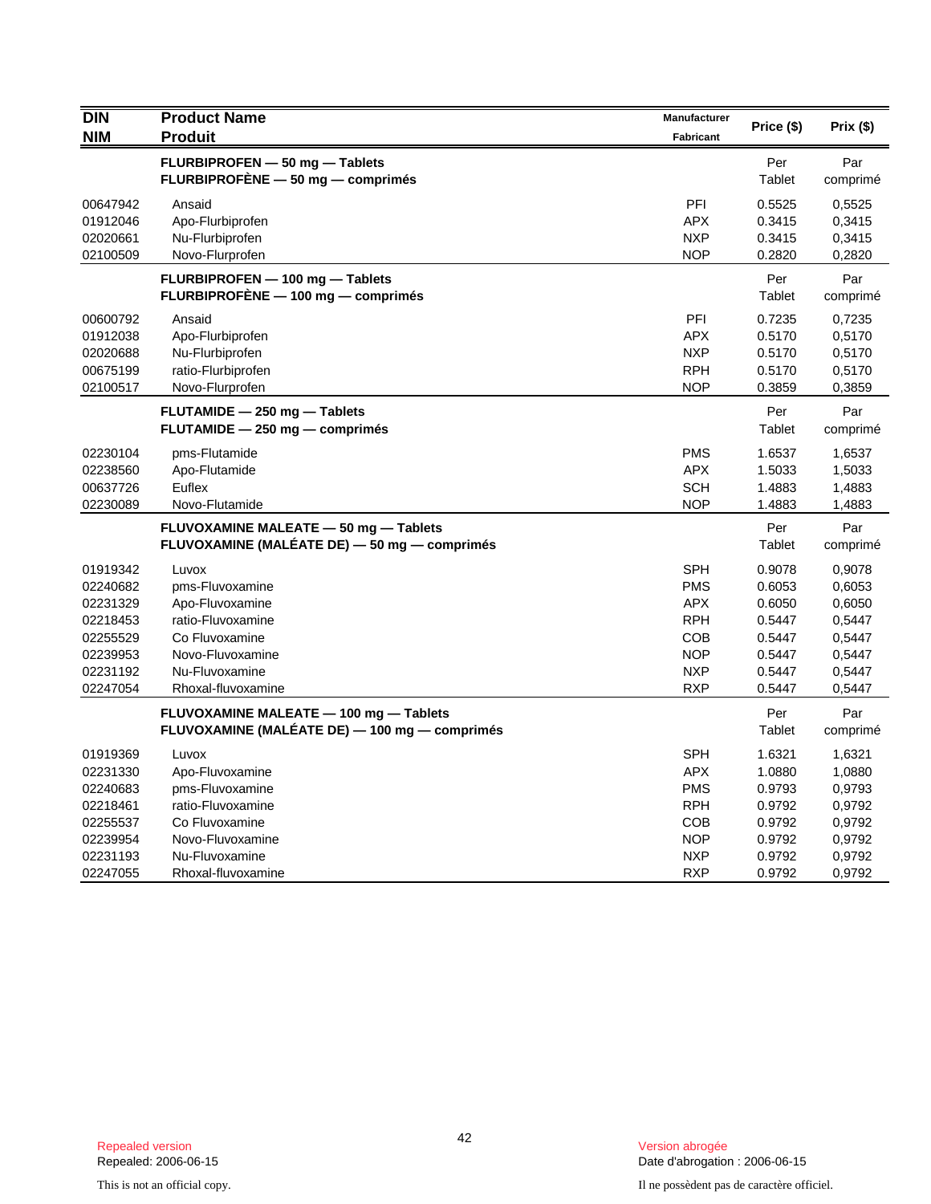| DIN<br>NIM | Product Name<br>Produit | Manufacturer<br>Fabricant | Price ($) | Prix ($) |
|---|---|---|---|---|
| | **FLURBIPROFEN — 50 mg — Tablets**<br>**FLURBIPROFÈNE — 50 mg — comprimés** | | Per Tablet | Par comprimé |
| 00647942 | Ansaid | PFI | 0.5525 | 0,5525 |
| 01912046 | Apo-Flurbiprofen | APX | 0.3415 | 0,3415 |
| 02020661 | Nu-Flurbiprofen | NXP | 0.3415 | 0,3415 |
| 02100509 | Novo-Flurprofen | NOP | 0.2820 | 0,2820 |
| | **FLURBIPROFEN — 100 mg — Tablets**<br>**FLURBIPROFÈNE — 100 mg — comprimés** | | Per Tablet | Par comprimé |
| 00600792 | Ansaid | PFI | 0.7235 | 0,7235 |
| 01912038 | Apo-Flurbiprofen | APX | 0.5170 | 0,5170 |
| 02020688 | Nu-Flurbiprofen | NXP | 0.5170 | 0,5170 |
| 00675199 | ratio-Flurbiprofen | RPH | 0.5170 | 0,5170 |
| 02100517 | Novo-Flurprofen | NOP | 0.3859 | 0,3859 |
| | **FLUTAMIDE — 250 mg — Tablets**<br>**FLUTAMIDE — 250 mg — comprimés** | | Per Tablet | Par comprimé |
| 02230104 | pms-Flutamide | PMS | 1.6537 | 1,6537 |
| 02238560 | Apo-Flutamide | APX | 1.5033 | 1,5033 |
| 00637726 | Euflex | SCH | 1.4883 | 1,4883 |
| 02230089 | Novo-Flutamide | NOP | 1.4883 | 1,4883 |
| | **FLUVOXAMINE MALEATE — 50 mg — Tablets**<br>**FLUVOXAMINE (MALÉATE DE) — 50 mg — comprimés** | | Per Tablet | Par comprimé |
| 01919342 | Luvox | SPH | 0.9078 | 0,9078 |
| 02240682 | pms-Fluvoxamine | PMS | 0.6053 | 0,6053 |
| 02231329 | Apo-Fluvoxamine | APX | 0.6050 | 0,6050 |
| 02218453 | ratio-Fluvoxamine | RPH | 0.5447 | 0,5447 |
| 02255529 | Co Fluvoxamine | COB | 0.5447 | 0,5447 |
| 02239953 | Novo-Fluvoxamine | NOP | 0.5447 | 0,5447 |
| 02231192 | Nu-Fluvoxamine | NXP | 0.5447 | 0,5447 |
| 02247054 | Rhoxal-fluvoxamine | RXP | 0.5447 | 0,5447 |
| | **FLUVOXAMINE MALEATE — 100 mg — Tablets**<br>**FLUVOXAMINE (MALÉATE DE) — 100 mg — comprimés** | | Per Tablet | Par comprimé |
| 01919369 | Luvox | SPH | 1.6321 | 1,6321 |
| 02231330 | Apo-Fluvoxamine | APX | 1.0880 | 1,0880 |
| 02240683 | pms-Fluvoxamine | PMS | 0.9793 | 0,9793 |
| 02218461 | ratio-Fluvoxamine | RPH | 0.9792 | 0,9792 |
| 02255537 | Co Fluvoxamine | COB | 0.9792 | 0,9792 |
| 02239954 | Novo-Fluvoxamine | NOP | 0.9792 | 0,9792 |
| 02231193 | Nu-Fluvoxamine | NXP | 0.9792 | 0,9792 |
| 02247055 | Rhoxal-fluvoxamine | RXP | 0.9792 | 0,9792 |

Repealed version
Repealed: 2006-06-15

Version abrogée
Date d'abrogation : 2006-06-15

This is not an official copy.

Il ne possèdent pas de caractère officiel.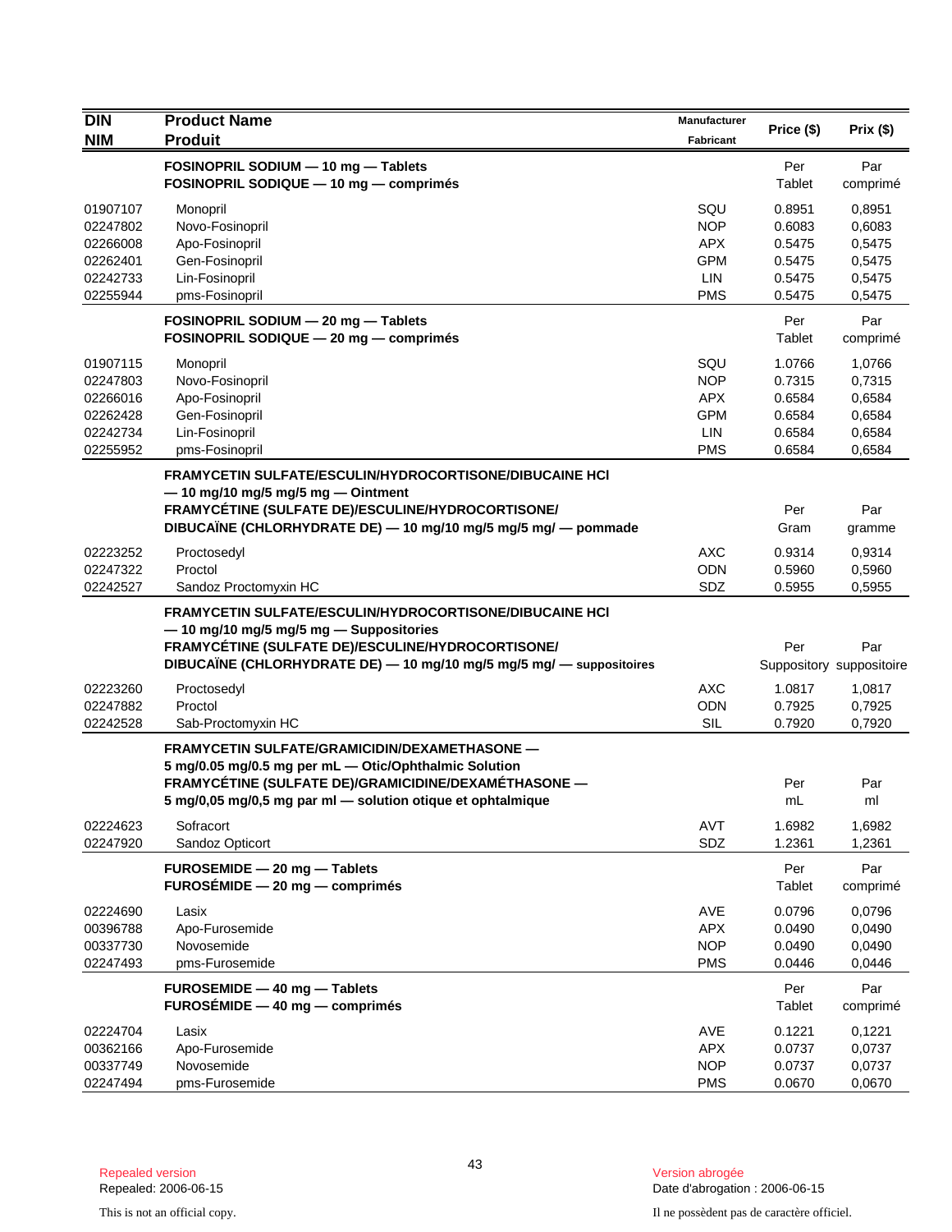| DIN<br>NIM | Product Name<br>Produit | Manufacturer<br>Fabricant | Price ($) | Prix ($) |
|---|---|---|---|---|
| | **FOSINOPRIL SODIUM — 10 mg — Tablets**<br>**FOSINOPRIL SODIQUE — 10 mg — comprimés** | | Per Tablet | Par comprimé |
| 01907107 | Monopril | SQU | 0.8951 | 0,8951 |
| 02247802 | Novo-Fosinopril | NOP | 0.6083 | 0,6083 |
| 02266008 | Apo-Fosinopril | APX | 0.5475 | 0,5475 |
| 02262401 | Gen-Fosinopril | GPM | 0.5475 | 0,5475 |
| 02242733 | Lin-Fosinopril | LIN | 0.5475 | 0,5475 |
| 02255944 | pms-Fosinopril | PMS | 0.5475 | 0,5475 |
| | **FOSINOPRIL SODIUM — 20 mg — Tablets**<br>**FOSINOPRIL SODIQUE — 20 mg — comprimés** | | Per Tablet | Par comprimé |
| 01907115 | Monopril | SQU | 1.0766 | 1,0766 |
| 02247803 | Novo-Fosinopril | NOP | 0.7315 | 0,7315 |
| 02266016 | Apo-Fosinopril | APX | 0.6584 | 0,6584 |
| 02262428 | Gen-Fosinopril | GPM | 0.6584 | 0,6584 |
| 02242734 | Lin-Fosinopril | LIN | 0.6584 | 0,6584 |
| 02255952 | pms-Fosinopril | PMS | 0.6584 | 0,6584 |
| | **FRAMYCETIN SULFATE/ESCULIN/HYDROCORTISONE/DIBUCAINE HCl — 10 mg/10 mg/5 mg/5 mg — Ointment**<br>**FRAMYCÉTINE (SULFATE DE)/ESCULINE/HYDROCORTISONE/ DIBUCAÏNE (CHLORHYDRATE DE) — 10 mg/10 mg/5 mg/5 mg/ — pommade** | | Per Gram | Par gramme |
| 02223252 | Proctosedyl | AXC | 0.9314 | 0,9314 |
| 02247322 | Proctol | ODN | 0.5960 | 0,5960 |
| 02242527 | Sandoz Proctomyxin HC | SDZ | 0.5955 | 0,5955 |
| | **FRAMYCETIN SULFATE/ESCULIN/HYDROCORTISONE/DIBUCAINE HCl — 10 mg/10 mg/5 mg/5 mg — Suppositories**<br>**FRAMYCÉTINE (SULFATE DE)/ESCULINE/HYDROCORTISONE/ DIBUCAÏNE (CHLORHYDRATE DE) — 10 mg/10 mg/5 mg/5 mg/ — suppositoires** | | Per Suppository | Par suppositoire |
| 02223260 | Proctosedyl | AXC | 1.0817 | 1,0817 |
| 02247882 | Proctol | ODN | 0.7925 | 0,7925 |
| 02242528 | Sab-Proctomyxin HC | SIL | 0.7920 | 0,7920 |
| | **FRAMYCETIN SULFATE/GRAMICIDIN/DEXAMETHASONE — 5 mg/0.05 mg/0.5 mg per mL — Otic/Ophthalmic Solution**<br>**FRAMYCÉTINE (SULFATE DE)/GRAMICIDINE/DEXAMÉTHASONE — 5 mg/0,05 mg/0,5 mg par ml — solution otique et ophtalmique** | | Per mL | Par ml |
| 02224623 | Sofracort | AVT | 1.6982 | 1,6982 |
| 02247920 | Sandoz Opticort | SDZ | 1.2361 | 1,2361 |
| | **FUROSEMIDE — 20 mg — Tablets**<br>**FUROSÉMIDE — 20 mg — comprimés** | | Per Tablet | Par comprimé |
| 02224690 | Lasix | AVE | 0.0796 | 0,0796 |
| 00396788 | Apo-Furosemide | APX | 0.0490 | 0,0490 |
| 00337730 | Novosemide | NOP | 0.0490 | 0,0490 |
| 02247493 | pms-Furosemide | PMS | 0.0446 | 0,0446 |
| | **FUROSEMIDE — 40 mg — Tablets**<br>**FUROSÉMIDE — 40 mg — comprimés** | | Per Tablet | Par comprimé |
| 02224704 | Lasix | AVE | 0.1221 | 0,1221 |
| 00362166 | Apo-Furosemide | APX | 0.0737 | 0,0737 |
| 00337749 | Novosemide | NOP | 0.0737 | 0,0737 |
| 02247494 | pms-Furosemide | PMS | 0.0670 | 0,0670 |

Repealed version
Repealed: 2006-06-15

Version abrogée
Date d'abrogation : 2006-06-15

This is not an official copy.

Il ne possèdent pas de caractère officiel.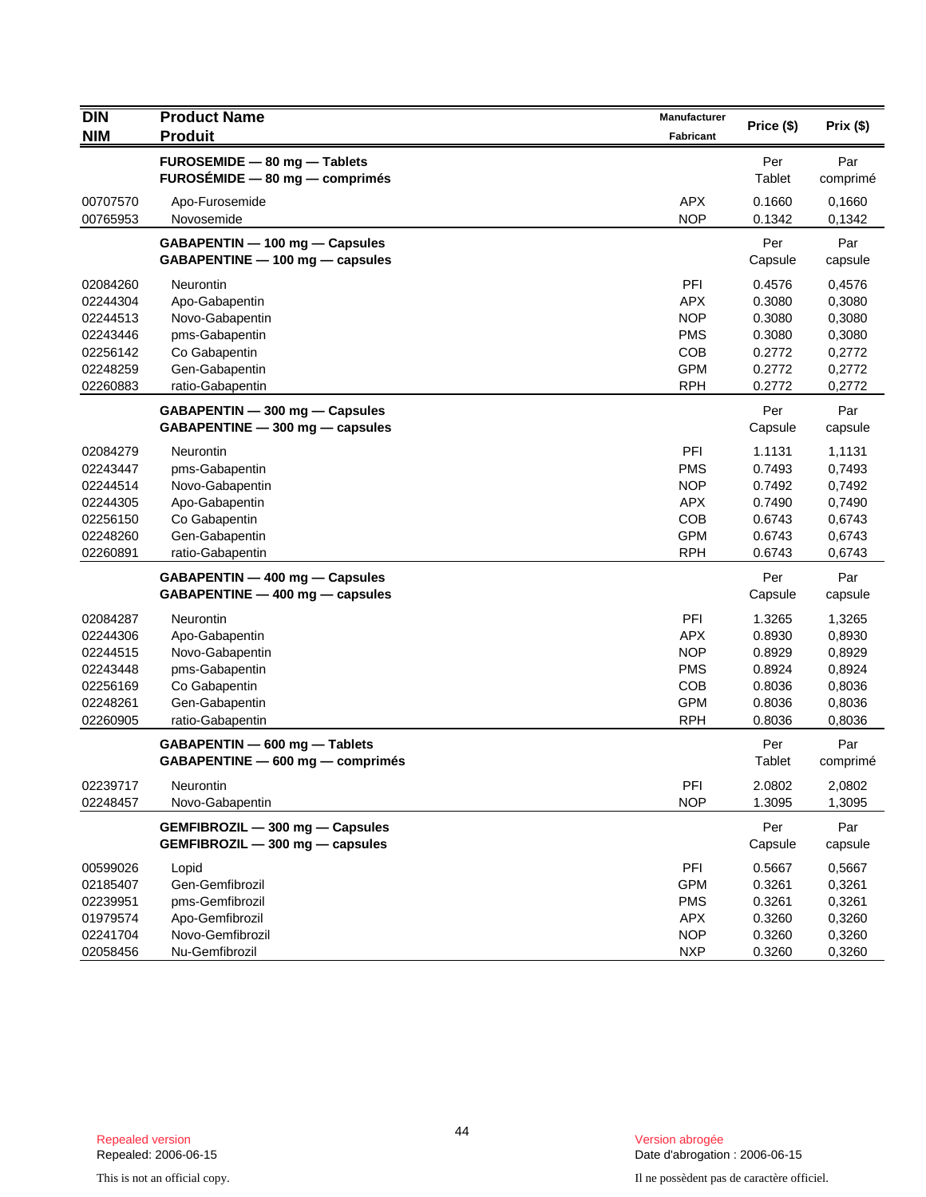| DIN<br>NIM | Product Name<br>Produit | Manufacturer<br>Fabricant | Price ($) | Prix ($) |
|---|---|---|---|---|
| | **FUROSEMIDE — 80 mg — Tablets**<br>**FUROSÉMIDE — 80 mg — comprimés** | | Per<br>Tablet | Par<br>comprimé |
| 00707570 | Apo-Furosemide | APX | 0.1660 | 0,1660 |
| 00765953 | Novosemide | NOP | 0.1342 | 0,1342 |
| | **GABAPENTIN — 100 mg — Capsules**<br>**GABAPENTINE — 100 mg — capsules** | | Per<br>Capsule | Par<br>capsule |
| 02084260 | Neurontin | PFI | 0.4576 | 0,4576 |
| 02244304 | Apo-Gabapentin | APX | 0.3080 | 0,3080 |
| 02244513 | Novo-Gabapentin | NOP | 0.3080 | 0,3080 |
| 02243446 | pms-Gabapentin | PMS | 0.3080 | 0,3080 |
| 02256142 | Co Gabapentin | COB | 0.2772 | 0,2772 |
| 02248259 | Gen-Gabapentin | GPM | 0.2772 | 0,2772 |
| 02260883 | ratio-Gabapentin | RPH | 0.2772 | 0,2772 |
| | **GABAPENTIN — 300 mg — Capsules**<br>**GABAPENTINE — 300 mg — capsules** | | Per<br>Capsule | Par<br>capsule |
| 02084279 | Neurontin | PFI | 1.1131 | 1,1131 |
| 02243447 | pms-Gabapentin | PMS | 0.7493 | 0,7493 |
| 02244514 | Novo-Gabapentin | NOP | 0.7492 | 0,7492 |
| 02244305 | Apo-Gabapentin | APX | 0.7490 | 0,7490 |
| 02256150 | Co Gabapentin | COB | 0.6743 | 0,6743 |
| 02248260 | Gen-Gabapentin | GPM | 0.6743 | 0,6743 |
| 02260891 | ratio-Gabapentin | RPH | 0.6743 | 0,6743 |
| | **GABAPENTIN — 400 mg — Capsules**<br>**GABAPENTINE — 400 mg — capsules** | | Per<br>Capsule | Par<br>capsule |
| 02084287 | Neurontin | PFI | 1.3265 | 1,3265 |
| 02244306 | Apo-Gabapentin | APX | 0.8930 | 0,8930 |
| 02244515 | Novo-Gabapentin | NOP | 0.8929 | 0,8929 |
| 02243448 | pms-Gabapentin | PMS | 0.8924 | 0,8924 |
| 02256169 | Co Gabapentin | COB | 0.8036 | 0,8036 |
| 02248261 | Gen-Gabapentin | GPM | 0.8036 | 0,8036 |
| 02260905 | ratio-Gabapentin | RPH | 0.8036 | 0,8036 |
| | **GABAPENTIN — 600 mg — Tablets**<br>**GABAPENTINE — 600 mg — comprimés** | | Per<br>Tablet | Par<br>comprimé |
| 02239717 | Neurontin | PFI | 2.0802 | 2,0802 |
| 02248457 | Novo-Gabapentin | NOP | 1.3095 | 1,3095 |
| | **GEMFIBROZIL — 300 mg — Capsules**<br>**GEMFIBROZIL — 300 mg — capsules** | | Per<br>Capsule | Par<br>capsule |
| 00599026 | Lopid | PFI | 0.5667 | 0,5667 |
| 02185407 | Gen-Gemfibrozil | GPM | 0.3261 | 0,3261 |
| 02239951 | pms-Gemfibrozil | PMS | 0.3261 | 0,3261 |
| 01979574 | Apo-Gemfibrozil | APX | 0.3260 | 0,3260 |
| 02241704 | Novo-Gemfibrozil | NOP | 0.3260 | 0,3260 |
| 02058456 | Nu-Gemfibrozil | NXP | 0.3260 | 0,3260 |

Repealed version
Repealed: 2006-06-15

Version abrogée
Date d'abrogation : 2006-06-15

This is not an official copy.

Il ne possèdent pas de caractère officiel.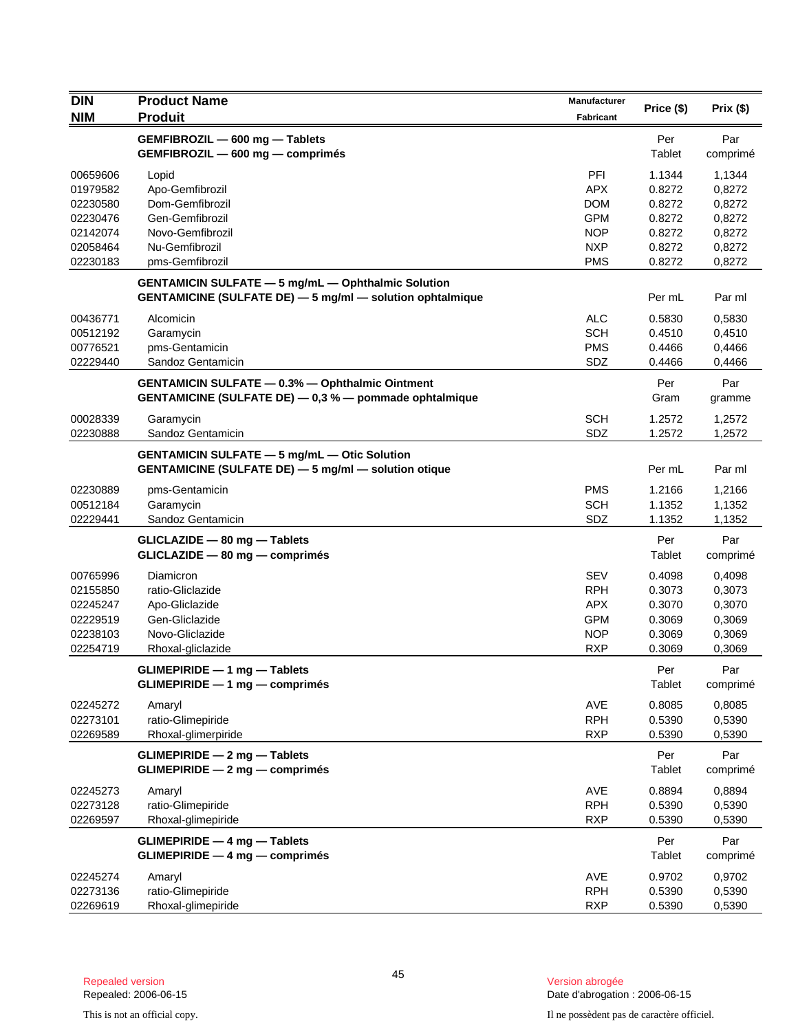| DIN<br>NIM | Product Name<br>Produit | Manufacturer<br>Fabricant | Price ($) | Prix ($) |
|---|---|---|---|---|
| | **GEMFIBROZIL — 600 mg — Tablets**<br>**GEMFIBROZIL — 600 mg — comprimés** | | Per<br>Tablet | Par<br>comprimé |
| 00659606 | Lopid | PFI | 1.1344 | 1,1344 |
| 01979582 | Apo-Gemfibrozil | APX | 0.8272 | 0,8272 |
| 02230580 | Dom-Gemfibrozil | DOM | 0.8272 | 0,8272 |
| 02230476 | Gen-Gemfibrozil | GPM | 0.8272 | 0,8272 |
| 02142074 | Novo-Gemfibrozil | NOP | 0.8272 | 0,8272 |
| 02058464 | Nu-Gemfibrozil | NXP | 0.8272 | 0,8272 |
| 02230183 | pms-Gemfibrozil | PMS | 0.8272 | 0,8272 |
| | **GENTAMICIN SULFATE — 5 mg/mL — Ophthalmic Solution**<br>**GENTAMICINE (SULFATE DE) — 5 mg/ml — solution ophtalmique** | | Per mL | Par ml |
| 00436771 | Alcomicin | ALC | 0.5830 | 0,5830 |
| 00512192 | Garamycin | SCH | 0.4510 | 0,4510 |
| 00776521 | pms-Gentamicin | PMS | 0.4466 | 0,4466 |
| 02229440 | Sandoz Gentamicin | SDZ | 0.4466 | 0,4466 |
| | **GENTAMICIN SULFATE — 0.3% — Ophthalmic Ointment**<br>**GENTAMICINE (SULFATE DE) — 0,3 % — pommade ophtalmique** | | Per<br>Gram | Par<br>gramme |
| 00028339 | Garamycin | SCH | 1.2572 | 1,2572 |
| 02230888 | Sandoz Gentamicin | SDZ | 1.2572 | 1,2572 |
| | **GENTAMICIN SULFATE — 5 mg/mL — Otic Solution**<br>**GENTAMICINE (SULFATE DE) — 5 mg/ml — solution otique** | | Per mL | Par ml |
| 02230889 | pms-Gentamicin | PMS | 1.2166 | 1,2166 |
| 00512184 | Garamycin | SCH | 1.1352 | 1,1352 |
| 02229441 | Sandoz Gentamicin | SDZ | 1.1352 | 1,1352 |
| | **GLICLAZIDE — 80 mg — Tablets**<br>**GLICLAZIDE — 80 mg — comprimés** | | Per<br>Tablet | Par<br>comprimé |
| 00765996 | Diamicron | SEV | 0.4098 | 0,4098 |
| 02155850 | ratio-Gliclazide | RPH | 0.3073 | 0,3073 |
| 02245247 | Apo-Gliclazide | APX | 0.3070 | 0,3070 |
| 02229519 | Gen-Gliclazide | GPM | 0.3069 | 0,3069 |
| 02238103 | Novo-Gliclazide | NOP | 0.3069 | 0,3069 |
| 02254719 | Rhoxal-gliclazide | RXP | 0.3069 | 0,3069 |
| | **GLIMEPIRIDE — 1 mg — Tablets**<br>**GLIMEPIRIDE — 1 mg — comprimés** | | Per<br>Tablet | Par<br>comprimé |
| 02245272 | Amaryl | AVE | 0.8085 | 0,8085 |
| 02273101 | ratio-Glimepiride | RPH | 0.5390 | 0,5390 |
| 02269589 | Rhoxal-glimerpiride | RXP | 0.5390 | 0,5390 |
| | **GLIMEPIRIDE — 2 mg — Tablets**<br>**GLIMEPIRIDE — 2 mg — comprimés** | | Per<br>Tablet | Par<br>comprimé |
| 02245273 | Amaryl | AVE | 0.8894 | 0,8894 |
| 02273128 | ratio-Glimepiride | RPH | 0.5390 | 0,5390 |
| 02269597 | Rhoxal-glimepiride | RXP | 0.5390 | 0,5390 |
| | **GLIMEPIRIDE — 4 mg — Tablets**<br>**GLIMEPIRIDE — 4 mg — comprimés** | | Per<br>Tablet | Par<br>comprimé |
| 02245274 | Amaryl | AVE | 0.9702 | 0,9702 |
| 02273136 | ratio-Glimepiride | RPH | 0.5390 | 0,5390 |
| 02269619 | Rhoxal-glimepiride | RXP | 0.5390 | 0,5390 |

Repealed version
Repealed: 2006-06-15

Version abrogée
Date d'abrogation : 2006-06-15

This is not an official copy.

Il ne possèdent pas de caractère officiel.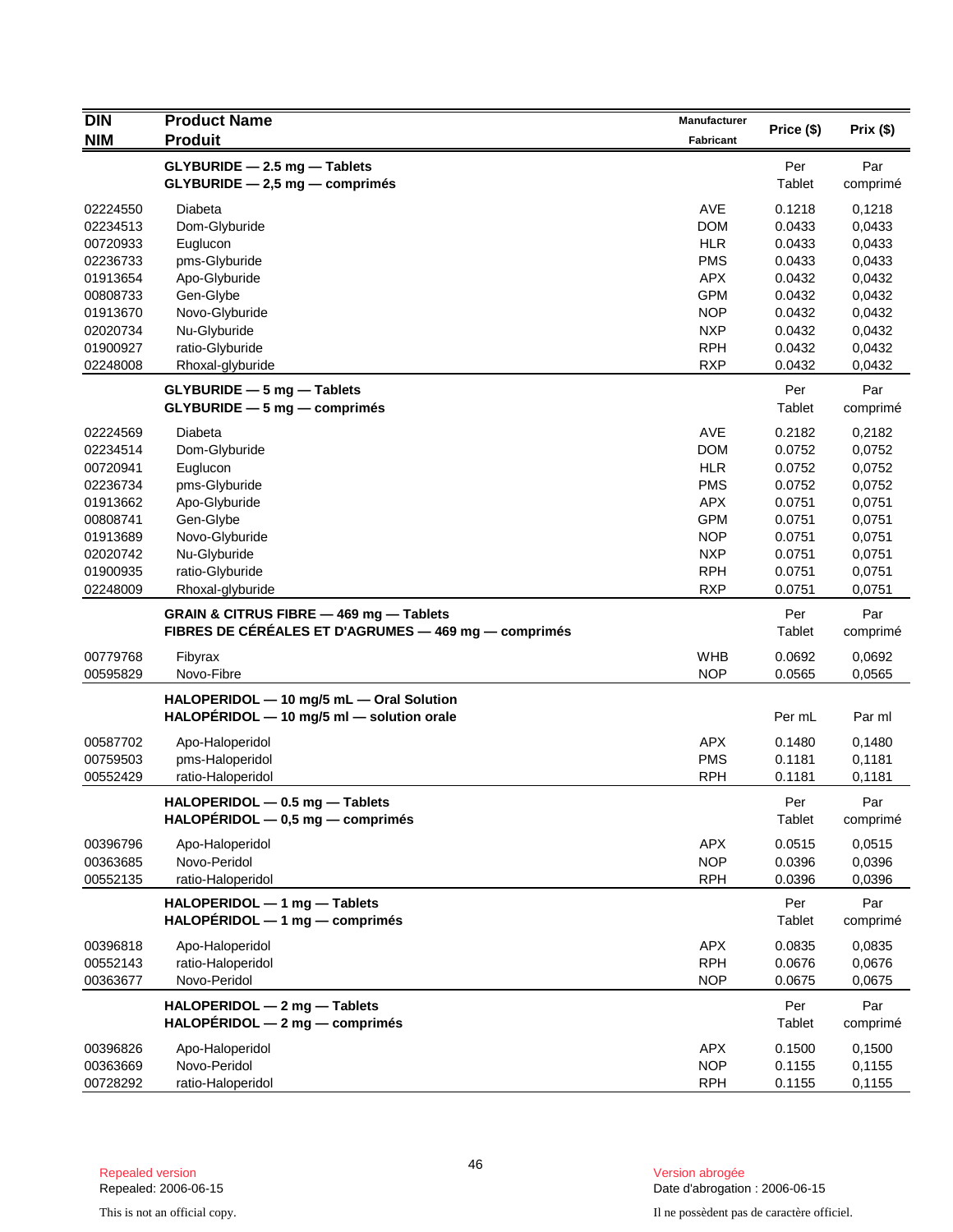| DIN<br>NIM | Product Name<br>Produit | Manufacturer<br>Fabricant | Price ($) | Prix ($) |
|---|---|---|---|---|
| | **GLYBURIDE — 2.5 mg — Tablets**<br>**GLYBURIDE — 2,5 mg — comprimés** | | Per Tablet | Par comprimé |
| 02224550 | Diabeta | AVE | 0.1218 | 0,1218 |
| 02234513 | Dom-Glyburide | DOM | 0.0433 | 0,0433 |
| 00720933 | Euglucon | HLR | 0.0433 | 0,0433 |
| 02236733 | pms-Glyburide | PMS | 0.0433 | 0,0433 |
| 01913654 | Apo-Glyburide | APX | 0.0432 | 0,0432 |
| 00808733 | Gen-Glybe | GPM | 0.0432 | 0,0432 |
| 01913670 | Novo-Glyburide | NOP | 0.0432 | 0,0432 |
| 02020734 | Nu-Glyburide | NXP | 0.0432 | 0,0432 |
| 01900927 | ratio-Glyburide | RPH | 0.0432 | 0,0432 |
| 02248008 | Rhoxal-glyburide | RXP | 0.0432 | 0,0432 |
| | **GLYBURIDE — 5 mg — Tablets**<br>**GLYBURIDE — 5 mg — comprimés** | | Per Tablet | Par comprimé |
| 02224569 | Diabeta | AVE | 0.2182 | 0,2182 |
| 02234514 | Dom-Glyburide | DOM | 0.0752 | 0,0752 |
| 00720941 | Euglucon | HLR | 0.0752 | 0,0752 |
| 02236734 | pms-Glyburide | PMS | 0.0752 | 0,0752 |
| 01913662 | Apo-Glyburide | APX | 0.0751 | 0,0751 |
| 00808741 | Gen-Glybe | GPM | 0.0751 | 0,0751 |
| 01913689 | Novo-Glyburide | NOP | 0.0751 | 0,0751 |
| 02020742 | Nu-Glyburide | NXP | 0.0751 | 0,0751 |
| 01900935 | ratio-Glyburide | RPH | 0.0751 | 0,0751 |
| 02248009 | Rhoxal-glyburide | RXP | 0.0751 | 0,0751 |
| | **GRAIN & CITRUS FIBRE — 469 mg — Tablets**<br>**FIBRES DE CÉRÉALES ET D'AGRUMES — 469 mg — comprimés** | | Per Tablet | Par comprimé |
| 00779768 | Fibyrax | WHB | 0.0692 | 0,0692 |
| 00595829 | Novo-Fibre | NOP | 0.0565 | 0,0565 |
| | **HALOPERIDOL — 10 mg/5 mL — Oral Solution**<br>**HALOPÉRIDOL — 10 mg/5 ml — solution orale** | | Per mL | Par ml |
| 00587702 | Apo-Haloperidol | APX | 0.1480 | 0,1480 |
| 00759503 | pms-Haloperidol | PMS | 0.1181 | 0,1181 |
| 00552429 | ratio-Haloperidol | RPH | 0.1181 | 0,1181 |
| | **HALOPERIDOL — 0.5 mg — Tablets**<br>**HALOPÉRIDOL — 0,5 mg — comprimés** | | Per Tablet | Par comprimé |
| 00396796 | Apo-Haloperidol | APX | 0.0515 | 0,0515 |
| 00363685 | Novo-Peridol | NOP | 0.0396 | 0,0396 |
| 00552135 | ratio-Haloperidol | RPH | 0.0396 | 0,0396 |
| | **HALOPERIDOL — 1 mg — Tablets**<br>**HALOPÉRIDOL — 1 mg — comprimés** | | Per Tablet | Par comprimé |
| 00396818 | Apo-Haloperidol | APX | 0.0835 | 0,0835 |
| 00552143 | ratio-Haloperidol | RPH | 0.0676 | 0,0676 |
| 00363677 | Novo-Peridol | NOP | 0.0675 | 0,0675 |
| | **HALOPERIDOL — 2 mg — Tablets**<br>**HALOPÉRIDOL — 2 mg — comprimés** | | Per Tablet | Par comprimé |
| 00396826 | Apo-Haloperidol | APX | 0.1500 | 0,1500 |
| 00363669 | Novo-Peridol | NOP | 0.1155 | 0,1155 |
| 00728292 | ratio-Haloperidol | RPH | 0.1155 | 0,1155 |

Repealed version
Repealed: 2006-06-15

Version abrogée
Date d'abrogation : 2006-06-15

This is not an official copy.

Il ne possèdent pas de caractère officiel.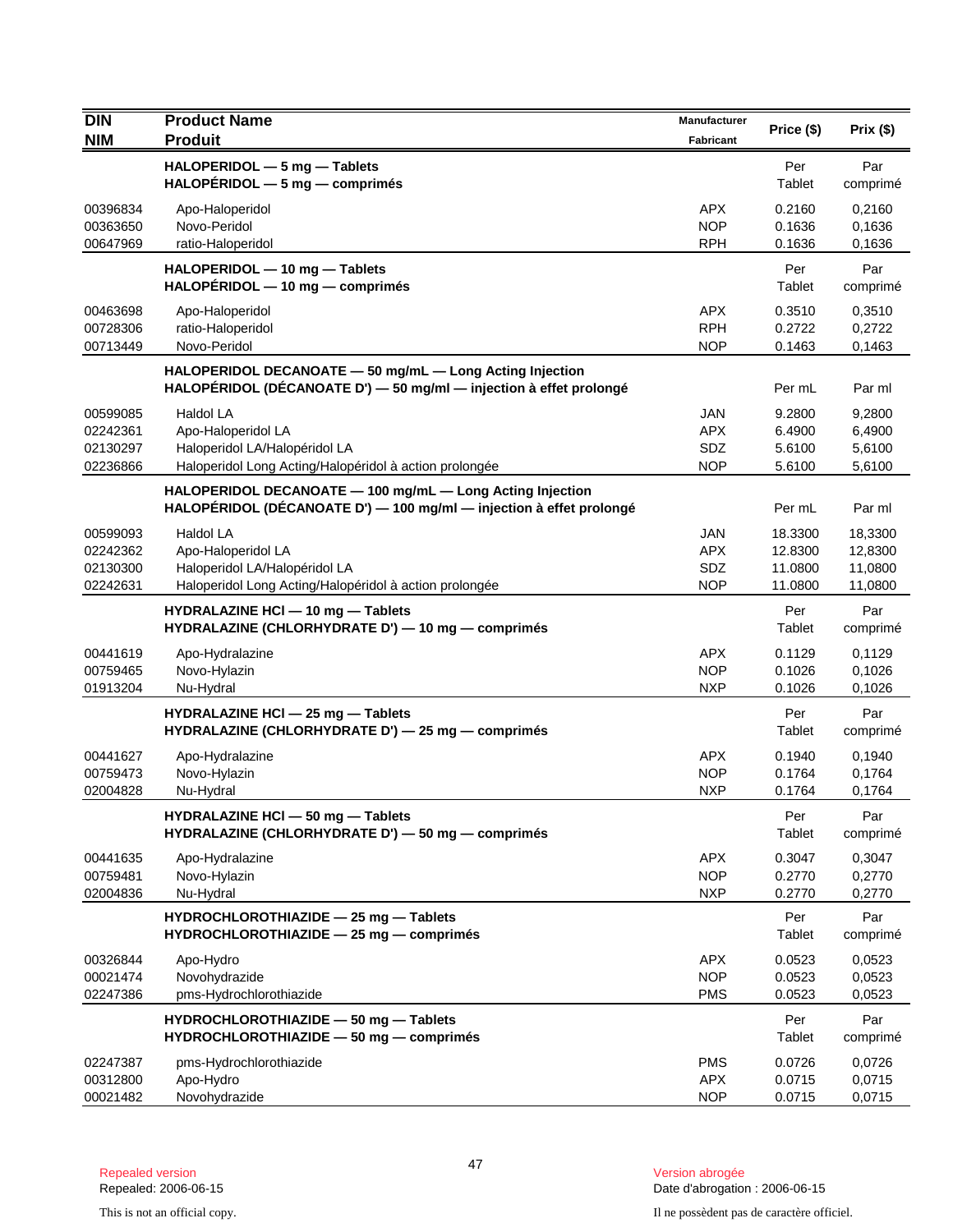| DIN<br>NIM | Product Name<br>Produit | Manufacturer<br>Fabricant | Price ($) | Prix ($) |
|---|---|---|---|---|
| | **HALOPERIDOL — 5 mg — Tablets**<br>**HALOPÉRIDOL — 5 mg — comprimés** | | Per Tablet | Par comprimé |
| 00396834 | Apo-Haloperidol | APX | 0.2160 | 0,2160 |
| 00363650 | Novo-Peridol | NOP | 0.1636 | 0,1636 |
| 00647969 | ratio-Haloperidol | RPH | 0.1636 | 0,1636 |
| | **HALOPERIDOL — 10 mg — Tablets**<br>**HALOPÉRIDOL — 10 mg — comprimés** | | Per Tablet | Par comprimé |
| 00463698 | Apo-Haloperidol | APX | 0.3510 | 0,3510 |
| 00728306 | ratio-Haloperidol | RPH | 0.2722 | 0,2722 |
| 00713449 | Novo-Peridol | NOP | 0.1463 | 0,1463 |
| | **HALOPERIDOL DECANOATE — 50 mg/mL — Long Acting Injection**<br>**HALOPÉRIDOL (DÉCANOATE D') — 50 mg/ml — injection à effet prolongé** | | Per mL | Par ml |
| 00599085 | Haldol LA | JAN | 9.2800 | 9,2800 |
| 02242361 | Apo-Haloperidol LA | APX | 6.4900 | 6,4900 |
| 02130297 | Haloperidol LA/Halopéridol LA | SDZ | 5.6100 | 5,6100 |
| 02236866 | Haloperidol Long Acting/Halopéridol à action prolongée | NOP | 5.6100 | 5,6100 |
| | **HALOPERIDOL DECANOATE — 100 mg/mL — Long Acting Injection**<br>**HALOPÉRIDOL (DÉCANOATE D') — 100 mg/ml — injection à effet prolongé** | | Per mL | Par ml |
| 00599093 | Haldol LA | JAN | 18.3300 | 18,3300 |
| 02242362 | Apo-Haloperidol LA | APX | 12.8300 | 12,8300 |
| 02130300 | Haloperidol LA/Halopéridol LA | SDZ | 11.0800 | 11,0800 |
| 02242631 | Haloperidol Long Acting/Halopéridol à action prolongée | NOP | 11.0800 | 11,0800 |
| | **HYDRALAZINE HCl — 10 mg — Tablets**<br>**HYDRALAZINE (CHLORHYDRATE D') — 10 mg — comprimés** | | Per Tablet | Par comprimé |
| 00441619 | Apo-Hydralazine | APX | 0.1129 | 0,1129 |
| 00759465 | Novo-Hylazin | NOP | 0.1026 | 0,1026 |
| 01913204 | Nu-Hydral | NXP | 0.1026 | 0,1026 |
| | **HYDRALAZINE HCl — 25 mg — Tablets**<br>**HYDRALAZINE (CHLORHYDRATE D') — 25 mg — comprimés** | | Per Tablet | Par comprimé |
| 00441627 | Apo-Hydralazine | APX | 0.1940 | 0,1940 |
| 00759473 | Novo-Hylazin | NOP | 0.1764 | 0,1764 |
| 02004828 | Nu-Hydral | NXP | 0.1764 | 0,1764 |
| | **HYDRALAZINE HCl — 50 mg — Tablets**<br>**HYDRALAZINE (CHLORHYDRATE D') — 50 mg — comprimés** | | Per Tablet | Par comprimé |
| 00441635 | Apo-Hydralazine | APX | 0.3047 | 0,3047 |
| 00759481 | Novo-Hylazin | NOP | 0.2770 | 0,2770 |
| 02004836 | Nu-Hydral | NXP | 0.2770 | 0,2770 |
| | **HYDROCHLOROTHIAZIDE — 25 mg — Tablets**<br>**HYDROCHLOROTHIAZIDE — 25 mg — comprimés** | | Per Tablet | Par comprimé |
| 00326844 | Apo-Hydro | APX | 0.0523 | 0,0523 |
| 00021474 | Novohydrazide | NOP | 0.0523 | 0,0523 |
| 02247386 | pms-Hydrochlorothiazide | PMS | 0.0523 | 0,0523 |
| | **HYDROCHLOROTHIAZIDE — 50 mg — Tablets**<br>**HYDROCHLOROTHIAZIDE — 50 mg — comprimés** | | Per Tablet | Par comprimé |
| 02247387 | pms-Hydrochlorothiazide | PMS | 0.0726 | 0,0726 |
| 00312800 | Apo-Hydro | APX | 0.0715 | 0,0715 |
| 00021482 | Novohydrazide | NOP | 0.0715 | 0,0715 |

Repealed version
Repealed: 2006-06-15

Version abrogée
Date d'abrogation : 2006-06-15

This is not an official copy.

Il ne possèdent pas de caractère officiel.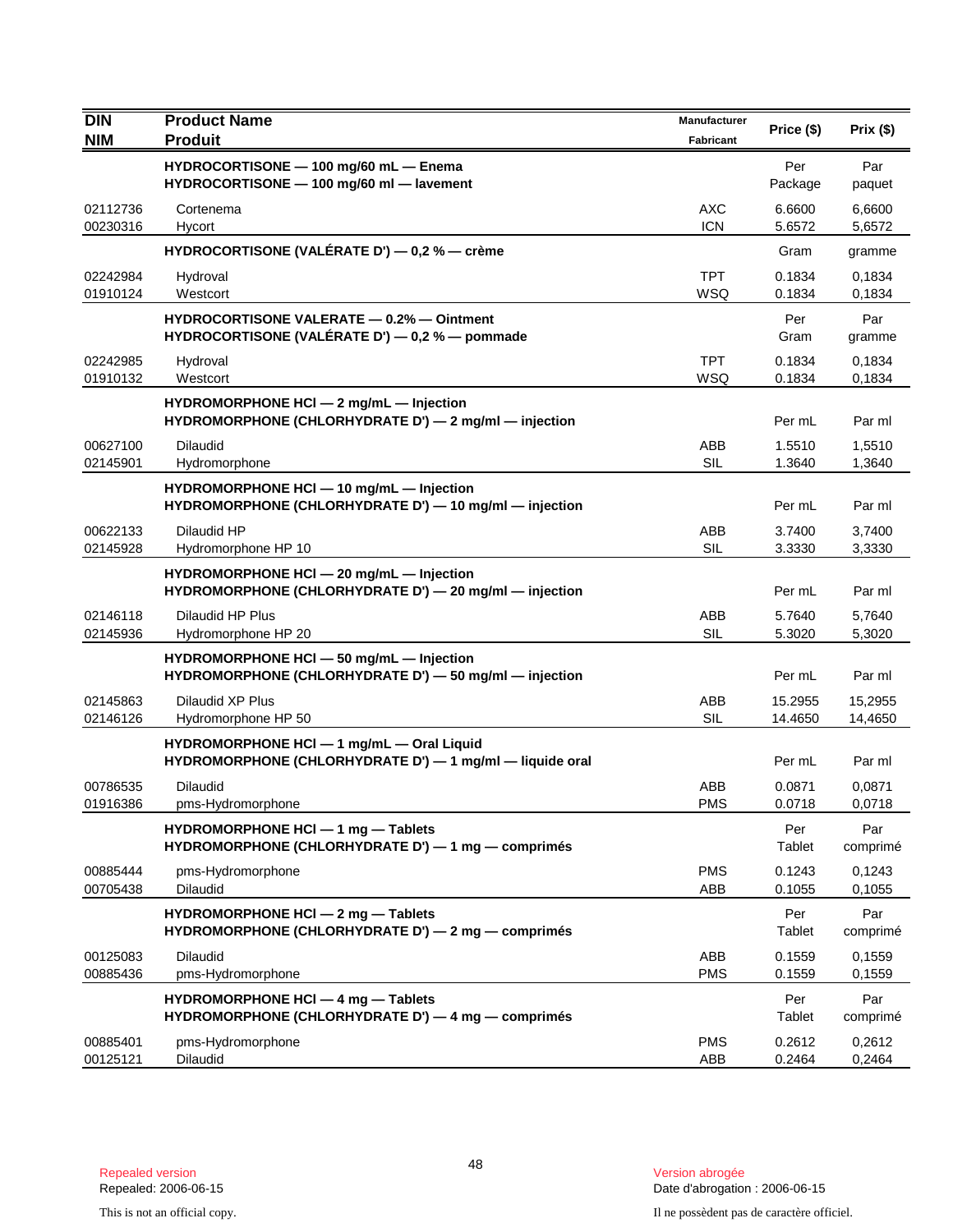| DIN<br>NIM | Product Name<br>Produit | Manufacturer<br>Fabricant | Price ($) | Prix ($) |
|---|---|---|---|---|
| | **HYDROCORTISONE — 100 mg/60 mL — Enema**<br>**HYDROCORTISONE — 100 mg/60 ml — lavement** | | Per Package | Par paquet |
| 02112736 | Cortenema | AXC | 6.6600 | 6,6600 |
| 00230316 | Hycort | ICN | 5.6572 | 5,6572 |
| | **HYDROCORTISONE (VALÉRATE D') — 0,2 % — crème** | | Gram | gramme |
| 02242984 | Hydroval | TPT | 0.1834 | 0,1834 |
| 01910124 | Westcort | WSQ | 0.1834 | 0,1834 |
| | **HYDROCORTISONE VALERATE — 0.2% — Ointment**<br>**HYDROCORTISONE (VALÉRATE D') — 0,2 % — pommade** | | Per Gram | Par gramme |
| 02242985 | Hydroval | TPT | 0.1834 | 0,1834 |
| 01910132 | Westcort | WSQ | 0.1834 | 0,1834 |
| | **HYDROMORPHONE HCl — 2 mg/mL — Injection**<br>**HYDROMORPHONE (CHLORHYDRATE D') — 2 mg/ml — injection** | | Per mL | Par ml |
| 00627100 | Dilaudid | ABB | 1.5510 | 1,5510 |
| 02145901 | Hydromorphone | SIL | 1.3640 | 1,3640 |
| | **HYDROMORPHONE HCl — 10 mg/mL — Injection**<br>**HYDROMORPHONE (CHLORHYDRATE D') — 10 mg/ml — injection** | | Per mL | Par ml |
| 00622133 | Dilaudid HP | ABB | 3.7400 | 3,7400 |
| 02145928 | Hydromorphone HP 10 | SIL | 3.3330 | 3,3330 |
| | **HYDROMORPHONE HCl — 20 mg/mL — Injection**<br>**HYDROMORPHONE (CHLORHYDRATE D') — 20 mg/ml — injection** | | Per mL | Par ml |
| 02146118 | Dilaudid HP Plus | ABB | 5.7640 | 5,7640 |
| 02145936 | Hydromorphone HP 20 | SIL | 5.3020 | 5,3020 |
| | **HYDROMORPHONE HCl — 50 mg/mL — Injection**<br>**HYDROMORPHONE (CHLORHYDRATE D') — 50 mg/ml — injection** | | Per mL | Par ml |
| 02145863 | Dilaudid XP Plus | ABB | 15.2955 | 15,2955 |
| 02146126 | Hydromorphone HP 50 | SIL | 14.4650 | 14,4650 |
| | **HYDROMORPHONE HCl — 1 mg/mL — Oral Liquid**<br>**HYDROMORPHONE (CHLORHYDRATE D') — 1 mg/ml — liquide oral** | | Per mL | Par ml |
| 00786535 | Dilaudid | ABB | 0.0871 | 0,0871 |
| 01916386 | pms-Hydromorphone | PMS | 0.0718 | 0,0718 |
| | **HYDROMORPHONE HCl — 1 mg — Tablets**<br>**HYDROMORPHONE (CHLORHYDRATE D') — 1 mg — comprimés** | | Per Tablet | Par comprimé |
| 00885444 | pms-Hydromorphone | PMS | 0.1243 | 0,1243 |
| 00705438 | Dilaudid | ABB | 0.1055 | 0,1055 |
| | **HYDROMORPHONE HCl — 2 mg — Tablets**<br>**HYDROMORPHONE (CHLORHYDRATE D') — 2 mg — comprimés** | | Per Tablet | Par comprimé |
| 00125083 | Dilaudid | ABB | 0.1559 | 0,1559 |
| 00885436 | pms-Hydromorphone | PMS | 0.1559 | 0,1559 |
| | **HYDROMORPHONE HCl — 4 mg — Tablets**<br>**HYDROMORPHONE (CHLORHYDRATE D') — 4 mg — comprimés** | | Per Tablet | Par comprimé |
| 00885401 | pms-Hydromorphone | PMS | 0.2612 | 0,2612 |
| 00125121 | Dilaudid | ABB | 0.2464 | 0,2464 |

Repealed version
Repealed: 2006-06-15

Version abrogée
Date d'abrogation : 2006-06-15

This is not an official copy.

Il ne possèdent pas de caractère officiel.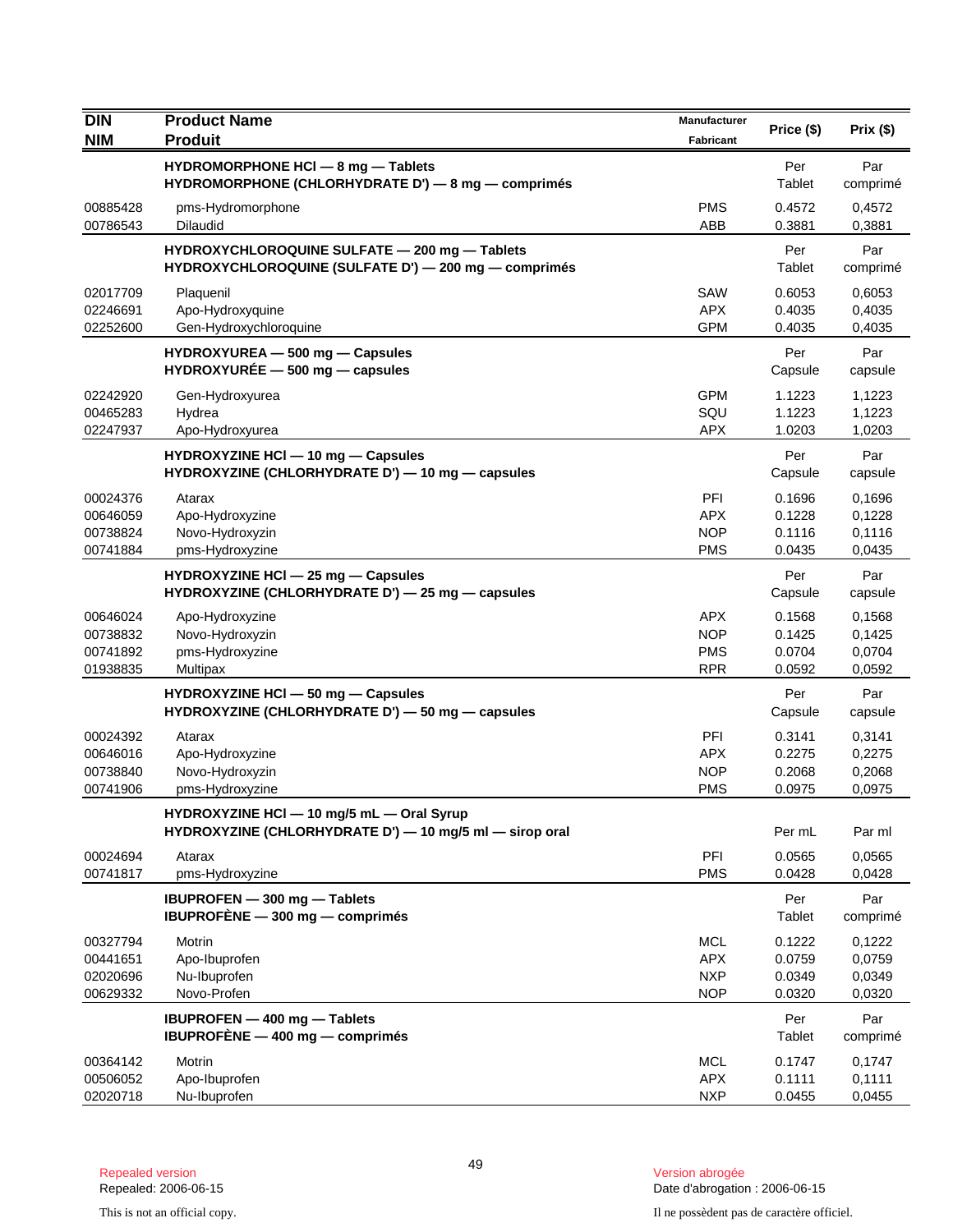| DIN<br>NIM | Product Name<br>Produit | Manufacturer<br>Fabricant | Price ($) | Prix ($) |
|---|---|---|---|---|
| | **HYDROMORPHONE HCl — 8 mg — Tablets**<br>**HYDROMORPHONE (CHLORHYDRATE D') — 8 mg — comprimés** | | Per Tablet | Par comprimé |
| 00885428 | pms-Hydromorphone | PMS | 0.4572 | 0,4572 |
| 00786543 | Dilaudid | ABB | 0.3881 | 0,3881 |
| | **HYDROXYCHLOROQUINE SULFATE — 200 mg — Tablets**<br>**HYDROXYCHLOROQUINE (SULFATE D') — 200 mg — comprimés** | | Per Tablet | Par comprimé |
| 02017709 | Plaquenil | SAW | 0.6053 | 0,6053 |
| 02246691 | Apo-Hydroxyquine | APX | 0.4035 | 0,4035 |
| 02252600 | Gen-Hydroxychloroquine | GPM | 0.4035 | 0,4035 |
| | **HYDROXYUREA — 500 mg — Capsules**<br>**HYDROXYURÉE — 500 mg — capsules** | | Per Capsule | Par capsule |
| 02242920 | Gen-Hydroxyurea | GPM | 1.1223 | 1,1223 |
| 00465283 | Hydrea | SQU | 1.1223 | 1,1223 |
| 02247937 | Apo-Hydroxyurea | APX | 1.0203 | 1,0203 |
| | **HYDROXYZINE HCl — 10 mg — Capsules**<br>**HYDROXYZINE (CHLORHYDRATE D') — 10 mg — capsules** | | Per Capsule | Par capsule |
| 00024376 | Atarax | PFI | 0.1696 | 0,1696 |
| 00646059 | Apo-Hydroxyzine | APX | 0.1228 | 0,1228 |
| 00738824 | Novo-Hydroxyzin | NOP | 0.1116 | 0,1116 |
| 00741884 | pms-Hydroxyzine | PMS | 0.0435 | 0,0435 |
| | **HYDROXYZINE HCl — 25 mg — Capsules**<br>**HYDROXYZINE (CHLORHYDRATE D') — 25 mg — capsules** | | Per Capsule | Par capsule |
| 00646024 | Apo-Hydroxyzine | APX | 0.1568 | 0,1568 |
| 00738832 | Novo-Hydroxyzin | NOP | 0.1425 | 0,1425 |
| 00741892 | pms-Hydroxyzine | PMS | 0.0704 | 0,0704 |
| 01938835 | Multipax | RPR | 0.0592 | 0,0592 |
| | **HYDROXYZINE HCl — 50 mg — Capsules**<br>**HYDROXYZINE (CHLORHYDRATE D') — 50 mg — capsules** | | Per Capsule | Par capsule |
| 00024392 | Atarax | PFI | 0.3141 | 0,3141 |
| 00646016 | Apo-Hydroxyzine | APX | 0.2275 | 0,2275 |
| 00738840 | Novo-Hydroxyzin | NOP | 0.2068 | 0,2068 |
| 00741906 | pms-Hydroxyzine | PMS | 0.0975 | 0,0975 |
| | **HYDROXYZINE HCl — 10 mg/5 mL — Oral Syrup**<br>**HYDROXYZINE (CHLORHYDRATE D') — 10 mg/5 ml — sirop oral** | | Per mL | Par ml |
| 00024694 | Atarax | PFI | 0.0565 | 0,0565 |
| 00741817 | pms-Hydroxyzine | PMS | 0.0428 | 0,0428 |
| | **IBUPROFEN — 300 mg — Tablets**<br>**IBUPROFÈNE — 300 mg — comprimés** | | Per Tablet | Par comprimé |
| 00327794 | Motrin | MCL | 0.1222 | 0,1222 |
| 00441651 | Apo-Ibuprofen | APX | 0.0759 | 0,0759 |
| 02020696 | Nu-Ibuprofen | NXP | 0.0349 | 0,0349 |
| 00629332 | Novo-Profen | NOP | 0.0320 | 0,0320 |
| | **IBUPROFEN — 400 mg — Tablets**<br>**IBUPROFÈNE — 400 mg — comprimés** | | Per Tablet | Par comprimé |
| 00364142 | Motrin | MCL | 0.1747 | 0,1747 |
| 00506052 | Apo-Ibuprofen | APX | 0.1111 | 0,1111 |
| 02020718 | Nu-Ibuprofen | NXP | 0.0455 | 0,0455 |

Repealed version
Repealed: 2006-06-15

Version abrogée
Date d'abrogation : 2006-06-15

This is not an official copy.

Il ne possèdent pas de caractère officiel.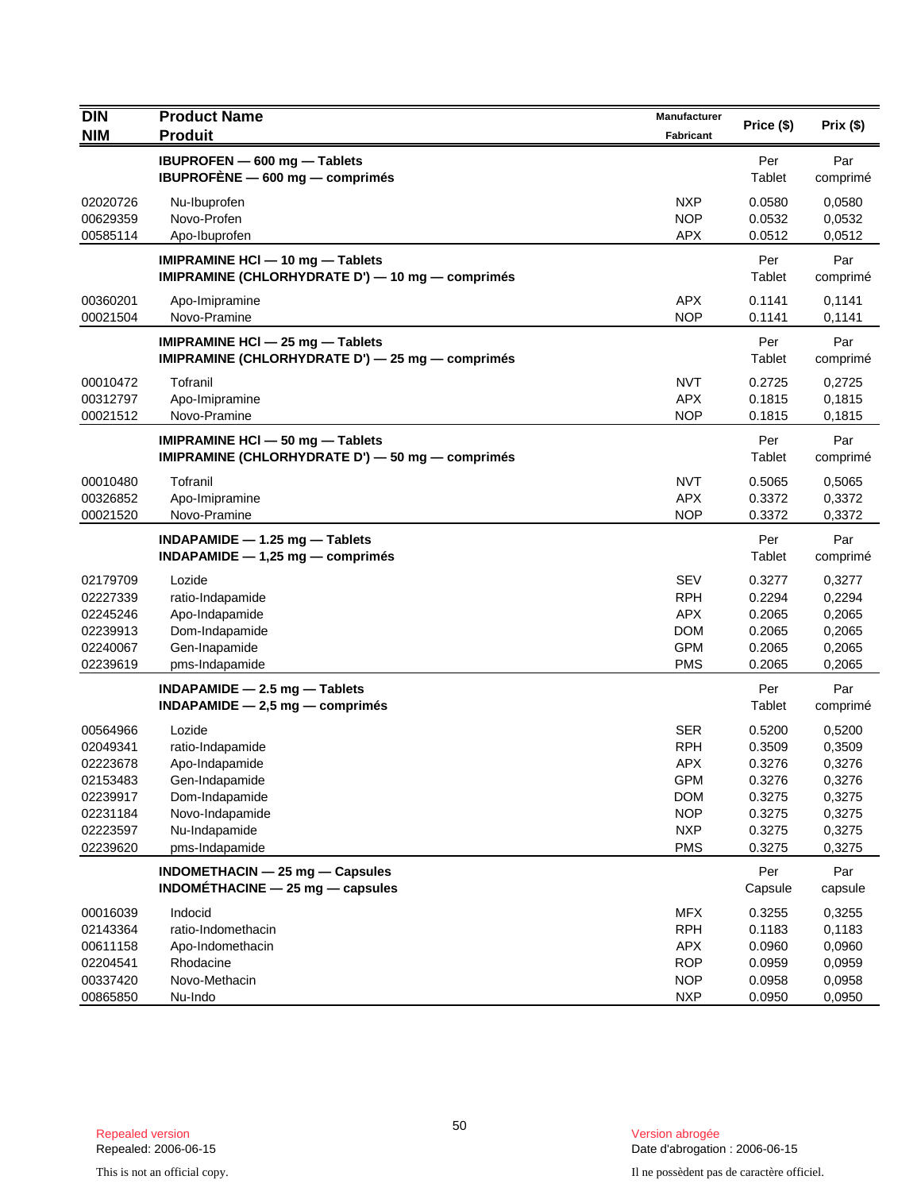| DIN<br>NIM | Product Name<br>Produit | Manufacturer<br>Fabricant | Price ($) | Prix ($) |
|---|---|---|---|---|
| | **IBUPROFEN — 600 mg — Tablets**<br>**IBUPROFÈNE — 600 mg — comprimés** | | Per Tablet | Par comprimé |
| 02020726 | Nu-Ibuprofen | NXP | 0.0580 | 0,0580 |
| 00629359 | Novo-Profen | NOP | 0.0532 | 0,0532 |
| 00585114 | Apo-Ibuprofen | APX | 0.0512 | 0,0512 |
| | **IMIPRAMINE HCl — 10 mg — Tablets**<br>**IMIPRAMINE (CHLORHYDRATE D') — 10 mg — comprimés** | | Per Tablet | Par comprimé |
| 00360201 | Apo-Imipramine | APX | 0.1141 | 0,1141 |
| 00021504 | Novo-Pramine | NOP | 0.1141 | 0,1141 |
| | **IMIPRAMINE HCl — 25 mg — Tablets**<br>**IMIPRAMINE (CHLORHYDRATE D') — 25 mg — comprimés** | | Per Tablet | Par comprimé |
| 00010472 | Tofranil | NVT | 0.2725 | 0,2725 |
| 00312797 | Apo-Imipramine | APX | 0.1815 | 0,1815 |
| 00021512 | Novo-Pramine | NOP | 0.1815 | 0,1815 |
| | **IMIPRAMINE HCl — 50 mg — Tablets**<br>**IMIPRAMINE (CHLORHYDRATE D') — 50 mg — comprimés** | | Per Tablet | Par comprimé |
| 00010480 | Tofranil | NVT | 0.5065 | 0,5065 |
| 00326852 | Apo-Imipramine | APX | 0.3372 | 0,3372 |
| 00021520 | Novo-Pramine | NOP | 0.3372 | 0,3372 |
| | **INDAPAMIDE — 1.25 mg — Tablets**<br>**INDAPAMIDE — 1,25 mg — comprimés** | | Per Tablet | Par comprimé |
| 02179709 | Lozide | SEV | 0.3277 | 0,3277 |
| 02227339 | ratio-Indapamide | RPH | 0.2294 | 0,2294 |
| 02245246 | Apo-Indapamide | APX | 0.2065 | 0,2065 |
| 02239913 | Dom-Indapamide | DOM | 0.2065 | 0,2065 |
| 02240067 | Gen-Inapamide | GPM | 0.2065 | 0,2065 |
| 02239619 | pms-Indapamide | PMS | 0.2065 | 0,2065 |
| | **INDAPAMIDE — 2.5 mg — Tablets**<br>**INDAPAMIDE — 2,5 mg — comprimés** | | Per Tablet | Par comprimé |
| 00564966 | Lozide | SER | 0.5200 | 0,5200 |
| 02049341 | ratio-Indapamide | RPH | 0.3509 | 0,3509 |
| 02223678 | Apo-Indapamide | APX | 0.3276 | 0,3276 |
| 02153483 | Gen-Indapamide | GPM | 0.3276 | 0,3276 |
| 02239917 | Dom-Indapamide | DOM | 0.3275 | 0,3275 |
| 02231184 | Novo-Indapamide | NOP | 0.3275 | 0,3275 |
| 02223597 | Nu-Indapamide | NXP | 0.3275 | 0,3275 |
| 02239620 | pms-Indapamide | PMS | 0.3275 | 0,3275 |
| | **INDOMETHACIN — 25 mg — Capsules**<br>**INDOMÉTHACINE — 25 mg — capsules** | | Per Capsule | Par capsule |
| 00016039 | Indocid | MFX | 0.3255 | 0,3255 |
| 02143364 | ratio-Indomethacin | RPH | 0.1183 | 0,1183 |
| 00611158 | Apo-Indomethacin | APX | 0.0960 | 0,0960 |
| 02204541 | Rhodacine | ROP | 0.0959 | 0,0959 |
| 00337420 | Novo-Methacin | NOP | 0.0958 | 0,0958 |
| 00865850 | Nu-Indo | NXP | 0.0950 | 0,0950 |

Repealed version
Repealed: 2006-06-15

Version abrogée
Date d'abrogation : 2006-06-15

This is not an official copy.

Il ne possèdent pas de caractère officiel.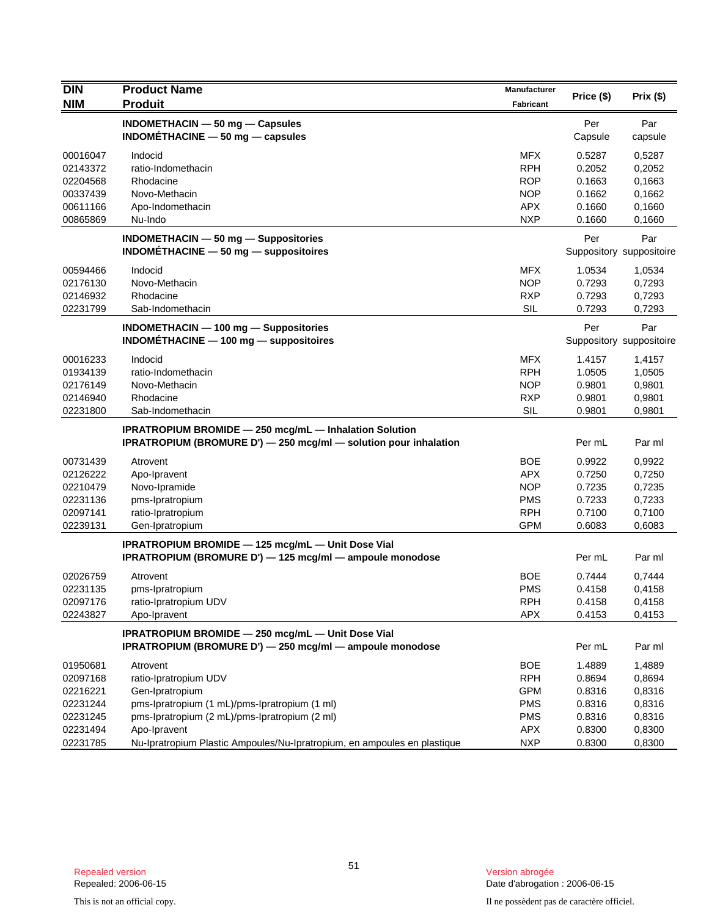| DIN<br>NIM | Product Name<br>Produit | Manufacturer<br>Fabricant | Price ($) | Prix ($) |
|---|---|---|---|---|
| | **INDOMETHACIN — 50 mg — Capsules**<br>**INDOMÉTHACINE — 50 mg — capsules** | | Per<br>Capsule | Par<br>capsule |
| 00016047 | Indocid | MFX | 0.5287 | 0,5287 |
| 02143372 | ratio-Indomethacin | RPH | 0.2052 | 0,2052 |
| 02204568 | Rhodacine | ROP | 0.1663 | 0,1663 |
| 00337439 | Novo-Methacin | NOP | 0.1662 | 0,1662 |
| 00611166 | Apo-Indomethacin | APX | 0.1660 | 0,1660 |
| 00865869 | Nu-Indo | NXP | 0.1660 | 0,1660 |
| | **INDOMETHACIN — 50 mg — Suppositories**<br>**INDOMÉTHACINE — 50 mg — suppositoires** | | Per<br>Suppository | Par<br>suppositoire |
| 00594466 | Indocid | MFX | 1.0534 | 1,0534 |
| 02176130 | Novo-Methacin | NOP | 0.7293 | 0,7293 |
| 02146932 | Rhodacine | RXP | 0.7293 | 0,7293 |
| 02231799 | Sab-Indomethacin | SIL | 0.7293 | 0,7293 |
| | **INDOMETHACIN — 100 mg — Suppositories**<br>**INDOMÉTHACINE — 100 mg — suppositoires** | | Per<br>Suppository | Par<br>suppositoire |
| 00016233 | Indocid | MFX | 1.4157 | 1,4157 |
| 01934139 | ratio-Indomethacin | RPH | 1.0505 | 1,0505 |
| 02176149 | Novo-Methacin | NOP | 0.9801 | 0,9801 |
| 02146940 | Rhodacine | RXP | 0.9801 | 0,9801 |
| 02231800 | Sab-Indomethacin | SIL | 0.9801 | 0,9801 |
| | **IPRATROPIUM BROMIDE — 250 mcg/mL — Inhalation Solution**<br>**IPRATROPIUM (BROMURE D') — 250 mcg/ml — solution pour inhalation** | | Per mL | Par ml |
| 00731439 | Atrovent | BOE | 0.9922 | 0,9922 |
| 02126222 | Apo-Ipravent | APX | 0.7250 | 0,7250 |
| 02210479 | Novo-Ipramide | NOP | 0.7235 | 0,7235 |
| 02231136 | pms-Ipratropium | PMS | 0.7233 | 0,7233 |
| 02097141 | ratio-Ipratropium | RPH | 0.7100 | 0,7100 |
| 02239131 | Gen-Ipratropium | GPM | 0.6083 | 0,6083 |
| | **IPRATROPIUM BROMIDE — 125 mcg/mL — Unit Dose Vial**<br>**IPRATROPIUM (BROMURE D') — 125 mcg/ml — ampoule monodose** | | Per mL | Par ml |
| 02026759 | Atrovent | BOE | 0.7444 | 0,7444 |
| 02231135 | pms-Ipratropium | PMS | 0.4158 | 0,4158 |
| 02097176 | ratio-Ipratropium UDV | RPH | 0.4158 | 0,4158 |
| 02243827 | Apo-Ipravent | APX | 0.4153 | 0,4153 |
| | **IPRATROPIUM BROMIDE — 250 mcg/mL — Unit Dose Vial**<br>**IPRATROPIUM (BROMURE D') — 250 mcg/ml — ampoule monodose** | | Per mL | Par ml |
| 01950681 | Atrovent | BOE | 1.4889 | 1,4889 |
| 02097168 | ratio-Ipratropium UDV | RPH | 0.8694 | 0,8694 |
| 02216221 | Gen-Ipratropium | GPM | 0.8316 | 0,8316 |
| 02231244 | pms-Ipratropium (1 mL)/pms-Ipratropium (1 ml) | PMS | 0.8316 | 0,8316 |
| 02231245 | pms-Ipratropium (2 mL)/pms-Ipratropium (2 ml) | PMS | 0.8316 | 0,8316 |
| 02231494 | Apo-Ipravent | APX | 0.8300 | 0,8300 |
| 02231785 | Nu-Ipratropium Plastic Ampoules/Nu-Ipratropium, en ampoules en plastique | NXP | 0.8300 | 0,8300 |

Repealed version
Repealed: 2006-06-15

Version abrogée
Date d'abrogation : 2006-06-15

This is not an official copy.

Il ne possèdent pas de caractère officiel.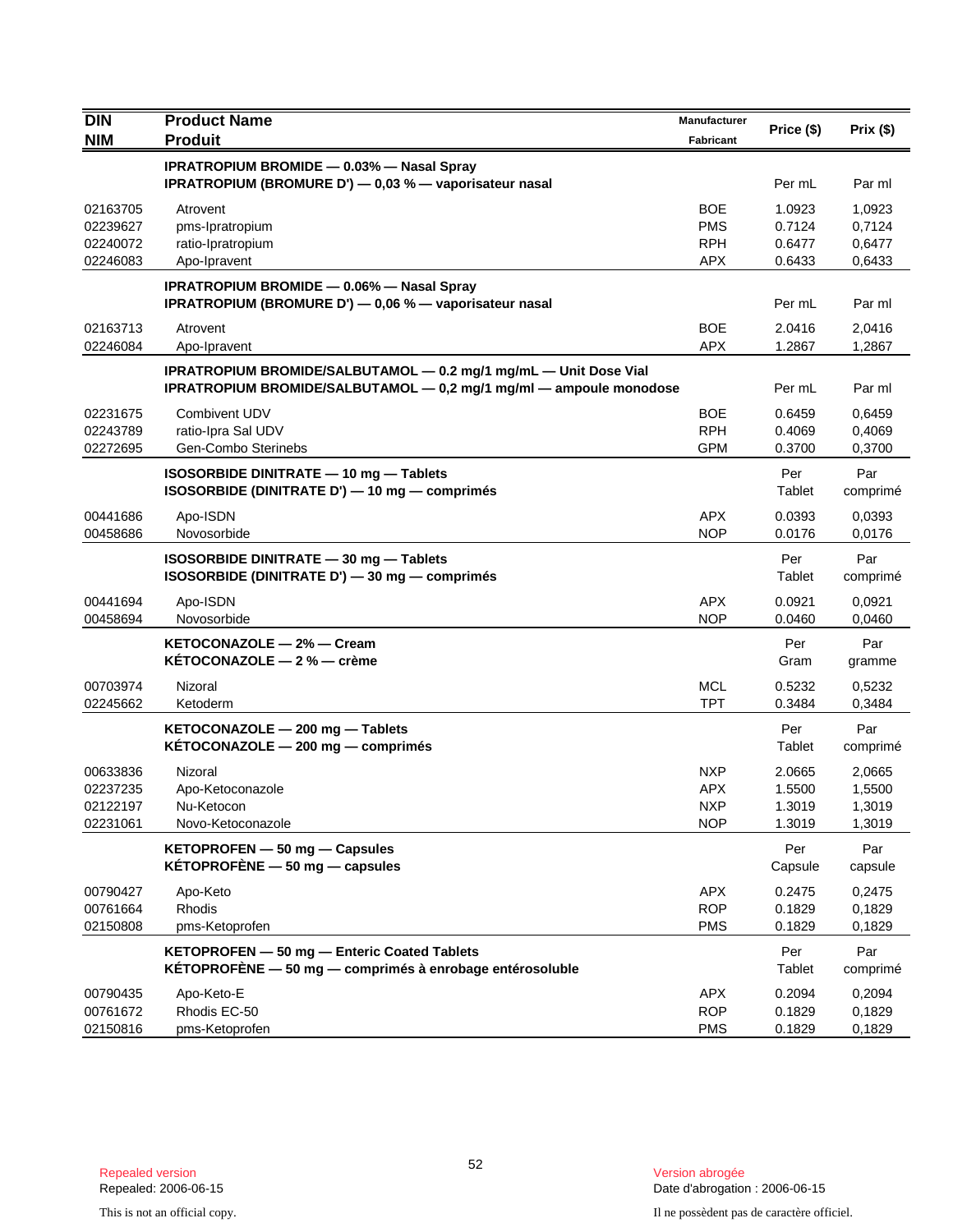| DIN<br>NIM | Product Name<br>Produit | Manufacturer<br>Fabricant | Price ($) | Prix ($) |
|---|---|---|---|---|
| | **IPRATROPIUM BROMIDE — 0.03% — Nasal Spray**<br>**IPRATROPIUM (BROMURE D') — 0,03 % — vaporisateur nasal** | | Per mL | Par ml |
| 02163705 | Atrovent | BOE | 1.0923 | 1,0923 |
| 02239627 | pms-Ipratropium | PMS | 0.7124 | 0,7124 |
| 02240072 | ratio-Ipratropium | RPH | 0.6477 | 0,6477 |
| 02246083 | Apo-Ipravent | APX | 0.6433 | 0,6433 |
| | **IPRATROPIUM BROMIDE — 0.06% — Nasal Spray**<br>**IPRATROPIUM (BROMURE D') — 0,06 % — vaporisateur nasal** | | Per mL | Par ml |
| 02163713 | Atrovent | BOE | 2.0416 | 2,0416 |
| 02246084 | Apo-Ipravent | APX | 1.2867 | 1,2867 |
| | **IPRATROPIUM BROMIDE/SALBUTAMOL — 0.2 mg/1 mg/mL — Unit Dose Vial**<br>**IPRATROPIUM BROMIDE/SALBUTAMOL — 0,2 mg/1 mg/ml — ampoule monodose** | | Per mL | Par ml |
| 02231675 | Combivent UDV | BOE | 0.6459 | 0,6459 |
| 02243789 | ratio-Ipra Sal UDV | RPH | 0.4069 | 0,4069 |
| 02272695 | Gen-Combo Sterinebs | GPM | 0.3700 | 0,3700 |
| | **ISOSORBIDE DINITRATE — 10 mg — Tablets**<br>**ISOSORBIDE (DINITRATE D') — 10 mg — comprimés** | | Per Tablet | Par comprimé |
| 00441686 | Apo-ISDN | APX | 0.0393 | 0,0393 |
| 00458686 | Novosorbide | NOP | 0.0176 | 0,0176 |
| | **ISOSORBIDE DINITRATE — 30 mg — Tablets**<br>**ISOSORBIDE (DINITRATE D') — 30 mg — comprimés** | | Per Tablet | Par comprimé |
| 00441694 | Apo-ISDN | APX | 0.0921 | 0,0921 |
| 00458694 | Novosorbide | NOP | 0.0460 | 0,0460 |
| | **KETOCONAZOLE — 2% — Cream**<br>**KÉTOCONAZOLE — 2 % — crème** | | Per Gram | Par gramme |
| 00703974 | Nizoral | MCL | 0.5232 | 0,5232 |
| 02245662 | Ketoderm | TPT | 0.3484 | 0,3484 |
| | **KETOCONAZOLE — 200 mg — Tablets**<br>**KÉTOCONAZOLE — 200 mg — comprimés** | | Per Tablet | Par comprimé |
| 00633836 | Nizoral | NXP | 2.0665 | 2,0665 |
| 02237235 | Apo-Ketoconazole | APX | 1.5500 | 1,5500 |
| 02122197 | Nu-Ketocon | NXP | 1.3019 | 1,3019 |
| 02231061 | Novo-Ketoconazole | NOP | 1.3019 | 1,3019 |
| | **KETOPROFEN — 50 mg — Capsules**<br>**KÉTOPROFÈNE — 50 mg — capsules** | | Per Capsule | Par capsule |
| 00790427 | Apo-Keto | APX | 0.2475 | 0,2475 |
| 00761664 | Rhodis | ROP | 0.1829 | 0,1829 |
| 02150808 | pms-Ketoprofen | PMS | 0.1829 | 0,1829 |
| | **KETOPROFEN — 50 mg — Enteric Coated Tablets**<br>**KÉTOPROFÈNE — 50 mg — comprimés à enrobage entérosoluble** | | Per Tablet | Par comprimé |
| 00790435 | Apo-Keto-E | APX | 0.2094 | 0,2094 |
| 00761672 | Rhodis EC-50 | ROP | 0.1829 | 0,1829 |
| 02150816 | pms-Ketoprofen | PMS | 0.1829 | 0,1829 |

Repealed version
Repealed: 2006-06-15

Version abrogée
Date d'abrogation : 2006-06-15

This is not an official copy.

Il ne possèdent pas de caractère officiel.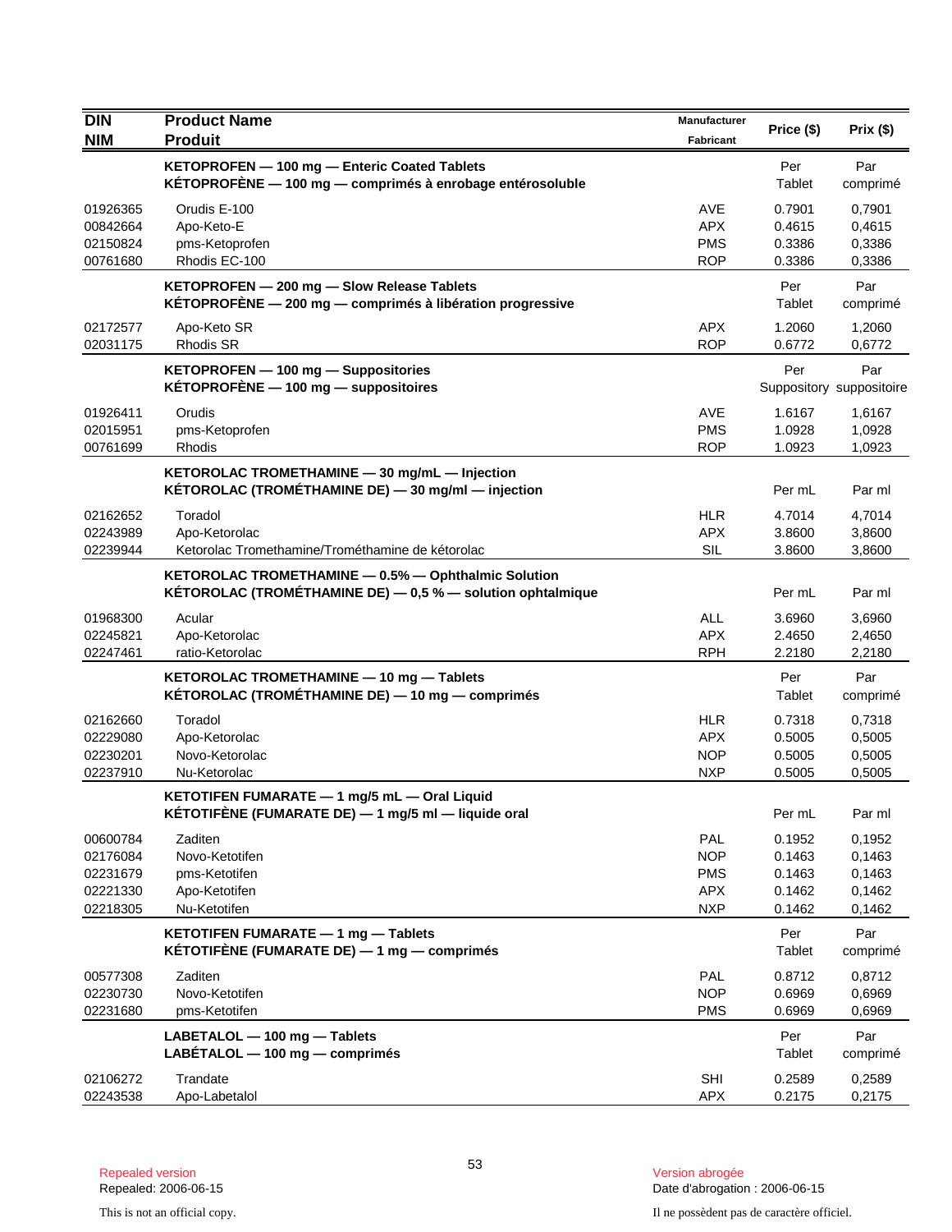| DIN<br>NIM | Product Name<br>Produit | Manufacturer<br>Fabricant | Price ($) | Prix ($) |
|---|---|---|---|---|
| | **KETOPROFEN — 100 mg — Enteric Coated Tablets**<br>**KÉTOPROFÈNE — 100 mg — comprimés à enrobage entérosoluble** | | Per Tablet | Par comprimé |
| 01926365 | Orudis E-100 | AVE | 0.7901 | 0,7901 |
| 00842664 | Apo-Keto-E | APX | 0.4615 | 0,4615 |
| 02150824 | pms-Ketoprofen | PMS | 0.3386 | 0,3386 |
| 00761680 | Rhodis EC-100 | ROP | 0.3386 | 0,3386 |
| | **KETOPROFEN — 200 mg — Slow Release Tablets**<br>**KÉTOPROFÈNE — 200 mg — comprimés à libération progressive** | | Per Tablet | Par comprimé |
| 02172577 | Apo-Keto SR | APX | 1.2060 | 1,2060 |
| 02031175 | Rhodis SR | ROP | 0.6772 | 0,6772 |
| | **KETOPROFEN — 100 mg — Suppositories**<br>**KÉTOPROFÈNE — 100 mg — suppositoires** | | Per Suppository | Par suppositoire |
| 01926411 | Orudis | AVE | 1.6167 | 1,6167 |
| 02015951 | pms-Ketoprofen | PMS | 1.0928 | 1,0928 |
| 00761699 | Rhodis | ROP | 1.0923 | 1,0923 |
| | **KETOROLAC TROMETHAMINE — 30 mg/mL — Injection**<br>**KÉTOROLAC (TROMÉTHAMINE DE) — 30 mg/ml — injection** | | Per mL | Par ml |
| 02162652 | Toradol | HLR | 4.7014 | 4,7014 |
| 02243989 | Apo-Ketorolac | APX | 3.8600 | 3,8600 |
| 02239944 | Ketorolac Tromethamine/Trométhamine de kétorolac | SIL | 3.8600 | 3,8600 |
| | **KETOROLAC TROMETHAMINE — 0.5% — Ophthalmic Solution**<br>**KÉTOROLAC (TROMÉTHAMINE DE) — 0,5 % — solution ophtalmique** | | Per mL | Par ml |
| 01968300 | Acular | ALL | 3.6960 | 3,6960 |
| 02245821 | Apo-Ketorolac | APX | 2.4650 | 2,4650 |
| 02247461 | ratio-Ketorolac | RPH | 2.2180 | 2,2180 |
| | **KETOROLAC TROMETHAMINE — 10 mg — Tablets**<br>**KÉTOROLAC (TROMÉTHAMINE DE) — 10 mg — comprimés** | | Per Tablet | Par comprimé |
| 02162660 | Toradol | HLR | 0.7318 | 0,7318 |
| 02229080 | Apo-Ketorolac | APX | 0.5005 | 0,5005 |
| 02230201 | Novo-Ketorolac | NOP | 0.5005 | 0,5005 |
| 02237910 | Nu-Ketorolac | NXP | 0.5005 | 0,5005 |
| | **KETOTIFEN FUMARATE — 1 mg/5 mL — Oral Liquid**<br>**KÉTOTIFÈNE (FUMARATE DE) — 1 mg/5 ml — liquide oral** | | Per mL | Par ml |
| 00600784 | Zaditen | PAL | 0.1952 | 0,1952 |
| 02176084 | Novo-Ketotifen | NOP | 0.1463 | 0,1463 |
| 02231679 | pms-Ketotifen | PMS | 0.1463 | 0,1463 |
| 02221330 | Apo-Ketotifen | APX | 0.1462 | 0,1462 |
| 02218305 | Nu-Ketotifen | NXP | 0.1462 | 0,1462 |
| | **KETOTIFEN FUMARATE — 1 mg — Tablets**<br>**KÉTOTIFÈNE (FUMARATE DE) — 1 mg — comprimés** | | Per Tablet | Par comprimé |
| 00577308 | Zaditen | PAL | 0.8712 | 0,8712 |
| 02230730 | Novo-Ketotifen | NOP | 0.6969 | 0,6969 |
| 02231680 | pms-Ketotifen | PMS | 0.6969 | 0,6969 |
| | **LABETALOL — 100 mg — Tablets**<br>**LABÉTALOL — 100 mg — comprimés** | | Per Tablet | Par comprimé |
| 02106272 | Trandate | SHI | 0.2589 | 0,2589 |
| 02243538 | Apo-Labetalol | APX | 0.2175 | 0,2175 |

Repealed version
Repealed: 2006-06-15

Version abrogée
Date d'abrogation : 2006-06-15

This is not an official copy.

Il ne possèdent pas de caractère officiel.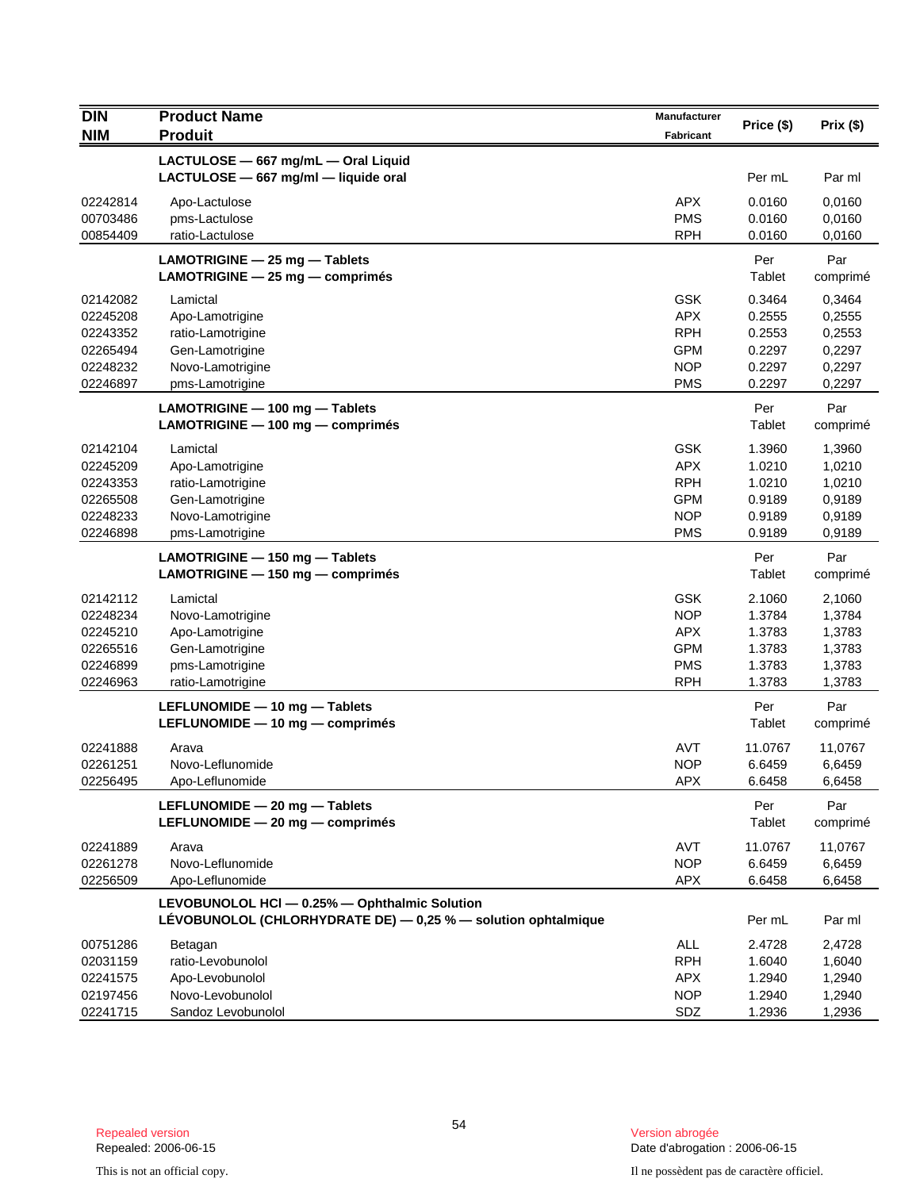| DIN<br>NIM | Product Name<br>Produit | Manufacturer<br>Fabricant | Price ($) | Prix ($) |
|---|---|---|---|---|
| | **LACTULOSE — 667 mg/mL — Oral Liquid**<br>**LACTULOSE — 667 mg/ml — liquide oral** | | Per mL | Par ml |
| 02242814 | Apo-Lactulose | APX | 0.0160 | 0,0160 |
| 00703486 | pms-Lactulose | PMS | 0.0160 | 0,0160 |
| 00854409 | ratio-Lactulose | RPH | 0.0160 | 0,0160 |
| | **LAMOTRIGINE — 25 mg — Tablets**<br>**LAMOTRIGINE — 25 mg — comprimés** | | Per Tablet | Par comprimé |
| 02142082 | Lamictal | GSK | 0.3464 | 0,3464 |
| 02245208 | Apo-Lamotrigine | APX | 0.2555 | 0,2555 |
| 02243352 | ratio-Lamotrigine | RPH | 0.2553 | 0,2553 |
| 02265494 | Gen-Lamotrigine | GPM | 0.2297 | 0,2297 |
| 02248232 | Novo-Lamotrigine | NOP | 0.2297 | 0,2297 |
| 02246897 | pms-Lamotrigine | PMS | 0.2297 | 0,2297 |
| | **LAMOTRIGINE — 100 mg — Tablets**<br>**LAMOTRIGINE — 100 mg — comprimés** | | Per Tablet | Par comprimé |
| 02142104 | Lamictal | GSK | 1.3960 | 1,3960 |
| 02245209 | Apo-Lamotrigine | APX | 1.0210 | 1,0210 |
| 02243353 | ratio-Lamotrigine | RPH | 1.0210 | 1,0210 |
| 02265508 | Gen-Lamotrigine | GPM | 0.9189 | 0,9189 |
| 02248233 | Novo-Lamotrigine | NOP | 0.9189 | 0,9189 |
| 02246898 | pms-Lamotrigine | PMS | 0.9189 | 0,9189 |
| | **LAMOTRIGINE — 150 mg — Tablets**<br>**LAMOTRIGINE — 150 mg — comprimés** | | Per Tablet | Par comprimé |
| 02142112 | Lamictal | GSK | 2.1060 | 2,1060 |
| 02248234 | Novo-Lamotrigine | NOP | 1.3784 | 1,3784 |
| 02245210 | Apo-Lamotrigine | APX | 1.3783 | 1,3783 |
| 02265516 | Gen-Lamotrigine | GPM | 1.3783 | 1,3783 |
| 02246899 | pms-Lamotrigine | PMS | 1.3783 | 1,3783 |
| 02246963 | ratio-Lamotrigine | RPH | 1.3783 | 1,3783 |
| | **LEFLUNOMIDE — 10 mg — Tablets**<br>**LEFLUNOMIDE — 10 mg — comprimés** | | Per Tablet | Par comprimé |
| 02241888 | Arava | AVT | 11.0767 | 11,0767 |
| 02261251 | Novo-Leflunomide | NOP | 6.6459 | 6,6459 |
| 02256495 | Apo-Leflunomide | APX | 6.6458 | 6,6458 |
| | **LEFLUNOMIDE — 20 mg — Tablets**<br>**LEFLUNOMIDE — 20 mg — comprimés** | | Per Tablet | Par comprimé |
| 02241889 | Arava | AVT | 11.0767 | 11,0767 |
| 02261278 | Novo-Leflunomide | NOP | 6.6459 | 6,6459 |
| 02256509 | Apo-Leflunomide | APX | 6.6458 | 6,6458 |
| | **LEVOBUNOLOL HCl — 0.25% — Ophthalmic Solution**<br>**LÉVOBUNOLOL (CHLORHYDRATE DE) — 0,25 % — solution ophtalmique** | | Per mL | Par ml |
| 00751286 | Betagan | ALL | 2.4728 | 2,4728 |
| 02031159 | ratio-Levobunolol | RPH | 1.6040 | 1,6040 |
| 02241575 | Apo-Levobunolol | APX | 1.2940 | 1,2940 |
| 02197456 | Novo-Levobunolol | NOP | 1.2940 | 1,2940 |
| 02241715 | Sandoz Levobunolol | SDZ | 1.2936 | 1,2936 |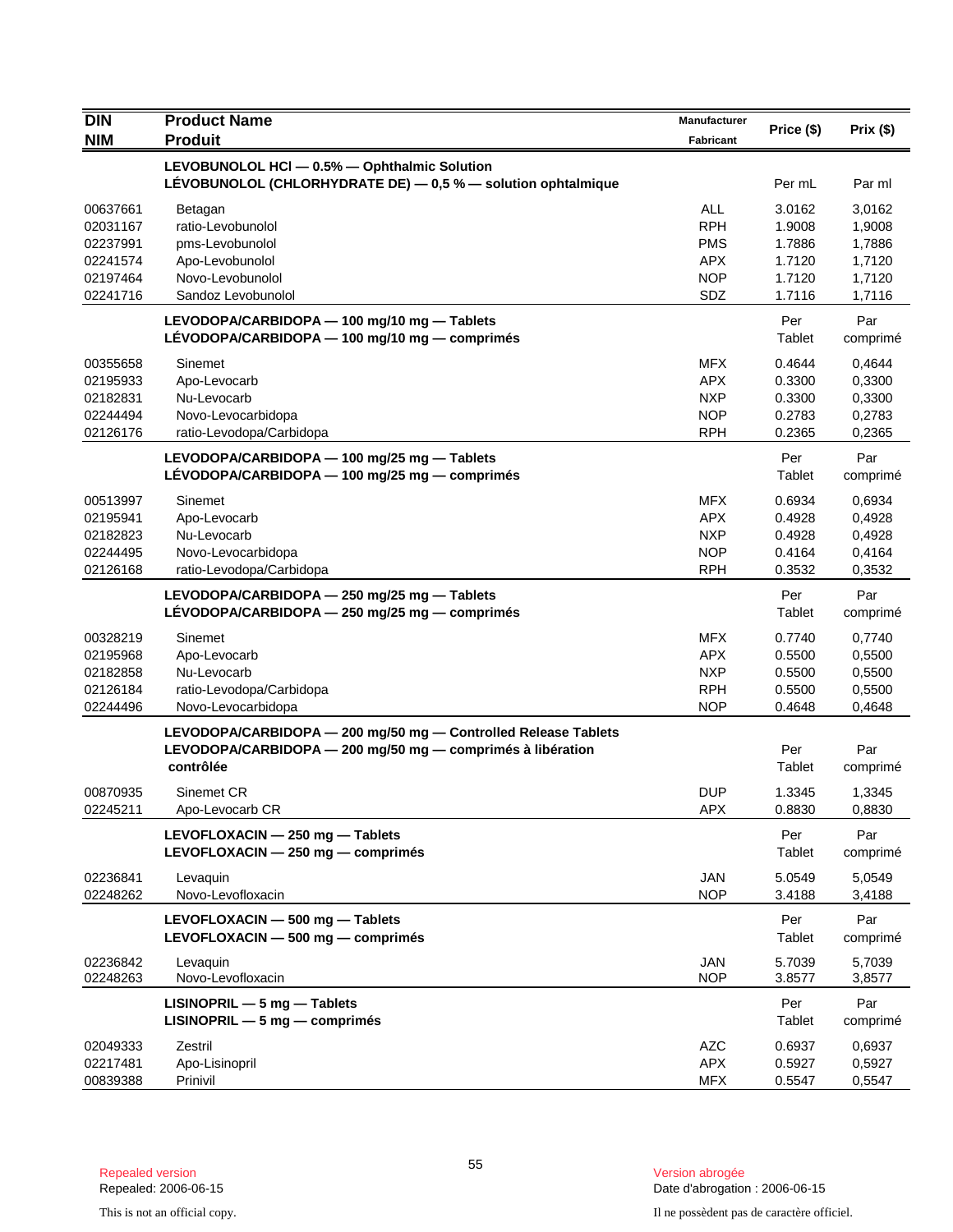| DIN<br>NIM | Product Name<br>Produit | Manufacturer<br>Fabricant | Price ($) | Prix ($) |
|---|---|---|---|---|
| | **LEVOBUNOLOL HCl — 0.5% — Ophthalmic Solution**<br>**LÉVOBUNOLOL (CHLORHYDRATE DE) — 0,5 % — solution ophtalmique** | | Per mL | Par ml |
| 00637661 | Betagan | ALL | 3.0162 | 3,0162 |
| 02031167 | ratio-Levobunolol | RPH | 1.9008 | 1,9008 |
| 02237991 | pms-Levobunolol | PMS | 1.7886 | 1,7886 |
| 02241574 | Apo-Levobunolol | APX | 1.7120 | 1,7120 |
| 02197464 | Novo-Levobunolol | NOP | 1.7120 | 1,7120 |
| 02241716 | Sandoz Levobunolol | SDZ | 1.7116 | 1,7116 |
| | **LEVODOPA/CARBIDOPA — 100 mg/10 mg — Tablets**<br>**LÉVODOPA/CARBIDOPA — 100 mg/10 mg — comprimés** | | Per Tablet | Par comprimé |
| 00355658 | Sinemet | MFX | 0.4644 | 0,4644 |
| 02195933 | Apo-Levocarb | APX | 0.3300 | 0,3300 |
| 02182831 | Nu-Levocarb | NXP | 0.3300 | 0,3300 |
| 02244494 | Novo-Levocarbidopa | NOP | 0.2783 | 0,2783 |
| 02126176 | ratio-Levodopa/Carbidopa | RPH | 0.2365 | 0,2365 |
| | **LEVODOPA/CARBIDOPA — 100 mg/25 mg — Tablets**<br>**LÉVODOPA/CARBIDOPA — 100 mg/25 mg — comprimés** | | Per Tablet | Par comprimé |
| 00513997 | Sinemet | MFX | 0.6934 | 0,6934 |
| 02195941 | Apo-Levocarb | APX | 0.4928 | 0,4928 |
| 02182823 | Nu-Levocarb | NXP | 0.4928 | 0,4928 |
| 02244495 | Novo-Levocarbidopa | NOP | 0.4164 | 0,4164 |
| 02126168 | ratio-Levodopa/Carbidopa | RPH | 0.3532 | 0,3532 |
| | **LEVODOPA/CARBIDOPA — 250 mg/25 mg — Tablets**<br>**LÉVODOPA/CARBIDOPA — 250 mg/25 mg — comprimés** | | Per Tablet | Par comprimé |
| 00328219 | Sinemet | MFX | 0.7740 | 0,7740 |
| 02195968 | Apo-Levocarb | APX | 0.5500 | 0,5500 |
| 02182858 | Nu-Levocarb | NXP | 0.5500 | 0,5500 |
| 02126184 | ratio-Levodopa/Carbidopa | RPH | 0.5500 | 0,5500 |
| 02244496 | Novo-Levocarbidopa | NOP | 0.4648 | 0,4648 |
| | **LEVODOPA/CARBIDOPA — 200 mg/50 mg — Controlled Release Tablets**<br>**LEVODOPA/CARBIDOPA — 200 mg/50 mg — comprimés à libération contrôlée** | | Per Tablet | Par comprimé |
| 00870935 | Sinemet CR | DUP | 1.3345 | 1,3345 |
| 02245211 | Apo-Levocarb CR | APX | 0.8830 | 0,8830 |
| | **LEVOFLOXACIN — 250 mg — Tablets**<br>**LEVOFLOXACIN — 250 mg — comprimés** | | Per Tablet | Par comprimé |
| 02236841 | Levaquin | JAN | 5.0549 | 5,0549 |
| 02248262 | Novo-Levofloxacin | NOP | 3.4188 | 3,4188 |
| | **LEVOFLOXACIN — 500 mg — Tablets**<br>**LEVOFLOXACIN — 500 mg — comprimés** | | Per Tablet | Par comprimé |
| 02236842 | Levaquin | JAN | 5.7039 | 5,7039 |
| 02248263 | Novo-Levofloxacin | NOP | 3.8577 | 3,8577 |
| | **LISINOPRIL — 5 mg — Tablets**<br>**LISINOPRIL — 5 mg — comprimés** | | Per Tablet | Par comprimé |
| 02049333 | Zestril | AZC | 0.6937 | 0,6937 |
| 02217481 | Apo-Lisinopril | APX | 0.5927 | 0,5927 |
| 00839388 | Prinivil | MFX | 0.5547 | 0,5547 |

Repealed version
Repealed: 2006-06-15

Version abrogée
Date d'abrogation : 2006-06-15

This is not an official copy.

Il ne possèdent pas de caractère officiel.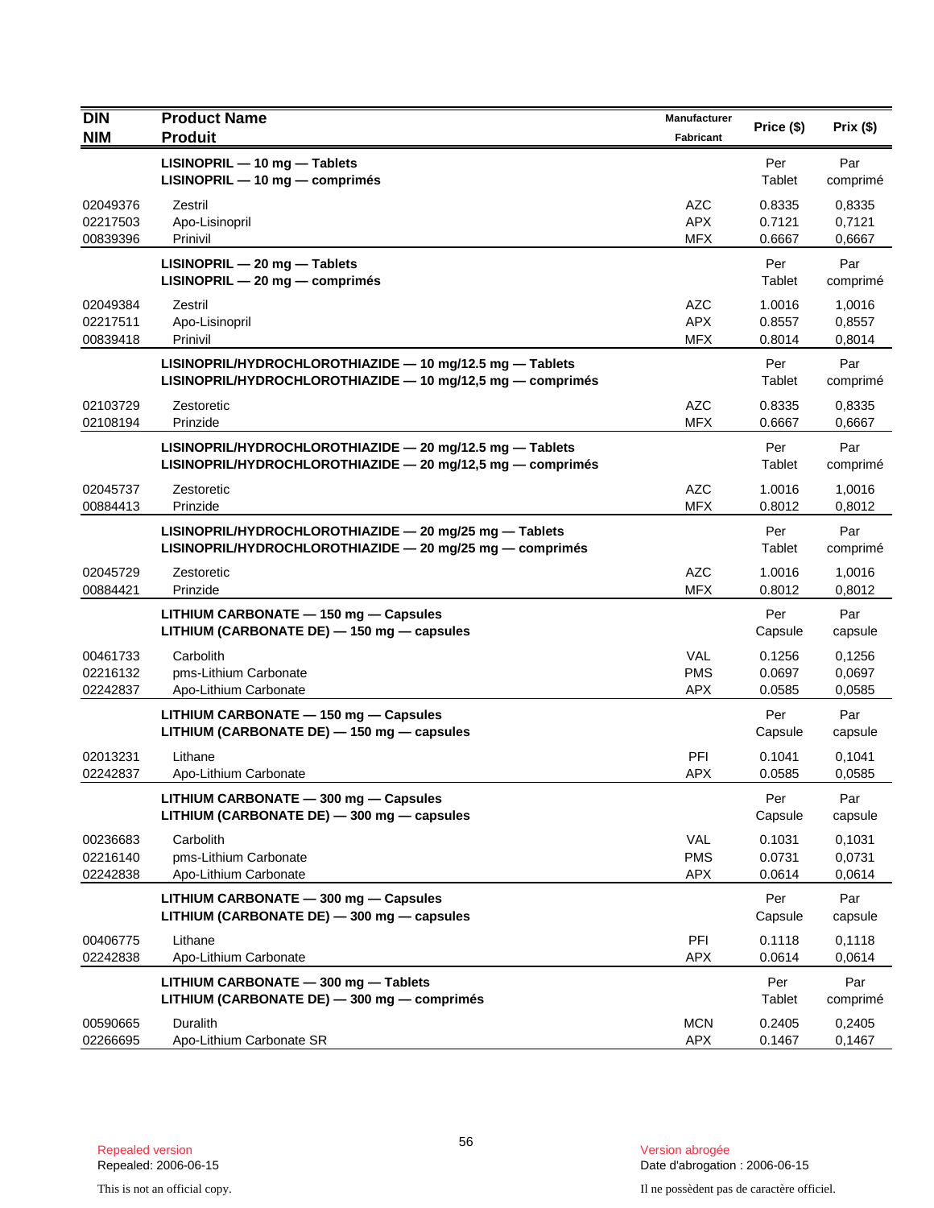| DIN<br>NIM | Product Name<br>Produit | Manufacturer<br>Fabricant | Price ($) | Prix ($) |
|---|---|---|---|---|
| | **LISINOPRIL — 10 mg — Tablets**<br>**LISINOPRIL — 10 mg — comprimés** | | Per Tablet | Par comprimé |
| 02049376 | Zestril | AZC | 0.8335 | 0,8335 |
| 02217503 | Apo-Lisinopril | APX | 0.7121 | 0,7121 |
| 00839396 | Prinivil | MFX | 0.6667 | 0,6667 |
| | **LISINOPRIL — 20 mg — Tablets**<br>**LISINOPRIL — 20 mg — comprimés** | | Per Tablet | Par comprimé |
| 02049384 | Zestril | AZC | 1.0016 | 1,0016 |
| 02217511 | Apo-Lisinopril | APX | 0.8557 | 0,8557 |
| 00839418 | Prinivil | MFX | 0.8014 | 0,8014 |
| | **LISINOPRIL/HYDROCHLOROTHIAZIDE — 10 mg/12.5 mg — Tablets**<br>**LISINOPRIL/HYDROCHLOROTHIAZIDE — 10 mg/12,5 mg — comprimés** | | Per Tablet | Par comprimé |
| 02103729 | Zestoretic | AZC | 0.8335 | 0,8335 |
| 02108194 | Prinzide | MFX | 0.6667 | 0,6667 |
| | **LISINOPRIL/HYDROCHLOROTHIAZIDE — 20 mg/12.5 mg — Tablets**<br>**LISINOPRIL/HYDROCHLOROTHIAZIDE — 20 mg/12,5 mg — comprimés** | | Per Tablet | Par comprimé |
| 02045737 | Zestoretic | AZC | 1.0016 | 1,0016 |
| 00884413 | Prinzide | MFX | 0.8012 | 0,8012 |
| | **LISINOPRIL/HYDROCHLOROTHIAZIDE — 20 mg/25 mg — Tablets**<br>**LISINOPRIL/HYDROCHLOROTHIAZIDE — 20 mg/25 mg — comprimés** | | Per Tablet | Par comprimé |
| 02045729 | Zestoretic | AZC | 1.0016 | 1,0016 |
| 00884421 | Prinzide | MFX | 0.8012 | 0,8012 |
| | **LITHIUM CARBONATE — 150 mg — Capsules**<br>**LITHIUM (CARBONATE DE) — 150 mg — capsules** | | Per Capsule | Par capsule |
| 00461733 | Carbolith | VAL | 0.1256 | 0,1256 |
| 02216132 | pms-Lithium Carbonate | PMS | 0.0697 | 0,0697 |
| 02242837 | Apo-Lithium Carbonate | APX | 0.0585 | 0,0585 |
| | **LITHIUM CARBONATE — 150 mg — Capsules**<br>**LITHIUM (CARBONATE DE) — 150 mg — capsules** | | Per Capsule | Par capsule |
| 02013231 | Lithane | PFI | 0.1041 | 0,1041 |
| 02242837 | Apo-Lithium Carbonate | APX | 0.0585 | 0,0585 |
| | **LITHIUM CARBONATE — 300 mg — Capsules**<br>**LITHIUM (CARBONATE DE) — 300 mg — capsules** | | Per Capsule | Par capsule |
| 00236683 | Carbolith | VAL | 0.1031 | 0,1031 |
| 02216140 | pms-Lithium Carbonate | PMS | 0.0731 | 0,0731 |
| 02242838 | Apo-Lithium Carbonate | APX | 0.0614 | 0,0614 |
| | **LITHIUM CARBONATE — 300 mg — Capsules**<br>**LITHIUM (CARBONATE DE) — 300 mg — capsules** | | Per Capsule | Par capsule |
| 00406775 | Lithane | PFI | 0.1118 | 0,1118 |
| 02242838 | Apo-Lithium Carbonate | APX | 0.0614 | 0,0614 |
| | **LITHIUM CARBONATE — 300 mg — Tablets**<br>**LITHIUM (CARBONATE DE) — 300 mg — comprimés** | | Per Tablet | Par comprimé |
| 00590665 | Duralith | MCN | 0.2405 | 0,2405 |
| 02266695 | Apo-Lithium Carbonate SR | APX | 0.1467 | 0,1467 |

Repealed version
Repealed: 2006-06-15

Version abrogée
Date d'abrogation : 2006-06-15

This is not an official copy.

Il ne possèdent pas de caractère officiel.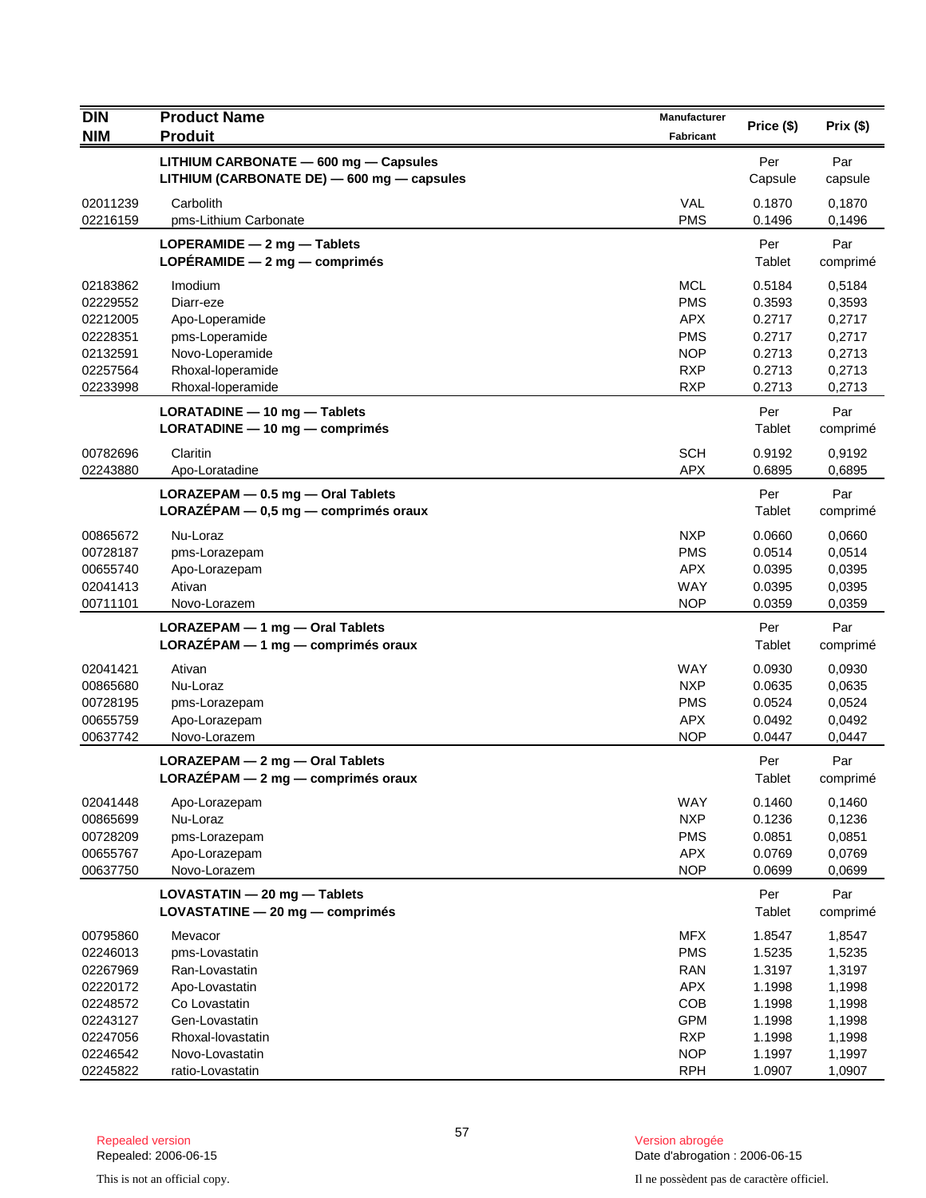| DIN<br>NIM | Product Name<br>Produit | Manufacturer<br>Fabricant | Price ($) | Prix ($) |
|---|---|---|---|---|
| | **LITHIUM CARBONATE — 600 mg — Capsules**<br>**LITHIUM (CARBONATE DE) — 600 mg — capsules** | | Per Capsule | Par capsule |
| 02011239 | Carbolith | VAL | 0.1870 | 0,1870 |
| 02216159 | pms-Lithium Carbonate | PMS | 0.1496 | 0,1496 |
| | **LOPERAMIDE — 2 mg — Tablets**<br>**LOPÉRAMIDE — 2 mg — comprimés** | | Per Tablet | Par comprimé |
| 02183862 | Imodium | MCL | 0.5184 | 0,5184 |
| 02229552 | Diarr-eze | PMS | 0.3593 | 0,3593 |
| 02212005 | Apo-Loperamide | APX | 0.2717 | 0,2717 |
| 02228351 | pms-Loperamide | PMS | 0.2717 | 0,2717 |
| 02132591 | Novo-Loperamide | NOP | 0.2713 | 0,2713 |
| 02257564 | Rhoxal-loperamide | RXP | 0.2713 | 0,2713 |
| 02233998 | Rhoxal-loperamide | RXP | 0.2713 | 0,2713 |
| | **LORATADINE — 10 mg — Tablets**<br>**LORATADINE — 10 mg — comprimés** | | Per Tablet | Par comprimé |
| 00782696 | Claritin | SCH | 0.9192 | 0,9192 |
| 02243880 | Apo-Loratadine | APX | 0.6895 | 0,6895 |
| | **LORAZEPAM — 0.5 mg — Oral Tablets**<br>**LORAZÉPAM — 0,5 mg — comprimés oraux** | | Per Tablet | Par comprimé |
| 00865672 | Nu-Loraz | NXP | 0.0660 | 0,0660 |
| 00728187 | pms-Lorazepam | PMS | 0.0514 | 0,0514 |
| 00655740 | Apo-Lorazepam | APX | 0.0395 | 0,0395 |
| 02041413 | Ativan | WAY | 0.0395 | 0,0395 |
| 00711101 | Novo-Lorazem | NOP | 0.0359 | 0,0359 |
| | **LORAZEPAM — 1 mg — Oral Tablets**<br>**LORAZÉPAM — 1 mg — comprimés oraux** | | Per Tablet | Par comprimé |
| 02041421 | Ativan | WAY | 0.0930 | 0,0930 |
| 00865680 | Nu-Loraz | NXP | 0.0635 | 0,0635 |
| 00728195 | pms-Lorazepam | PMS | 0.0524 | 0,0524 |
| 00655759 | Apo-Lorazepam | APX | 0.0492 | 0,0492 |
| 00637742 | Novo-Lorazem | NOP | 0.0447 | 0,0447 |
| | **LORAZEPAM — 2 mg — Oral Tablets**<br>**LORAZÉPAM — 2 mg — comprimés oraux** | | Per Tablet | Par comprimé |
| 02041448 | Apo-Lorazepam | WAY | 0.1460 | 0,1460 |
| 00865699 | Nu-Loraz | NXP | 0.1236 | 0,1236 |
| 00728209 | pms-Lorazepam | PMS | 0.0851 | 0,0851 |
| 00655767 | Apo-Lorazepam | APX | 0.0769 | 0,0769 |
| 00637750 | Novo-Lorazem | NOP | 0.0699 | 0,0699 |
| | **LOVASTATIN — 20 mg — Tablets**<br>**LOVASTATINE — 20 mg — comprimés** | | Per Tablet | Par comprimé |
| 00795860 | Mevacor | MFX | 1.8547 | 1,8547 |
| 02246013 | pms-Lovastatin | PMS | 1.5235 | 1,5235 |
| 02267969 | Ran-Lovastatin | RAN | 1.3197 | 1,3197 |
| 02220172 | Apo-Lovastatin | APX | 1.1998 | 1,1998 |
| 02248572 | Co Lovastatin | COB | 1.1998 | 1,1998 |
| 02243127 | Gen-Lovastatin | GPM | 1.1998 | 1,1998 |
| 02247056 | Rhoxal-lovastatin | RXP | 1.1998 | 1,1998 |
| 02246542 | Novo-Lovastatin | NOP | 1.1997 | 1,1997 |
| 02245822 | ratio-Lovastatin | RPH | 1.0907 | 1,0907 |

Repealed version
Repealed: 2006-06-15

Version abrogée
Date d'abrogation : 2006-06-15

This is not an official copy.

Il ne possèdent pas de caractère officiel.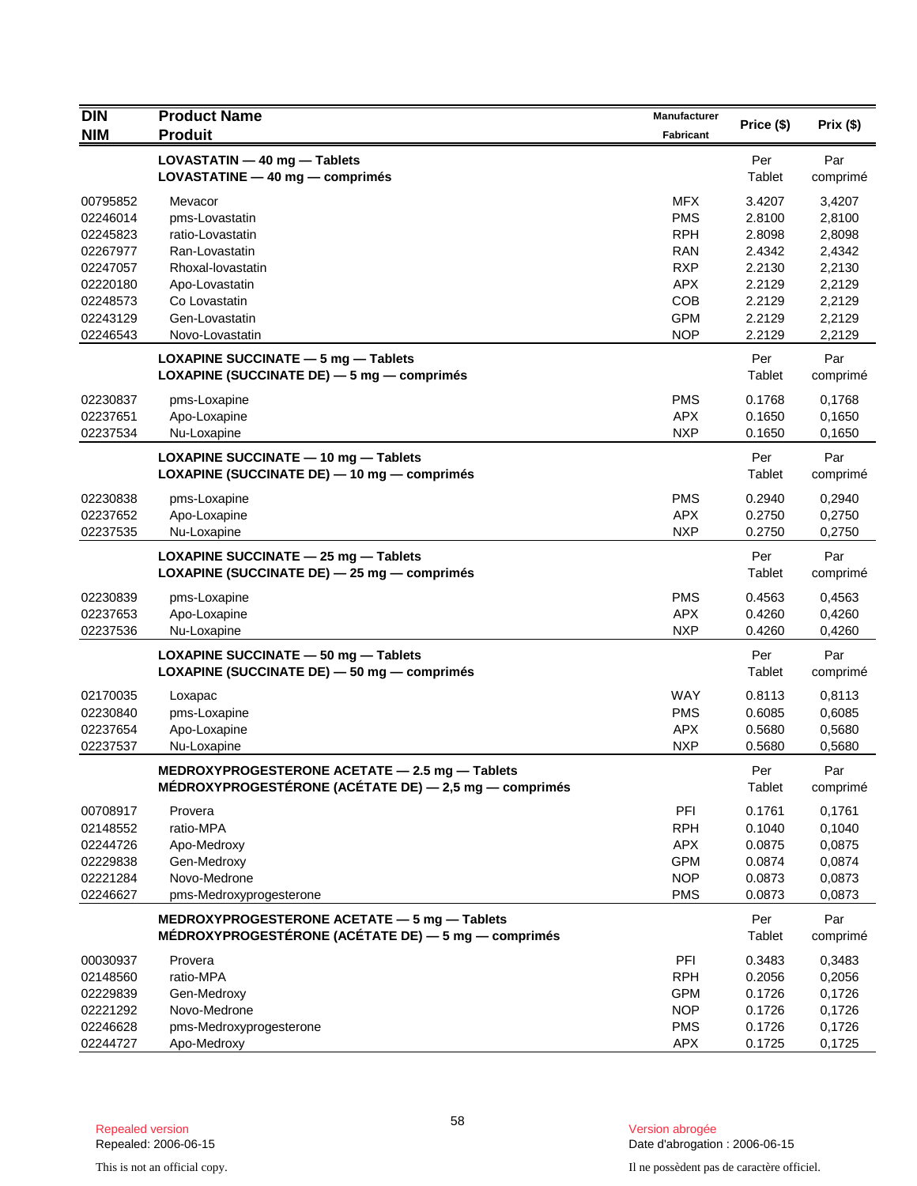| DIN<br>NIM | Product Name<br>Produit | Manufacturer<br>Fabricant | Price ($) | Prix ($) |
|---|---|---|---|---|
| | **LOVASTATIN — 40 mg — Tablets**<br>**LOVASTATINE — 40 mg — comprimés** | | Per Tablet | Par comprimé |
| 00795852 | Mevacor | MFX | 3.4207 | 3,4207 |
| 02246014 | pms-Lovastatin | PMS | 2.8100 | 2,8100 |
| 02245823 | ratio-Lovastatin | RPH | 2.8098 | 2,8098 |
| 02267977 | Ran-Lovastatin | RAN | 2.4342 | 2,4342 |
| 02247057 | Rhoxal-lovastatin | RXP | 2.2130 | 2,2130 |
| 02220180 | Apo-Lovastatin | APX | 2.2129 | 2,2129 |
| 02248573 | Co Lovastatin | COB | 2.2129 | 2,2129 |
| 02243129 | Gen-Lovastatin | GPM | 2.2129 | 2,2129 |
| 02246543 | Novo-Lovastatin | NOP | 2.2129 | 2,2129 |
| | **LOXAPINE SUCCINATE — 5 mg — Tablets**<br>**LOXAPINE (SUCCINATE DE) — 5 mg — comprimés** | | Per Tablet | Par comprimé |
| 02230837 | pms-Loxapine | PMS | 0.1768 | 0,1768 |
| 02237651 | Apo-Loxapine | APX | 0.1650 | 0,1650 |
| 02237534 | Nu-Loxapine | NXP | 0.1650 | 0,1650 |
| | **LOXAPINE SUCCINATE — 10 mg — Tablets**<br>**LOXAPINE (SUCCINATE DE) — 10 mg — comprimés** | | Per Tablet | Par comprimé |
| 02230838 | pms-Loxapine | PMS | 0.2940 | 0,2940 |
| 02237652 | Apo-Loxapine | APX | 0.2750 | 0,2750 |
| 02237535 | Nu-Loxapine | NXP | 0.2750 | 0,2750 |
| | **LOXAPINE SUCCINATE — 25 mg — Tablets**<br>**LOXAPINE (SUCCINATE DE) — 25 mg — comprimés** | | Per Tablet | Par comprimé |
| 02230839 | pms-Loxapine | PMS | 0.4563 | 0,4563 |
| 02237653 | Apo-Loxapine | APX | 0.4260 | 0,4260 |
| 02237536 | Nu-Loxapine | NXP | 0.4260 | 0,4260 |
| | **LOXAPINE SUCCINATE — 50 mg — Tablets**<br>**LOXAPINE (SUCCINATE DE) — 50 mg — comprimés** | | Per Tablet | Par comprimé |
| 02170035 | Loxapac | WAY | 0.8113 | 0,8113 |
| 02230840 | pms-Loxapine | PMS | 0.6085 | 0,6085 |
| 02237654 | Apo-Loxapine | APX | 0.5680 | 0,5680 |
| 02237537 | Nu-Loxapine | NXP | 0.5680 | 0,5680 |
| | **MEDROXYPROGESTERONE ACETATE — 2.5 mg — Tablets**<br>**MÉDROXYPROGESTÉRONE (ACÉTATE DE) — 2,5 mg — comprimés** | | Per Tablet | Par comprimé |
| 00708917 | Provera | PFI | 0.1761 | 0,1761 |
| 02148552 | ratio-MPA | RPH | 0.1040 | 0,1040 |
| 02244726 | Apo-Medroxy | APX | 0.0875 | 0,0875 |
| 02229838 | Gen-Medroxy | GPM | 0.0874 | 0,0874 |
| 02221284 | Novo-Medrone | NOP | 0.0873 | 0,0873 |
| 02246627 | pms-Medroxyprogesterone | PMS | 0.0873 | 0,0873 |
| | **MEDROXYPROGESTERONE ACETATE — 5 mg — Tablets**<br>**MÉDROXYPROGESTÉRONE (ACÉTATE DE) — 5 mg — comprimés** | | Per Tablet | Par comprimé |
| 00030937 | Provera | PFI | 0.3483 | 0,3483 |
| 02148560 | ratio-MPA | RPH | 0.2056 | 0,2056 |
| 02229839 | Gen-Medroxy | GPM | 0.1726 | 0,1726 |
| 02221292 | Novo-Medrone | NOP | 0.1726 | 0,1726 |
| 02246628 | pms-Medroxyprogesterone | PMS | 0.1726 | 0,1726 |
| 02244727 | Apo-Medroxy | APX | 0.1725 | 0,1725 |

Repealed version
Repealed: 2006-06-15

Version abrogée
Date d'abrogation : 2006-06-15

This is not an official copy.

Il ne possèdent pas de caractère officiel.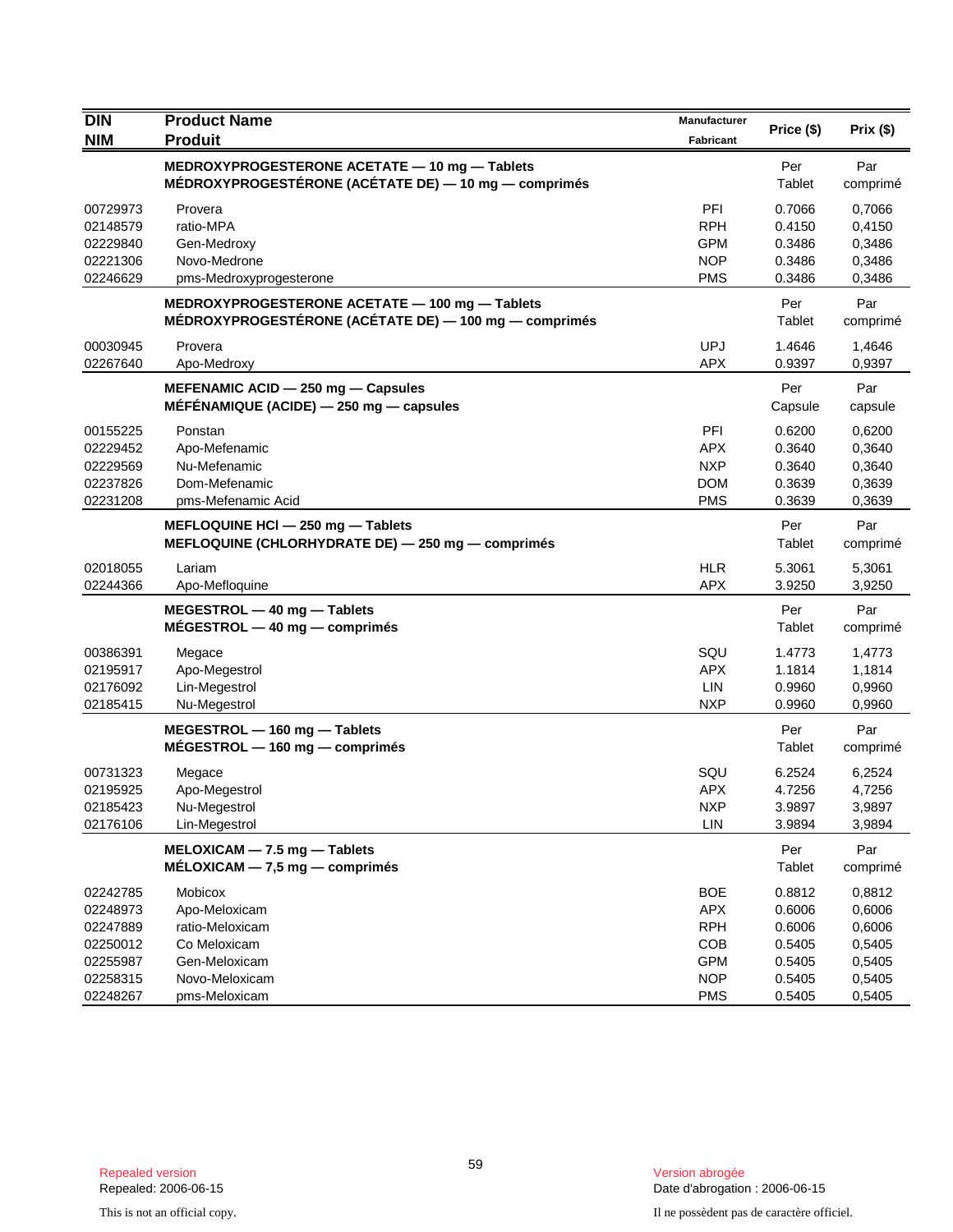| DIN<br>NIM | Product Name<br>Produit | Manufacturer<br>Fabricant | Price ($) | Prix ($) |
|---|---|---|---|---|
| | **MEDROXYPROGESTERONE ACETATE — 10 mg — Tablets**<br>**MÉDROXYPROGESTÉRONE (ACÉTATE DE) — 10 mg — comprimés** | | Per Tablet | Par comprimé |
| 00729973 | Provera | PFI | 0.7066 | 0,7066 |
| 02148579 | ratio-MPA | RPH | 0.4150 | 0,4150 |
| 02229840 | Gen-Medroxy | GPM | 0.3486 | 0,3486 |
| 02221306 | Novo-Medrone | NOP | 0.3486 | 0,3486 |
| 02246629 | pms-Medroxyprogesterone | PMS | 0.3486 | 0,3486 |
| | **MEDROXYPROGESTERONE ACETATE — 100 mg — Tablets**<br>**MÉDROXYPROGESTÉRONE (ACÉTATE DE) — 100 mg — comprimés** | | Per Tablet | Par comprimé |
| 00030945 | Provera | UPJ | 1.4646 | 1,4646 |
| 02267640 | Apo-Medroxy | APX | 0.9397 | 0,9397 |
| | **MEFENAMIC ACID — 250 mg — Capsules**<br>**MÉFÉNAMIQUE (ACIDE) — 250 mg — capsules** | | Per Capsule | Par capsule |
| 00155225 | Ponstan | PFI | 0.6200 | 0,6200 |
| 02229452 | Apo-Mefenamic | APX | 0.3640 | 0,3640 |
| 02229569 | Nu-Mefenamic | NXP | 0.3640 | 0,3640 |
| 02237826 | Dom-Mefenamic | DOM | 0.3639 | 0,3639 |
| 02231208 | pms-Mefenamic Acid | PMS | 0.3639 | 0,3639 |
| | **MEFLOQUINE HCl — 250 mg — Tablets**<br>**MEFLOQUINE (CHLORHYDRATE DE) — 250 mg — comprimés** | | Per Tablet | Par comprimé |
| 02018055 | Lariam | HLR | 5.3061 | 5,3061 |
| 02244366 | Apo-Mefloquine | APX | 3.9250 | 3,9250 |
| | **MEGESTROL — 40 mg — Tablets**<br>**MÉGESTROL — 40 mg — comprimés** | | Per Tablet | Par comprimé |
| 00386391 | Megace | SQU | 1.4773 | 1,4773 |
| 02195917 | Apo-Megestrol | APX | 1.1814 | 1,1814 |
| 02176092 | Lin-Megestrol | LIN | 0.9960 | 0,9960 |
| 02185415 | Nu-Megestrol | NXP | 0.9960 | 0,9960 |
| | **MEGESTROL — 160 mg — Tablets**<br>**MÉGESTROL — 160 mg — comprimés** | | Per Tablet | Par comprimé |
| 00731323 | Megace | SQU | 6.2524 | 6,2524 |
| 02195925 | Apo-Megestrol | APX | 4.7256 | 4,7256 |
| 02185423 | Nu-Megestrol | NXP | 3.9897 | 3,9897 |
| 02176106 | Lin-Megestrol | LIN | 3.9894 | 3,9894 |
| | **MELOXICAM — 7.5 mg — Tablets**<br>**MÉLOXICAM — 7,5 mg — comprimés** | | Per Tablet | Par comprimé |
| 02242785 | Mobicox | BOE | 0.8812 | 0,8812 |
| 02248973 | Apo-Meloxicam | APX | 0.6006 | 0,6006 |
| 02247889 | ratio-Meloxicam | RPH | 0.6006 | 0,6006 |
| 02250012 | Co Meloxicam | COB | 0.5405 | 0,5405 |
| 02255987 | Gen-Meloxicam | GPM | 0.5405 | 0,5405 |
| 02258315 | Novo-Meloxicam | NOP | 0.5405 | 0,5405 |
| 02248267 | pms-Meloxicam | PMS | 0.5405 | 0,5405 |

Repealed version
Repealed: 2006-06-15

Version abrogée
Date d'abrogation : 2006-06-15

This is not an official copy.

Il ne possèdent pas de caractère officiel.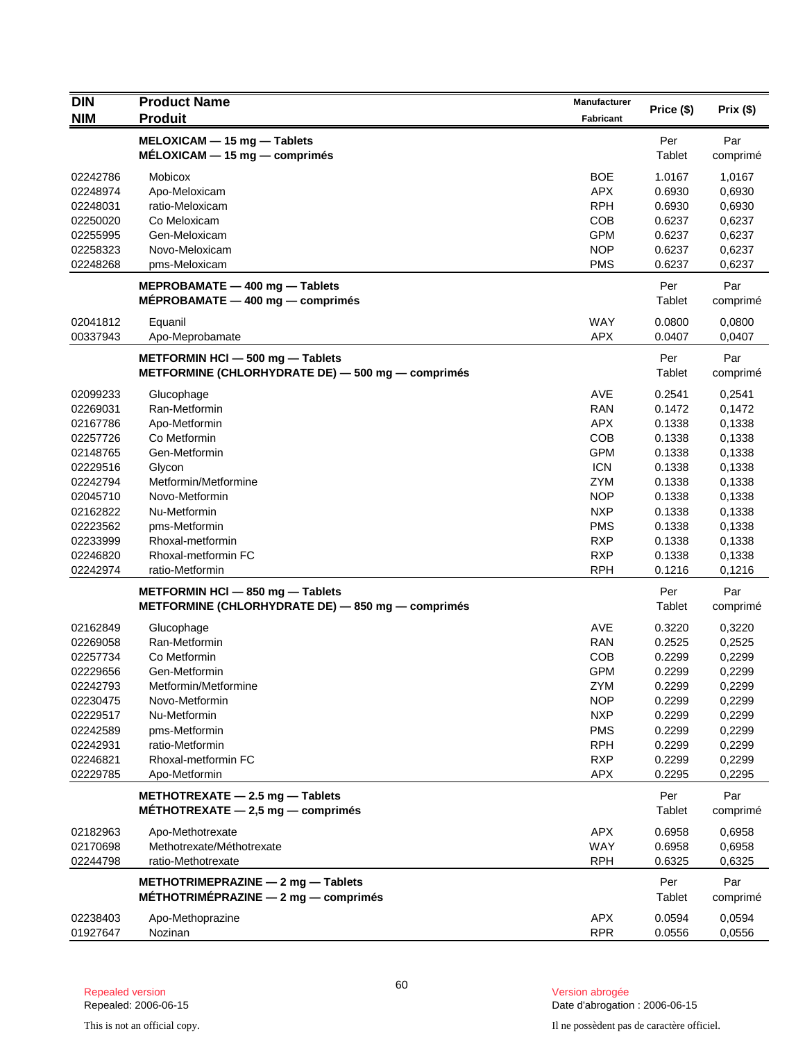| DIN<br>NIM | Product Name<br>Produit | Manufacturer<br>Fabricant | Price ($) | Prix ($) |
|---|---|---|---|---|
| | **MELOXICAM — 15 mg — Tablets**<br>**MÉLOXICAM — 15 mg — comprimés** | | Per<br>Tablet | Par<br>comprimé |
| 02242786 | Mobicox | BOE | 1.0167 | 1,0167 |
| 02248974 | Apo-Meloxicam | APX | 0.6930 | 0,6930 |
| 02248031 | ratio-Meloxicam | RPH | 0.6930 | 0,6930 |
| 02250020 | Co Meloxicam | COB | 0.6237 | 0,6237 |
| 02255995 | Gen-Meloxicam | GPM | 0.6237 | 0,6237 |
| 02258323 | Novo-Meloxicam | NOP | 0.6237 | 0,6237 |
| 02248268 | pms-Meloxicam | PMS | 0.6237 | 0,6237 |
| | **MEPROBAMATE — 400 mg — Tablets**<br>**MÉPROBAMATE — 400 mg — comprimés** | | Per<br>Tablet | Par<br>comprimé |
| 02041812 | Equanil | WAY | 0.0800 | 0,0800 |
| 00337943 | Apo-Meprobamate | APX | 0.0407 | 0,0407 |
| | **METFORMIN HCl — 500 mg — Tablets**<br>**METFORMINE (CHLORHYDRATE DE) — 500 mg — comprimés** | | Per<br>Tablet | Par<br>comprimé |
| 02099233 | Glucophage | AVE | 0.2541 | 0,2541 |
| 02269031 | Ran-Metformin | RAN | 0.1472 | 0,1472 |
| 02167786 | Apo-Metformin | APX | 0.1338 | 0,1338 |
| 02257726 | Co Metformin | COB | 0.1338 | 0,1338 |
| 02148765 | Gen-Metformin | GPM | 0.1338 | 0,1338 |
| 02229516 | Glycon | ICN | 0.1338 | 0,1338 |
| 02242794 | Metformin/Metformine | ZYM | 0.1338 | 0,1338 |
| 02045710 | Novo-Metformin | NOP | 0.1338 | 0,1338 |
| 02162822 | Nu-Metformin | NXP | 0.1338 | 0,1338 |
| 02223562 | pms-Metformin | PMS | 0.1338 | 0,1338 |
| 02233999 | Rhoxal-metformin | RXP | 0.1338 | 0,1338 |
| 02246820 | Rhoxal-metformin FC | RXP | 0.1338 | 0,1338 |
| 02242974 | ratio-Metformin | RPH | 0.1216 | 0,1216 |
| | **METFORMIN HCl — 850 mg — Tablets**<br>**METFORMINE (CHLORHYDRATE DE) — 850 mg — comprimés** | | Per<br>Tablet | Par<br>comprimé |
| 02162849 | Glucophage | AVE | 0.3220 | 0,3220 |
| 02269058 | Ran-Metformin | RAN | 0.2525 | 0,2525 |
| 02257734 | Co Metformin | COB | 0.2299 | 0,2299 |
| 02229656 | Gen-Metformin | GPM | 0.2299 | 0,2299 |
| 02242793 | Metformin/Metformine | ZYM | 0.2299 | 0,2299 |
| 02230475 | Novo-Metformin | NOP | 0.2299 | 0,2299 |
| 02229517 | Nu-Metformin | NXP | 0.2299 | 0,2299 |
| 02242589 | pms-Metformin | PMS | 0.2299 | 0,2299 |
| 02242931 | ratio-Metformin | RPH | 0.2299 | 0,2299 |
| 02246821 | Rhoxal-metformin FC | RXP | 0.2299 | 0,2299 |
| 02229785 | Apo-Metformin | APX | 0.2295 | 0,2295 |
| | **METHOTREXATE — 2.5 mg — Tablets**<br>**MÉTHOTREXATE — 2,5 mg — comprimés** | | Per<br>Tablet | Par<br>comprimé |
| 02182963 | Apo-Methotrexate | APX | 0.6958 | 0,6958 |
| 02170698 | Methotrexate/Méthotrexate | WAY | 0.6958 | 0,6958 |
| 02244798 | ratio-Methotrexate | RPH | 0.6325 | 0,6325 |
| | **METHOTRIMEPRAZINE — 2 mg — Tablets**<br>**MÉTHOTRIMÉPRAZINE — 2 mg — comprimés** | | Per<br>Tablet | Par<br>comprimé |
| 02238403 | Apo-Methoprazine | APX | 0.0594 | 0,0594 |
| 01927647 | Nozinan | RPR | 0.0556 | 0,0556 |

Repealed version
Repealed: 2006-06-15

This is not an official copy.

Version abrogée
Date d'abrogation : 2006-06-15

Il ne possèdent pas de caractère officiel.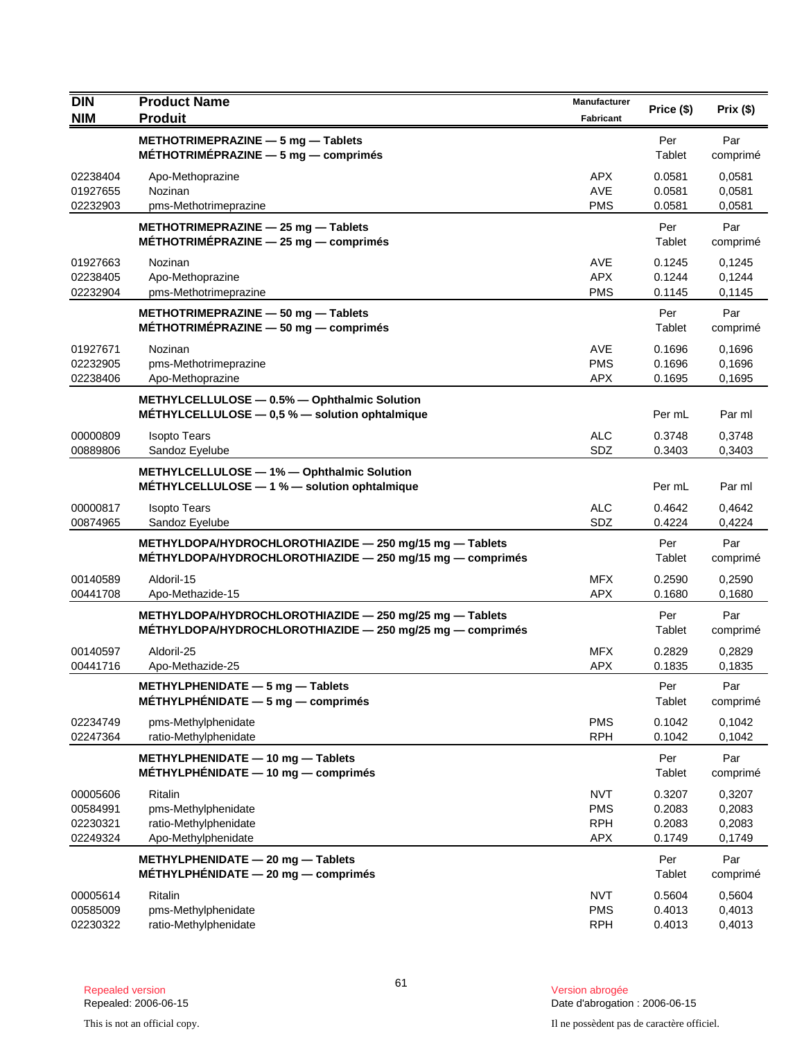| DIN<br>NIM | Product Name<br>Produit | Manufacturer<br>Fabricant | Price ($) | Prix ($) |
|---|---|---|---|---|
| | **METHOTRIMEPRAZINE — 5 mg — Tablets**<br>**MÉTHOTRIMÉPRAZINE — 5 mg — comprimés** | | Per Tablet | Par comprimé |
| 02238404 | Apo-Methoprazine | APX | 0.0581 | 0,0581 |
| 01927655 | Nozinan | AVE | 0.0581 | 0,0581 |
| 02232903 | pms-Methotrimeprazine | PMS | 0.0581 | 0,0581 |
| | **METHOTRIMEPRAZINE — 25 mg — Tablets**<br>**MÉTHOTRIMÉPRAZINE — 25 mg — comprimés** | | Per Tablet | Par comprimé |
| 01927663 | Nozinan | AVE | 0.1245 | 0,1245 |
| 02238405 | Apo-Methoprazine | APX | 0.1244 | 0,1244 |
| 02232904 | pms-Methotrimeprazine | PMS | 0.1145 | 0,1145 |
| | **METHOTRIMEPRAZINE — 50 mg — Tablets**<br>**MÉTHOTRIMÉPRAZINE — 50 mg — comprimés** | | Per Tablet | Par comprimé |
| 01927671 | Nozinan | AVE | 0.1696 | 0,1696 |
| 02232905 | pms-Methotrimeprazine | PMS | 0.1696 | 0,1696 |
| 02238406 | Apo-Methoprazine | APX | 0.1695 | 0,1695 |
| | **METHYLCELLULOSE — 0.5% — Ophthalmic Solution**<br>**MÉTHYLCELLULOSE — 0,5 % — solution ophtalmique** | | Per mL | Par ml |
| 00000809 | Isopto Tears | ALC | 0.3748 | 0,3748 |
| 00889806 | Sandoz Eyelube | SDZ | 0.3403 | 0,3403 |
| | **METHYLCELLULOSE — 1% — Ophthalmic Solution**<br>**MÉTHYLCELLULOSE — 1 % — solution ophtalmique** | | Per mL | Par ml |
| 00000817 | Isopto Tears | ALC | 0.4642 | 0,4642 |
| 00874965 | Sandoz Eyelube | SDZ | 0.4224 | 0,4224 |
| | **METHYLDOPA/HYDROCHLOROTHIAZIDE — 250 mg/15 mg — Tablets**<br>**MÉTHYLDOPA/HYDROCHLOROTHIAZIDE — 250 mg/15 mg — comprimés** | | Per Tablet | Par comprimé |
| 00140589 | Aldoril-15 | MFX | 0.2590 | 0,2590 |
| 00441708 | Apo-Methazide-15 | APX | 0.1680 | 0,1680 |
| | **METHYLDOPA/HYDROCHLOROTHIAZIDE — 250 mg/25 mg — Tablets**<br>**MÉTHYLDOPA/HYDROCHLOROTHIAZIDE — 250 mg/25 mg — comprimés** | | Per Tablet | Par comprimé |
| 00140597 | Aldoril-25 | MFX | 0.2829 | 0,2829 |
| 00441716 | Apo-Methazide-25 | APX | 0.1835 | 0,1835 |
| | **METHYLPHENIDATE — 5 mg — Tablets**<br>**MÉTHYLPHÉNIDATE — 5 mg — comprimés** | | Per Tablet | Par comprimé |
| 02234749 | pms-Methylphenidate | PMS | 0.1042 | 0,1042 |
| 02247364 | ratio-Methylphenidate | RPH | 0.1042 | 0,1042 |
| | **METHYLPHENIDATE — 10 mg — Tablets**<br>**MÉTHYLPHÉNIDATE — 10 mg — comprimés** | | Per Tablet | Par comprimé |
| 00005606 | Ritalin | NVT | 0.3207 | 0,3207 |
| 00584991 | pms-Methylphenidate | PMS | 0.2083 | 0,2083 |
| 02230321 | ratio-Methylphenidate | RPH | 0.2083 | 0,2083 |
| 02249324 | Apo-Methylphenidate | APX | 0.1749 | 0,1749 |
| | **METHYLPHENIDATE — 20 mg — Tablets**<br>**MÉTHYLPHÉNIDATE — 20 mg — comprimés** | | Per Tablet | Par comprimé |
| 00005614 | Ritalin | NVT | 0.5604 | 0,5604 |
| 00585009 | pms-Methylphenidate | PMS | 0.4013 | 0,4013 |
| 02230322 | ratio-Methylphenidate | RPH | 0.4013 | 0,4013 |

Repealed version
Repealed: 2006-06-15

Version abrogée
Date d'abrogation : 2006-06-15

This is not an official copy.

Il ne possèdent pas de caractère officiel.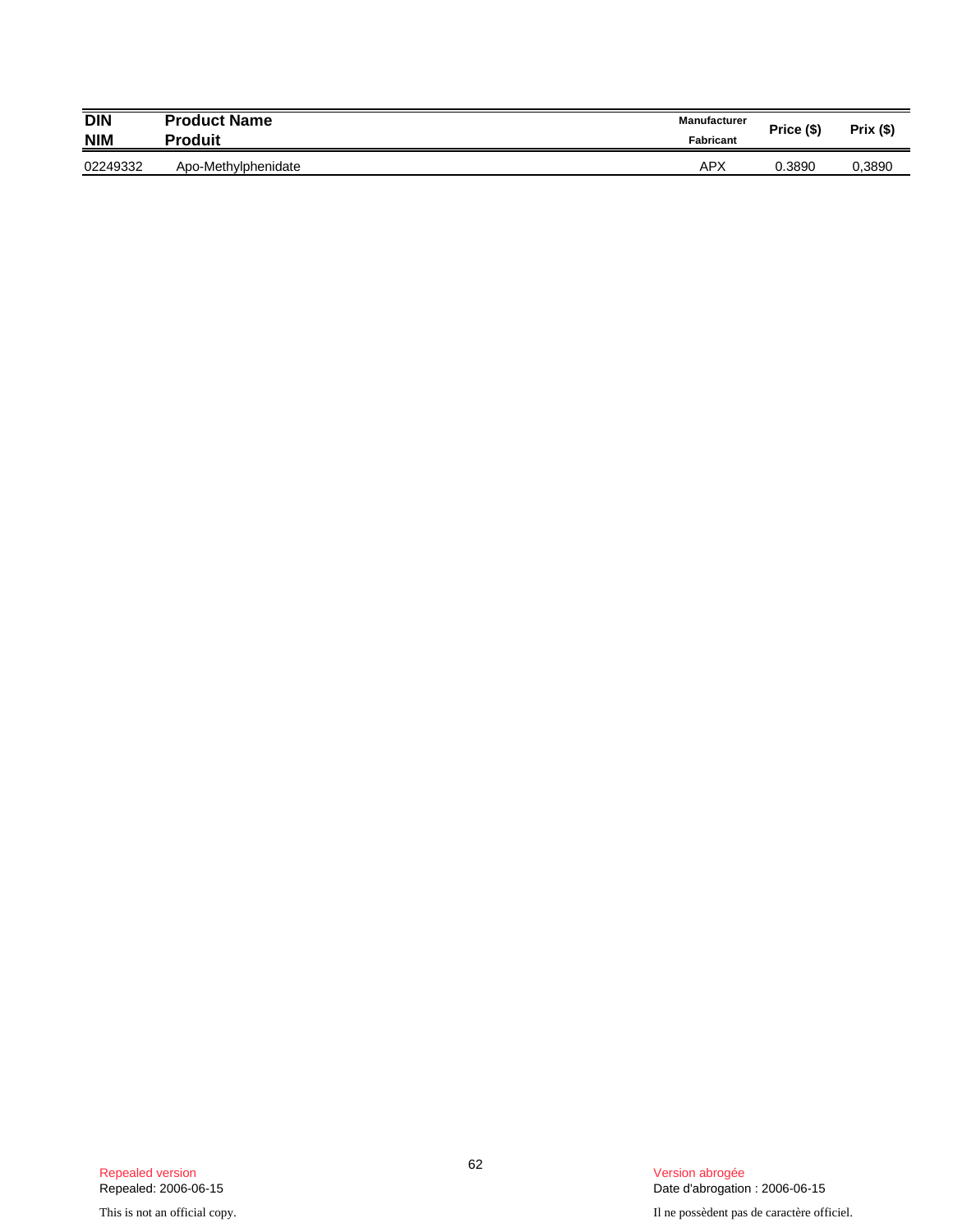| DIN<br>NIM | Product Name<br>Produit | Manufacturer<br>Fabricant | Price ($) | Prix ($) |
|---|---|---|---|---|
| 02249332 | Apo-Methylphenidate | APX | 0.3890 | 0,3890 |

Repealed version
Repealed: 2006-06-15

This is not an official copy.

Version abrogée
Date d'abrogation : 2006-06-15

Il ne possèdent pas de caractère officiel.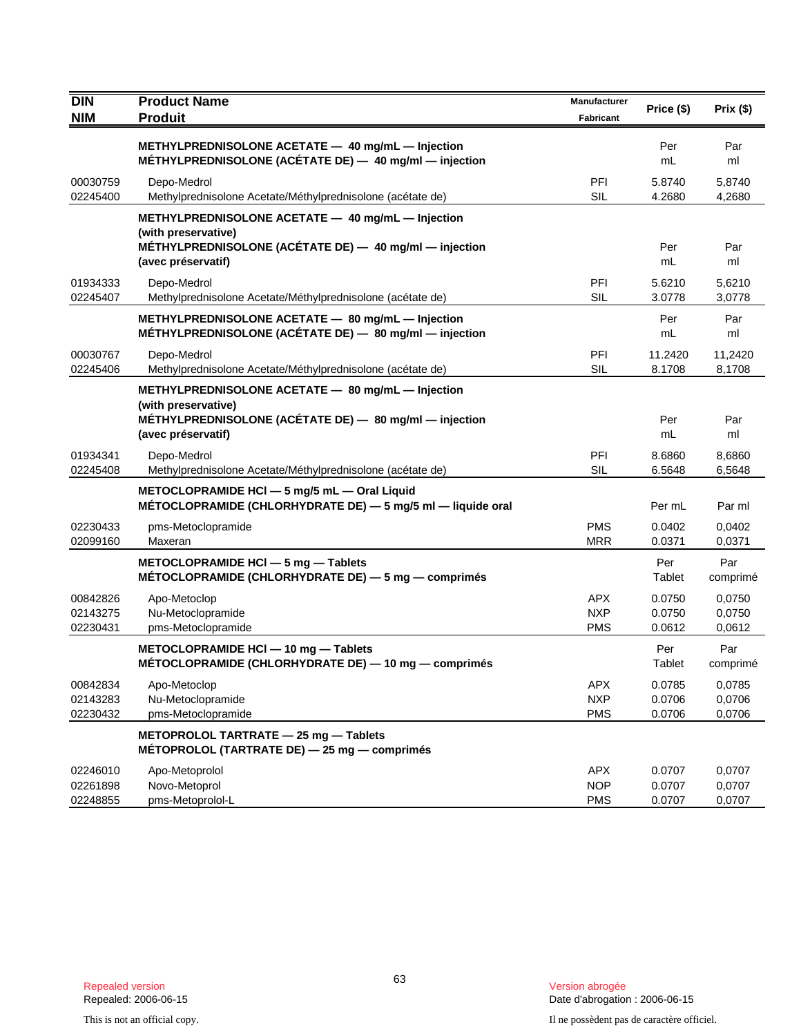| DIN<br>NIM | Product Name<br>Produit | Manufacturer<br>Fabricant | Price ($) | Prix ($) |
|---|---|---|---|---|
| | **METHYLPREDNISOLONE ACETATE — 40 mg/mL — Injection**<br>**MÉTHYLPREDNISOLONE (ACÉTATE DE) — 40 mg/ml — injection** | | Per mL | Par ml |
| 00030759 | Depo-Medrol | PFI | 5.8740 | 5,8740 |
| 02245400 | Methylprednisolone Acetate/Méthylprednisolone (acétate de) | SIL | 4.2680 | 4,2680 |
| | **METHYLPREDNISOLONE ACETATE — 40 mg/mL — Injection (with preservative)**<br>**MÉTHYLPREDNISOLONE (ACÉTATE DE) — 40 mg/ml — injection (avec préservatif)** | | Per mL | Par ml |
| 01934333 | Depo-Medrol | PFI | 5.6210 | 5,6210 |
| 02245407 | Methylprednisolone Acetate/Méthylprednisolone (acétate de) | SIL | 3.0778 | 3,0778 |
| | **METHYLPREDNISOLONE ACETATE — 80 mg/mL — Injection**<br>**MÉTHYLPREDNISOLONE (ACÉTATE DE) — 80 mg/ml — injection** | | Per mL | Par ml |
| 00030767 | Depo-Medrol | PFI | 11.2420 | 11,2420 |
| 02245406 | Methylprednisolone Acetate/Méthylprednisolone (acétate de) | SIL | 8.1708 | 8,1708 |
| | **METHYLPREDNISOLONE ACETATE — 80 mg/mL — Injection (with preservative)**<br>**MÉTHYLPREDNISOLONE (ACÉTATE DE) — 80 mg/ml — injection (avec préservatif)** | | Per mL | Par ml |
| 01934341 | Depo-Medrol | PFI | 8.6860 | 8,6860 |
| 02245408 | Methylprednisolone Acetate/Méthylprednisolone (acétate de) | SIL | 6.5648 | 6,5648 |
| | **METOCLOPRAMIDE HCl — 5 mg/5 mL — Oral Liquid**<br>**MÉTOCLOPRAMIDE (CHLORHYDRATE DE) — 5 mg/5 ml — liquide oral** | | Per mL | Par ml |
| 02230433 | pms-Metoclopramide | PMS | 0.0402 | 0,0402 |
| 02099160 | Maxeran | MRR | 0.0371 | 0,0371 |
| | **METOCLOPRAMIDE HCl — 5 mg — Tablets**<br>**MÉTOCLOPRAMIDE (CHLORHYDRATE DE) — 5 mg — comprimés** | | Per Tablet | Par comprimé |
| 00842826 | Apo-Metoclop | APX | 0.0750 | 0,0750 |
| 02143275 | Nu-Metoclopramide | NXP | 0.0750 | 0,0750 |
| 02230431 | pms-Metoclopramide | PMS | 0.0612 | 0,0612 |
| | **METOCLOPRAMIDE HCl — 10 mg — Tablets**<br>**MÉTOCLOPRAMIDE (CHLORHYDRATE DE) — 10 mg — comprimés** | | Per Tablet | Par comprimé |
| 00842834 | Apo-Metoclop | APX | 0.0785 | 0,0785 |
| 02143283 | Nu-Metoclopramide | NXP | 0.0706 | 0,0706 |
| 02230432 | pms-Metoclopramide | PMS | 0.0706 | 0,0706 |
| | **METOPROLOL TARTRATE — 25 mg — Tablets**<br>**MÉTOPROLOL (TARTRATE DE) — 25 mg — comprimés** | | | |
| 02246010 | Apo-Metoprolol | APX | 0.0707 | 0,0707 |
| 02261898 | Novo-Metoprol | NOP | 0.0707 | 0,0707 |
| 02248855 | pms-Metoprolol-L | PMS | 0.0707 | 0,0707 |

Repealed version
Repealed: 2006-06-15

Version abrogée
Date d'abrogation : 2006-06-15

This is not an official copy.

Il ne possèdent pas de caractère officiel.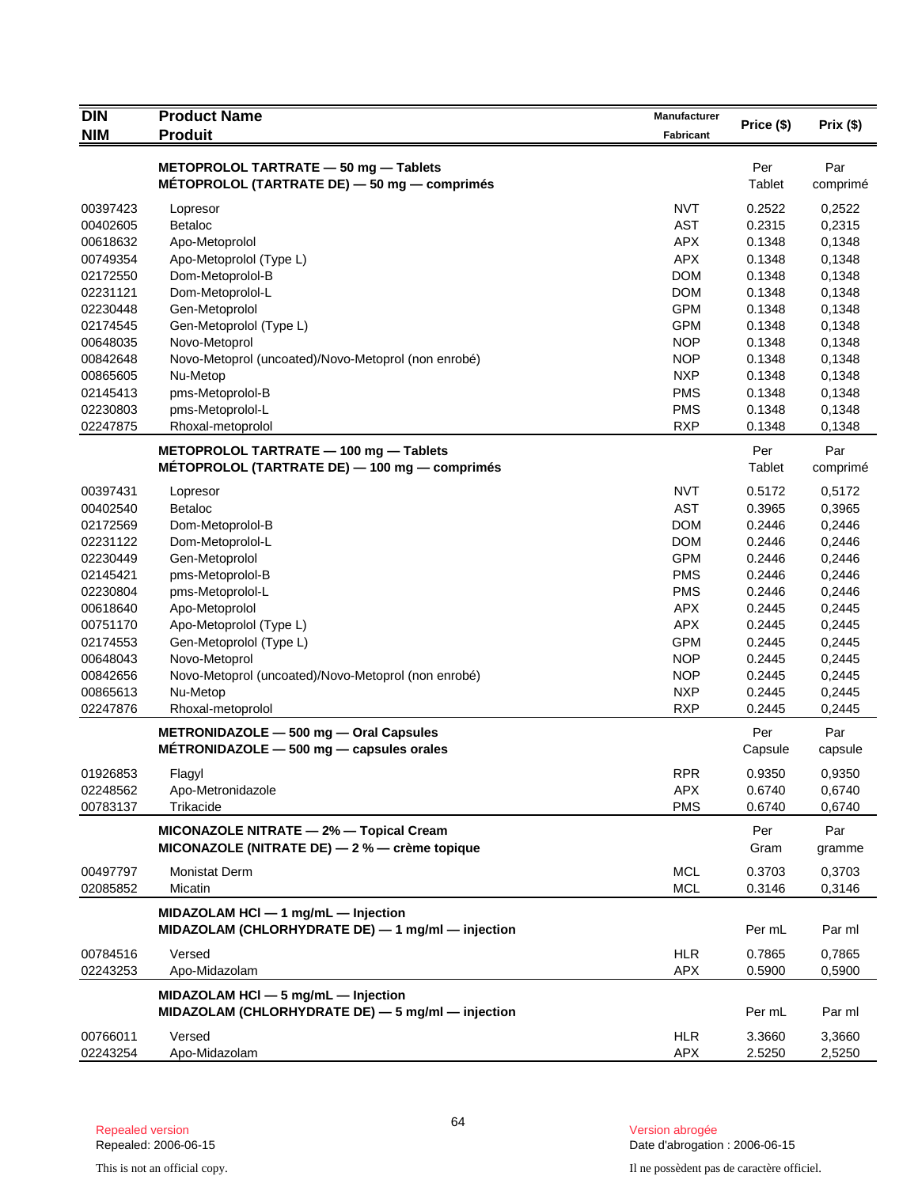| DIN<br>NIM | Product Name<br>Produit | Manufacturer<br>Fabricant | Price ($) | Prix ($) |
|---|---|---|---|---|
| | **METOPROLOL TARTRATE — 50 mg — Tablets**<br>**MÉTOPROLOL (TARTRATE DE) — 50 mg — comprimés** | | Per Tablet | Par comprimé |
| 00397423 | Lopresor | NVT | 0.2522 | 0,2522 |
| 00402605 | Betaloc | AST | 0.2315 | 0,2315 |
| 00618632 | Apo-Metoprolol | APX | 0.1348 | 0,1348 |
| 00749354 | Apo-Metoprolol (Type L) | APX | 0.1348 | 0,1348 |
| 02172550 | Dom-Metoprolol-B | DOM | 0.1348 | 0,1348 |
| 02231121 | Dom-Metoprolol-L | DOM | 0.1348 | 0,1348 |
| 02230448 | Gen-Metoprolol | GPM | 0.1348 | 0,1348 |
| 02174545 | Gen-Metoprolol (Type L) | GPM | 0.1348 | 0,1348 |
| 00648035 | Novo-Metoprol | NOP | 0.1348 | 0,1348 |
| 00842648 | Novo-Metoprol (uncoated)/Novo-Metoprol (non enrobé) | NOP | 0.1348 | 0,1348 |
| 00865605 | Nu-Metop | NXP | 0.1348 | 0,1348 |
| 02145413 | pms-Metoprolol-B | PMS | 0.1348 | 0,1348 |
| 02230803 | pms-Metoprolol-L | PMS | 0.1348 | 0,1348 |
| 02247875 | Rhoxal-metoprolol | RXP | 0.1348 | 0,1348 |
| | **METOPROLOL TARTRATE — 100 mg — Tablets**<br>**MÉTOPROLOL (TARTRATE DE) — 100 mg — comprimés** | | Per Tablet | Par comprimé |
| 00397431 | Lopresor | NVT | 0.5172 | 0,5172 |
| 00402540 | Betaloc | AST | 0.3965 | 0,3965 |
| 02172569 | Dom-Metoprolol-B | DOM | 0.2446 | 0,2446 |
| 02231122 | Dom-Metoprolol-L | DOM | 0.2446 | 0,2446 |
| 02230449 | Gen-Metoprolol | GPM | 0.2446 | 0,2446 |
| 02145421 | pms-Metoprolol-B | PMS | 0.2446 | 0,2446 |
| 02230804 | pms-Metoprolol-L | PMS | 0.2446 | 0,2446 |
| 00618640 | Apo-Metoprolol | APX | 0.2445 | 0,2445 |
| 00751170 | Apo-Metoprolol (Type L) | APX | 0.2445 | 0,2445 |
| 02174553 | Gen-Metoprolol (Type L) | GPM | 0.2445 | 0,2445 |
| 00648043 | Novo-Metoprol | NOP | 0.2445 | 0,2445 |
| 00842656 | Novo-Metoprol (uncoated)/Novo-Metoprol (non enrobé) | NOP | 0.2445 | 0,2445 |
| 00865613 | Nu-Metop | NXP | 0.2445 | 0,2445 |
| 02247876 | Rhoxal-metoprolol | RXP | 0.2445 | 0,2445 |
| | **METRONIDAZOLE — 500 mg — Oral Capsules**<br>**MÉTRONIDAZOLE — 500 mg — capsules orales** | | Per Capsule | Par capsule |
| 01926853 | Flagyl | RPR | 0.9350 | 0,9350 |
| 02248562 | Apo-Metronidazole | APX | 0.6740 | 0,6740 |
| 00783137 | Trikacide | PMS | 0.6740 | 0,6740 |
| | **MICONAZOLE NITRATE — 2% — Topical Cream**<br>**MICONAZOLE (NITRATE DE) — 2 % — crème topique** | | Per Gram | Par gramme |
| 00497797 | Monistat Derm | MCL | 0.3703 | 0,3703 |
| 02085852 | Micatin | MCL | 0.3146 | 0,3146 |
| | **MIDAZOLAM HCl — 1 mg/mL — Injection**<br>**MIDAZOLAM (CHLORHYDRATE DE) — 1 mg/ml — injection** | | Per mL | Par ml |
| 00784516 | Versed | HLR | 0.7865 | 0,7865 |
| 02243253 | Apo-Midazolam | APX | 0.5900 | 0,5900 |
| | **MIDAZOLAM HCl — 5 mg/mL — Injection**<br>**MIDAZOLAM (CHLORHYDRATE DE) — 5 mg/ml — injection** | | Per mL | Par ml |
| 00766011 | Versed | HLR | 3.3660 | 3,3660 |
| 02243254 | Apo-Midazolam | APX | 2.5250 | 2,5250 |

Repealed version
Repealed: 2006-06-15

Version abrogée
Date d'abrogation : 2006-06-15

This is not an official copy.

Il ne possèdent pas de caractère officiel.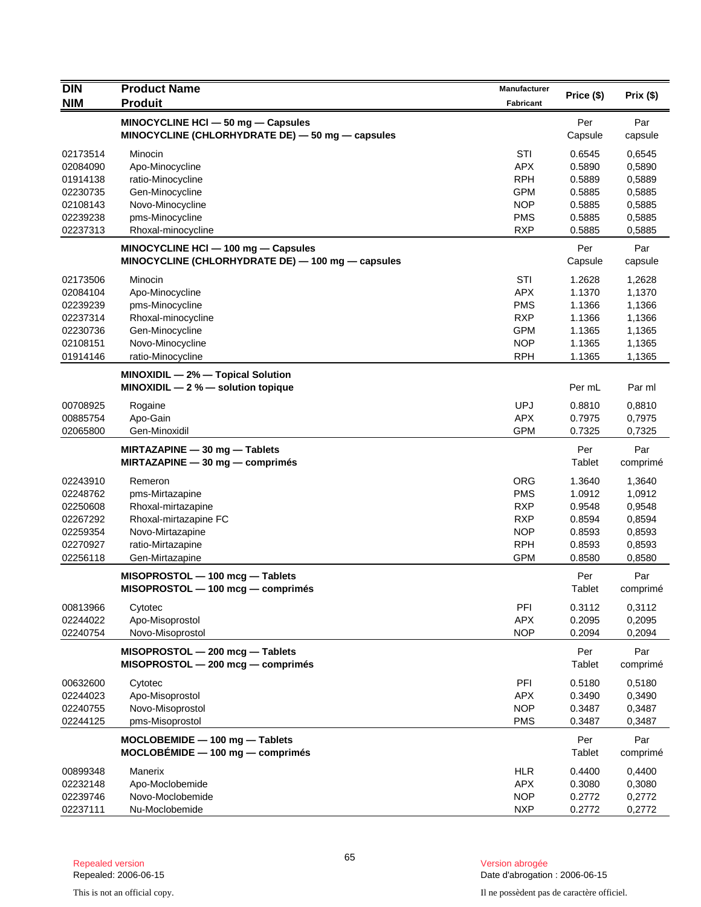| DIN<br>NIM | Product Name<br>Produit | Manufacturer<br>Fabricant | Price ($) | Prix ($) |
|---|---|---|---|---|
| | **MINOCYCLINE HCl — 50 mg — Capsules**<br>**MINOCYCLINE (CHLORHYDRATE DE) — 50 mg — capsules** | | Per Capsule | Par capsule |
| 02173514 | Minocin | STI | 0.6545 | 0,6545 |
| 02084090 | Apo-Minocycline | APX | 0.5890 | 0,5890 |
| 01914138 | ratio-Minocycline | RPH | 0.5889 | 0,5889 |
| 02230735 | Gen-Minocycline | GPM | 0.5885 | 0,5885 |
| 02108143 | Novo-Minocycline | NOP | 0.5885 | 0,5885 |
| 02239238 | pms-Minocycline | PMS | 0.5885 | 0,5885 |
| 02237313 | Rhoxal-minocycline | RXP | 0.5885 | 0,5885 |
| | **MINOCYCLINE HCl — 100 mg — Capsules**<br>**MINOCYCLINE (CHLORHYDRATE DE) — 100 mg — capsules** | | Per Capsule | Par capsule |
| 02173506 | Minocin | STI | 1.2628 | 1,2628 |
| 02084104 | Apo-Minocycline | APX | 1.1370 | 1,1370 |
| 02239239 | pms-Minocycline | PMS | 1.1366 | 1,1366 |
| 02237314 | Rhoxal-minocycline | RXP | 1.1366 | 1,1366 |
| 02230736 | Gen-Minocycline | GPM | 1.1365 | 1,1365 |
| 02108151 | Novo-Minocycline | NOP | 1.1365 | 1,1365 |
| 01914146 | ratio-Minocycline | RPH | 1.1365 | 1,1365 |
| | **MINOXIDIL — 2% — Topical Solution**<br>**MINOXIDIL — 2 % — solution topique** | | Per mL | Par ml |
| 00708925 | Rogaine | UPJ | 0.8810 | 0,8810 |
| 00885754 | Apo-Gain | APX | 0.7975 | 0,7975 |
| 02065800 | Gen-Minoxidil | GPM | 0.7325 | 0,7325 |
| | **MIRTAZAPINE — 30 mg — Tablets**<br>**MIRTAZAPINE — 30 mg — comprimés** | | Per Tablet | Par comprimé |
| 02243910 | Remeron | ORG | 1.3640 | 1,3640 |
| 02248762 | pms-Mirtazapine | PMS | 1.0912 | 1,0912 |
| 02250608 | Rhoxal-mirtazapine | RXP | 0.9548 | 0,9548 |
| 02267292 | Rhoxal-mirtazapine FC | RXP | 0.8594 | 0,8594 |
| 02259354 | Novo-Mirtazapine | NOP | 0.8593 | 0,8593 |
| 02270927 | ratio-Mirtazapine | RPH | 0.8593 | 0,8593 |
| 02256118 | Gen-Mirtazapine | GPM | 0.8580 | 0,8580 |
| | **MISOPROSTOL — 100 mcg — Tablets**<br>**MISOPROSTOL — 100 mcg — comprimés** | | Per Tablet | Par comprimé |
| 00813966 | Cytotec | PFI | 0.3112 | 0,3112 |
| 02244022 | Apo-Misoprostol | APX | 0.2095 | 0,2095 |
| 02240754 | Novo-Misoprostol | NOP | 0.2094 | 0,2094 |
| | **MISOPROSTOL — 200 mcg — Tablets**<br>**MISOPROSTOL — 200 mcg — comprimés** | | Per Tablet | Par comprimé |
| 00632600 | Cytotec | PFI | 0.5180 | 0,5180 |
| 02244023 | Apo-Misoprostol | APX | 0.3490 | 0,3490 |
| 02240755 | Novo-Misoprostol | NOP | 0.3487 | 0,3487 |
| 02244125 | pms-Misoprostol | PMS | 0.3487 | 0,3487 |
| | **MOCLOBEMIDE — 100 mg — Tablets**<br>**MOCLOBÉMIDE — 100 mg — comprimés** | | Per Tablet | Par comprimé |
| 00899348 | Manerix | HLR | 0.4400 | 0,4400 |
| 02232148 | Apo-Moclobemide | APX | 0.3080 | 0,3080 |
| 02239746 | Novo-Moclobemide | NOP | 0.2772 | 0,2772 |
| 02237111 | Nu-Moclobemide | NXP | 0.2772 | 0,2772 |

Repealed version
Repealed: 2006-06-15

Version abrogée
Date d'abrogation : 2006-06-15

This is not an official copy.

Il ne possèdent pas de caractère officiel.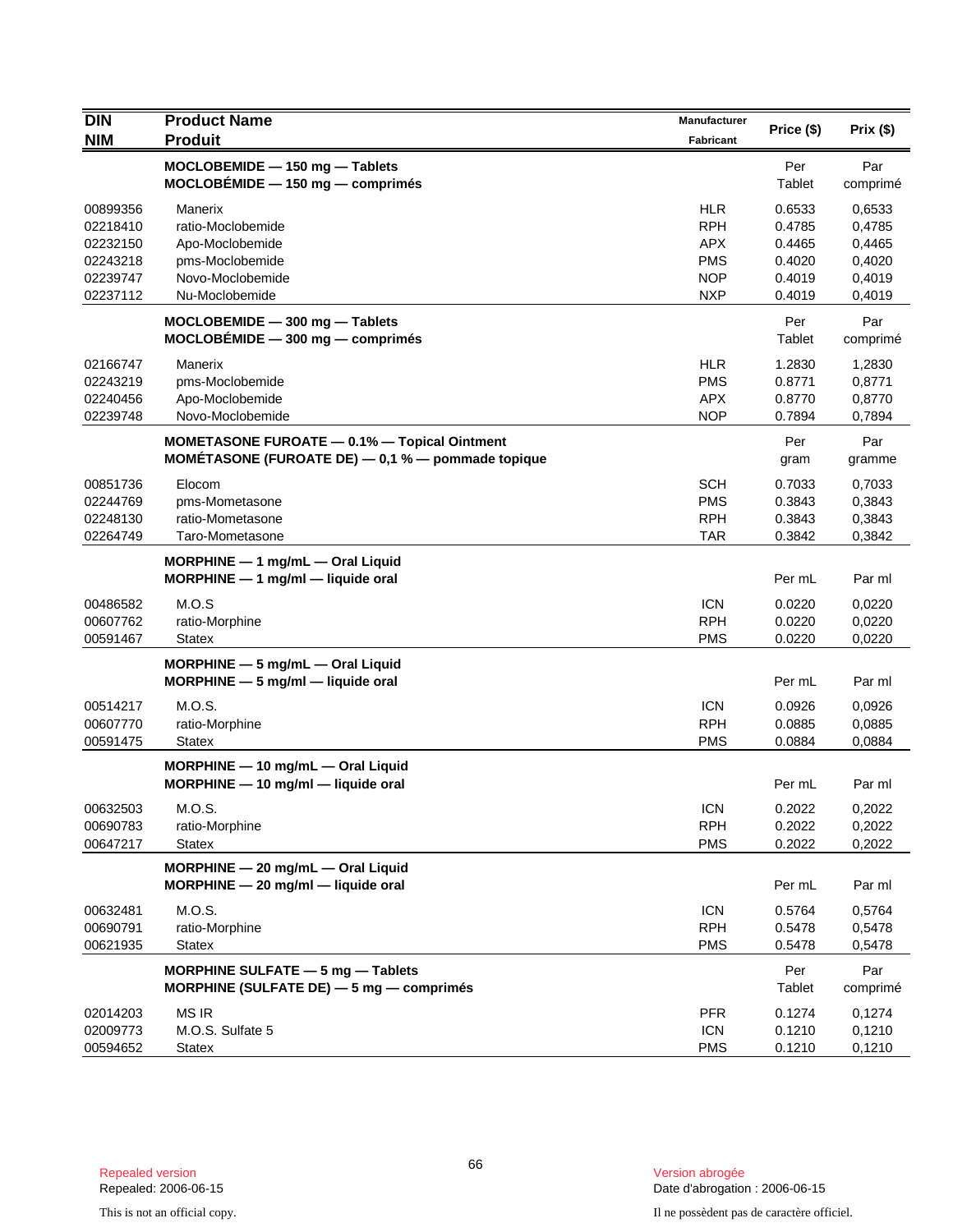| DIN<br>NIM | Product Name<br>Produit | Manufacturer<br>Fabricant | Price ($) | Prix ($) |
|---|---|---|---|---|
| | **MOCLOBEMIDE — 150 mg — Tablets**<br>**MOCLOBÉMIDE — 150 mg — comprimés** | | Per Tablet | Par comprimé |
| 00899356 | Manerix | HLR | 0.6533 | 0,6533 |
| 02218410 | ratio-Moclobemide | RPH | 0.4785 | 0,4785 |
| 02232150 | Apo-Moclobemide | APX | 0.4465 | 0,4465 |
| 02243218 | pms-Moclobemide | PMS | 0.4020 | 0,4020 |
| 02239747 | Novo-Moclobemide | NOP | 0.4019 | 0,4019 |
| 02237112 | Nu-Moclobemide | NXP | 0.4019 | 0,4019 |
| | **MOCLOBEMIDE — 300 mg — Tablets**<br>**MOCLOBÉMIDE — 300 mg — comprimés** | | Per Tablet | Par comprimé |
| 02166747 | Manerix | HLR | 1.2830 | 1,2830 |
| 02243219 | pms-Moclobemide | PMS | 0.8771 | 0,8771 |
| 02240456 | Apo-Moclobemide | APX | 0.8770 | 0,8770 |
| 02239748 | Novo-Moclobemide | NOP | 0.7894 | 0,7894 |
| | **MOMETASONE FUROATE — 0.1% — Topical Ointment**<br>**MOMÉTASONE (FUROATE DE) — 0,1 % — pommade topique** | | Per gram | Par gramme |
| 00851736 | Elocom | SCH | 0.7033 | 0,7033 |
| 02244769 | pms-Mometasone | PMS | 0.3843 | 0,3843 |
| 02248130 | ratio-Mometasone | RPH | 0.3843 | 0,3843 |
| 02264749 | Taro-Mometasone | TAR | 0.3842 | 0,3842 |
| | **MORPHINE — 1 mg/mL — Oral Liquid**<br>**MORPHINE — 1 mg/ml — liquide oral** | | Per mL | Par ml |
| 00486582 | M.O.S | ICN | 0.0220 | 0,0220 |
| 00607762 | ratio-Morphine | RPH | 0.0220 | 0,0220 |
| 00591467 | Statex | PMS | 0.0220 | 0,0220 |
| | **MORPHINE — 5 mg/mL — Oral Liquid**<br>**MORPHINE — 5 mg/ml — liquide oral** | | Per mL | Par ml |
| 00514217 | M.O.S. | ICN | 0.0926 | 0,0926 |
| 00607770 | ratio-Morphine | RPH | 0.0885 | 0,0885 |
| 00591475 | Statex | PMS | 0.0884 | 0,0884 |
| | **MORPHINE — 10 mg/mL — Oral Liquid**<br>**MORPHINE — 10 mg/ml — liquide oral** | | Per mL | Par ml |
| 00632503 | M.O.S. | ICN | 0.2022 | 0,2022 |
| 00690783 | ratio-Morphine | RPH | 0.2022 | 0,2022 |
| 00647217 | Statex | PMS | 0.2022 | 0,2022 |
| | **MORPHINE — 20 mg/mL — Oral Liquid**<br>**MORPHINE — 20 mg/ml — liquide oral** | | Per mL | Par ml |
| 00632481 | M.O.S. | ICN | 0.5764 | 0,5764 |
| 00690791 | ratio-Morphine | RPH | 0.5478 | 0,5478 |
| 00621935 | Statex | PMS | 0.5478 | 0,5478 |
| | **MORPHINE SULFATE — 5 mg — Tablets**<br>**MORPHINE (SULFATE DE) — 5 mg — comprimés** | | Per Tablet | Par comprimé |
| 02014203 | MS IR | PFR | 0.1274 | 0,1274 |
| 02009773 | M.O.S. Sulfate 5 | ICN | 0.1210 | 0,1210 |
| 00594652 | Statex | PMS | 0.1210 | 0,1210 |

Repealed version
Repealed: 2006-06-15

Version abrogée
Date d'abrogation : 2006-06-15

This is not an official copy.

Il ne possèdent pas de caractère officiel.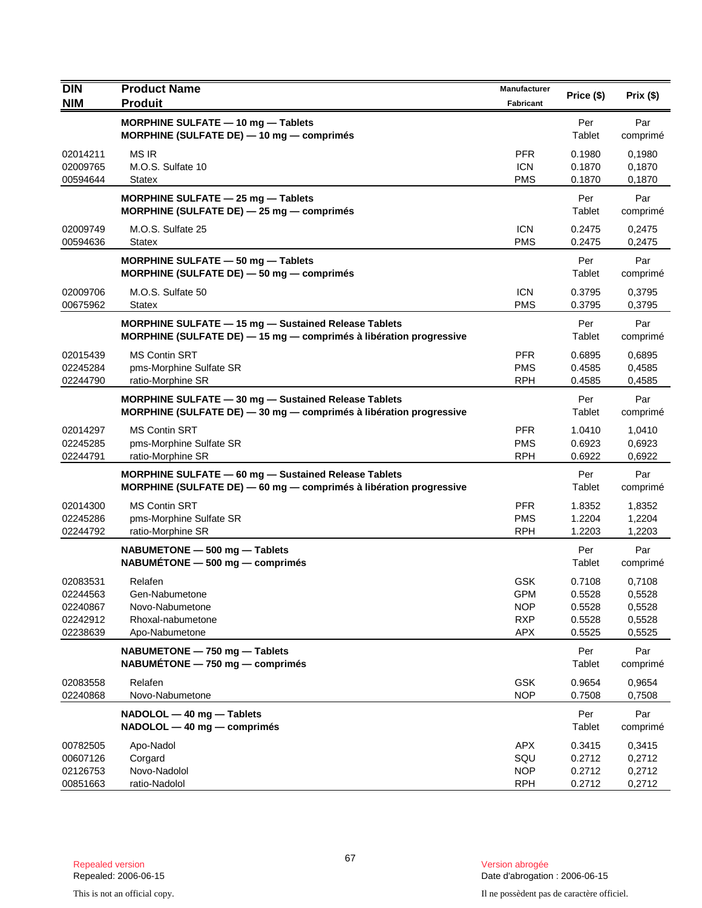| DIN<br>NIM | Product Name<br>Produit | Manufacturer<br>Fabricant | Price ($) | Prix ($) |
|---|---|---|---|---|
| | **MORPHINE SULFATE — 10 mg — Tablets**<br>**MORPHINE (SULFATE DE) — 10 mg — comprimés** | | Per Tablet | Par comprimé |
| 02014211 | MS IR | PFR | 0.1980 | 0,1980 |
| 02009765 | M.O.S. Sulfate 10 | ICN | 0.1870 | 0,1870 |
| 00594644 | Statex | PMS | 0.1870 | 0,1870 |
| | **MORPHINE SULFATE — 25 mg — Tablets**<br>**MORPHINE (SULFATE DE) — 25 mg — comprimés** | | Per Tablet | Par comprimé |
| 02009749 | M.O.S. Sulfate 25 | ICN | 0.2475 | 0,2475 |
| 00594636 | Statex | PMS | 0.2475 | 0,2475 |
| | **MORPHINE SULFATE — 50 mg — Tablets**<br>**MORPHINE (SULFATE DE) — 50 mg — comprimés** | | Per Tablet | Par comprimé |
| 02009706 | M.O.S. Sulfate 50 | ICN | 0.3795 | 0,3795 |
| 00675962 | Statex | PMS | 0.3795 | 0,3795 |
| | **MORPHINE SULFATE — 15 mg — Sustained Release Tablets**<br>**MORPHINE (SULFATE DE) — 15 mg — comprimés à libération progressive** | | Per Tablet | Par comprimé |
| 02015439 | MS Contin SRT | PFR | 0.6895 | 0,6895 |
| 02245284 | pms-Morphine Sulfate SR | PMS | 0.4585 | 0,4585 |
| 02244790 | ratio-Morphine SR | RPH | 0.4585 | 0,4585 |
| | **MORPHINE SULFATE — 30 mg — Sustained Release Tablets**<br>**MORPHINE (SULFATE DE) — 30 mg — comprimés à libération progressive** | | Per Tablet | Par comprimé |
| 02014297 | MS Contin SRT | PFR | 1.0410 | 1,0410 |
| 02245285 | pms-Morphine Sulfate SR | PMS | 0.6923 | 0,6923 |
| 02244791 | ratio-Morphine SR | RPH | 0.6922 | 0,6922 |
| | **MORPHINE SULFATE — 60 mg — Sustained Release Tablets**<br>**MORPHINE (SULFATE DE) — 60 mg — comprimés à libération progressive** | | Per Tablet | Par comprimé |
| 02014300 | MS Contin SRT | PFR | 1.8352 | 1,8352 |
| 02245286 | pms-Morphine Sulfate SR | PMS | 1.2204 | 1,2204 |
| 02244792 | ratio-Morphine SR | RPH | 1.2203 | 1,2203 |
| | **NABUMETONE — 500 mg — Tablets**<br>**NABUMÉTONE — 500 mg — comprimés** | | Per Tablet | Par comprimé |
| 02083531 | Relafen | GSK | 0.7108 | 0,7108 |
| 02244563 | Gen-Nabumetone | GPM | 0.5528 | 0,5528 |
| 02240867 | Novo-Nabumetone | NOP | 0.5528 | 0,5528 |
| 02242912 | Rhoxal-nabumetone | RXP | 0.5528 | 0,5528 |
| 02238639 | Apo-Nabumetone | APX | 0.5525 | 0,5525 |
| | **NABUMETONE — 750 mg — Tablets**<br>**NABUMÉTONE — 750 mg — comprimés** | | Per Tablet | Par comprimé |
| 02083558 | Relafen | GSK | 0.9654 | 0,9654 |
| 02240868 | Novo-Nabumetone | NOP | 0.7508 | 0,7508 |
| | **NADOLOL — 40 mg — Tablets**<br>**NADOLOL — 40 mg — comprimés** | | Per Tablet | Par comprimé |
| 00782505 | Apo-Nadol | APX | 0.3415 | 0,3415 |
| 00607126 | Corgard | SQU | 0.2712 | 0,2712 |
| 02126753 | Novo-Nadolol | NOP | 0.2712 | 0,2712 |
| 00851663 | ratio-Nadolol | RPH | 0.2712 | 0,2712 |

Repealed version
Repealed: 2006-06-15

Version abrogée
Date d'abrogation : 2006-06-15

This is not an official copy.

Il ne possèdent pas de caractère officiel.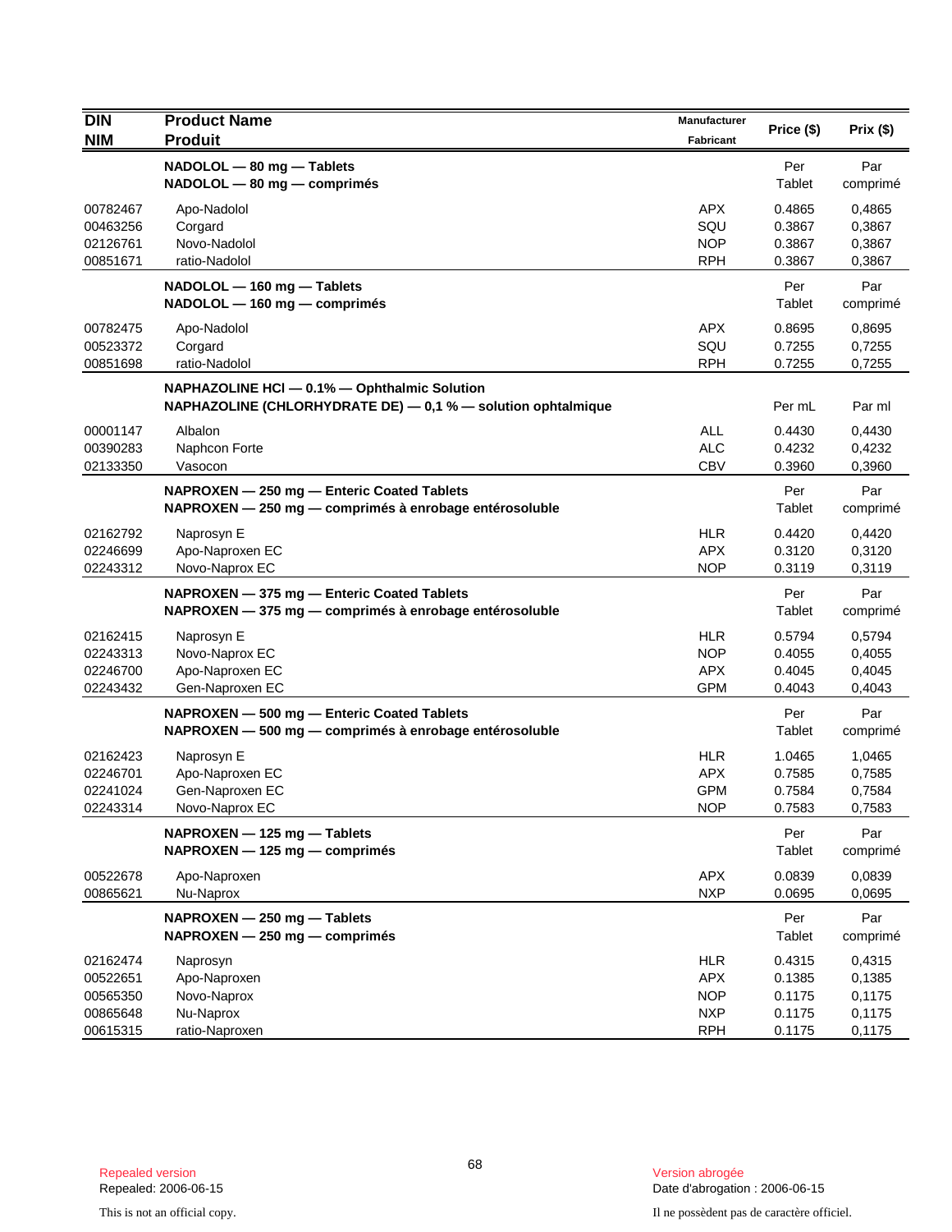| DIN<br>NIM | Product Name<br>Produit | Manufacturer<br>Fabricant | Price ($) | Prix ($) |
|---|---|---|---|---|
| | **NADOLOL — 80 mg — Tablets**<br>**NADOLOL — 80 mg — comprimés** | | Per<br>Tablet | Par<br>comprimé |
| 00782467 | Apo-Nadolol | APX | 0.4865 | 0,4865 |
| 00463256 | Corgard | SQU | 0.3867 | 0,3867 |
| 02126761 | Novo-Nadolol | NOP | 0.3867 | 0,3867 |
| 00851671 | ratio-Nadolol | RPH | 0.3867 | 0,3867 |
| | **NADOLOL — 160 mg — Tablets**<br>**NADOLOL — 160 mg — comprimés** | | Per<br>Tablet | Par<br>comprimé |
| 00782475 | Apo-Nadolol | APX | 0.8695 | 0,8695 |
| 00523372 | Corgard | SQU | 0.7255 | 0,7255 |
| 00851698 | ratio-Nadolol | RPH | 0.7255 | 0,7255 |
| | **NAPHAZOLINE HCl — 0.1% — Ophthalmic Solution**<br>**NAPHAZOLINE (CHLORHYDRATE DE) — 0,1 % — solution ophtalmique** | | Per mL | Par ml |
| 00001147 | Albalon | ALL | 0.4430 | 0,4430 |
| 00390283 | Naphcon Forte | ALC | 0.4232 | 0,4232 |
| 02133350 | Vasocon | CBV | 0.3960 | 0,3960 |
| | **NAPROXEN — 250 mg — Enteric Coated Tablets**<br>**NAPROXEN — 250 mg — comprimés à enrobage entérosoluble** | | Per<br>Tablet | Par<br>comprimé |
| 02162792 | Naprosyn E | HLR | 0.4420 | 0,4420 |
| 02246699 | Apo-Naproxen EC | APX | 0.3120 | 0,3120 |
| 02243312 | Novo-Naprox EC | NOP | 0.3119 | 0,3119 |
| | **NAPROXEN — 375 mg — Enteric Coated Tablets**<br>**NAPROXEN — 375 mg — comprimés à enrobage entérosoluble** | | Per<br>Tablet | Par<br>comprimé |
| 02162415 | Naprosyn E | HLR | 0.5794 | 0,5794 |
| 02243313 | Novo-Naprox EC | NOP | 0.4055 | 0,4055 |
| 02246700 | Apo-Naproxen EC | APX | 0.4045 | 0,4045 |
| 02243432 | Gen-Naproxen EC | GPM | 0.4043 | 0,4043 |
| | **NAPROXEN — 500 mg — Enteric Coated Tablets**<br>**NAPROXEN — 500 mg — comprimés à enrobage entérosoluble** | | Per<br>Tablet | Par<br>comprimé |
| 02162423 | Naprosyn E | HLR | 1.0465 | 1,0465 |
| 02246701 | Apo-Naproxen EC | APX | 0.7585 | 0,7585 |
| 02241024 | Gen-Naproxen EC | GPM | 0.7584 | 0,7584 |
| 02243314 | Novo-Naprox EC | NOP | 0.7583 | 0,7583 |
| | **NAPROXEN — 125 mg — Tablets**<br>**NAPROXEN — 125 mg — comprimés** | | Per<br>Tablet | Par<br>comprimé |
| 00522678 | Apo-Naproxen | APX | 0.0839 | 0,0839 |
| 00865621 | Nu-Naprox | NXP | 0.0695 | 0,0695 |
| | **NAPROXEN — 250 mg — Tablets**<br>**NAPROXEN — 250 mg — comprimés** | | Per<br>Tablet | Par<br>comprimé |
| 02162474 | Naprosyn | HLR | 0.4315 | 0,4315 |
| 00522651 | Apo-Naproxen | APX | 0.1385 | 0,1385 |
| 00565350 | Novo-Naprox | NOP | 0.1175 | 0,1175 |
| 00865648 | Nu-Naprox | NXP | 0.1175 | 0,1175 |
| 00615315 | ratio-Naproxen | RPH | 0.1175 | 0,1175 |

Repealed version
Repealed: 2006-06-15

Version abrogée
Date d'abrogation : 2006-06-15

This is not an official copy.

Il ne possèdent pas de caractère officiel.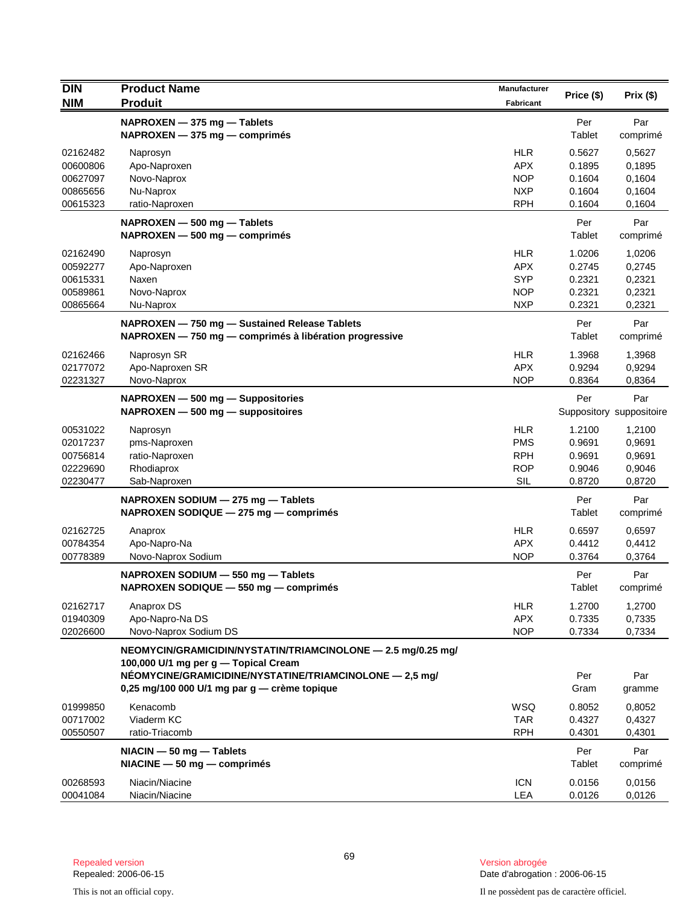| DIN / NIM | Product Name / Produit | Manufacturer / Fabricant | Price ($) | Prix ($) |
|---|---|---|---|---|
| | **NAPROXEN — 375 mg — Tablets / NAPROXEN — 375 mg — comprimés** | | Per Tablet | Par comprimé |
| 02162482 | Naprosyn | HLR | 0.5627 | 0,5627 |
| 00600806 | Apo-Naproxen | APX | 0.1895 | 0,1895 |
| 00627097 | Novo-Naprox | NOP | 0.1604 | 0,1604 |
| 00865656 | Nu-Naprox | NXP | 0.1604 | 0,1604 |
| 00615323 | ratio-Naproxen | RPH | 0.1604 | 0,1604 |
| | **NAPROXEN — 500 mg — Tablets / NAPROXEN — 500 mg — comprimés** | | Per Tablet | Par comprimé |
| 02162490 | Naprosyn | HLR | 1.0206 | 1,0206 |
| 00592277 | Apo-Naproxen | APX | 0.2745 | 0,2745 |
| 00615331 | Naxen | SYP | 0.2321 | 0,2321 |
| 00589861 | Novo-Naprox | NOP | 0.2321 | 0,2321 |
| 00865664 | Nu-Naprox | NXP | 0.2321 | 0,2321 |
| | **NAPROXEN — 750 mg — Sustained Release Tablets / NAPROXEN — 750 mg — comprimés à libération progressive** | | Per Tablet | Par comprimé |
| 02162466 | Naprosyn SR | HLR | 1.3968 | 1,3968 |
| 02177072 | Apo-Naproxen SR | APX | 0.9294 | 0,9294 |
| 02231327 | Novo-Naprox | NOP | 0.8364 | 0,8364 |
| | **NAPROXEN — 500 mg — Suppositories / NAPROXEN — 500 mg — suppositoires** | | Per Suppository | Par suppositoire |
| 00531022 | Naprosyn | HLR | 1.2100 | 1,2100 |
| 02017237 | pms-Naproxen | PMS | 0.9691 | 0,9691 |
| 00756814 | ratio-Naproxen | RPH | 0.9691 | 0,9691 |
| 02229690 | Rhodiaprox | ROP | 0.9046 | 0,9046 |
| 02230477 | Sab-Naproxen | SIL | 0.8720 | 0,8720 |
| | **NAPROXEN SODIUM — 275 mg — Tablets / NAPROXEN SODIQUE — 275 mg — comprimés** | | Per Tablet | Par comprimé |
| 02162725 | Anaprox | HLR | 0.6597 | 0,6597 |
| 00784354 | Apo-Napro-Na | APX | 0.4412 | 0,4412 |
| 00778389 | Novo-Naprox Sodium | NOP | 0.3764 | 0,3764 |
| | **NAPROXEN SODIUM — 550 mg — Tablets / NAPROXEN SODIQUE — 550 mg — comprimés** | | Per Tablet | Par comprimé |
| 02162717 | Anaprox DS | HLR | 1.2700 | 1,2700 |
| 01940309 | Apo-Napro-Na DS | APX | 0.7335 | 0,7335 |
| 02026600 | Novo-Naprox Sodium DS | NOP | 0.7334 | 0,7334 |
| | **NEOMYCIN/GRAMICIDIN/NYSTATIN/TRIAMCINOLONE — 2.5 mg/0.25 mg/ 100,000 U/1 mg per g — Topical Cream / NÉOMYCINE/GRAMICIDINE/NYSTATINE/TRIAMCINOLONE — 2,5 mg/ 0,25 mg/100 000 U/1 mg par g — crème topique** | | Per Gram | Par gramme |
| 01999850 | Kenacomb | WSQ | 0.8052 | 0,8052 |
| 00717002 | Viaderm KC | TAR | 0.4327 | 0,4327 |
| 00550507 | ratio-Triacomb | RPH | 0.4301 | 0,4301 |
| | **NIACIN — 50 mg — Tablets / NIACINE — 50 mg — comprimés** | | Per Tablet | Par comprimé |
| 00268593 | Niacin/Niacine | ICN | 0.0156 | 0,0156 |
| 00041084 | Niacin/Niacine | LEA | 0.0126 | 0,0126 |

Repealed version
Repealed: 2006-06-15

Version abrogée
Date d'abrogation : 2006-06-15

This is not an official copy.

Il ne possèdent pas de caractère officiel.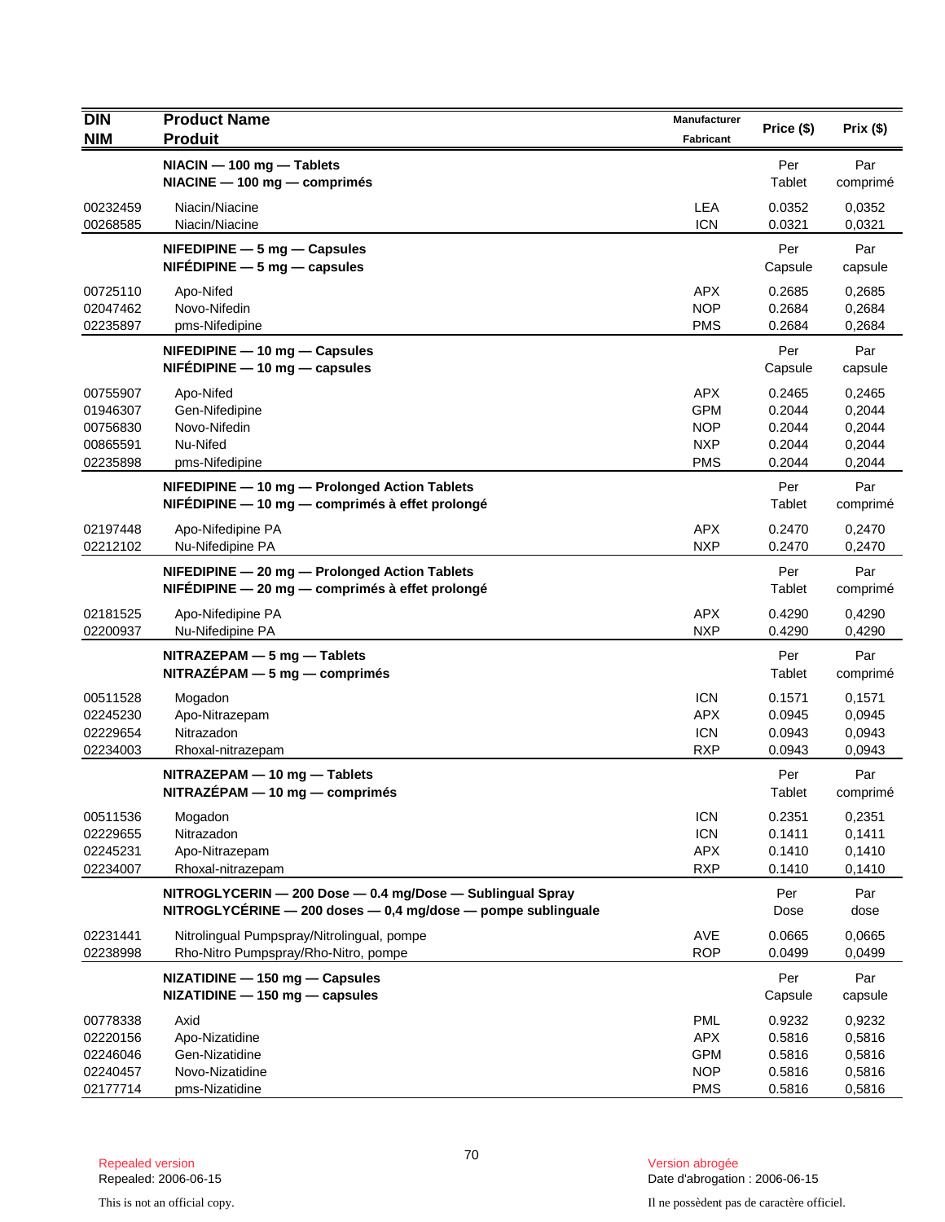| DIN<br>NIM | Product Name<br>Produit | Manufacturer<br>Fabricant | Price ($) | Prix ($) |
|---|---|---|---|---|
| | **NIACIN — 100 mg — Tablets**<br>**NIACINE — 100 mg — comprimés** | | Per<br>Tablet | Par<br>comprimé |
| 00232459 | Niacin/Niacine | LEA | 0.0352 | 0,0352 |
| 00268585 | Niacin/Niacine | ICN | 0.0321 | 0,0321 |
| | **NIFEDIPINE — 5 mg — Capsules**<br>**NIFÉDIPINE — 5 mg — capsules** | | Per<br>Capsule | Par<br>capsule |
| 00725110 | Apo-Nifed | APX | 0.2685 | 0,2685 |
| 02047462 | Novo-Nifedin | NOP | 0.2684 | 0,2684 |
| 02235897 | pms-Nifedipine | PMS | 0.2684 | 0,2684 |
| | **NIFEDIPINE — 10 mg — Capsules**<br>**NIFÉDIPINE — 10 mg — capsules** | | Per<br>Capsule | Par<br>capsule |
| 00755907 | Apo-Nifed | APX | 0.2465 | 0,2465 |
| 01946307 | Gen-Nifedipine | GPM | 0.2044 | 0,2044 |
| 00756830 | Novo-Nifedin | NOP | 0.2044 | 0,2044 |
| 00865591 | Nu-Nifed | NXP | 0.2044 | 0,2044 |
| 02235898 | pms-Nifedipine | PMS | 0.2044 | 0,2044 |
| | **NIFEDIPINE — 10 mg — Prolonged Action Tablets**<br>**NIFÉDIPINE — 10 mg — comprimés à effet prolongé** | | Per<br>Tablet | Par<br>comprimé |
| 02197448 | Apo-Nifedipine PA | APX | 0.2470 | 0,2470 |
| 02212102 | Nu-Nifedipine PA | NXP | 0.2470 | 0,2470 |
| | **NIFEDIPINE — 20 mg — Prolonged Action Tablets**<br>**NIFÉDIPINE — 20 mg — comprimés à effet prolongé** | | Per<br>Tablet | Par<br>comprimé |
| 02181525 | Apo-Nifedipine PA | APX | 0.4290 | 0,4290 |
| 02200937 | Nu-Nifedipine PA | NXP | 0.4290 | 0,4290 |
| | **NITRAZEPAM — 5 mg — Tablets**<br>**NITRAZÉPAM — 5 mg — comprimés** | | Per<br>Tablet | Par<br>comprimé |
| 00511528 | Mogadon | ICN | 0.1571 | 0,1571 |
| 02245230 | Apo-Nitrazepam | APX | 0.0945 | 0,0945 |
| 02229654 | Nitrazadon | ICN | 0.0943 | 0,0943 |
| 02234003 | Rhoxal-nitrazepam | RXP | 0.0943 | 0,0943 |
| | **NITRAZEPAM — 10 mg — Tablets**<br>**NITRAZÉPAM — 10 mg — comprimés** | | Per<br>Tablet | Par<br>comprimé |
| 00511536 | Mogadon | ICN | 0.2351 | 0,2351 |
| 02229655 | Nitrazadon | ICN | 0.1411 | 0,1411 |
| 02245231 | Apo-Nitrazepam | APX | 0.1410 | 0,1410 |
| 02234007 | Rhoxal-nitrazepam | RXP | 0.1410 | 0,1410 |
| | **NITROGLYCERIN — 200 Dose — 0.4 mg/Dose — Sublingual Spray**<br>**NITROGLYCÉRINE — 200 doses — 0,4 mg/dose — pompe sublinguale** | | Per<br>Dose | Par<br>dose |
| 02231441 | Nitrolingual Pumpspray/Nitrolingual, pompe | AVE | 0.0665 | 0,0665 |
| 02238998 | Rho-Nitro Pumpspray/Rho-Nitro, pompe | ROP | 0.0499 | 0,0499 |
| | **NIZATIDINE — 150 mg — Capsules**<br>**NIZATIDINE — 150 mg — capsules** | | Per<br>Capsule | Par<br>capsule |
| 00778338 | Axid | PML | 0.9232 | 0,9232 |
| 02220156 | Apo-Nizatidine | APX | 0.5816 | 0,5816 |
| 02246046 | Gen-Nizatidine | GPM | 0.5816 | 0,5816 |
| 02240457 | Novo-Nizatidine | NOP | 0.5816 | 0,5816 |
| 02177714 | pms-Nizatidine | PMS | 0.5816 | 0,5816 |

Repealed version
Repealed: 2006-06-15

Version abrogée
Date d'abrogation : 2006-06-15

This is not an official copy.

Il ne possèdent pas de caractère officiel.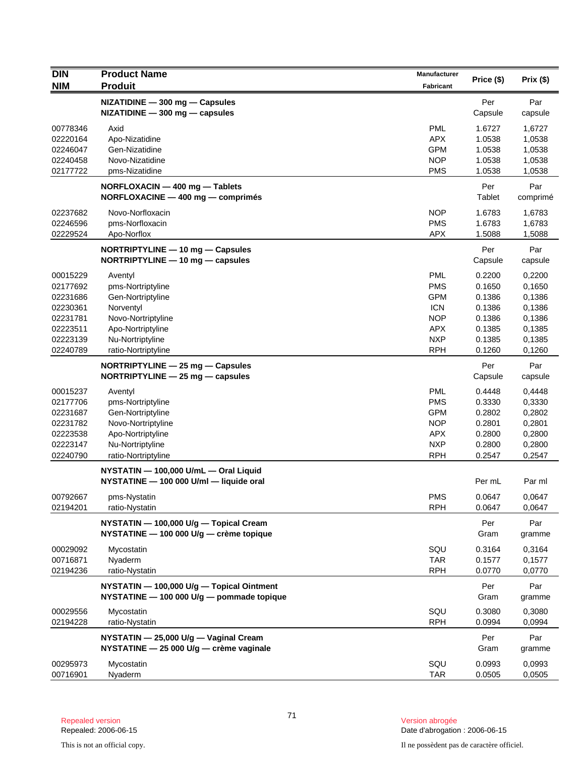| DIN<br>NIM | Product Name<br>Produit | Manufacturer<br>Fabricant | Price ($) | Prix ($) |
|---|---|---|---|---|
| | **NIZATIDINE — 300 mg — Capsules**<br>**NIZATIDINE — 300 mg — capsules** | | Per Capsule | Par capsule |
| 00778346 | Axid | PML | 1.6727 | 1,6727 |
| 02220164 | Apo-Nizatidine | APX | 1.0538 | 1,0538 |
| 02246047 | Gen-Nizatidine | GPM | 1.0538 | 1,0538 |
| 02240458 | Novo-Nizatidine | NOP | 1.0538 | 1,0538 |
| 02177722 | pms-Nizatidine | PMS | 1.0538 | 1,0538 |
| | **NORFLOXACIN — 400 mg — Tablets**<br>**NORFLOXACINE — 400 mg — comprimés** | | Per Tablet | Par comprimé |
| 02237682 | Novo-Norfloxacin | NOP | 1.6783 | 1,6783 |
| 02246596 | pms-Norfloxacin | PMS | 1.6783 | 1,6783 |
| 02229524 | Apo-Norflox | APX | 1.5088 | 1,5088 |
| | **NORTRIPTYLINE — 10 mg — Capsules**<br>**NORTRIPTYLINE — 10 mg — capsules** | | Per Capsule | Par capsule |
| 00015229 | Aventyl | PML | 0.2200 | 0,2200 |
| 02177692 | pms-Nortriptyline | PMS | 0.1650 | 0,1650 |
| 02231686 | Gen-Nortriptyline | GPM | 0.1386 | 0,1386 |
| 02230361 | Norventyl | ICN | 0.1386 | 0,1386 |
| 02231781 | Novo-Nortriptyline | NOP | 0.1386 | 0,1386 |
| 02223511 | Apo-Nortriptyline | APX | 0.1385 | 0,1385 |
| 02223139 | Nu-Nortriptyline | NXP | 0.1385 | 0,1385 |
| 02240789 | ratio-Nortriptyline | RPH | 0.1260 | 0,1260 |
| | **NORTRIPTYLINE — 25 mg — Capsules**<br>**NORTRIPTYLINE — 25 mg — capsules** | | Per Capsule | Par capsule |
| 00015237 | Aventyl | PML | 0.4448 | 0,4448 |
| 02177706 | pms-Nortriptyline | PMS | 0.3330 | 0,3330 |
| 02231687 | Gen-Nortriptyline | GPM | 0.2802 | 0,2802 |
| 02231782 | Novo-Nortriptyline | NOP | 0.2801 | 0,2801 |
| 02223538 | Apo-Nortriptyline | APX | 0.2800 | 0,2800 |
| 02223147 | Nu-Nortriptyline | NXP | 0.2800 | 0,2800 |
| 02240790 | ratio-Nortriptyline | RPH | 0.2547 | 0,2547 |
| | **NYSTATIN — 100,000 U/mL — Oral Liquid**<br>**NYSTATINE — 100 000 U/ml — liquide oral** | | Per mL | Par ml |
| 00792667 | pms-Nystatin | PMS | 0.0647 | 0,0647 |
| 02194201 | ratio-Nystatin | RPH | 0.0647 | 0,0647 |
| | **NYSTATIN — 100,000 U/g — Topical Cream**<br>**NYSTATINE — 100 000 U/g — crème topique** | | Per Gram | Par gramme |
| 00029092 | Mycostatin | SQU | 0.3164 | 0,3164 |
| 00716871 | Nyaderm | TAR | 0.1577 | 0,1577 |
| 02194236 | ratio-Nystatin | RPH | 0.0770 | 0,0770 |
| | **NYSTATIN — 100,000 U/g — Topical Ointment**<br>**NYSTATINE — 100 000 U/g — pommade topique** | | Per Gram | Par gramme |
| 00029556 | Mycostatin | SQU | 0.3080 | 0,3080 |
| 02194228 | ratio-Nystatin | RPH | 0.0994 | 0,0994 |
| | **NYSTATIN — 25,000 U/g — Vaginal Cream**<br>**NYSTATINE — 25 000 U/g — crème vaginale** | | Per Gram | Par gramme |
| 00295973 | Mycostatin | SQU | 0.0993 | 0,0993 |
| 00716901 | Nyaderm | TAR | 0.0505 | 0,0505 |

Repealed version
Repealed: 2006-06-15

This is not an official copy.

Version abrogée
Date d'abrogation : 2006-06-15

Il ne possèdent pas de caractère officiel.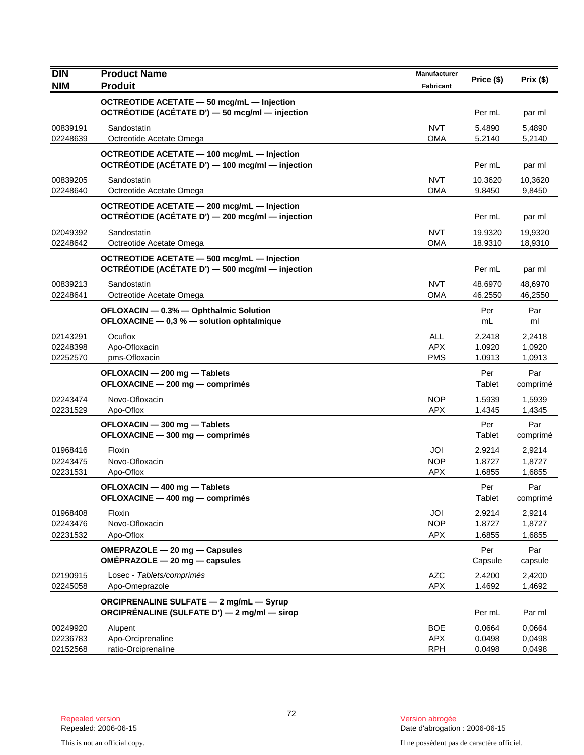| DIN<br>NIM | Product Name<br>Produit | Manufacturer<br>Fabricant | Price ($) | Prix ($) |
|---|---|---|---|---|
| | **OCTREOTIDE ACETATE — 50 mcg/mL — Injection**<br>**OCTRÉOTIDE (ACÉTATE D') — 50 mcg/ml — injection** | | Per mL | par ml |
| 00839191 | Sandostatin | NVT | 5.4890 | 5,4890 |
| 02248639 | Octreotide Acetate Omega | OMA | 5.2140 | 5,2140 |
| | **OCTREOTIDE ACETATE — 100 mcg/mL — Injection**<br>**OCTRÉOTIDE (ACÉTATE D') — 100 mcg/ml — injection** | | Per mL | par ml |
| 00839205 | Sandostatin | NVT | 10.3620 | 10,3620 |
| 02248640 | Octreotide Acetate Omega | OMA | 9.8450 | 9,8450 |
| | **OCTREOTIDE ACETATE — 200 mcg/mL — Injection**<br>**OCTRÉOTIDE (ACÉTATE D') — 200 mcg/ml — injection** | | Per mL | par ml |
| 02049392 | Sandostatin | NVT | 19.9320 | 19,9320 |
| 02248642 | Octreotide Acetate Omega | OMA | 18.9310 | 18,9310 |
| | **OCTREOTIDE ACETATE — 500 mcg/mL — Injection**<br>**OCTRÉOTIDE (ACÉTATE D') — 500 mcg/ml — injection** | | Per mL | par ml |
| 00839213 | Sandostatin | NVT | 48.6970 | 48,6970 |
| 02248641 | Octreotide Acetate Omega | OMA | 46.2550 | 46,2550 |
| | **OFLOXACIN — 0.3% — Ophthalmic Solution**<br>**OFLOXACINE — 0,3 % — solution ophtalmique** | | Per mL | Par ml |
| 02143291 | Ocuflox | ALL | 2.2418 | 2,2418 |
| 02248398 | Apo-Ofloxacin | APX | 1.0920 | 1,0920 |
| 02252570 | pms-Ofloxacin | PMS | 1.0913 | 1,0913 |
| | **OFLOXACIN — 200 mg — Tablets**<br>**OFLOXACINE — 200 mg — comprimés** | | Per Tablet | Par comprimé |
| 02243474 | Novo-Ofloxacin | NOP | 1.5939 | 1,5939 |
| 02231529 | Apo-Oflox | APX | 1.4345 | 1,4345 |
| | **OFLOXACIN — 300 mg — Tablets**<br>**OFLOXACINE — 300 mg — comprimés** | | Per Tablet | Par comprimé |
| 01968416 | Floxin | JOI | 2.9214 | 2,9214 |
| 02243475 | Novo-Ofloxacin | NOP | 1.8727 | 1,8727 |
| 02231531 | Apo-Oflox | APX | 1.6855 | 1,6855 |
| | **OFLOXACIN — 400 mg — Tablets**<br>**OFLOXACINE — 400 mg — comprimés** | | Per Tablet | Par comprimé |
| 01968408 | Floxin | JOI | 2.9214 | 2,9214 |
| 02243476 | Novo-Ofloxacin | NOP | 1.8727 | 1,8727 |
| 02231532 | Apo-Oflox | APX | 1.6855 | 1,6855 |
| | **OMEPRAZOLE — 20 mg — Capsules**<br>**OMÉPRAZOLE — 20 mg — capsules** | | Per Capsule | Par capsule |
| 02190915 | Losec - *Tablets/comprimés* | AZC | 2.4200 | 2,4200 |
| 02245058 | Apo-Omeprazole | APX | 1.4692 | 1,4692 |
| | **ORCIPRENALINE SULFATE — 2 mg/mL — Syrup**<br>**ORCIPRÉNALINE (SULFATE D') — 2 mg/ml — sirop** | | Per mL | Par ml |
| 00249920 | Alupent | BOE | 0.0664 | 0,0664 |
| 02236783 | Apo-Orciprenaline | APX | 0.0498 | 0,0498 |
| 02152568 | ratio-Orciprenaline | RPH | 0.0498 | 0,0498 |

Repealed version
Repealed: 2006-06-15

This is not an official copy.

Version abrogée
Date d'abrogation : 2006-06-15

Il ne possèdent pas de caractère officiel.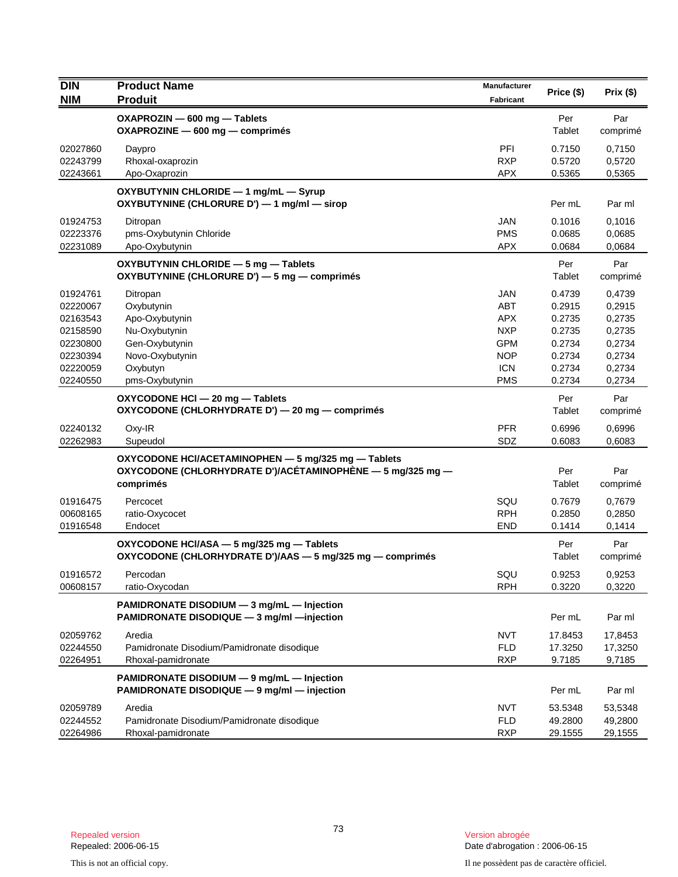| DIN<br>NIM | Product Name<br>Produit | Manufacturer<br>Fabricant | Price ($) | Prix ($) |
|---|---|---|---|---|
| | **OXAPROZIN — 600 mg — Tablets**<br>**OXAPROZINE — 600 mg — comprimés** | | Per Tablet | Par comprimé |
| 02027860 | Daypro | PFI | 0.7150 | 0,7150 |
| 02243799 | Rhoxal-oxaprozin | RXP | 0.5720 | 0,5720 |
| 02243661 | Apo-Oxaprozin | APX | 0.5365 | 0,5365 |
| | **OXYBUTYNIN CHLORIDE — 1 mg/mL — Syrup**<br>**OXYBUTYNINE (CHLORURE D') — 1 mg/ml — sirop** | | Per mL | Par ml |
| 01924753 | Ditropan | JAN | 0.1016 | 0,1016 |
| 02223376 | pms-Oxybutynin Chloride | PMS | 0.0685 | 0,0685 |
| 02231089 | Apo-Oxybutynin | APX | 0.0684 | 0,0684 |
| | **OXYBUTYNIN CHLORIDE — 5 mg — Tablets**<br>**OXYBUTYNINE (CHLORURE D') — 5 mg — comprimés** | | Per Tablet | Par comprimé |
| 01924761 | Ditropan | JAN | 0.4739 | 0,4739 |
| 02220067 | Oxybutynin | ABT | 0.2915 | 0,2915 |
| 02163543 | Apo-Oxybutynin | APX | 0.2735 | 0,2735 |
| 02158590 | Nu-Oxybutynin | NXP | 0.2735 | 0,2735 |
| 02230800 | Gen-Oxybutynin | GPM | 0.2734 | 0,2734 |
| 02230394 | Novo-Oxybutynin | NOP | 0.2734 | 0,2734 |
| 02220059 | Oxybutyn | ICN | 0.2734 | 0,2734 |
| 02240550 | pms-Oxybutynin | PMS | 0.2734 | 0,2734 |
| | **OXYCODONE HCl — 20 mg — Tablets**<br>**OXYCODONE (CHLORHYDRATE D') — 20 mg — comprimés** | | Per Tablet | Par comprimé |
| 02240132 | Oxy-IR | PFR | 0.6996 | 0,6996 |
| 02262983 | Supeudol | SDZ | 0.6083 | 0,6083 |
| | **OXYCODONE HCl/ACETAMINOPHEN — 5 mg/325 mg — Tablets**<br>**OXYCODONE (CHLORHYDRATE D')/ACÉTAMINOPHÈNE — 5 mg/325 mg — comprimés** | | Per Tablet | Par comprimé |
| 01916475 | Percocet | SQU | 0.7679 | 0,7679 |
| 00608165 | ratio-Oxycocet | RPH | 0.2850 | 0,2850 |
| 01916548 | Endocet | END | 0.1414 | 0,1414 |
| | **OXYCODONE HCl/ASA — 5 mg/325 mg — Tablets**<br>**OXYCODONE (CHLORHYDRATE D')/AAS — 5 mg/325 mg — comprimés** | | Per Tablet | Par comprimé |
| 01916572 | Percodan | SQU | 0.9253 | 0,9253 |
| 00608157 | ratio-Oxycodan | RPH | 0.3220 | 0,3220 |
| | **PAMIDRONATE DISODIUM — 3 mg/mL — Injection**<br>**PAMIDRONATE DISODIQUE — 3 mg/ml —injection** | | Per mL | Par ml |
| 02059762 | Aredia | NVT | 17.8453 | 17,8453 |
| 02244550 | Pamidronate Disodium/Pamidronate disodique | FLD | 17.3250 | 17,3250 |
| 02264951 | Rhoxal-pamidronate | RXP | 9.7185 | 9,7185 |
| | **PAMIDRONATE DISODIUM — 9 mg/mL — Injection**<br>**PAMIDRONATE DISODIQUE — 9 mg/ml — injection** | | Per mL | Par ml |
| 02059789 | Aredia | NVT | 53.5348 | 53,5348 |
| 02244552 | Pamidronate Disodium/Pamidronate disodique | FLD | 49.2800 | 49,2800 |
| 02264986 | Rhoxal-pamidronate | RXP | 29.1555 | 29,1555 |

Repealed version
Repealed: 2006-06-15

Version abrogée
Date d'abrogation : 2006-06-15

This is not an official copy.

Il ne possèdent pas de caractère officiel.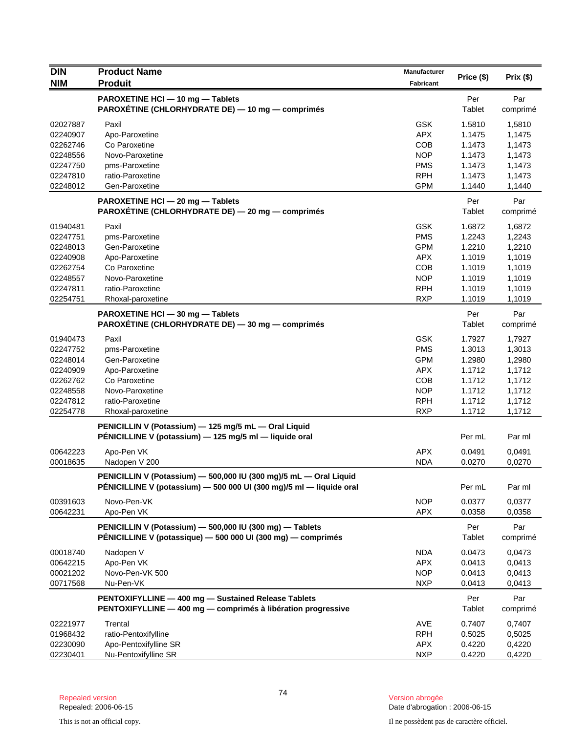| DIN<br>NIM | Product Name<br>Produit | Manufacturer<br>Fabricant | Price ($) | Prix ($) |
|---|---|---|---|---|
| | **PAROXETINE HCl — 10 mg — Tablets**<br>**PAROXÉTINE (CHLORHYDRATE DE) — 10 mg — comprimés** | | Per Tablet | Par comprimé |
| 02027887 | Paxil | GSK | 1.5810 | 1,5810 |
| 02240907 | Apo-Paroxetine | APX | 1.1475 | 1,1475 |
| 02262746 | Co Paroxetine | COB | 1.1473 | 1,1473 |
| 02248556 | Novo-Paroxetine | NOP | 1.1473 | 1,1473 |
| 02247750 | pms-Paroxetine | PMS | 1.1473 | 1,1473 |
| 02247810 | ratio-Paroxetine | RPH | 1.1473 | 1,1473 |
| 02248012 | Gen-Paroxetine | GPM | 1.1440 | 1,1440 |
| | **PAROXETINE HCl — 20 mg — Tablets**<br>**PAROXÉTINE (CHLORHYDRATE DE) — 20 mg — comprimés** | | Per Tablet | Par comprimé |
| 01940481 | Paxil | GSK | 1.6872 | 1,6872 |
| 02247751 | pms-Paroxetine | PMS | 1.2243 | 1,2243 |
| 02248013 | Gen-Paroxetine | GPM | 1.2210 | 1,2210 |
| 02240908 | Apo-Paroxetine | APX | 1.1019 | 1,1019 |
| 02262754 | Co Paroxetine | COB | 1.1019 | 1,1019 |
| 02248557 | Novo-Paroxetine | NOP | 1.1019 | 1,1019 |
| 02247811 | ratio-Paroxetine | RPH | 1.1019 | 1,1019 |
| 02254751 | Rhoxal-paroxetine | RXP | 1.1019 | 1,1019 |
| | **PAROXETINE HCl — 30 mg — Tablets**<br>**PAROXÉTINE (CHLORHYDRATE DE) — 30 mg — comprimés** | | Per Tablet | Par comprimé |
| 01940473 | Paxil | GSK | 1.7927 | 1,7927 |
| 02247752 | pms-Paroxetine | PMS | 1.3013 | 1,3013 |
| 02248014 | Gen-Paroxetine | GPM | 1.2980 | 1,2980 |
| 02240909 | Apo-Paroxetine | APX | 1.1712 | 1,1712 |
| 02262762 | Co Paroxetine | COB | 1.1712 | 1,1712 |
| 02248558 | Novo-Paroxetine | NOP | 1.1712 | 1,1712 |
| 02247812 | ratio-Paroxetine | RPH | 1.1712 | 1,1712 |
| 02254778 | Rhoxal-paroxetine | RXP | 1.1712 | 1,1712 |
| | **PENICILLIN V (Potassium) — 125 mg/5 mL — Oral Liquid**<br>**PÉNICILLINE V (potassium) — 125 mg/5 ml — liquide oral** | | Per mL | Par ml |
| 00642223 | Apo-Pen VK | APX | 0.0491 | 0,0491 |
| 00018635 | Nadopen V 200 | NDA | 0.0270 | 0,0270 |
| | **PENICILLIN V (Potassium) — 500,000 IU (300 mg)/5 mL — Oral Liquid**<br>**PÉNICILLINE V (potassium) — 500 000 UI (300 mg)/5 ml — liquide oral** | | Per mL | Par ml |
| 00391603 | Novo-Pen-VK | NOP | 0.0377 | 0,0377 |
| 00642231 | Apo-Pen VK | APX | 0.0358 | 0,0358 |
| | **PENICILLIN V (Potassium) — 500,000 IU (300 mg) — Tablets**<br>**PÉNICILLINE V (potassique) — 500 000 UI (300 mg) — comprimés** | | Per Tablet | Par comprimé |
| 00018740 | Nadopen V | NDA | 0.0473 | 0,0473 |
| 00642215 | Apo-Pen VK | APX | 0.0413 | 0,0413 |
| 00021202 | Novo-Pen-VK 500 | NOP | 0.0413 | 0,0413 |
| 00717568 | Nu-Pen-VK | NXP | 0.0413 | 0,0413 |
| | **PENTOXIFYLLINE — 400 mg — Sustained Release Tablets**<br>**PENTOXIFYLLINE — 400 mg — comprimés à libération progressive** | | Per Tablet | Par comprimé |
| 02221977 | Trental | AVE | 0.7407 | 0,7407 |
| 01968432 | ratio-Pentoxifylline | RPH | 0.5025 | 0,5025 |
| 02230090 | Apo-Pentoxifylline SR | APX | 0.4220 | 0,4220 |
| 02230401 | Nu-Pentoxifylline SR | NXP | 0.4220 | 0,4220 |

Repealed version
Repealed: 2006-06-15

Version abrogée
Date d'abrogation : 2006-06-15

This is not an official copy.

Il ne possèdent pas de caractère officiel.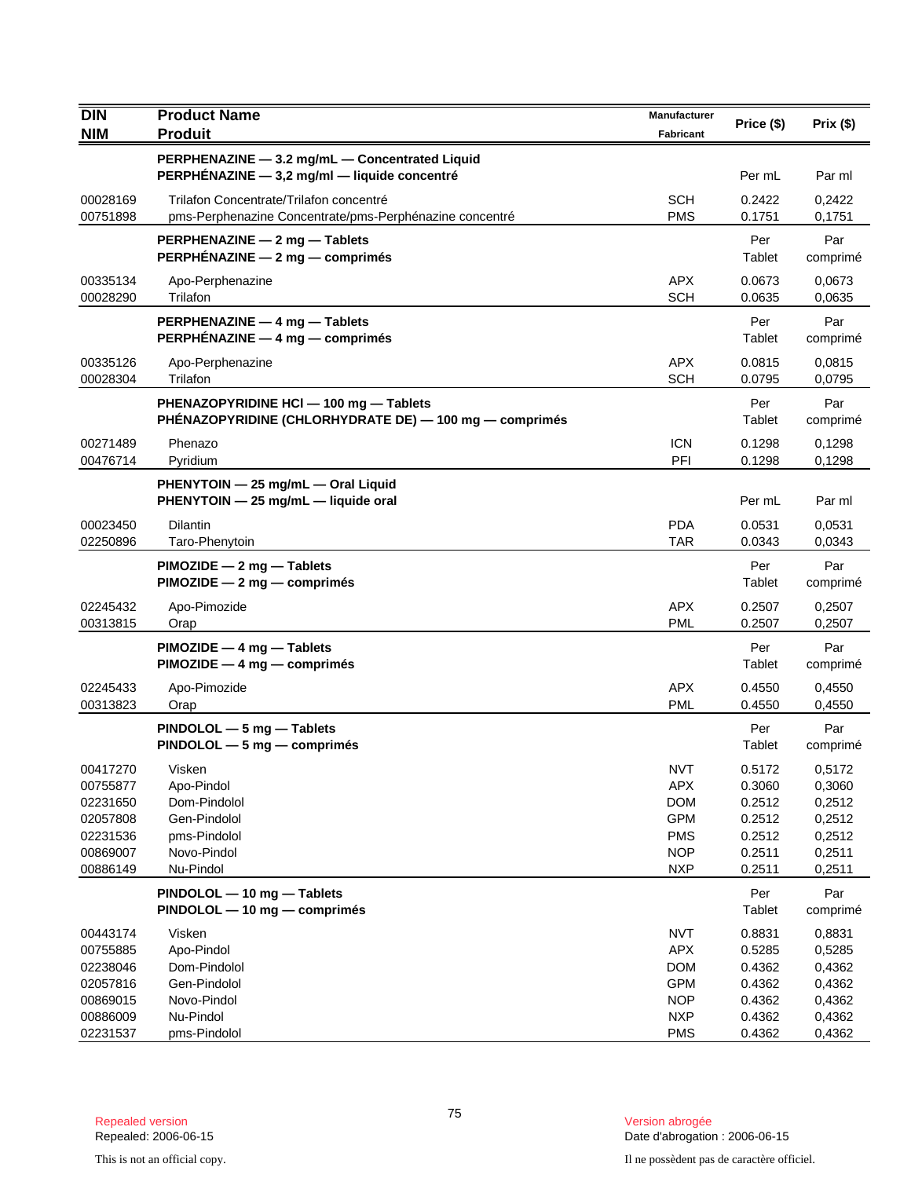| DIN<br>NIM | Product Name<br>Produit | Manufacturer<br>Fabricant | Price ($) | Prix ($) |
|---|---|---|---|---|
| | **PERPHENAZINE — 3.2 mg/mL — Concentrated Liquid**<br>**PERPHÉNAZINE — 3,2 mg/ml — liquide concentré** | | Per mL | Par ml |
| 00028169 | Trilafon Concentrate/Trilafon concentré | SCH | 0.2422 | 0,2422 |
| 00751898 | pms-Perphenazine Concentrate/pms-Perphénazine concentré | PMS | 0.1751 | 0,1751 |
| | **PERPHENAZINE — 2 mg — Tablets**<br>**PERPHÉNAZINE — 2 mg — comprimés** | | Per Tablet | Par comprimé |
| 00335134 | Apo-Perphenazine | APX | 0.0673 | 0,0673 |
| 00028290 | Trilafon | SCH | 0.0635 | 0,0635 |
| | **PERPHENAZINE — 4 mg — Tablets**<br>**PERPHÉNAZINE — 4 mg — comprimés** | | Per Tablet | Par comprimé |
| 00335126 | Apo-Perphenazine | APX | 0.0815 | 0,0815 |
| 00028304 | Trilafon | SCH | 0.0795 | 0,0795 |
| | **PHENAZOPYRIDINE HCl — 100 mg — Tablets**<br>**PHÉNAZOPYRIDINE (CHLORHYDRATE DE) — 100 mg — comprimés** | | Per Tablet | Par comprimé |
| 00271489 | Phenazo | ICN | 0.1298 | 0,1298 |
| 00476714 | Pyridium | PFI | 0.1298 | 0,1298 |
| | **PHENYTOIN — 25 mg/mL — Oral Liquid**<br>**PHENYTOIN — 25 mg/mL — liquide oral** | | Per mL | Par ml |
| 00023450 | Dilantin | PDA | 0.0531 | 0,0531 |
| 02250896 | Taro-Phenytoin | TAR | 0.0343 | 0,0343 |
| | **PIMOZIDE — 2 mg — Tablets**<br>**PIMOZIDE — 2 mg — comprimés** | | Per Tablet | Par comprimé |
| 02245432 | Apo-Pimozide | APX | 0.2507 | 0,2507 |
| 00313815 | Orap | PML | 0.2507 | 0,2507 |
| | **PIMOZIDE — 4 mg — Tablets**<br>**PIMOZIDE — 4 mg — comprimés** | | Per Tablet | Par comprimé |
| 02245433 | Apo-Pimozide | APX | 0.4550 | 0,4550 |
| 00313823 | Orap | PML | 0.4550 | 0,4550 |
| | **PINDOLOL — 5 mg — Tablets**<br>**PINDOLOL — 5 mg — comprimés** | | Per Tablet | Par comprimé |
| 00417270 | Visken | NVT | 0.5172 | 0,5172 |
| 00755877 | Apo-Pindol | APX | 0.3060 | 0,3060 |
| 02231650 | Dom-Pindolol | DOM | 0.2512 | 0,2512 |
| 02057808 | Gen-Pindolol | GPM | 0.2512 | 0,2512 |
| 02231536 | pms-Pindolol | PMS | 0.2512 | 0,2512 |
| 00869007 | Novo-Pindol | NOP | 0.2511 | 0,2511 |
| 00886149 | Nu-Pindol | NXP | 0.2511 | 0,2511 |
| | **PINDOLOL — 10 mg — Tablets**<br>**PINDOLOL — 10 mg — comprimés** | | Per Tablet | Par comprimé |
| 00443174 | Visken | NVT | 0.8831 | 0,8831 |
| 00755885 | Apo-Pindol | APX | 0.5285 | 0,5285 |
| 02238046 | Dom-Pindolol | DOM | 0.4362 | 0,4362 |
| 02057816 | Gen-Pindolol | GPM | 0.4362 | 0,4362 |
| 00869015 | Novo-Pindol | NOP | 0.4362 | 0,4362 |
| 00886009 | Nu-Pindol | NXP | 0.4362 | 0,4362 |
| 02231537 | pms-Pindolol | PMS | 0.4362 | 0,4362 |

Repealed version
Repealed: 2006-06-15

Version abrogée
Date d'abrogation : 2006-06-15

This is not an official copy.

Il ne possèdent pas de caractère officiel.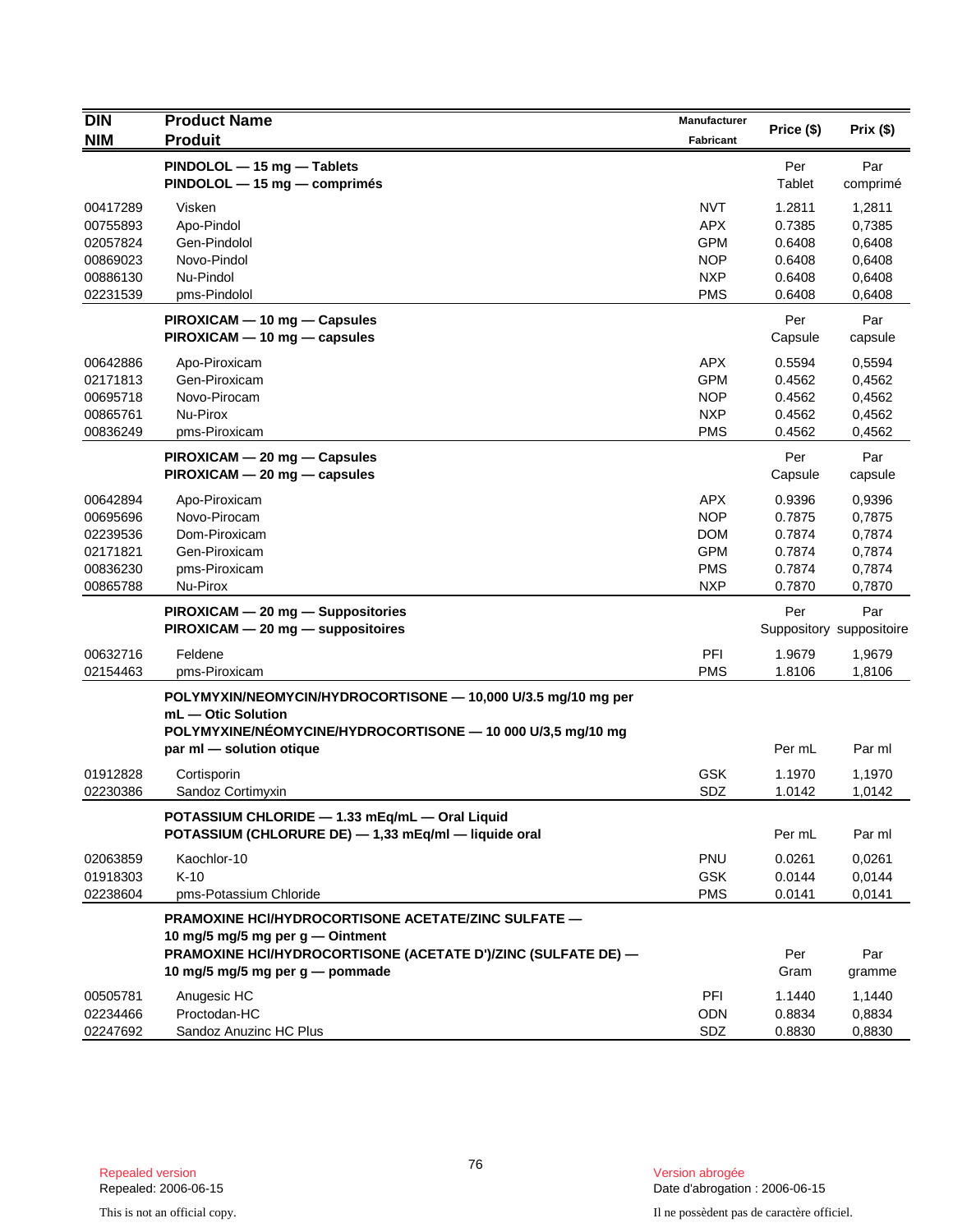| DIN<br>NIM | Product Name<br>Produit | Manufacturer<br>Fabricant | Price ($) | Prix ($) |
|---|---|---|---|---|
| | **PINDOLOL — 15 mg — Tablets**<br>**PINDOLOL — 15 mg — comprimés** | | Per Tablet | Par comprimé |
| 00417289 | Visken | NVT | 1.2811 | 1,2811 |
| 00755893 | Apo-Pindol | APX | 0.7385 | 0,7385 |
| 02057824 | Gen-Pindolol | GPM | 0.6408 | 0,6408 |
| 00869023 | Novo-Pindol | NOP | 0.6408 | 0,6408 |
| 00886130 | Nu-Pindol | NXP | 0.6408 | 0,6408 |
| 02231539 | pms-Pindolol | PMS | 0.6408 | 0,6408 |
| | **PIROXICAM — 10 mg — Capsules**<br>**PIROXICAM — 10 mg — capsules** | | Per Capsule | Par capsule |
| 00642886 | Apo-Piroxicam | APX | 0.5594 | 0,5594 |
| 02171813 | Gen-Piroxicam | GPM | 0.4562 | 0,4562 |
| 00695718 | Novo-Pirocam | NOP | 0.4562 | 0,4562 |
| 00865761 | Nu-Pirox | NXP | 0.4562 | 0,4562 |
| 00836249 | pms-Piroxicam | PMS | 0.4562 | 0,4562 |
| | **PIROXICAM — 20 mg — Capsules**<br>**PIROXICAM — 20 mg — capsules** | | Per Capsule | Par capsule |
| 00642894 | Apo-Piroxicam | APX | 0.9396 | 0,9396 |
| 00695696 | Novo-Pirocam | NOP | 0.7875 | 0,7875 |
| 02239536 | Dom-Piroxicam | DOM | 0.7874 | 0,7874 |
| 02171821 | Gen-Piroxicam | GPM | 0.7874 | 0,7874 |
| 00836230 | pms-Piroxicam | PMS | 0.7874 | 0,7874 |
| 00865788 | Nu-Pirox | NXP | 0.7870 | 0,7870 |
| | **PIROXICAM — 20 mg — Suppositories**<br>**PIROXICAM — 20 mg — suppositoires** | | Per Suppository | Par suppositoire |
| 00632716 | Feldene | PFI | 1.9679 | 1,9679 |
| 02154463 | pms-Piroxicam | PMS | 1.8106 | 1,8106 |
| | **POLYMYXIN/NEOMYCIN/HYDROCORTISONE — 10,000 U/3.5 mg/10 mg per mL — Otic Solution**<br>**POLYMYXINE/NÉOMYCINE/HYDROCORTISONE — 10 000 U/3,5 mg/10 mg par ml — solution otique** | | Per mL | Par ml |
| 01912828 | Cortisporin | GSK | 1.1970 | 1,1970 |
| 02230386 | Sandoz Cortimyxin | SDZ | 1.0142 | 1,0142 |
| | **POTASSIUM CHLORIDE — 1.33 mEq/mL — Oral Liquid**<br>**POTASSIUM (CHLORURE DE) — 1,33 mEq/ml — liquide oral** | | Per mL | Par ml |
| 02063859 | Kaochlor-10 | PNU | 0.0261 | 0,0261 |
| 01918303 | K-10 | GSK | 0.0144 | 0,0144 |
| 02238604 | pms-Potassium Chloride | PMS | 0.0141 | 0,0141 |
| | **PRAMOXINE HCl/HYDROCORTISONE ACETATE/ZINC SULFATE — 10 mg/5 mg/5 mg per g — Ointment**<br>**PRAMOXINE HCl/HYDROCORTISONE (ACETATE D')/ZINC (SULFATE DE) — 10 mg/5 mg/5 mg per g — pommade** | | Per Gram | Par gramme |
| 00505781 | Anugesic HC | PFI | 1.1440 | 1,1440 |
| 02234466 | Proctodan-HC | ODN | 0.8834 | 0,8834 |
| 02247692 | Sandoz Anuzinc HC Plus | SDZ | 0.8830 | 0,8830 |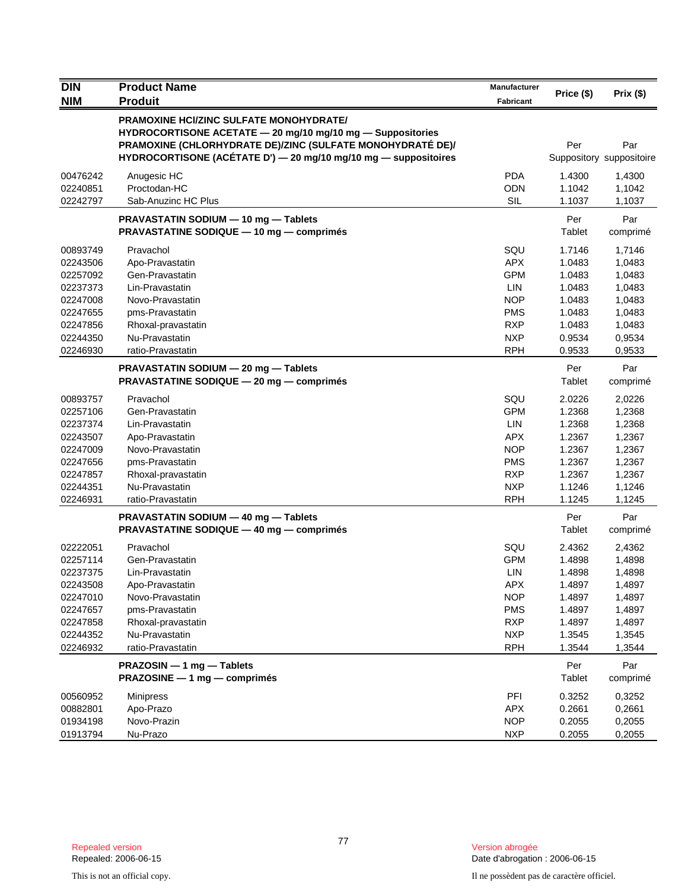| DIN<br>NIM | Product Name<br>Produit | Manufacturer<br>Fabricant | Price ($) | Prix ($) |
|---|---|---|---|---|
| | **PRAMOXINE HCl/ZINC SULFATE MONOHYDRATE/ HYDROCORTISONE ACETATE — 20 mg/10 mg/10 mg — Suppositories**<br>**PRAMOXINE (CHLORHYDRATE DE)/ZINC (SULFATE MONOHYDRATÉ DE)/ HYDROCORTISONE (ACÉTATE D') — 20 mg/10 mg/10 mg — suppositoires** | | Per Suppository | Par suppositoire |
| 00476242 | Anugesic HC | PDA | 1.4300 | 1,4300 |
| 02240851 | Proctodan-HC | ODN | 1.1042 | 1,1042 |
| 02242797 | Sab-Anuzinc HC Plus | SIL | 1.1037 | 1,1037 |
| | **PRAVASTATIN SODIUM — 10 mg — Tablets**<br>**PRAVASTATINE SODIQUE — 10 mg — comprimés** | | Per Tablet | Par comprimé |
| 00893749 | Pravachol | SQU | 1.7146 | 1,7146 |
| 02243506 | Apo-Pravastatin | APX | 1.0483 | 1,0483 |
| 02257092 | Gen-Pravastatin | GPM | 1.0483 | 1,0483 |
| 02237373 | Lin-Pravastatin | LIN | 1.0483 | 1,0483 |
| 02247008 | Novo-Pravastatin | NOP | 1.0483 | 1,0483 |
| 02247655 | pms-Pravastatin | PMS | 1.0483 | 1,0483 |
| 02247856 | Rhoxal-pravastatin | RXP | 1.0483 | 1,0483 |
| 02244350 | Nu-Pravastatin | NXP | 0.9534 | 0,9534 |
| 02246930 | ratio-Pravastatin | RPH | 0.9533 | 0,9533 |
| | **PRAVASTATIN SODIUM — 20 mg — Tablets**<br>**PRAVASTATINE SODIQUE — 20 mg — comprimés** | | Per Tablet | Par comprimé |
| 00893757 | Pravachol | SQU | 2.0226 | 2,0226 |
| 02257106 | Gen-Pravastatin | GPM | 1.2368 | 1,2368 |
| 02237374 | Lin-Pravastatin | LIN | 1.2368 | 1,2368 |
| 02243507 | Apo-Pravastatin | APX | 1.2367 | 1,2367 |
| 02247009 | Novo-Pravastatin | NOP | 1.2367 | 1,2367 |
| 02247656 | pms-Pravastatin | PMS | 1.2367 | 1,2367 |
| 02247857 | Rhoxal-pravastatin | RXP | 1.2367 | 1,2367 |
| 02244351 | Nu-Pravastatin | NXP | 1.1246 | 1,1246 |
| 02246931 | ratio-Pravastatin | RPH | 1.1245 | 1,1245 |
| | **PRAVASTATIN SODIUM — 40 mg — Tablets**<br>**PRAVASTATINE SODIQUE — 40 mg — comprimés** | | Per Tablet | Par comprimé |
| 02222051 | Pravachol | SQU | 2.4362 | 2,4362 |
| 02257114 | Gen-Pravastatin | GPM | 1.4898 | 1,4898 |
| 02237375 | Lin-Pravastatin | LIN | 1.4898 | 1,4898 |
| 02243508 | Apo-Pravastatin | APX | 1.4897 | 1,4897 |
| 02247010 | Novo-Pravastatin | NOP | 1.4897 | 1,4897 |
| 02247657 | pms-Pravastatin | PMS | 1.4897 | 1,4897 |
| 02247858 | Rhoxal-pravastatin | RXP | 1.4897 | 1,4897 |
| 02244352 | Nu-Pravastatin | NXP | 1.3545 | 1,3545 |
| 02246932 | ratio-Pravastatin | RPH | 1.3544 | 1,3544 |
| | **PRAZOSIN — 1 mg — Tablets**<br>**PRAZOSINE — 1 mg — comprimés** | | Per Tablet | Par comprimé |
| 00560952 | Minipress | PFI | 0.3252 | 0,3252 |
| 00882801 | Apo-Prazo | APX | 0.2661 | 0,2661 |
| 01934198 | Novo-Prazin | NOP | 0.2055 | 0,2055 |
| 01913794 | Nu-Prazo | NXP | 0.2055 | 0,2055 |

Repealed version
Repealed: 2006-06-15

Version abrogée
Date d'abrogation : 2006-06-15

This is not an official copy.

Il ne possèdent pas de caractère officiel.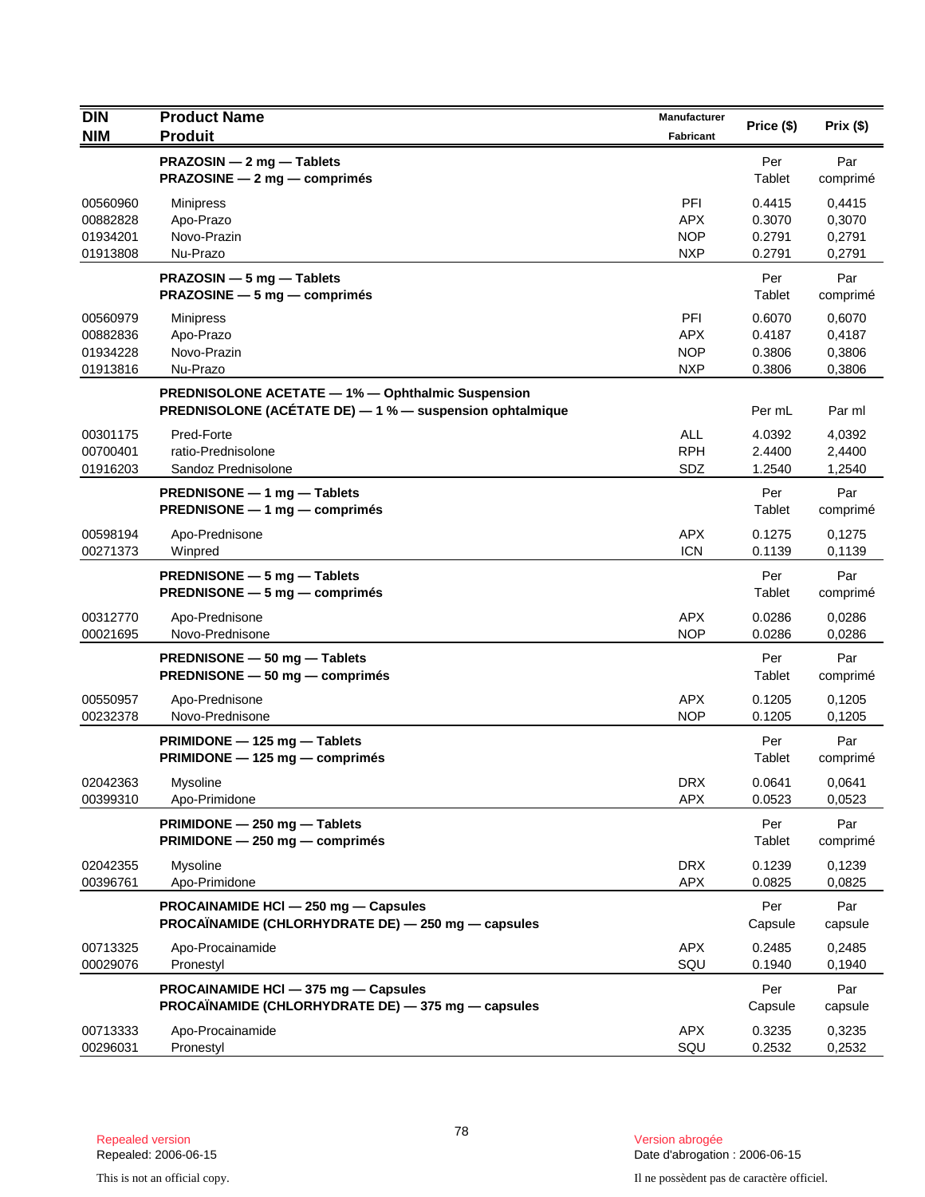| DIN<br>NIM | Product Name<br>Produit | Manufacturer<br>Fabricant | Price ($) | Prix ($) |
|---|---|---|---|---|
| | **PRAZOSIN — 2 mg — Tablets**<br>**PRAZOSINE — 2 mg — comprimés** | | Per<br>Tablet | Par<br>comprimé |
| 00560960 | Minipress | PFI | 0.4415 | 0,4415 |
| 00882828 | Apo-Prazo | APX | 0.3070 | 0,3070 |
| 01934201 | Novo-Prazin | NOP | 0.2791 | 0,2791 |
| 01913808 | Nu-Prazo | NXP | 0.2791 | 0,2791 |
| | **PRAZOSIN — 5 mg — Tablets**<br>**PRAZOSINE — 5 mg — comprimés** | | Per<br>Tablet | Par<br>comprimé |
| 00560979 | Minipress | PFI | 0.6070 | 0,6070 |
| 00882836 | Apo-Prazo | APX | 0.4187 | 0,4187 |
| 01934228 | Novo-Prazin | NOP | 0.3806 | 0,3806 |
| 01913816 | Nu-Prazo | NXP | 0.3806 | 0,3806 |
| | **PREDNISOLONE ACETATE — 1% — Ophthalmic Suspension**<br>**PREDNISOLONE (ACÉTATE DE) — 1 % — suspension ophtalmique** | | Per mL | Par ml |
| 00301175 | Pred-Forte | ALL | 4.0392 | 4,0392 |
| 00700401 | ratio-Prednisolone | RPH | 2.4400 | 2,4400 |
| 01916203 | Sandoz Prednisolone | SDZ | 1.2540 | 1,2540 |
| | **PREDNISONE — 1 mg — Tablets**<br>**PREDNISONE — 1 mg — comprimés** | | Per<br>Tablet | Par<br>comprimé |
| 00598194 | Apo-Prednisone | APX | 0.1275 | 0,1275 |
| 00271373 | Winpred | ICN | 0.1139 | 0,1139 |
| | **PREDNISONE — 5 mg — Tablets**<br>**PREDNISONE — 5 mg — comprimés** | | Per<br>Tablet | Par<br>comprimé |
| 00312770 | Apo-Prednisone | APX | 0.0286 | 0,0286 |
| 00021695 | Novo-Prednisone | NOP | 0.0286 | 0,0286 |
| | **PREDNISONE — 50 mg — Tablets**<br>**PREDNISONE — 50 mg — comprimés** | | Per<br>Tablet | Par<br>comprimé |
| 00550957 | Apo-Prednisone | APX | 0.1205 | 0,1205 |
| 00232378 | Novo-Prednisone | NOP | 0.1205 | 0,1205 |
| | **PRIMIDONE — 125 mg — Tablets**<br>**PRIMIDONE — 125 mg — comprimés** | | Per<br>Tablet | Par<br>comprimé |
| 02042363 | Mysoline | DRX | 0.0641 | 0,0641 |
| 00399310 | Apo-Primidone | APX | 0.0523 | 0,0523 |
| | **PRIMIDONE — 250 mg — Tablets**<br>**PRIMIDONE — 250 mg — comprimés** | | Per<br>Tablet | Par<br>comprimé |
| 02042355 | Mysoline | DRX | 0.1239 | 0,1239 |
| 00396761 | Apo-Primidone | APX | 0.0825 | 0,0825 |
| | **PROCAINAMIDE HCl — 250 mg — Capsules**<br>**PROCAÏNAMIDE (CHLORHYDRATE DE) — 250 mg — capsules** | | Per<br>Capsule | Par<br>capsule |
| 00713325 | Apo-Procainamide | APX | 0.2485 | 0,2485 |
| 00029076 | Pronestyl | SQU | 0.1940 | 0,1940 |
| | **PROCAINAMIDE HCl — 375 mg — Capsules**<br>**PROCAÏNAMIDE (CHLORHYDRATE DE) — 375 mg — capsules** | | Per<br>Capsule | Par<br>capsule |
| 00713333 | Apo-Procainamide | APX | 0.3235 | 0,3235 |
| 00296031 | Pronestyl | SQU | 0.2532 | 0,2532 |

Repealed version
Repealed: 2006-06-15

Version abrogée
Date d'abrogation : 2006-06-15

This is not an official copy.

Il ne possèdent pas de caractère officiel.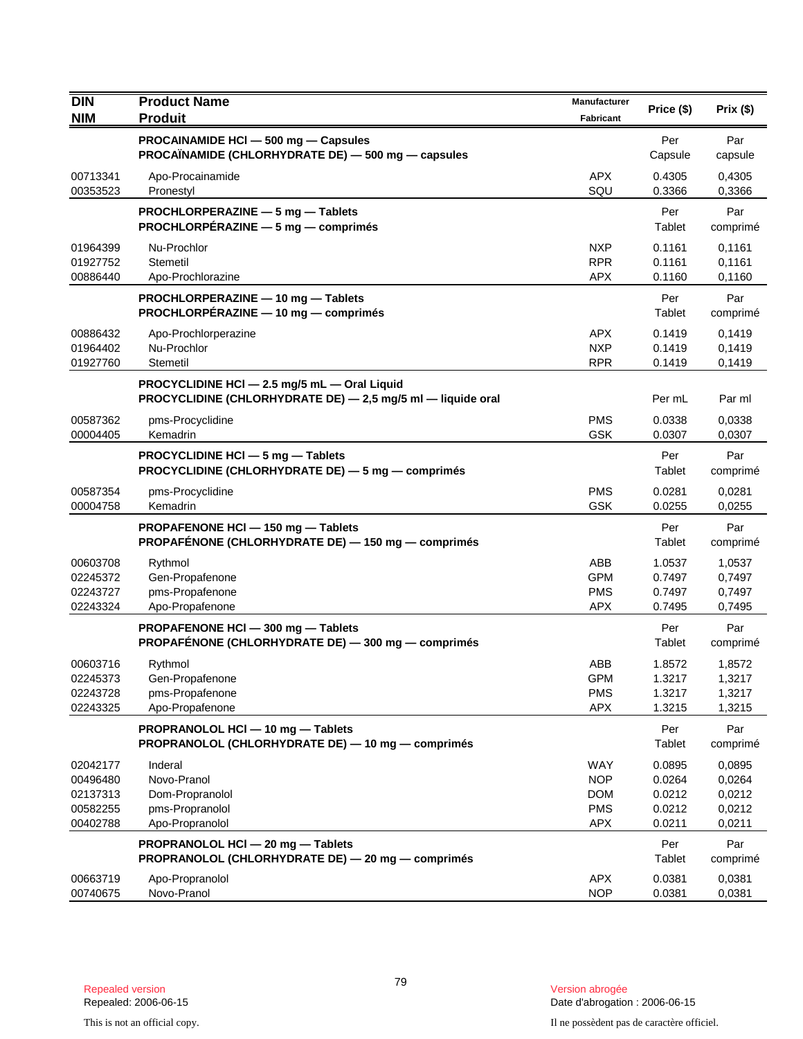| DIN<br>NIM | Product Name<br>Produit | Manufacturer<br>Fabricant | Price ($) | Prix ($) |
|---|---|---|---|---|
| | **PROCAINAMIDE HCl — 500 mg — Capsules**<br>**PROCAÏNAMIDE (CHLORHYDRATE DE) — 500 mg — capsules** | | Per Capsule | Par capsule |
| 00713341 | Apo-Procainamide | APX | 0.4305 | 0,4305 |
| 00353523 | Pronestyl | SQU | 0.3366 | 0,3366 |
| | **PROCHLORPERAZINE — 5 mg — Tablets**<br>**PROCHLORPÉRAZINE — 5 mg — comprimés** | | Per Tablet | Par comprimé |
| 01964399 | Nu-Prochlor | NXP | 0.1161 | 0,1161 |
| 01927752 | Stemetil | RPR | 0.1161 | 0,1161 |
| 00886440 | Apo-Prochlorazine | APX | 0.1160 | 0,1160 |
| | **PROCHLORPERAZINE — 10 mg — Tablets**<br>**PROCHLORPÉRAZINE — 10 mg — comprimés** | | Per Tablet | Par comprimé |
| 00886432 | Apo-Prochlorperazine | APX | 0.1419 | 0,1419 |
| 01964402 | Nu-Prochlor | NXP | 0.1419 | 0,1419 |
| 01927760 | Stemetil | RPR | 0.1419 | 0,1419 |
| | **PROCYCLIDINE HCl — 2.5 mg/5 mL — Oral Liquid**<br>**PROCYCLIDINE (CHLORHYDRATE DE) — 2,5 mg/5 ml — liquide oral** | | Per mL | Par ml |
| 00587362 | pms-Procyclidine | PMS | 0.0338 | 0,0338 |
| 00004405 | Kemadrin | GSK | 0.0307 | 0,0307 |
| | **PROCYCLIDINE HCl — 5 mg — Tablets**<br>**PROCYCLIDINE (CHLORHYDRATE DE) — 5 mg — comprimés** | | Per Tablet | Par comprimé |
| 00587354 | pms-Procyclidine | PMS | 0.0281 | 0,0281 |
| 00004758 | Kemadrin | GSK | 0.0255 | 0,0255 |
| | **PROPAFENONE HCl — 150 mg — Tablets**<br>**PROPAFÉNONE (CHLORHYDRATE DE) — 150 mg — comprimés** | | Per Tablet | Par comprimé |
| 00603708 | Rythmol | ABB | 1.0537 | 1,0537 |
| 02245372 | Gen-Propafenone | GPM | 0.7497 | 0,7497 |
| 02243727 | pms-Propafenone | PMS | 0.7497 | 0,7497 |
| 02243324 | Apo-Propafenone | APX | 0.7495 | 0,7495 |
| | **PROPAFENONE HCl — 300 mg — Tablets**<br>**PROPAFÉNONE (CHLORHYDRATE DE) — 300 mg — comprimés** | | Per Tablet | Par comprimé |
| 00603716 | Rythmol | ABB | 1.8572 | 1,8572 |
| 02245373 | Gen-Propafenone | GPM | 1.3217 | 1,3217 |
| 02243728 | pms-Propafenone | PMS | 1.3217 | 1,3217 |
| 02243325 | Apo-Propafenone | APX | 1.3215 | 1,3215 |
| | **PROPRANOLOL HCl — 10 mg — Tablets**<br>**PROPRANOLOL (CHLORHYDRATE DE) — 10 mg — comprimés** | | Per Tablet | Par comprimé |
| 02042177 | Inderal | WAY | 0.0895 | 0,0895 |
| 00496480 | Novo-Pranol | NOP | 0.0264 | 0,0264 |
| 02137313 | Dom-Propranolol | DOM | 0.0212 | 0,0212 |
| 00582255 | pms-Propranolol | PMS | 0.0212 | 0,0212 |
| 00402788 | Apo-Propranolol | APX | 0.0211 | 0,0211 |
| | **PROPRANOLOL HCl — 20 mg — Tablets**<br>**PROPRANOLOL (CHLORHYDRATE DE) — 20 mg — comprimés** | | Per Tablet | Par comprimé |
| 00663719 | Apo-Propranolol | APX | 0.0381 | 0,0381 |
| 00740675 | Novo-Pranol | NOP | 0.0381 | 0,0381 |

Repealed version
Repealed: 2006-06-15

This is not an official copy.

Version abrogée
Date d'abrogation : 2006-06-15

Il ne possèdent pas de caractère officiel.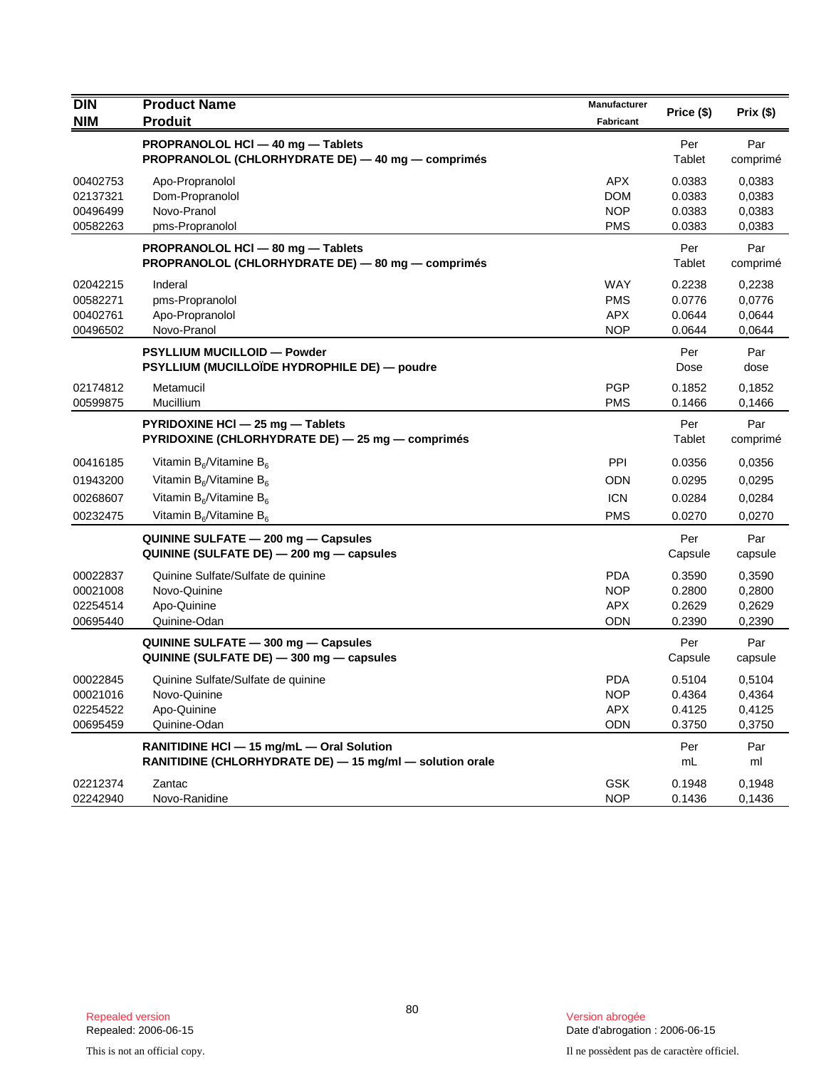| DIN<br>NIM | Product Name<br>Produit | Manufacturer<br>Fabricant | Price ($) | Prix ($) |
|---|---|---|---|---|
| | **PROPRANOLOL HCl — 40 mg — Tablets**<br>**PROPRANOLOL (CHLORHYDRATE DE) — 40 mg — comprimés** | | Per<br>Tablet | Par<br>comprimé |
| 00402753 | Apo-Propranolol | APX | 0.0383 | 0,0383 |
| 02137321 | Dom-Propranolol | DOM | 0.0383 | 0,0383 |
| 00496499 | Novo-Pranol | NOP | 0.0383 | 0,0383 |
| 00582263 | pms-Propranolol | PMS | 0.0383 | 0,0383 |
| | **PROPRANOLOL HCl — 80 mg — Tablets**<br>**PROPRANOLOL (CHLORHYDRATE DE) — 80 mg — comprimés** | | Per<br>Tablet | Par<br>comprimé |
| 02042215 | Inderal | WAY | 0.2238 | 0,2238 |
| 00582271 | pms-Propranolol | PMS | 0.0776 | 0,0776 |
| 00402761 | Apo-Propranolol | APX | 0.0644 | 0,0644 |
| 00496502 | Novo-Pranol | NOP | 0.0644 | 0,0644 |
| | **PSYLLIUM MUCILLOID — Powder**<br>**PSYLLIUM (MUCILLOÏDE HYDROPHILE DE) — poudre** | | Per<br>Dose | Par<br>dose |
| 02174812 | Metamucil | PGP | 0.1852 | 0,1852 |
| 00599875 | Mucillium | PMS | 0.1466 | 0,1466 |
| | **PYRIDOXINE HCl — 25 mg — Tablets**<br>**PYRIDOXINE (CHLORHYDRATE DE) — 25 mg — comprimés** | | Per<br>Tablet | Par<br>comprimé |
| 00416185 | Vitamin $B_6$/Vitamine $B_6$ | PPI | 0.0356 | 0,0356 |
| 01943200 | Vitamin $B_6$/Vitamine $B_6$ | ODN | 0.0295 | 0,0295 |
| 00268607 | Vitamin $B_6$/Vitamine $B_6$ | ICN | 0.0284 | 0,0284 |
| 00232475 | Vitamin $B_6$/Vitamine $B_6$ | PMS | 0.0270 | 0,0270 |
| | **QUININE SULFATE — 200 mg — Capsules**<br>**QUININE (SULFATE DE) — 200 mg — capsules** | | Per<br>Capsule | Par<br>capsule |
| 00022837 | Quinine Sulfate/Sulfate de quinine | PDA | 0.3590 | 0,3590 |
| 00021008 | Novo-Quinine | NOP | 0.2800 | 0,2800 |
| 02254514 | Apo-Quinine | APX | 0.2629 | 0,2629 |
| 00695440 | Quinine-Odan | ODN | 0.2390 | 0,2390 |
| | **QUININE SULFATE — 300 mg — Capsules**<br>**QUININE (SULFATE DE) — 300 mg — capsules** | | Per<br>Capsule | Par<br>capsule |
| 00022845 | Quinine Sulfate/Sulfate de quinine | PDA | 0.5104 | 0,5104 |
| 00021016 | Novo-Quinine | NOP | 0.4364 | 0,4364 |
| 02254522 | Apo-Quinine | APX | 0.4125 | 0,4125 |
| 00695459 | Quinine-Odan | ODN | 0.3750 | 0,3750 |
| | **RANITIDINE HCl — 15 mg/mL — Oral Solution**<br>**RANITIDINE (CHLORHYDRATE DE) — 15 mg/ml — solution orale** | | Per<br>mL | Par<br>ml |
| 02212374 | Zantac | GSK | 0.1948 | 0,1948 |
| 02242940 | Novo-Ranidine | NOP | 0.1436 | 0,1436 |

Repealed version
Repealed: 2006-06-15

This is not an official copy.

Version abrogée
Date d'abrogation : 2006-06-15

Il ne possèdent pas de caractère officiel.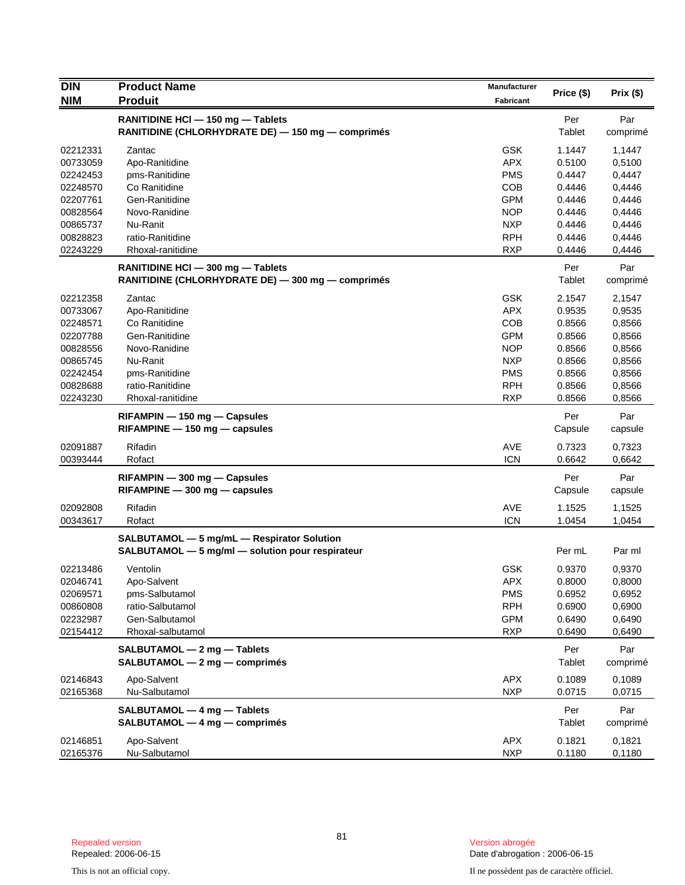| DIN<br>NIM | Product Name<br>Produit | Manufacturer<br>Fabricant | Price ($) | Prix ($) |
|---|---|---|---|---|
| | **RANITIDINE HCl — 150 mg — Tablets**<br>**RANITIDINE (CHLORHYDRATE DE) — 150 mg — comprimés** | | Per Tablet | Par comprimé |
| 02212331 | Zantac | GSK | 1.1447 | 1,1447 |
| 00733059 | Apo-Ranitidine | APX | 0.5100 | 0,5100 |
| 02242453 | pms-Ranitidine | PMS | 0.4447 | 0,4447 |
| 02248570 | Co Ranitidine | COB | 0.4446 | 0,4446 |
| 02207761 | Gen-Ranitidine | GPM | 0.4446 | 0,4446 |
| 00828564 | Novo-Ranidine | NOP | 0.4446 | 0,4446 |
| 00865737 | Nu-Ranit | NXP | 0.4446 | 0,4446 |
| 00828823 | ratio-Ranitidine | RPH | 0.4446 | 0,4446 |
| 02243229 | Rhoxal-ranitidine | RXP | 0.4446 | 0,4446 |
| | **RANITIDINE HCl — 300 mg — Tablets**<br>**RANITIDINE (CHLORHYDRATE DE) — 300 mg — comprimés** | | Per Tablet | Par comprimé |
| 02212358 | Zantac | GSK | 2.1547 | 2,1547 |
| 00733067 | Apo-Ranitidine | APX | 0.9535 | 0,9535 |
| 02248571 | Co Ranitidine | COB | 0.8566 | 0,8566 |
| 02207788 | Gen-Ranitidine | GPM | 0.8566 | 0,8566 |
| 00828556 | Novo-Ranidine | NOP | 0.8566 | 0,8566 |
| 00865745 | Nu-Ranit | NXP | 0.8566 | 0,8566 |
| 02242454 | pms-Ranitidine | PMS | 0.8566 | 0,8566 |
| 00828688 | ratio-Ranitidine | RPH | 0.8566 | 0,8566 |
| 02243230 | Rhoxal-ranitidine | RXP | 0.8566 | 0,8566 |
| | **RIFAMPIN — 150 mg — Capsules**<br>**RIFAMPINE — 150 mg — capsules** | | Per Capsule | Par capsule |
| 02091887 | Rifadin | AVE | 0.7323 | 0,7323 |
| 00393444 | Rofact | ICN | 0.6642 | 0,6642 |
| | **RIFAMPIN — 300 mg — Capsules**<br>**RIFAMPINE — 300 mg — capsules** | | Per Capsule | Par capsule |
| 02092808 | Rifadin | AVE | 1.1525 | 1,1525 |
| 00343617 | Rofact | ICN | 1.0454 | 1,0454 |
| | **SALBUTAMOL — 5 mg/mL — Respirator Solution**<br>**SALBUTAMOL — 5 mg/ml — solution pour respirateur** | | Per mL | Par ml |
| 02213486 | Ventolin | GSK | 0.9370 | 0,9370 |
| 02046741 | Apo-Salvent | APX | 0.8000 | 0,8000 |
| 02069571 | pms-Salbutamol | PMS | 0.6952 | 0,6952 |
| 00860808 | ratio-Salbutamol | RPH | 0.6900 | 0,6900 |
| 02232987 | Gen-Salbutamol | GPM | 0.6490 | 0,6490 |
| 02154412 | Rhoxal-salbutamol | RXP | 0.6490 | 0,6490 |
| | **SALBUTAMOL — 2 mg — Tablets**<br>**SALBUTAMOL — 2 mg — comprimés** | | Per Tablet | Par comprimé |
| 02146843 | Apo-Salvent | APX | 0.1089 | 0,1089 |
| 02165368 | Nu-Salbutamol | NXP | 0.0715 | 0,0715 |
| | **SALBUTAMOL — 4 mg — Tablets**<br>**SALBUTAMOL — 4 mg — comprimés** | | Per Tablet | Par comprimé |
| 02146851 | Apo-Salvent | APX | 0.1821 | 0,1821 |
| 02165376 | Nu-Salbutamol | NXP | 0.1180 | 0,1180 |

Repealed version
Repealed: 2006-06-15

This is not an official copy.

Version abrogée
Date d'abrogation : 2006-06-15

Il ne possèdent pas de caractère officiel.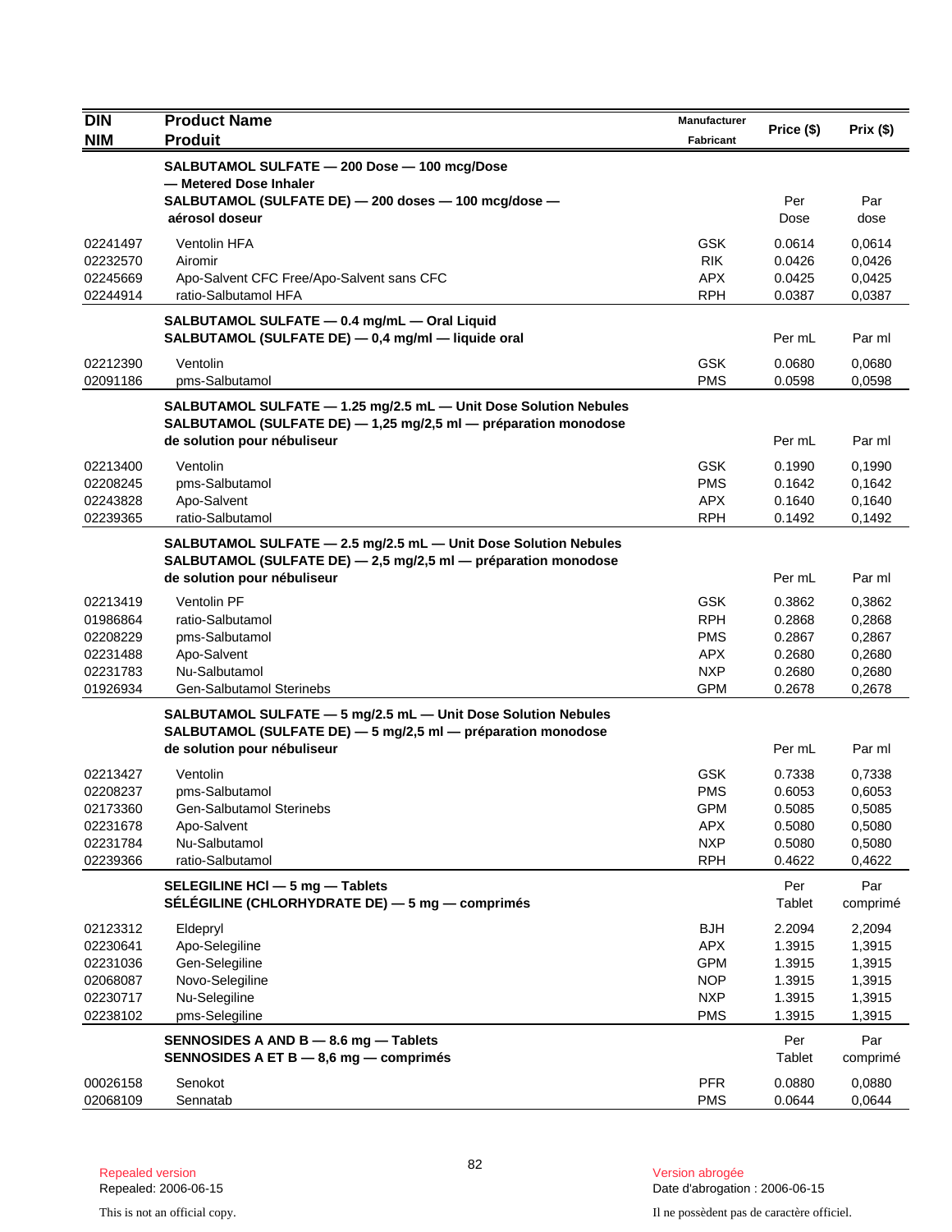| DIN<br>NIM | Product Name<br>Produit | Manufacturer<br>Fabricant | Price ($) | Prix ($) |
|---|---|---|---|---|
| | **SALBUTAMOL SULFATE — 200 Dose — 100 mcg/Dose — Metered Dose Inhaler**<br>**SALBUTAMOL (SULFATE DE) — 200 doses — 100 mcg/dose — aérosol doseur** | | Per Dose | Par dose |
| 02241497 | Ventolin HFA | GSK | 0.0614 | 0,0614 |
| 02232570 | Airomir | RIK | 0.0426 | 0,0426 |
| 02245669 | Apo-Salvent CFC Free/Apo-Salvent sans CFC | APX | 0.0425 | 0,0425 |
| 02244914 | ratio-Salbutamol HFA | RPH | 0.0387 | 0,0387 |
| | **SALBUTAMOL SULFATE — 0.4 mg/mL — Oral Liquid**<br>**SALBUTAMOL (SULFATE DE) — 0,4 mg/ml — liquide oral** | | Per mL | Par ml |
| 02212390 | Ventolin | GSK | 0.0680 | 0,0680 |
| 02091186 | pms-Salbutamol | PMS | 0.0598 | 0,0598 |
| | **SALBUTAMOL SULFATE — 1.25 mg/2.5 mL — Unit Dose Solution Nebules**<br>**SALBUTAMOL (SULFATE DE) — 1,25 mg/2,5 ml — préparation monodose de solution pour nébuliseur** | | Per mL | Par ml |
| 02213400 | Ventolin | GSK | 0.1990 | 0,1990 |
| 02208245 | pms-Salbutamol | PMS | 0.1642 | 0,1642 |
| 02243828 | Apo-Salvent | APX | 0.1640 | 0,1640 |
| 02239365 | ratio-Salbutamol | RPH | 0.1492 | 0,1492 |
| | **SALBUTAMOL SULFATE — 2.5 mg/2.5 mL — Unit Dose Solution Nebules**<br>**SALBUTAMOL (SULFATE DE) — 2,5 mg/2,5 ml — préparation monodose de solution pour nébuliseur** | | Per mL | Par ml |
| 02213419 | Ventolin PF | GSK | 0.3862 | 0,3862 |
| 01986864 | ratio-Salbutamol | RPH | 0.2868 | 0,2868 |
| 02208229 | pms-Salbutamol | PMS | 0.2867 | 0,2867 |
| 02231488 | Apo-Salvent | APX | 0.2680 | 0,2680 |
| 02231783 | Nu-Salbutamol | NXP | 0.2680 | 0,2680 |
| 01926934 | Gen-Salbutamol Sterinebs | GPM | 0.2678 | 0,2678 |
| | **SALBUTAMOL SULFATE — 5 mg/2.5 mL — Unit Dose Solution Nebules**<br>**SALBUTAMOL (SULFATE DE) — 5 mg/2,5 ml — préparation monodose de solution pour nébuliseur** | | Per mL | Par ml |
| 02213427 | Ventolin | GSK | 0.7338 | 0,7338 |
| 02208237 | pms-Salbutamol | PMS | 0.6053 | 0,6053 |
| 02173360 | Gen-Salbutamol Sterinebs | GPM | 0.5085 | 0,5085 |
| 02231678 | Apo-Salvent | APX | 0.5080 | 0,5080 |
| 02231784 | Nu-Salbutamol | NXP | 0.5080 | 0,5080 |
| 02239366 | ratio-Salbutamol | RPH | 0.4622 | 0,4622 |
| | **SELEGILINE HCl — 5 mg — Tablets**<br>**SÉLÉGILINE (CHLORHYDRATE DE) — 5 mg — comprimés** | | Per Tablet | Par comprimé |
| 02123312 | Eldepryl | BJH | 2.2094 | 2,2094 |
| 02230641 | Apo-Selegiline | APX | 1.3915 | 1,3915 |
| 02231036 | Gen-Selegiline | GPM | 1.3915 | 1,3915 |
| 02068087 | Novo-Selegiline | NOP | 1.3915 | 1,3915 |
| 02230717 | Nu-Selegiline | NXP | 1.3915 | 1,3915 |
| 02238102 | pms-Selegiline | PMS | 1.3915 | 1,3915 |
| | **SENNOSIDES A AND B — 8.6 mg — Tablets**<br>**SENNOSIDES A ET B — 8,6 mg — comprimés** | | Per Tablet | Par comprimé |
| 00026158 | Senokot | PFR | 0.0880 | 0,0880 |
| 02068109 | Sennatab | PMS | 0.0644 | 0,0644 |

Repealed version
Repealed: 2006-06-15

Version abrogée
Date d'abrogation : 2006-06-15

This is not an official copy.

Il ne possèdent pas de caractère officiel.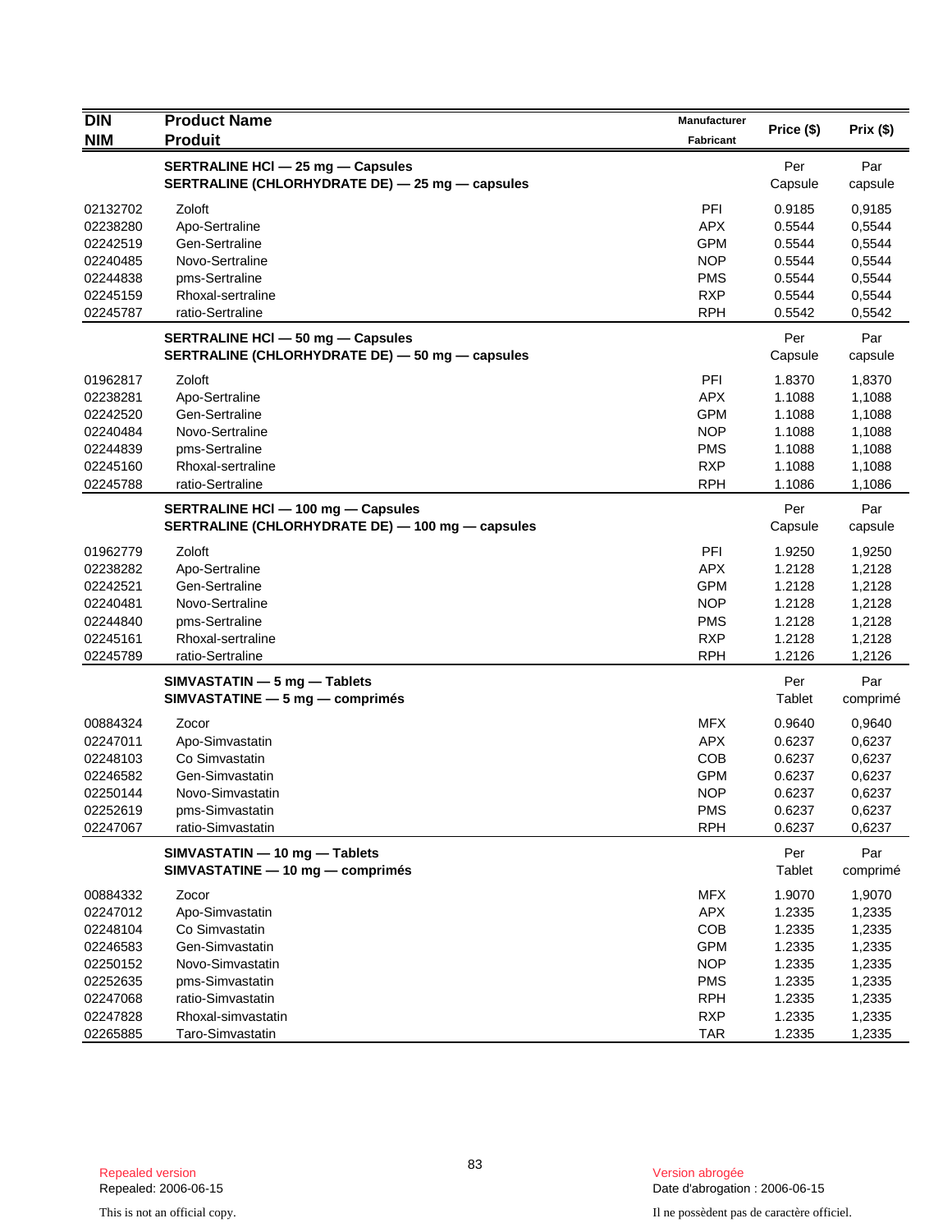| DIN<br>NIM | Product Name<br>Produit | Manufacturer<br>Fabricant | Price ($) | Prix ($) |
|---|---|---|---|---|
| | **SERTRALINE HCl — 25 mg — Capsules**<br>**SERTRALINE (CHLORHYDRATE DE) — 25 mg — capsules** | | Per Capsule | Par capsule |
| 02132702 | Zoloft | PFI | 0.9185 | 0,9185 |
| 02238280 | Apo-Sertraline | APX | 0.5544 | 0,5544 |
| 02242519 | Gen-Sertraline | GPM | 0.5544 | 0,5544 |
| 02240485 | Novo-Sertraline | NOP | 0.5544 | 0,5544 |
| 02244838 | pms-Sertraline | PMS | 0.5544 | 0,5544 |
| 02245159 | Rhoxal-sertraline | RXP | 0.5544 | 0,5544 |
| 02245787 | ratio-Sertraline | RPH | 0.5542 | 0,5542 |
| | **SERTRALINE HCl — 50 mg — Capsules**<br>**SERTRALINE (CHLORHYDRATE DE) — 50 mg — capsules** | | Per Capsule | Par capsule |
| 01962817 | Zoloft | PFI | 1.8370 | 1,8370 |
| 02238281 | Apo-Sertraline | APX | 1.1088 | 1,1088 |
| 02242520 | Gen-Sertraline | GPM | 1.1088 | 1,1088 |
| 02240484 | Novo-Sertraline | NOP | 1.1088 | 1,1088 |
| 02244839 | pms-Sertraline | PMS | 1.1088 | 1,1088 |
| 02245160 | Rhoxal-sertraline | RXP | 1.1088 | 1,1088 |
| 02245788 | ratio-Sertraline | RPH | 1.1086 | 1,1086 |
| | **SERTRALINE HCl — 100 mg — Capsules**<br>**SERTRALINE (CHLORHYDRATE DE) — 100 mg — capsules** | | Per Capsule | Par capsule |
| 01962779 | Zoloft | PFI | 1.9250 | 1,9250 |
| 02238282 | Apo-Sertraline | APX | 1.2128 | 1,2128 |
| 02242521 | Gen-Sertraline | GPM | 1.2128 | 1,2128 |
| 02240481 | Novo-Sertraline | NOP | 1.2128 | 1,2128 |
| 02244840 | pms-Sertraline | PMS | 1.2128 | 1,2128 |
| 02245161 | Rhoxal-sertraline | RXP | 1.2128 | 1,2128 |
| 02245789 | ratio-Sertraline | RPH | 1.2126 | 1,2126 |
| | **SIMVASTATIN — 5 mg — Tablets**<br>**SIMVASTATINE — 5 mg — comprimés** | | Per Tablet | Par comprimé |
| 00884324 | Zocor | MFX | 0.9640 | 0,9640 |
| 02247011 | Apo-Simvastatin | APX | 0.6237 | 0,6237 |
| 02248103 | Co Simvastatin | COB | 0.6237 | 0,6237 |
| 02246582 | Gen-Simvastatin | GPM | 0.6237 | 0,6237 |
| 02250144 | Novo-Simvastatin | NOP | 0.6237 | 0,6237 |
| 02252619 | pms-Simvastatin | PMS | 0.6237 | 0,6237 |
| 02247067 | ratio-Simvastatin | RPH | 0.6237 | 0,6237 |
| | **SIMVASTATIN — 10 mg — Tablets**<br>**SIMVASTATINE — 10 mg — comprimés** | | Per Tablet | Par comprimé |
| 00884332 | Zocor | MFX | 1.9070 | 1,9070 |
| 02247012 | Apo-Simvastatin | APX | 1.2335 | 1,2335 |
| 02248104 | Co Simvastatin | COB | 1.2335 | 1,2335 |
| 02246583 | Gen-Simvastatin | GPM | 1.2335 | 1,2335 |
| 02250152 | Novo-Simvastatin | NOP | 1.2335 | 1,2335 |
| 02252635 | pms-Simvastatin | PMS | 1.2335 | 1,2335 |
| 02247068 | ratio-Simvastatin | RPH | 1.2335 | 1,2335 |
| 02247828 | Rhoxal-simvastatin | RXP | 1.2335 | 1,2335 |
| 02265885 | Taro-Simvastatin | TAR | 1.2335 | 1,2335 |

Repealed version
Repealed: 2006-06-15

Version abrogée
Date d'abrogation : 2006-06-15

This is not an official copy.

Il ne possèdent pas de caractère officiel.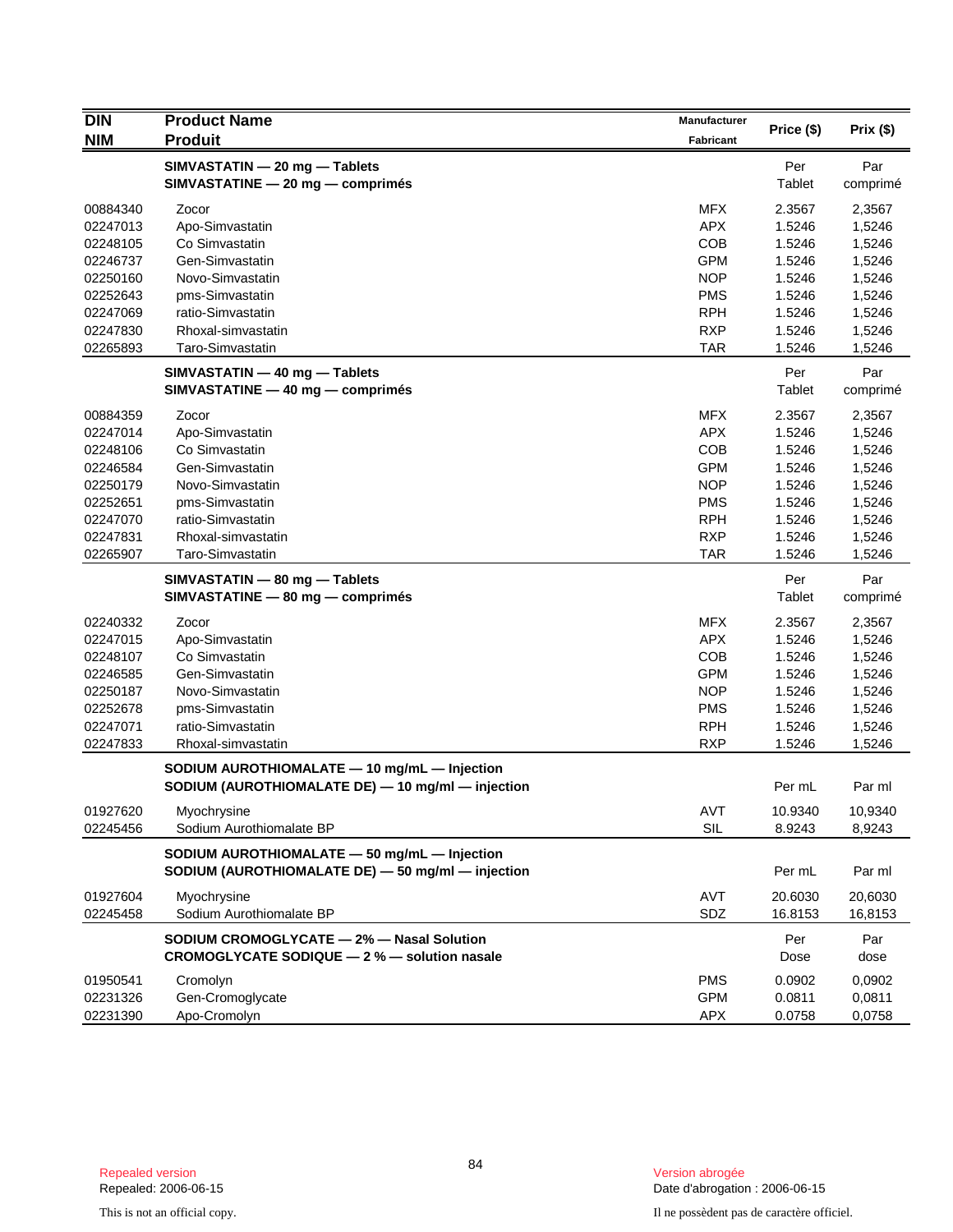| DIN<br>NIM | Product Name<br>Produit | Manufacturer<br>Fabricant | Price ($) | Prix ($) |
|---|---|---|---|---|
| | **SIMVASTATIN — 20 mg — Tablets**<br>**SIMVASTATINE — 20 mg — comprimés** | | Per Tablet | Par comprimé |
| 00884340 | Zocor | MFX | 2.3567 | 2,3567 |
| 02247013 | Apo-Simvastatin | APX | 1.5246 | 1,5246 |
| 02248105 | Co Simvastatin | COB | 1.5246 | 1,5246 |
| 02246737 | Gen-Simvastatin | GPM | 1.5246 | 1,5246 |
| 02250160 | Novo-Simvastatin | NOP | 1.5246 | 1,5246 |
| 02252643 | pms-Simvastatin | PMS | 1.5246 | 1,5246 |
| 02247069 | ratio-Simvastatin | RPH | 1.5246 | 1,5246 |
| 02247830 | Rhoxal-simvastatin | RXP | 1.5246 | 1,5246 |
| 02265893 | Taro-Simvastatin | TAR | 1.5246 | 1,5246 |
| | **SIMVASTATIN — 40 mg — Tablets**<br>**SIMVASTATINE — 40 mg — comprimés** | | Per Tablet | Par comprimé |
| 00884359 | Zocor | MFX | 2.3567 | 2,3567 |
| 02247014 | Apo-Simvastatin | APX | 1.5246 | 1,5246 |
| 02248106 | Co Simvastatin | COB | 1.5246 | 1,5246 |
| 02246584 | Gen-Simvastatin | GPM | 1.5246 | 1,5246 |
| 02250179 | Novo-Simvastatin | NOP | 1.5246 | 1,5246 |
| 02252651 | pms-Simvastatin | PMS | 1.5246 | 1,5246 |
| 02247070 | ratio-Simvastatin | RPH | 1.5246 | 1,5246 |
| 02247831 | Rhoxal-simvastatin | RXP | 1.5246 | 1,5246 |
| 02265907 | Taro-Simvastatin | TAR | 1.5246 | 1,5246 |
| | **SIMVASTATIN — 80 mg — Tablets**<br>**SIMVASTATINE — 80 mg — comprimés** | | Per Tablet | Par comprimé |
| 02240332 | Zocor | MFX | 2.3567 | 2,3567 |
| 02247015 | Apo-Simvastatin | APX | 1.5246 | 1,5246 |
| 02248107 | Co Simvastatin | COB | 1.5246 | 1,5246 |
| 02246585 | Gen-Simvastatin | GPM | 1.5246 | 1,5246 |
| 02250187 | Novo-Simvastatin | NOP | 1.5246 | 1,5246 |
| 02252678 | pms-Simvastatin | PMS | 1.5246 | 1,5246 |
| 02247071 | ratio-Simvastatin | RPH | 1.5246 | 1,5246 |
| 02247833 | Rhoxal-simvastatin | RXP | 1.5246 | 1,5246 |
| | **SODIUM AUROTHIOMALATE — 10 mg/mL — Injection**<br>**SODIUM (AUROTHIOMALATE DE) — 10 mg/ml — injection** | | Per mL | Par ml |
| 01927620 | Myochrysine | AVT | 10.9340 | 10,9340 |
| 02245456 | Sodium Aurothiomalate BP | SIL | 8.9243 | 8,9243 |
| | **SODIUM AUROTHIOMALATE — 50 mg/mL — Injection**<br>**SODIUM (AUROTHIOMALATE DE) — 50 mg/ml — injection** | | Per mL | Par ml |
| 01927604 | Myochrysine | AVT | 20.6030 | 20,6030 |
| 02245458 | Sodium Aurothiomalate BP | SDZ | 16.8153 | 16,8153 |
| | **SODIUM CROMOGLYCATE — 2% — Nasal Solution**<br>**CROMOGLYCATE SODIQUE — 2 % — solution nasale** | | Per Dose | Par dose |
| 01950541 | Cromolyn | PMS | 0.0902 | 0,0902 |
| 02231326 | Gen-Cromoglycate | GPM | 0.0811 | 0,0811 |
| 02231390 | Apo-Cromolyn | APX | 0.0758 | 0,0758 |

Repealed version
Repealed: 2006-06-15

Version abrogée
Date d'abrogation : 2006-06-15

This is not an official copy.

Il ne possèdent pas de caractère officiel.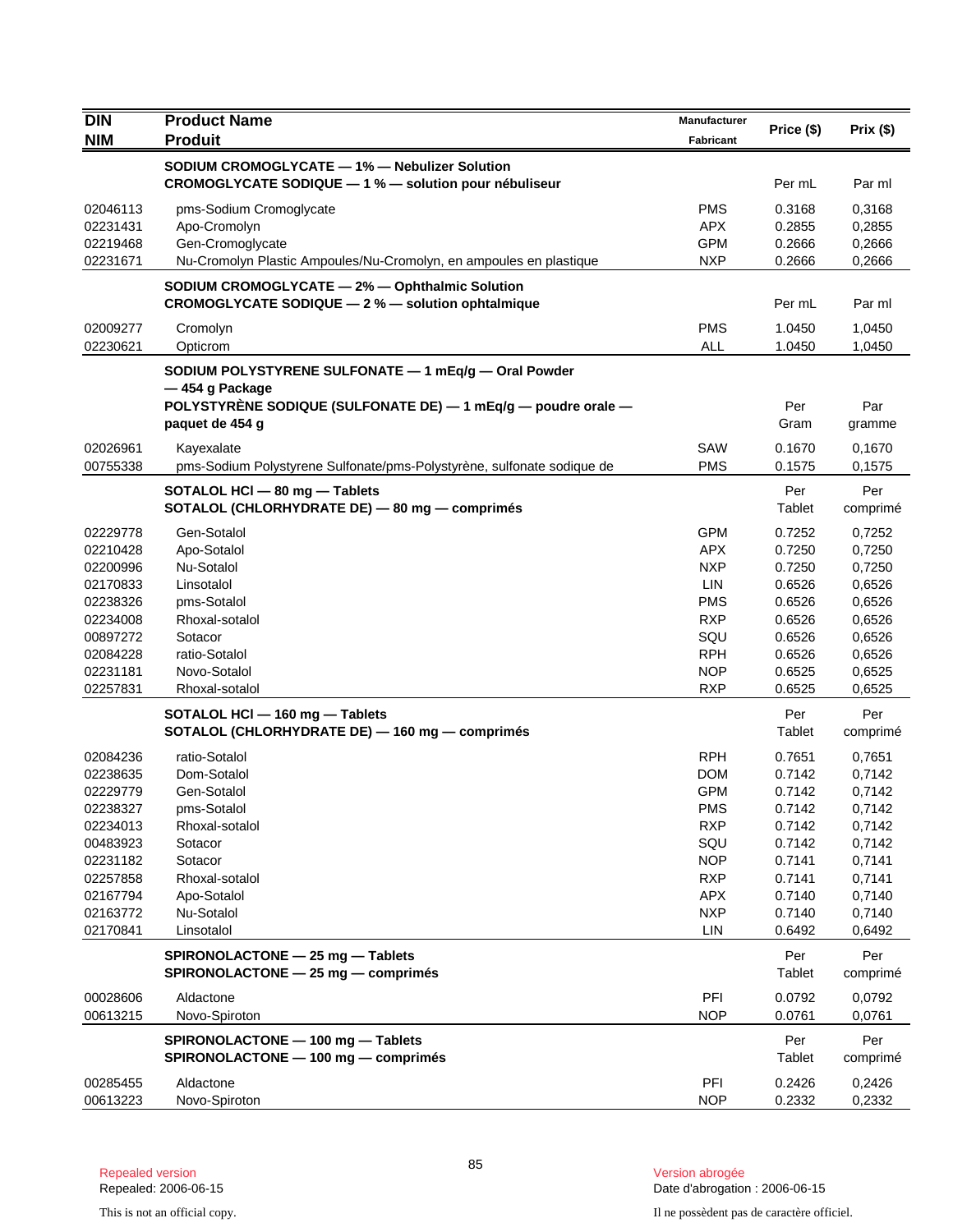| DIN<br>NIM | Product Name<br>Produit | Manufacturer<br>Fabricant | Price ($) | Prix ($) |
|---|---|---|---|---|
| | **SODIUM CROMOGLYCATE — 1% — Nebulizer Solution**<br>**CROMOGLYCATE SODIQUE — 1 % — solution pour nébuliseur** | | Per mL | Par ml |
| 02046113 | pms-Sodium Cromoglycate | PMS | 0.3168 | 0,3168 |
| 02231431 | Apo-Cromolyn | APX | 0.2855 | 0,2855 |
| 02219468 | Gen-Cromoglycate | GPM | 0.2666 | 0,2666 |
| 02231671 | Nu-Cromolyn Plastic Ampoules/Nu-Cromolyn, en ampoules en plastique | NXP | 0.2666 | 0,2666 |
| | **SODIUM CROMOGLYCATE — 2% — Ophthalmic Solution**<br>**CROMOGLYCATE SODIQUE — 2 % — solution ophtalmique** | | Per mL | Par ml |
| 02009277 | Cromolyn | PMS | 1.0450 | 1,0450 |
| 02230621 | Opticrom | ALL | 1.0450 | 1,0450 |
| | **SODIUM POLYSTYRENE SULFONATE — 1 mEq/g — Oral Powder — 454 g Package**<br>**POLYSTYRÈNE SODIQUE (SULFONATE DE) — 1 mEq/g — poudre orale — paquet de 454 g** | | Per Gram | Par gramme |
| 02026961 | Kayexalate | SAW | 0.1670 | 0,1670 |
| 00755338 | pms-Sodium Polystyrene Sulfonate/pms-Polystyrène, sulfonate sodique de | PMS | 0.1575 | 0,1575 |
| | **SOTALOL HCl — 80 mg — Tablets**<br>**SOTALOL (CHLORHYDRATE DE) — 80 mg — comprimés** | | Per Tablet | Per comprimé |
| 02229778 | Gen-Sotalol | GPM | 0.7252 | 0,7252 |
| 02210428 | Apo-Sotalol | APX | 0.7250 | 0,7250 |
| 02200996 | Nu-Sotalol | NXP | 0.7250 | 0,7250 |
| 02170833 | Linsotalol | LIN | 0.6526 | 0,6526 |
| 02238326 | pms-Sotalol | PMS | 0.6526 | 0,6526 |
| 02234008 | Rhoxal-sotalol | RXP | 0.6526 | 0,6526 |
| 00897272 | Sotacor | SQU | 0.6526 | 0,6526 |
| 02084228 | ratio-Sotalol | RPH | 0.6526 | 0,6526 |
| 02231181 | Novo-Sotalol | NOP | 0.6525 | 0,6525 |
| 02257831 | Rhoxal-sotalol | RXP | 0.6525 | 0,6525 |
| | **SOTALOL HCl — 160 mg — Tablets**<br>**SOTALOL (CHLORHYDRATE DE) — 160 mg — comprimés** | | Per Tablet | Per comprimé |
| 02084236 | ratio-Sotalol | RPH | 0.7651 | 0,7651 |
| 02238635 | Dom-Sotalol | DOM | 0.7142 | 0,7142 |
| 02229779 | Gen-Sotalol | GPM | 0.7142 | 0,7142 |
| 02238327 | pms-Sotalol | PMS | 0.7142 | 0,7142 |
| 02234013 | Rhoxal-sotalol | RXP | 0.7142 | 0,7142 |
| 00483923 | Sotacor | SQU | 0.7142 | 0,7142 |
| 02231182 | Sotacor | NOP | 0.7141 | 0,7141 |
| 02257858 | Rhoxal-sotalol | RXP | 0.7141 | 0,7141 |
| 02167794 | Apo-Sotalol | APX | 0.7140 | 0,7140 |
| 02163772 | Nu-Sotalol | NXP | 0.7140 | 0,7140 |
| 02170841 | Linsotalol | LIN | 0.6492 | 0,6492 |
| | **SPIRONOLACTONE — 25 mg — Tablets**<br>**SPIRONOLACTONE — 25 mg — comprimés** | | Per Tablet | Per comprimé |
| 00028606 | Aldactone | PFI | 0.0792 | 0,0792 |
| 00613215 | Novo-Spiroton | NOP | 0.0761 | 0,0761 |
| | **SPIRONOLACTONE — 100 mg — Tablets**<br>**SPIRONOLACTONE — 100 mg — comprimés** | | Per Tablet | Per comprimé |
| 00285455 | Aldactone | PFI | 0.2426 | 0,2426 |
| 00613223 | Novo-Spiroton | NOP | 0.2332 | 0,2332 |

Repealed version
Repealed: 2006-06-15

Version abrogée
Date d'abrogation : 2006-06-15

This is not an official copy.

Il ne possèdent pas de caractère officiel.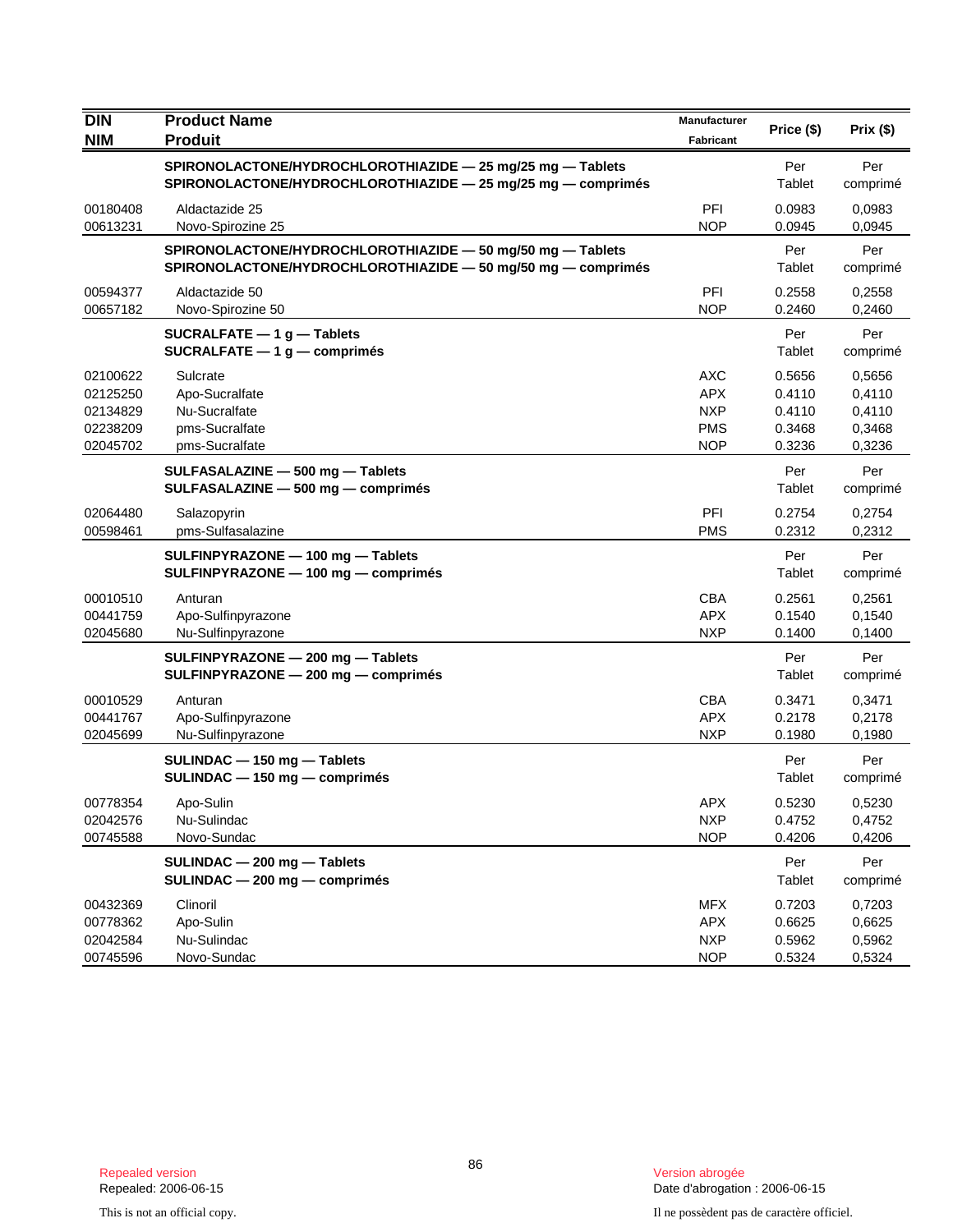| DIN<br>NIM | Product Name<br>Produit | Manufacturer<br>Fabricant | Price ($) | Prix ($) |
|---|---|---|---|---|
| | **SPIRONOLACTONE/HYDROCHLOROTHIAZIDE — 25 mg/25 mg — Tablets<br>SPIRONOLACTONE/HYDROCHLOROTHIAZIDE — 25 mg/25 mg — comprimés** | | Per Tablet | Per comprimé |
| 00180408 | Aldactazide 25 | PFI | 0.0983 | 0,0983 |
| 00613231 | Novo-Spirozine 25 | NOP | 0.0945 | 0,0945 |
| | **SPIRONOLACTONE/HYDROCHLOROTHIAZIDE — 50 mg/50 mg — Tablets<br>SPIRONOLACTONE/HYDROCHLOROTHIAZIDE — 50 mg/50 mg — comprimés** | | Per Tablet | Per comprimé |
| 00594377 | Aldactazide 50 | PFI | 0.2558 | 0,2558 |
| 00657182 | Novo-Spirozine 50 | NOP | 0.2460 | 0,2460 |
| | **SUCRALFATE — 1 g — Tablets<br>SUCRALFATE — 1 g — comprimés** | | Per Tablet | Per comprimé |
| 02100622 | Sulcrate | AXC | 0.5656 | 0,5656 |
| 02125250 | Apo-Sucralfate | APX | 0.4110 | 0,4110 |
| 02134829 | Nu-Sucralfate | NXP | 0.4110 | 0,4110 |
| 02238209 | pms-Sucralfate | PMS | 0.3468 | 0,3468 |
| 02045702 | pms-Sucralfate | NOP | 0.3236 | 0,3236 |
| | **SULFASALAZINE — 500 mg — Tablets<br>SULFASALAZINE — 500 mg — comprimés** | | Per Tablet | Per comprimé |
| 02064480 | Salazopyrin | PFI | 0.2754 | 0,2754 |
| 00598461 | pms-Sulfasalazine | PMS | 0.2312 | 0,2312 |
| | **SULFINPYRAZONE — 100 mg — Tablets<br>SULFINPYRAZONE — 100 mg — comprimés** | | Per Tablet | Per comprimé |
| 00010510 | Anturan | CBA | 0.2561 | 0,2561 |
| 00441759 | Apo-Sulfinpyrazone | APX | 0.1540 | 0,1540 |
| 02045680 | Nu-Sulfinpyrazone | NXP | 0.1400 | 0,1400 |
| | **SULFINPYRAZONE — 200 mg — Tablets<br>SULFINPYRAZONE — 200 mg — comprimés** | | Per Tablet | Per comprimé |
| 00010529 | Anturan | CBA | 0.3471 | 0,3471 |
| 00441767 | Apo-Sulfinpyrazone | APX | 0.2178 | 0,2178 |
| 02045699 | Nu-Sulfinpyrazone | NXP | 0.1980 | 0,1980 |
| | **SULINDAC — 150 mg — Tablets<br>SULINDAC — 150 mg — comprimés** | | Per Tablet | Per comprimé |
| 00778354 | Apo-Sulin | APX | 0.5230 | 0,5230 |
| 02042576 | Nu-Sulindac | NXP | 0.4752 | 0,4752 |
| 00745588 | Novo-Sundac | NOP | 0.4206 | 0,4206 |
| | **SULINDAC — 200 mg — Tablets<br>SULINDAC — 200 mg — comprimés** | | Per Tablet | Per comprimé |
| 00432369 | Clinoril | MFX | 0.7203 | 0,7203 |
| 00778362 | Apo-Sulin | APX | 0.6625 | 0,6625 |
| 02042584 | Nu-Sulindac | NXP | 0.5962 | 0,5962 |
| 00745596 | Novo-Sundac | NOP | 0.5324 | 0,5324 |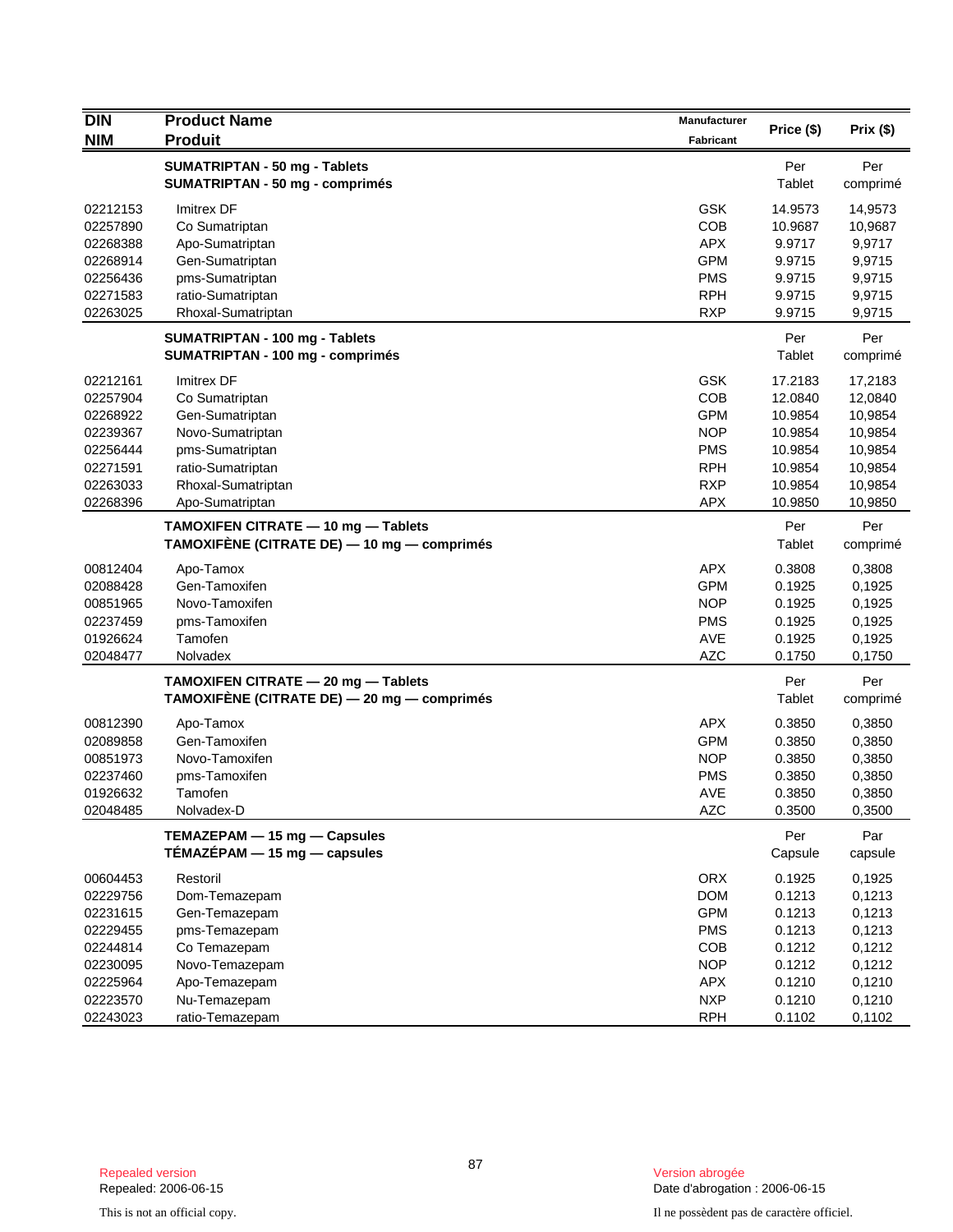| DIN<br>NIM | Product Name<br>Produit | Manufacturer<br>Fabricant | Price ($) | Prix ($) |
|---|---|---|---|---|
| | **SUMATRIPTAN - 50 mg - Tablets**<br>**SUMATRIPTAN - 50 mg - comprimés** | | Per<br>Tablet | Per<br>comprimé |
| 02212153 | Imitrex DF | GSK | 14.9573 | 14,9573 |
| 02257890 | Co Sumatriptan | COB | 10.9687 | 10,9687 |
| 02268388 | Apo-Sumatriptan | APX | 9.9717 | 9,9717 |
| 02268914 | Gen-Sumatriptan | GPM | 9.9715 | 9,9715 |
| 02256436 | pms-Sumatriptan | PMS | 9.9715 | 9,9715 |
| 02271583 | ratio-Sumatriptan | RPH | 9.9715 | 9,9715 |
| 02263025 | Rhoxal-Sumatriptan | RXP | 9.9715 | 9,9715 |
| | **SUMATRIPTAN - 100 mg - Tablets**<br>**SUMATRIPTAN - 100 mg - comprimés** | | Per<br>Tablet | Per<br>comprimé |
| 02212161 | Imitrex DF | GSK | 17.2183 | 17,2183 |
| 02257904 | Co Sumatriptan | COB | 12.0840 | 12,0840 |
| 02268922 | Gen-Sumatriptan | GPM | 10.9854 | 10,9854 |
| 02239367 | Novo-Sumatriptan | NOP | 10.9854 | 10,9854 |
| 02256444 | pms-Sumatriptan | PMS | 10.9854 | 10,9854 |
| 02271591 | ratio-Sumatriptan | RPH | 10.9854 | 10,9854 |
| 02263033 | Rhoxal-Sumatriptan | RXP | 10.9854 | 10,9854 |
| 02268396 | Apo-Sumatriptan | APX | 10.9850 | 10,9850 |
| | **TAMOXIFEN CITRATE — 10 mg — Tablets**<br>**TAMOXIFÈNE (CITRATE DE) — 10 mg — comprimés** | | Per<br>Tablet | Per<br>comprimé |
| 00812404 | Apo-Tamox | APX | 0.3808 | 0,3808 |
| 02088428 | Gen-Tamoxifen | GPM | 0.1925 | 0,1925 |
| 00851965 | Novo-Tamoxifen | NOP | 0.1925 | 0,1925 |
| 02237459 | pms-Tamoxifen | PMS | 0.1925 | 0,1925 |
| 01926624 | Tamofen | AVE | 0.1925 | 0,1925 |
| 02048477 | Nolvadex | AZC | 0.1750 | 0,1750 |
| | **TAMOXIFEN CITRATE — 20 mg — Tablets**<br>**TAMOXIFÈNE (CITRATE DE) — 20 mg — comprimés** | | Per<br>Tablet | Per<br>comprimé |
| 00812390 | Apo-Tamox | APX | 0.3850 | 0,3850 |
| 02089858 | Gen-Tamoxifen | GPM | 0.3850 | 0,3850 |
| 00851973 | Novo-Tamoxifen | NOP | 0.3850 | 0,3850 |
| 02237460 | pms-Tamoxifen | PMS | 0.3850 | 0,3850 |
| 01926632 | Tamofen | AVE | 0.3850 | 0,3850 |
| 02048485 | Nolvadex-D | AZC | 0.3500 | 0,3500 |
| | **TEMAZEPAM — 15 mg — Capsules**<br>**TÉMAZÉPAM — 15 mg — capsules** | | Per<br>Capsule | Par<br>capsule |
| 00604453 | Restoril | ORX | 0.1925 | 0,1925 |
| 02229756 | Dom-Temazepam | DOM | 0.1213 | 0,1213 |
| 02231615 | Gen-Temazepam | GPM | 0.1213 | 0,1213 |
| 02229455 | pms-Temazepam | PMS | 0.1213 | 0,1213 |
| 02244814 | Co Temazepam | COB | 0.1212 | 0,1212 |
| 02230095 | Novo-Temazepam | NOP | 0.1212 | 0,1212 |
| 02225964 | Apo-Temazepam | APX | 0.1210 | 0,1210 |
| 02223570 | Nu-Temazepam | NXP | 0.1210 | 0,1210 |
| 02243023 | ratio-Temazepam | RPH | 0.1102 | 0,1102 |

Repealed version
Repealed: 2006-06-15

Version abrogée
Date d'abrogation : 2006-06-15

This is not an official copy.

Il ne possèdent pas de caractère officiel.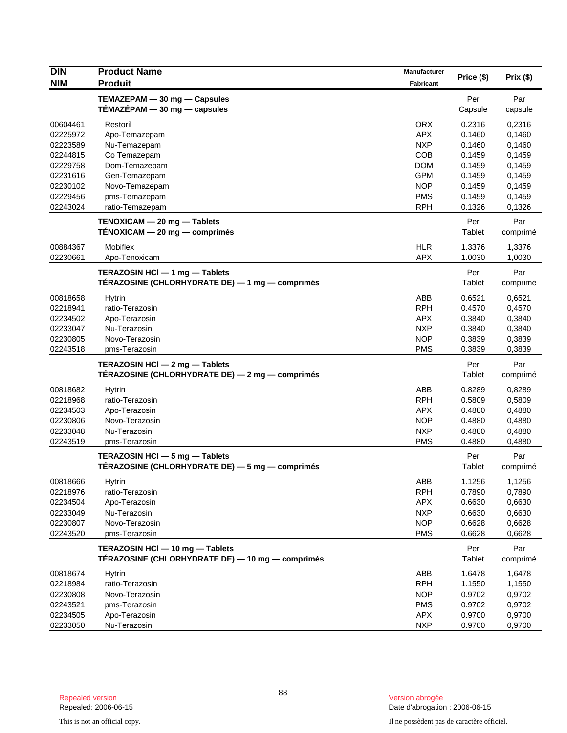| DIN<br>NIM | Product Name<br>Produit | Manufacturer<br>Fabricant | Price ($) | Prix ($) |
|---|---|---|---|---|
| | **TEMAZEPAM — 30 mg — Capsules**<br>**TÉMAZÉPAM — 30 mg — capsules** | | Per<br>Capsule | Par<br>capsule |
| 00604461 | Restoril | ORX | 0.2316 | 0,2316 |
| 02225972 | Apo-Temazepam | APX | 0.1460 | 0,1460 |
| 02223589 | Nu-Temazepam | NXP | 0.1460 | 0,1460 |
| 02244815 | Co Temazepam | COB | 0.1459 | 0,1459 |
| 02229758 | Dom-Temazepam | DOM | 0.1459 | 0,1459 |
| 02231616 | Gen-Temazepam | GPM | 0.1459 | 0,1459 |
| 02230102 | Novo-Temazepam | NOP | 0.1459 | 0,1459 |
| 02229456 | pms-Temazepam | PMS | 0.1459 | 0,1459 |
| 02243024 | ratio-Temazepam | RPH | 0.1326 | 0,1326 |
| | **TENOXICAM — 20 mg — Tablets**<br>**TÉNOXICAM — 20 mg — comprimés** | | Per<br>Tablet | Par<br>comprimé |
| 00884367 | Mobiflex | HLR | 1.3376 | 1,3376 |
| 02230661 | Apo-Tenoxicam | APX | 1.0030 | 1,0030 |
| | **TERAZOSIN HCl — 1 mg — Tablets**<br>**TÉRAZOSINE (CHLORHYDRATE DE) — 1 mg — comprimés** | | Per<br>Tablet | Par<br>comprimé |
| 00818658 | Hytrin | ABB | 0.6521 | 0,6521 |
| 02218941 | ratio-Terazosin | RPH | 0.4570 | 0,4570 |
| 02234502 | Apo-Terazosin | APX | 0.3840 | 0,3840 |
| 02233047 | Nu-Terazosin | NXP | 0.3840 | 0,3840 |
| 02230805 | Novo-Terazosin | NOP | 0.3839 | 0,3839 |
| 02243518 | pms-Terazosin | PMS | 0.3839 | 0,3839 |
| | **TERAZOSIN HCl — 2 mg — Tablets**<br>**TÉRAZOSINE (CHLORHYDRATE DE) — 2 mg — comprimés** | | Per<br>Tablet | Par<br>comprimé |
| 00818682 | Hytrin | ABB | 0.8289 | 0,8289 |
| 02218968 | ratio-Terazosin | RPH | 0.5809 | 0,5809 |
| 02234503 | Apo-Terazosin | APX | 0.4880 | 0,4880 |
| 02230806 | Novo-Terazosin | NOP | 0.4880 | 0,4880 |
| 02233048 | Nu-Terazosin | NXP | 0.4880 | 0,4880 |
| 02243519 | pms-Terazosin | PMS | 0.4880 | 0,4880 |
| | **TERAZOSIN HCl — 5 mg — Tablets**<br>**TÉRAZOSINE (CHLORHYDRATE DE) — 5 mg — comprimés** | | Per<br>Tablet | Par<br>comprimé |
| 00818666 | Hytrin | ABB | 1.1256 | 1,1256 |
| 02218976 | ratio-Terazosin | RPH | 0.7890 | 0,7890 |
| 02234504 | Apo-Terazosin | APX | 0.6630 | 0,6630 |
| 02233049 | Nu-Terazosin | NXP | 0.6630 | 0,6630 |
| 02230807 | Novo-Terazosin | NOP | 0.6628 | 0,6628 |
| 02243520 | pms-Terazosin | PMS | 0.6628 | 0,6628 |
| | **TERAZOSIN HCl — 10 mg — Tablets**<br>**TÉRAZOSINE (CHLORHYDRATE DE) — 10 mg — comprimés** | | Per<br>Tablet | Par<br>comprimé |
| 00818674 | Hytrin | ABB | 1.6478 | 1,6478 |
| 02218984 | ratio-Terazosin | RPH | 1.1550 | 1,1550 |
| 02230808 | Novo-Terazosin | NOP | 0.9702 | 0,9702 |
| 02243521 | pms-Terazosin | PMS | 0.9702 | 0,9702 |
| 02234505 | Apo-Terazosin | APX | 0.9700 | 0,9700 |
| 02233050 | Nu-Terazosin | NXP | 0.9700 | 0,9700 |

Repealed version
Repealed: 2006-06-15

Version abrogée
Date d'abrogation : 2006-06-15

This is not an official copy.

Il ne possèdent pas de caractère officiel.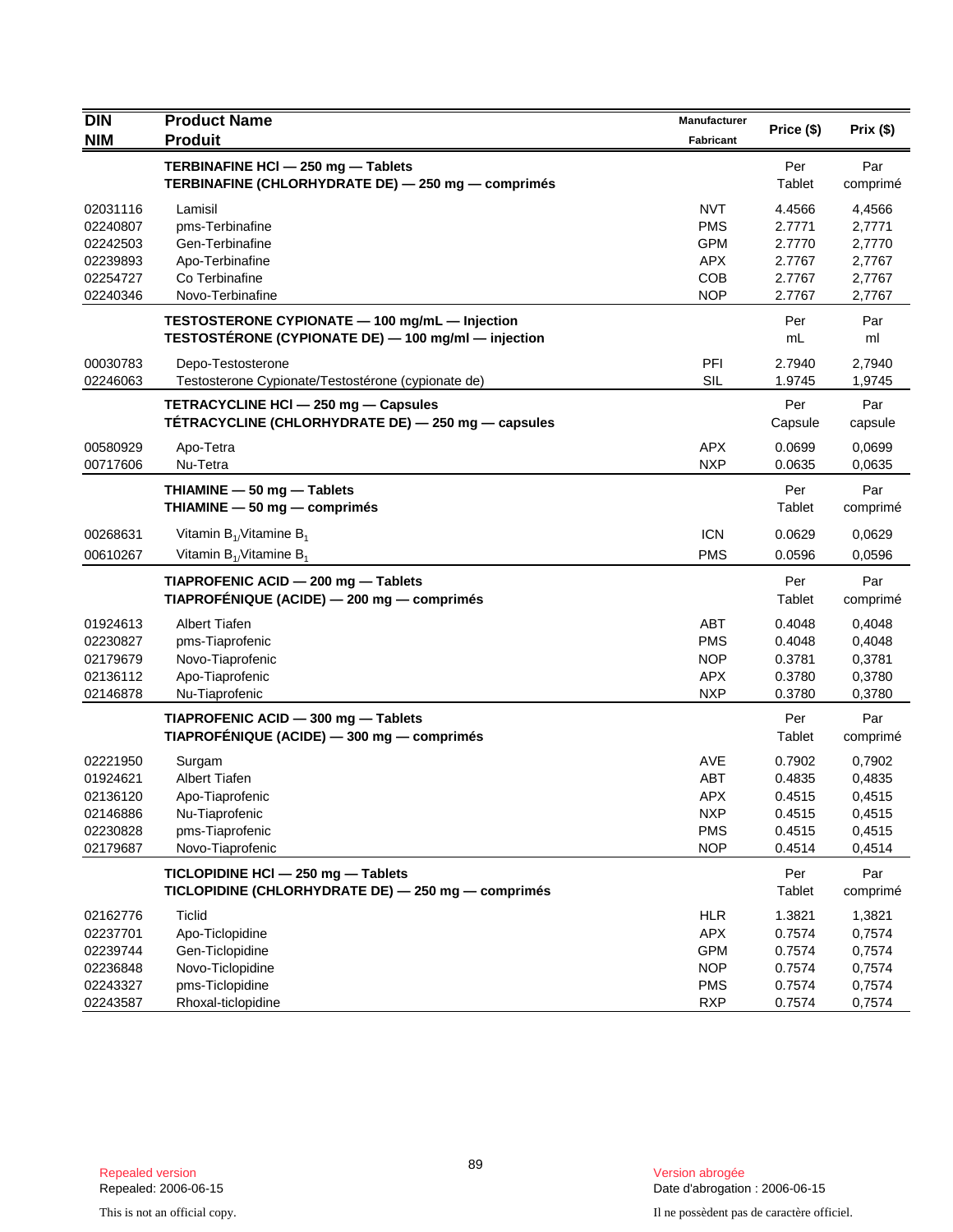| DIN<br>NIM | Product Name<br>Produit | Manufacturer<br>Fabricant | Price ($) | Prix ($) |
|---|---|---|---|---|
| | **TERBINAFINE HCl — 250 mg — Tablets**<br>**TERBINAFINE (CHLORHYDRATE DE) — 250 mg — comprimés** | | Per<br>Tablet | Par<br>comprimé |
| 02031116 | Lamisil | NVT | 4.4566 | 4,4566 |
| 02240807 | pms-Terbinafine | PMS | 2.7771 | 2,7771 |
| 02242503 | Gen-Terbinafine | GPM | 2.7770 | 2,7770 |
| 02239893 | Apo-Terbinafine | APX | 2.7767 | 2,7767 |
| 02254727 | Co Terbinafine | COB | 2.7767 | 2,7767 |
| 02240346 | Novo-Terbinafine | NOP | 2.7767 | 2,7767 |
| | **TESTOSTERONE CYPIONATE — 100 mg/mL — Injection**<br>**TESTOSTÉRONE (CYPIONATE DE) — 100 mg/ml — injection** | | Per<br>mL | Par<br>ml |
| 00030783 | Depo-Testosterone | PFI | 2.7940 | 2,7940 |
| 02246063 | Testosterone Cypionate/Testostérone (cypionate de) | SIL | 1.9745 | 1,9745 |
| | **TETRACYCLINE HCl — 250 mg — Capsules**<br>**TÉTRACYCLINE (CHLORHYDRATE DE) — 250 mg — capsules** | | Per<br>Capsule | Par<br>capsule |
| 00580929 | Apo-Tetra | APX | 0.0699 | 0,0699 |
| 00717606 | Nu-Tetra | NXP | 0.0635 | 0,0635 |
| | **THIAMINE — 50 mg — Tablets**<br>**THIAMINE — 50 mg — comprimés** | | Per<br>Tablet | Par<br>comprimé |
| 00268631 | Vitamin $B_1$/Vitamine $B_1$ | ICN | 0.0629 | 0,0629 |
| 00610267 | Vitamin $B_1$/Vitamine $B_1$ | PMS | 0.0596 | 0,0596 |
| | **TIAPROFENIC ACID — 200 mg — Tablets**<br>**TIAPROFÉNIQUE (ACIDE) — 200 mg — comprimés** | | Per<br>Tablet | Par<br>comprimé |
| 01924613 | Albert Tiafen | ABT | 0.4048 | 0,4048 |
| 02230827 | pms-Tiaprofenic | PMS | 0.4048 | 0,4048 |
| 02179679 | Novo-Tiaprofenic | NOP | 0.3781 | 0,3781 |
| 02136112 | Apo-Tiaprofenic | APX | 0.3780 | 0,3780 |
| 02146878 | Nu-Tiaprofenic | NXP | 0.3780 | 0,3780 |
| | **TIAPROFENIC ACID — 300 mg — Tablets**<br>**TIAPROFÉNIQUE (ACIDE) — 300 mg — comprimés** | | Per<br>Tablet | Par<br>comprimé |
| 02221950 | Surgam | AVE | 0.7902 | 0,7902 |
| 01924621 | Albert Tiafen | ABT | 0.4835 | 0,4835 |
| 02136120 | Apo-Tiaprofenic | APX | 0.4515 | 0,4515 |
| 02146886 | Nu-Tiaprofenic | NXP | 0.4515 | 0,4515 |
| 02230828 | pms-Tiaprofenic | PMS | 0.4515 | 0,4515 |
| 02179687 | Novo-Tiaprofenic | NOP | 0.4514 | 0,4514 |
| | **TICLOPIDINE HCl — 250 mg — Tablets**<br>**TICLOPIDINE (CHLORHYDRATE DE) — 250 mg — comprimés** | | Per<br>Tablet | Par<br>comprimé |
| 02162776 | Ticlid | HLR | 1.3821 | 1,3821 |
| 02237701 | Apo-Ticlopidine | APX | 0.7574 | 0,7574 |
| 02239744 | Gen-Ticlopidine | GPM | 0.7574 | 0,7574 |
| 02236848 | Novo-Ticlopidine | NOP | 0.7574 | 0,7574 |
| 02243327 | pms-Ticlopidine | PMS | 0.7574 | 0,7574 |
| 02243587 | Rhoxal-ticlopidine | RXP | 0.7574 | 0,7574 |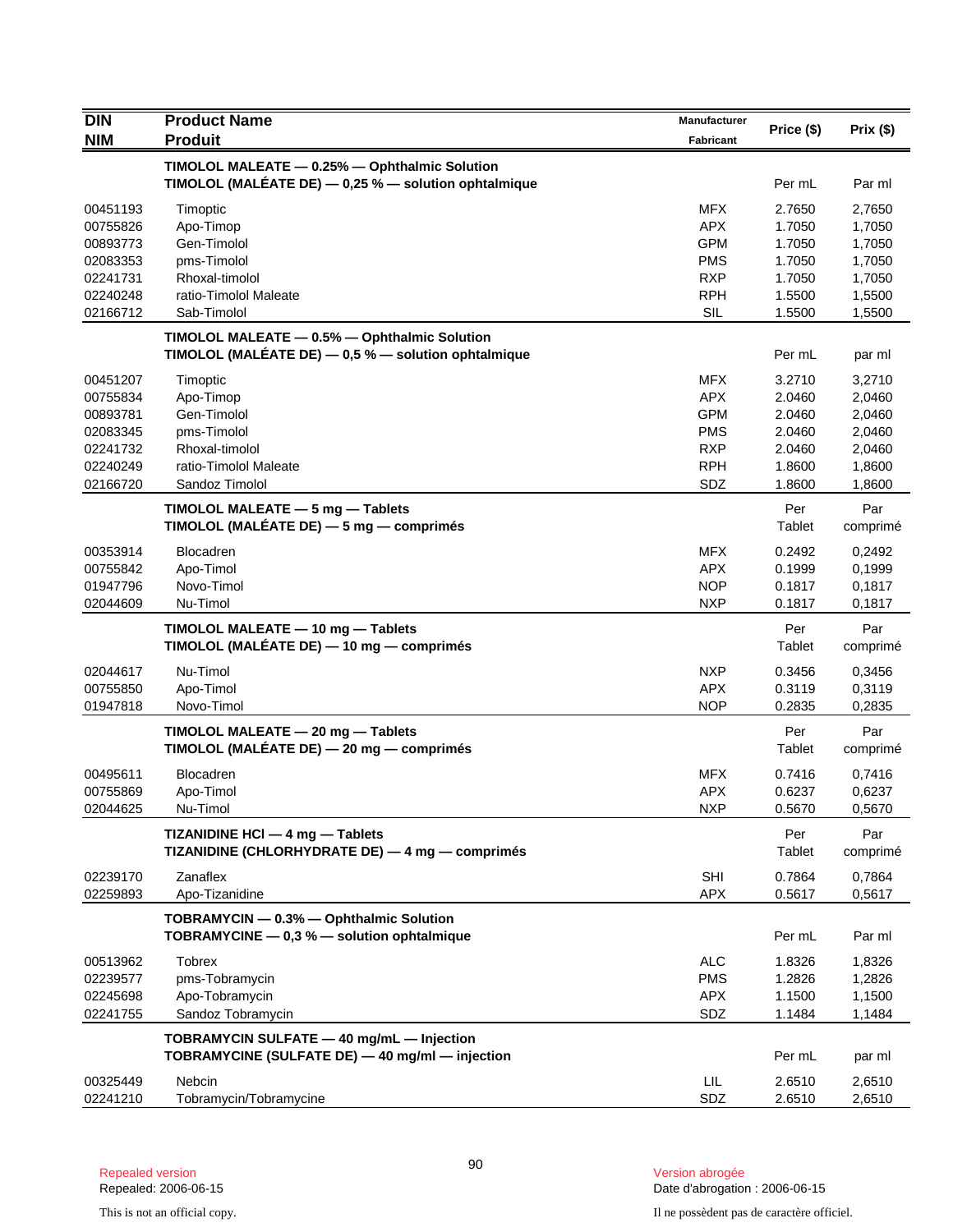| DIN<br>NIM | Product Name<br>Produit | Manufacturer<br>Fabricant | Price ($) | Prix ($) |
|---|---|---|---|---|
| | **TIMOLOL MALEATE — 0.25% — Ophthalmic Solution**<br>**TIMOLOL (MALÉATE DE) — 0,25 % — solution ophtalmique** | | Per mL | Par ml |
| 00451193 | Timoptic | MFX | 2.7650 | 2,7650 |
| 00755826 | Apo-Timop | APX | 1.7050 | 1,7050 |
| 00893773 | Gen-Timolol | GPM | 1.7050 | 1,7050 |
| 02083353 | pms-Timolol | PMS | 1.7050 | 1,7050 |
| 02241731 | Rhoxal-timolol | RXP | 1.7050 | 1,7050 |
| 02240248 | ratio-Timolol Maleate | RPH | 1.5500 | 1,5500 |
| 02166712 | Sab-Timolol | SIL | 1.5500 | 1,5500 |
| | **TIMOLOL MALEATE — 0.5% — Ophthalmic Solution**<br>**TIMOLOL (MALÉATE DE) — 0,5 % — solution ophtalmique** | | Per mL | par ml |
| 00451207 | Timoptic | MFX | 3.2710 | 3,2710 |
| 00755834 | Apo-Timop | APX | 2.0460 | 2,0460 |
| 00893781 | Gen-Timolol | GPM | 2.0460 | 2,0460 |
| 02083345 | pms-Timolol | PMS | 2.0460 | 2,0460 |
| 02241732 | Rhoxal-timolol | RXP | 2.0460 | 2,0460 |
| 02240249 | ratio-Timolol Maleate | RPH | 1.8600 | 1,8600 |
| 02166720 | Sandoz Timolol | SDZ | 1.8600 | 1,8600 |
| | **TIMOLOL MALEATE — 5 mg — Tablets**<br>**TIMOLOL (MALÉATE DE) — 5 mg — comprimés** | | Per Tablet | Par comprimé |
| 00353914 | Blocadren | MFX | 0.2492 | 0,2492 |
| 00755842 | Apo-Timol | APX | 0.1999 | 0,1999 |
| 01947796 | Novo-Timol | NOP | 0.1817 | 0,1817 |
| 02044609 | Nu-Timol | NXP | 0.1817 | 0,1817 |
| | **TIMOLOL MALEATE — 10 mg — Tablets**<br>**TIMOLOL (MALÉATE DE) — 10 mg — comprimés** | | Per Tablet | Par comprimé |
| 02044617 | Nu-Timol | NXP | 0.3456 | 0,3456 |
| 00755850 | Apo-Timol | APX | 0.3119 | 0,3119 |
| 01947818 | Novo-Timol | NOP | 0.2835 | 0,2835 |
| | **TIMOLOL MALEATE — 20 mg — Tablets**<br>**TIMOLOL (MALÉATE DE) — 20 mg — comprimés** | | Per Tablet | Par comprimé |
| 00495611 | Blocadren | MFX | 0.7416 | 0,7416 |
| 00755869 | Apo-Timol | APX | 0.6237 | 0,6237 |
| 02044625 | Nu-Timol | NXP | 0.5670 | 0,5670 |
| | **TIZANIDINE HCl — 4 mg — Tablets**<br>**TIZANIDINE (CHLORHYDRATE DE) — 4 mg — comprimés** | | Per Tablet | Par comprimé |
| 02239170 | Zanaflex | SHI | 0.7864 | 0,7864 |
| 02259893 | Apo-Tizanidine | APX | 0.5617 | 0,5617 |
| | **TOBRAMYCIN — 0.3% — Ophthalmic Solution**<br>**TOBRAMYCINE — 0,3 % — solution ophtalmique** | | Per mL | Par ml |
| 00513962 | Tobrex | ALC | 1.8326 | 1,8326 |
| 02239577 | pms-Tobramycin | PMS | 1.2826 | 1,2826 |
| 02245698 | Apo-Tobramycin | APX | 1.1500 | 1,1500 |
| 02241755 | Sandoz Tobramycin | SDZ | 1.1484 | 1,1484 |
| | **TOBRAMYCIN SULFATE — 40 mg/mL — Injection**<br>**TOBRAMYCINE (SULFATE DE) — 40 mg/ml — injection** | | Per mL | par ml |
| 00325449 | Nebcin | LIL | 2.6510 | 2,6510 |
| 02241210 | Tobramycin/Tobramycine | SDZ | 2.6510 | 2,6510 |

Repealed version
Repealed: 2006-06-15

Version abrogée
Date d'abrogation : 2006-06-15

This is not an official copy.

Il ne possèdent pas de caractère officiel.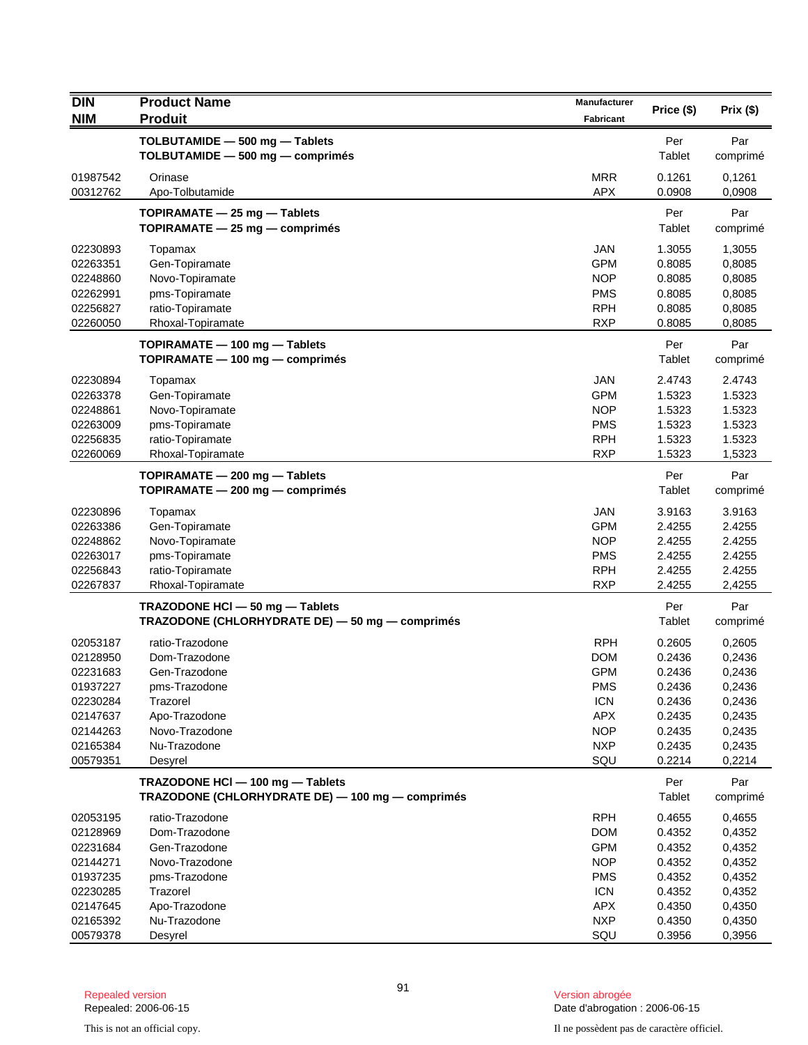| DIN<br>NIM | Product Name<br>Produit | Manufacturer<br>Fabricant | Price ($) | Prix ($) |
|---|---|---|---|---|
| | **TOLBUTAMIDE — 500 mg — Tablets**<br>**TOLBUTAMIDE — 500 mg — comprimés** | | Per Tablet | Par comprimé |
| 01987542 | Orinase | MRR | 0.1261 | 0,1261 |
| 00312762 | Apo-Tolbutamide | APX | 0.0908 | 0,0908 |
| | **TOPIRAMATE — 25 mg — Tablets**<br>**TOPIRAMATE — 25 mg — comprimés** | | Per Tablet | Par comprimé |
| 02230893 | Topamax | JAN | 1.3055 | 1,3055 |
| 02263351 | Gen-Topiramate | GPM | 0.8085 | 0,8085 |
| 02248860 | Novo-Topiramate | NOP | 0.8085 | 0,8085 |
| 02262991 | pms-Topiramate | PMS | 0.8085 | 0,8085 |
| 02256827 | ratio-Topiramate | RPH | 0.8085 | 0,8085 |
| 02260050 | Rhoxal-Topiramate | RXP | 0.8085 | 0,8085 |
| | **TOPIRAMATE — 100 mg — Tablets**<br>**TOPIRAMATE — 100 mg — comprimés** | | Per Tablet | Par comprimé |
| 02230894 | Topamax | JAN | 2.4743 | 2.4743 |
| 02263378 | Gen-Topiramate | GPM | 1.5323 | 1.5323 |
| 02248861 | Novo-Topiramate | NOP | 1.5323 | 1.5323 |
| 02263009 | pms-Topiramate | PMS | 1.5323 | 1.5323 |
| 02256835 | ratio-Topiramate | RPH | 1.5323 | 1.5323 |
| 02260069 | Rhoxal-Topiramate | RXP | 1.5323 | 1,5323 |
| | **TOPIRAMATE — 200 mg — Tablets**<br>**TOPIRAMATE — 200 mg — comprimés** | | Per Tablet | Par comprimé |
| 02230896 | Topamax | JAN | 3.9163 | 3.9163 |
| 02263386 | Gen-Topiramate | GPM | 2.4255 | 2.4255 |
| 02248862 | Novo-Topiramate | NOP | 2.4255 | 2.4255 |
| 02263017 | pms-Topiramate | PMS | 2.4255 | 2.4255 |
| 02256843 | ratio-Topiramate | RPH | 2.4255 | 2.4255 |
| 02267837 | Rhoxal-Topiramate | RXP | 2.4255 | 2,4255 |
| | **TRAZODONE HCl — 50 mg — Tablets**<br>**TRAZODONE (CHLORHYDRATE DE) — 50 mg — comprimés** | | Per Tablet | Par comprimé |
| 02053187 | ratio-Trazodone | RPH | 0.2605 | 0,2605 |
| 02128950 | Dom-Trazodone | DOM | 0.2436 | 0,2436 |
| 02231683 | Gen-Trazodone | GPM | 0.2436 | 0,2436 |
| 01937227 | pms-Trazodone | PMS | 0.2436 | 0,2436 |
| 02230284 | Trazorel | ICN | 0.2436 | 0,2436 |
| 02147637 | Apo-Trazodone | APX | 0.2435 | 0,2435 |
| 02144263 | Novo-Trazodone | NOP | 0.2435 | 0,2435 |
| 02165384 | Nu-Trazodone | NXP | 0.2435 | 0,2435 |
| 00579351 | Desyrel | SQU | 0.2214 | 0,2214 |
| | **TRAZODONE HCl — 100 mg — Tablets**<br>**TRAZODONE (CHLORHYDRATE DE) — 100 mg — comprimés** | | Per Tablet | Par comprimé |
| 02053195 | ratio-Trazodone | RPH | 0.4655 | 0,4655 |
| 02128969 | Dom-Trazodone | DOM | 0.4352 | 0,4352 |
| 02231684 | Gen-Trazodone | GPM | 0.4352 | 0,4352 |
| 02144271 | Novo-Trazodone | NOP | 0.4352 | 0,4352 |
| 01937235 | pms-Trazodone | PMS | 0.4352 | 0,4352 |
| 02230285 | Trazorel | ICN | 0.4352 | 0,4352 |
| 02147645 | Apo-Trazodone | APX | 0.4350 | 0,4350 |
| 02165392 | Nu-Trazodone | NXP | 0.4350 | 0,4350 |
| 00579378 | Desyrel | SQU | 0.3956 | 0,3956 |

Repealed version
Repealed: 2006-06-15

Version abrogée
Date d'abrogation : 2006-06-15

This is not an official copy.

Il ne possèdent pas de caractère officiel.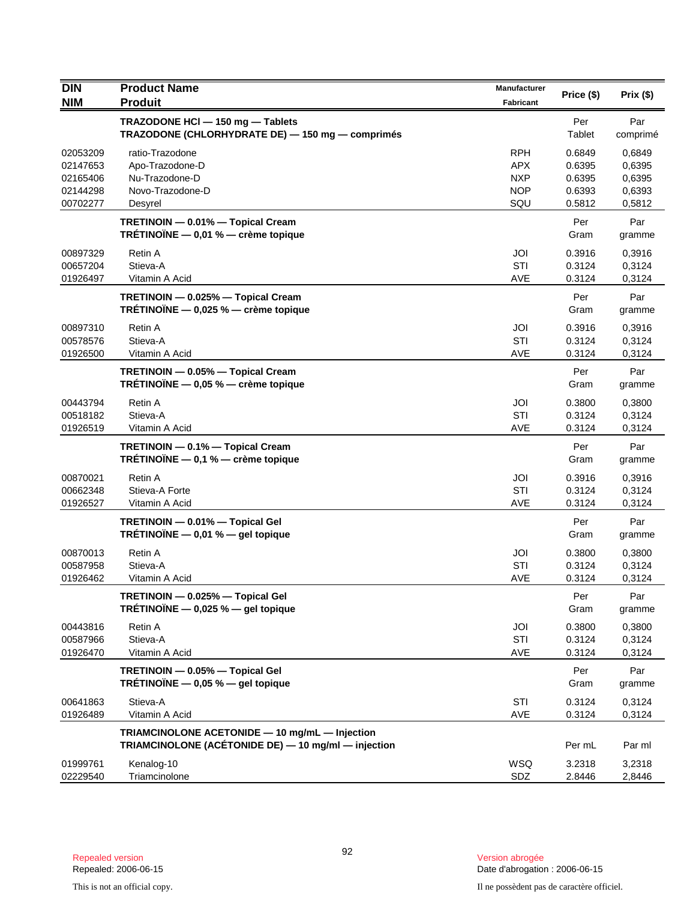| DIN<br>NIM | Product Name<br>Produit | Manufacturer<br>Fabricant | Price ($) | Prix ($) |
|---|---|---|---|---|
| | **TRAZODONE HCl — 150 mg — Tablets**<br>**TRAZODONE (CHLORHYDRATE DE) — 150 mg — comprimés** | | Per Tablet | Par comprimé |
| 02053209 | ratio-Trazodone | RPH | 0.6849 | 0,6849 |
| 02147653 | Apo-Trazodone-D | APX | 0.6395 | 0,6395 |
| 02165406 | Nu-Trazodone-D | NXP | 0.6395 | 0,6395 |
| 02144298 | Novo-Trazodone-D | NOP | 0.6393 | 0,6393 |
| 00702277 | Desyrel | SQU | 0.5812 | 0,5812 |
| | **TRETINOIN — 0.01% — Topical Cream**<br>**TRÉTINOÏNE — 0,01 % — crème topique** | | Per Gram | Par gramme |
| 00897329 | Retin A | JOI | 0.3916 | 0,3916 |
| 00657204 | Stieva-A | STI | 0.3124 | 0,3124 |
| 01926497 | Vitamin A Acid | AVE | 0.3124 | 0,3124 |
| | **TRETINOIN — 0.025% — Topical Cream**<br>**TRÉTINOÏNE — 0,025 % — crème topique** | | Per Gram | Par gramme |
| 00897310 | Retin A | JOI | 0.3916 | 0,3916 |
| 00578576 | Stieva-A | STI | 0.3124 | 0,3124 |
| 01926500 | Vitamin A Acid | AVE | 0.3124 | 0,3124 |
| | **TRETINOIN — 0.05% — Topical Cream**<br>**TRÉTINOÏNE — 0,05 % — crème topique** | | Per Gram | Par gramme |
| 00443794 | Retin A | JOI | 0.3800 | 0,3800 |
| 00518182 | Stieva-A | STI | 0.3124 | 0,3124 |
| 01926519 | Vitamin A Acid | AVE | 0.3124 | 0,3124 |
| | **TRETINOIN — 0.1% — Topical Cream**<br>**TRÉTINOÏNE — 0,1 % — crème topique** | | Per Gram | Par gramme |
| 00870021 | Retin A | JOI | 0.3916 | 0,3916 |
| 00662348 | Stieva-A Forte | STI | 0.3124 | 0,3124 |
| 01926527 | Vitamin A Acid | AVE | 0.3124 | 0,3124 |
| | **TRETINOIN — 0.01% — Topical Gel**<br>**TRÉTINOÏNE — 0,01 % — gel topique** | | Per Gram | Par gramme |
| 00870013 | Retin A | JOI | 0.3800 | 0,3800 |
| 00587958 | Stieva-A | STI | 0.3124 | 0,3124 |
| 01926462 | Vitamin A Acid | AVE | 0.3124 | 0,3124 |
| | **TRETINOIN — 0.025% — Topical Gel**<br>**TRÉTINOÏNE — 0,025 % — gel topique** | | Per Gram | Par gramme |
| 00443816 | Retin A | JOI | 0.3800 | 0,3800 |
| 00587966 | Stieva-A | STI | 0.3124 | 0,3124 |
| 01926470 | Vitamin A Acid | AVE | 0.3124 | 0,3124 |
| | **TRETINOIN — 0.05% — Topical Gel**<br>**TRÉTINOÏNE — 0,05 % — gel topique** | | Per Gram | Par gramme |
| 00641863 | Stieva-A | STI | 0.3124 | 0,3124 |
| 01926489 | Vitamin A Acid | AVE | 0.3124 | 0,3124 |
| | **TRIAMCINOLONE ACETONIDE — 10 mg/mL — Injection**<br>**TRIAMCINOLONE (ACÉTONIDE DE) — 10 mg/ml — injection** | | Per mL | Par ml |
| 01999761 | Kenalog-10 | WSQ | 3.2318 | 3,2318 |
| 02229540 | Triamcinolone | SDZ | 2.8446 | 2,8446 |

Repealed version
Repealed: 2006-06-15

Version abrogée
Date d'abrogation : 2006-06-15

This is not an official copy.

Il ne possèdent pas de caractère officiel.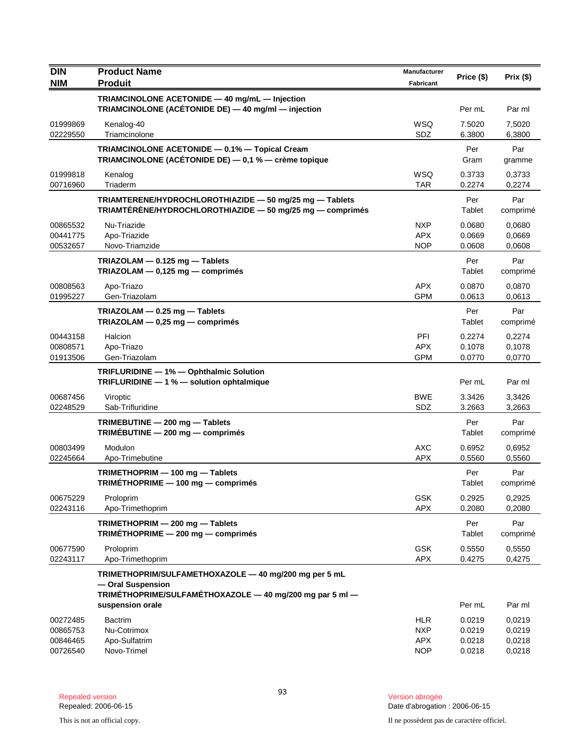| DIN<br>NIM | Product Name<br>Produit | Manufacturer<br>Fabricant | Price ($) | Prix ($) |
|---|---|---|---|---|
| | **TRIAMCINOLONE ACETONIDE — 40 mg/mL — Injection<br>TRIAMCINOLONE (ACÉTONIDE DE) — 40 mg/ml — injection** | | Per mL | Par ml |
| 01999869 | Kenalog-40 | WSQ | 7.5020 | 7,5020 |
| 02229550 | Triamcinolone | SDZ | 6.3800 | 6,3800 |
| | **TRIAMCINOLONE ACETONIDE — 0.1% — Topical Cream<br>TRIAMCINOLONE (ACÉTONIDE DE) — 0,1 % — crème topique** | | Per Gram | Par gramme |
| 01999818 | Kenalog | WSQ | 0.3733 | 0,3733 |
| 00716960 | Triaderm | TAR | 0.2274 | 0,2274 |
| | **TRIAMTERENE/HYDROCHLOROTHIAZIDE — 50 mg/25 mg — Tablets<br>TRIAMTÉRÈNE/HYDROCHLOROTHIAZIDE — 50 mg/25 mg — comprimés** | | Per Tablet | Par comprimé |
| 00865532 | Nu-Triazide | NXP | 0.0680 | 0,0680 |
| 00441775 | Apo-Triazide | APX | 0.0669 | 0,0669 |
| 00532657 | Novo-Triamzide | NOP | 0.0608 | 0,0608 |
| | **TRIAZOLAM — 0.125 mg — Tablets<br>TRIAZOLAM — 0,125 mg — comprimés** | | Per Tablet | Par comprimé |
| 00808563 | Apo-Triazo | APX | 0.0870 | 0,0870 |
| 01995227 | Gen-Triazolam | GPM | 0.0613 | 0,0613 |
| | **TRIAZOLAM — 0.25 mg — Tablets<br>TRIAZOLAM — 0,25 mg — comprimés** | | Per Tablet | Par comprimé |
| 00443158 | Halcion | PFI | 0.2274 | 0,2274 |
| 00808571 | Apo-Triazo | APX | 0.1078 | 0,1078 |
| 01913506 | Gen-Triazolam | GPM | 0.0770 | 0,0770 |
| | **TRIFLURIDINE — 1% — Ophthalmic Solution<br>TRIFLURIDINE — 1 % — solution ophtalmique** | | Per mL | Par ml |
| 00687456 | Viroptic | BWE | 3.3426 | 3,3426 |
| 02248529 | Sab-Trifluridine | SDZ | 3.2663 | 3,2663 |
| | **TRIMEBUTINE — 200 mg — Tablets<br>TRIMÉBUTINE — 200 mg — comprimés** | | Per Tablet | Par comprimé |
| 00803499 | Modulon | AXC | 0.6952 | 0,6952 |
| 02245664 | Apo-Trimebutine | APX | 0.5560 | 0,5560 |
| | **TRIMETHOPRIM — 100 mg — Tablets<br>TRIMÉTHOPRIME — 100 mg — comprimés** | | Per Tablet | Par comprimé |
| 00675229 | Proloprim | GSK | 0.2925 | 0,2925 |
| 02243116 | Apo-Trimethoprim | APX | 0.2080 | 0,2080 |
| | **TRIMETHOPRIM — 200 mg — Tablets<br>TRIMÉTHOPRIME — 200 mg — comprimés** | | Per Tablet | Par comprimé |
| 00677590 | Proloprim | GSK | 0.5550 | 0,5550 |
| 02243117 | Apo-Trimethoprim | APX | 0.4275 | 0,4275 |
| | **TRIMETHOPRIM/SULFAMETHOXAZOLE — 40 mg/200 mg per 5 mL — Oral Suspension<br>TRIMÉTHOPRIME/SULFAMÉTHOXAZOLE — 40 mg/200 mg par 5 ml — suspension orale** | | Per mL | Par ml |
| 00272485 | Bactrim | HLR | 0.0219 | 0,0219 |
| 00865753 | Nu-Cotrimox | NXP | 0.0219 | 0,0219 |
| 00846465 | Apo-Sulfatrim | APX | 0.0218 | 0,0218 |
| 00726540 | Novo-Trimel | NOP | 0.0218 | 0,0218 |

Repealed version
Repealed: 2006-06-15

Version abrogée
Date d'abrogation : 2006-06-15

This is not an official copy.

Il ne possèdent pas de caractère officiel.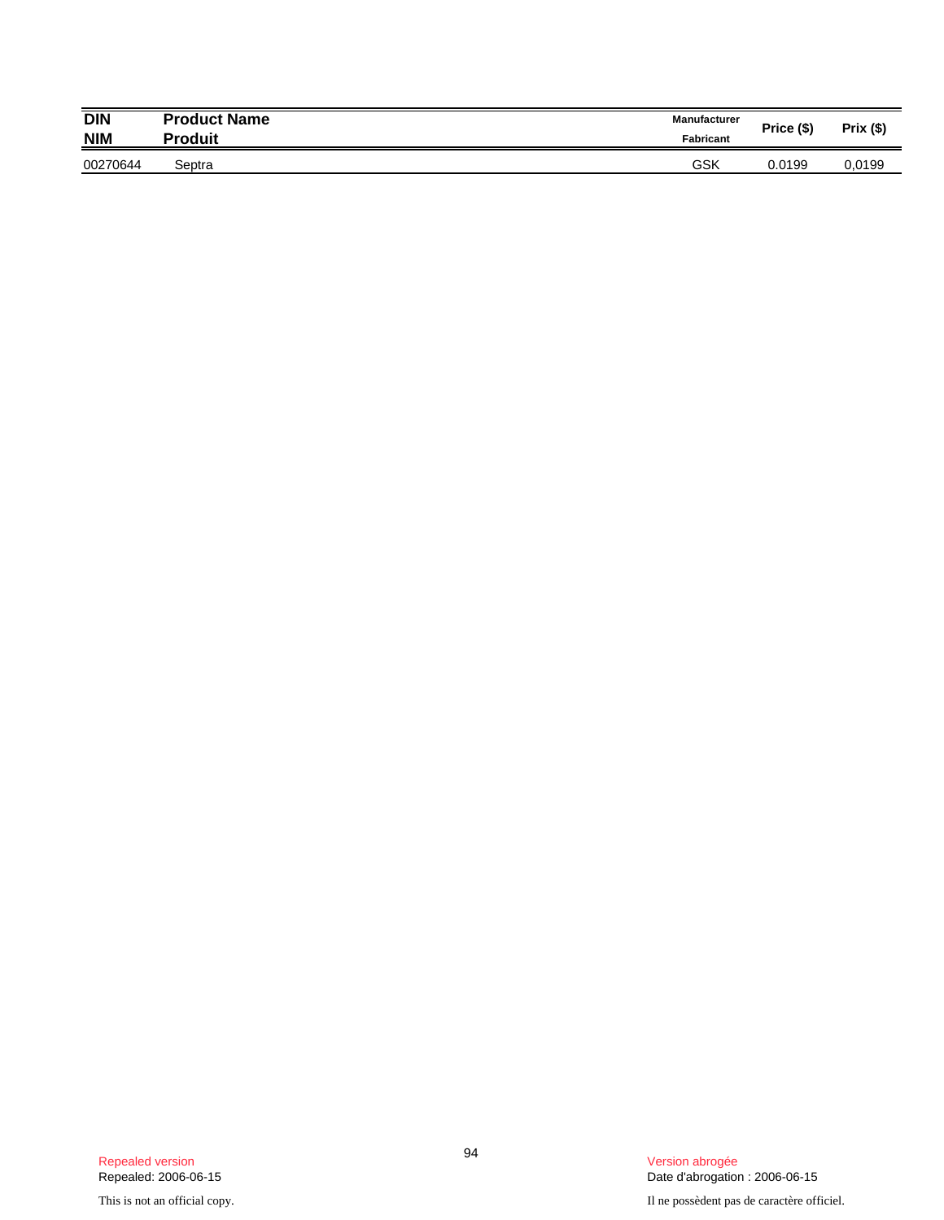| DIN<br>NIM | Product Name<br>Produit | Manufacturer<br>Fabricant | Price ($) | Prix ($) |
|---|---|---|---|---|
| 00270644 | Septra | GSK | 0.0199 | 0,0199 |

Repealed version
Repealed: 2006-06-15

This is not an official copy.

Version abrogée
Date d'abrogation : 2006-06-15

Il ne possèdent pas de caractère officiel.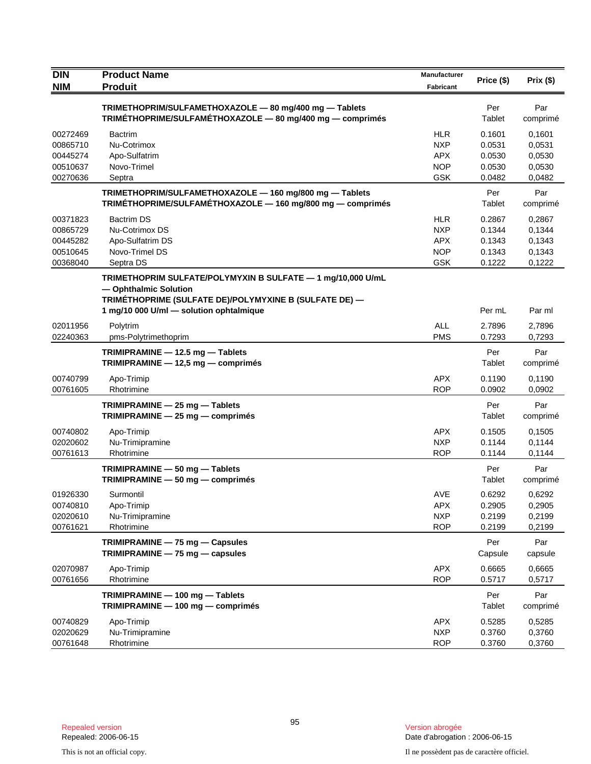| DIN<br>NIM | Product Name<br>Produit | Manufacturer<br>Fabricant | Price ($) | Prix ($) |
|---|---|---|---|---|
| | **TRIMETHOPRIM/SULFAMETHOXAZOLE — 80 mg/400 mg — Tablets**<br>**TRIMÉTHOPRIME/SULFAMÉTHOXAZOLE — 80 mg/400 mg — comprimés** | | Per Tablet | Par comprimé |
| 00272469 | Bactrim | HLR | 0.1601 | 0,1601 |
| 00865710 | Nu-Cotrimox | NXP | 0.0531 | 0,0531 |
| 00445274 | Apo-Sulfatrim | APX | 0.0530 | 0,0530 |
| 00510637 | Novo-Trimel | NOP | 0.0530 | 0,0530 |
| 00270636 | Septra | GSK | 0.0482 | 0,0482 |
| | **TRIMETHOPRIM/SULFAMETHOXAZOLE — 160 mg/800 mg — Tablets**<br>**TRIMÉTHOPRIME/SULFAMÉTHOXAZOLE — 160 mg/800 mg — comprimés** | | Per Tablet | Par comprimé |
| 00371823 | Bactrim DS | HLR | 0.2867 | 0,2867 |
| 00865729 | Nu-Cotrimox DS | NXP | 0.1344 | 0,1344 |
| 00445282 | Apo-Sulfatrim DS | APX | 0.1343 | 0,1343 |
| 00510645 | Novo-Trimel DS | NOP | 0.1343 | 0,1343 |
| 00368040 | Septra DS | GSK | 0.1222 | 0,1222 |
| | **TRIMETHOPRIM SULFATE/POLYMYXIN B SULFATE — 1 mg/10,000 U/mL — Ophthalmic Solution**<br>**TRIMÉTHOPRIME (SULFATE DE)/POLYMYXINE B (SULFATE DE) — 1 mg/10 000 U/ml — solution ophtalmique** | | Per mL | Par ml |
| 02011956 | Polytrim | ALL | 2.7896 | 2,7896 |
| 02240363 | pms-Polytrimethoprim | PMS | 0.7293 | 0,7293 |
| | **TRIMIPRAMINE — 12.5 mg — Tablets**<br>**TRIMIPRAMINE — 12,5 mg — comprimés** | | Per Tablet | Par comprimé |
| 00740799 | Apo-Trimip | APX | 0.1190 | 0,1190 |
| 00761605 | Rhotrimine | ROP | 0.0902 | 0,0902 |
| | **TRIMIPRAMINE — 25 mg — Tablets**<br>**TRIMIPRAMINE — 25 mg — comprimés** | | Per Tablet | Par comprimé |
| 00740802 | Apo-Trimip | APX | 0.1505 | 0,1505 |
| 02020602 | Nu-Trimipramine | NXP | 0.1144 | 0,1144 |
| 00761613 | Rhotrimine | ROP | 0.1144 | 0,1144 |
| | **TRIMIPRAMINE — 50 mg — Tablets**<br>**TRIMIPRAMINE — 50 mg — comprimés** | | Per Tablet | Par comprimé |
| 01926330 | Surmontil | AVE | 0.6292 | 0,6292 |
| 00740810 | Apo-Trimip | APX | 0.2905 | 0,2905 |
| 02020610 | Nu-Trimipramine | NXP | 0.2199 | 0,2199 |
| 00761621 | Rhotrimine | ROP | 0.2199 | 0,2199 |
| | **TRIMIPRAMINE — 75 mg — Capsules**<br>**TRIMIPRAMINE — 75 mg — capsules** | | Per Capsule | Par capsule |
| 02070987 | Apo-Trimip | APX | 0.6665 | 0,6665 |
| 00761656 | Rhotrimine | ROP | 0.5717 | 0,5717 |
| | **TRIMIPRAMINE — 100 mg — Tablets**<br>**TRIMIPRAMINE — 100 mg — comprimés** | | Per Tablet | Par comprimé |
| 00740829 | Apo-Trimip | APX | 0.5285 | 0,5285 |
| 02020629 | Nu-Trimipramine | NXP | 0.3760 | 0,3760 |
| 00761648 | Rhotrimine | ROP | 0.3760 | 0,3760 |

Repealed version
Repealed: 2006-06-15

Version abrogée
Date d'abrogation : 2006-06-15

This is not an official copy.

Il ne possèdent pas de caractère officiel.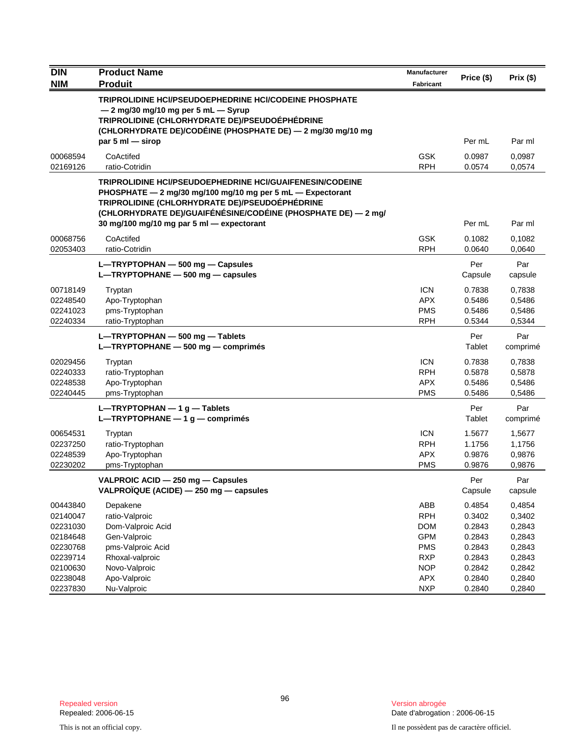| DIN<br>NIM | Product Name<br>Produit | Manufacturer<br>Fabricant | Price ($) | Prix ($) |
|---|---|---|---|---|
| | **TRIPROLIDINE HCl/PSEUDOEPHEDRINE HCl/CODEINE PHOSPHATE — 2 mg/30 mg/10 mg per 5 mL — Syrup**<br>**TRIPROLIDINE (CHLORHYDRATE DE)/PSEUDOÉPHÉDRINE (CHLORHYDRATE DE)/CODÉINE (PHOSPHATE DE) — 2 mg/30 mg/10 mg par 5 ml — sirop** | | Per mL | Par ml |
| 00068594 | CoActifed | GSK | 0.0987 | 0,0987 |
| 02169126 | ratio-Cotridin | RPH | 0.0574 | 0,0574 |
| | **TRIPROLIDINE HCl/PSEUDOEPHEDRINE HCl/GUAIFENESIN/CODEINE PHOSPHATE — 2 mg/30 mg/100 mg/10 mg per 5 mL — Expectorant**<br>**TRIPROLIDINE (CHLORHYDRATE DE)/PSEUDOÉPHÉDRINE (CHLORHYDRATE DE)/GUAIFÉNÉSINE/CODÉINE (PHOSPHATE DE) — 2 mg/30 mg/100 mg/10 mg par 5 ml — expectorant** | | Per mL | Par ml |
| 00068756 | CoActifed | GSK | 0.1082 | 0,1082 |
| 02053403 | ratio-Cotridin | RPH | 0.0640 | 0,0640 |
| | **L—TRYPTOPHAN — 500 mg — Capsules**<br>**L—TRYPTOPHANE — 500 mg — capsules** | | Per Capsule | Par capsule |
| 00718149 | Tryptan | ICN | 0.7838 | 0,7838 |
| 02248540 | Apo-Tryptophan | APX | 0.5486 | 0,5486 |
| 02241023 | pms-Tryptophan | PMS | 0.5486 | 0,5486 |
| 02240334 | ratio-Tryptophan | RPH | 0.5344 | 0,5344 |
| | **L—TRYPTOPHAN — 500 mg — Tablets**<br>**L—TRYPTOPHANE — 500 mg — comprimés** | | Per Tablet | Par comprimé |
| 02029456 | Tryptan | ICN | 0.7838 | 0,7838 |
| 02240333 | ratio-Tryptophan | RPH | 0.5878 | 0,5878 |
| 02248538 | Apo-Tryptophan | APX | 0.5486 | 0,5486 |
| 02240445 | pms-Tryptophan | PMS | 0.5486 | 0,5486 |
| | **L—TRYPTOPHAN — 1 g — Tablets**<br>**L—TRYPTOPHANE — 1 g — comprimés** | | Per Tablet | Par comprimé |
| 00654531 | Tryptan | ICN | 1.5677 | 1,5677 |
| 02237250 | ratio-Tryptophan | RPH | 1.1756 | 1,1756 |
| 02248539 | Apo-Tryptophan | APX | 0.9876 | 0,9876 |
| 02230202 | pms-Tryptophan | PMS | 0.9876 | 0,9876 |
| | **VALPROIC ACID — 250 mg — Capsules**<br>**VALPROÏQUE (ACIDE) — 250 mg — capsules** | | Per Capsule | Par capsule |
| 00443840 | Depakene | ABB | 0.4854 | 0,4854 |
| 02140047 | ratio-Valproic | RPH | 0.3402 | 0,3402 |
| 02231030 | Dom-Valproic Acid | DOM | 0.2843 | 0,2843 |
| 02184648 | Gen-Valproic | GPM | 0.2843 | 0,2843 |
| 02230768 | pms-Valproic Acid | PMS | 0.2843 | 0,2843 |
| 02239714 | Rhoxal-valproic | RXP | 0.2843 | 0,2843 |
| 02100630 | Novo-Valproic | NOP | 0.2842 | 0,2842 |
| 02238048 | Apo-Valproic | APX | 0.2840 | 0,2840 |
| 02237830 | Nu-Valproic | NXP | 0.2840 | 0,2840 |

Repealed version
Repealed: 2006-06-15

Version abrogée
Date d'abrogation : 2006-06-15

This is not an official copy.

Il ne possèdent pas de caractère officiel.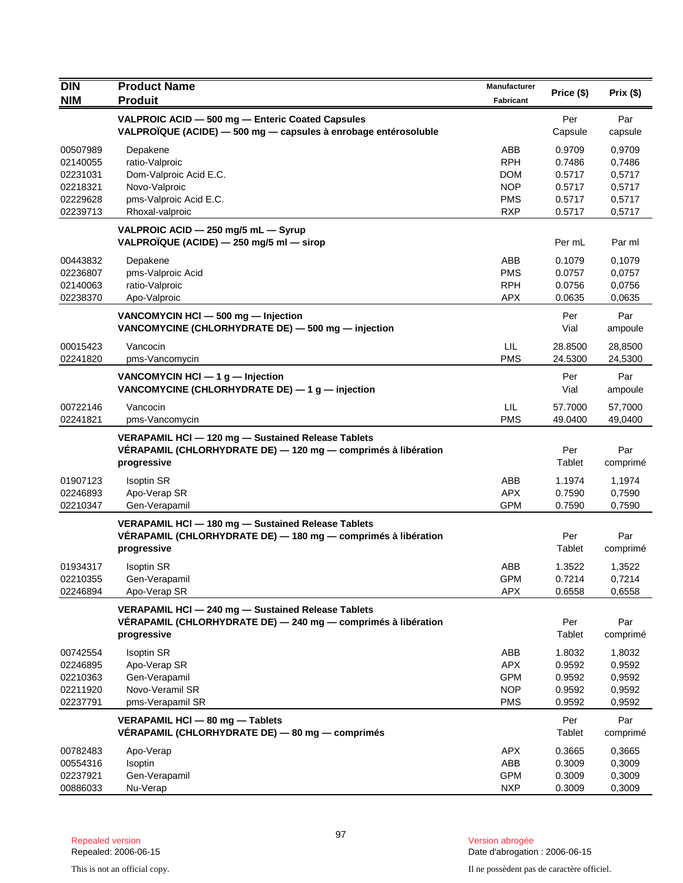| DIN<br>NIM | Product Name<br>Produit | Manufacturer<br>Fabricant | Price ($) | Prix ($) |
|---|---|---|---|---|
| | **VALPROIC ACID — 500 mg — Enteric Coated Capsules**<br>**VALPROÏQUE (ACIDE) — 500 mg — capsules à enrobage entérosoluble** | | Per Capsule | Par capsule |
| 00507989 | Depakene | ABB | 0.9709 | 0,9709 |
| 02140055 | ratio-Valproic | RPH | 0.7486 | 0,7486 |
| 02231031 | Dom-Valproic Acid E.C. | DOM | 0.5717 | 0,5717 |
| 02218321 | Novo-Valproic | NOP | 0.5717 | 0,5717 |
| 02229628 | pms-Valproic Acid E.C. | PMS | 0.5717 | 0,5717 |
| 02239713 | Rhoxal-valproic | RXP | 0.5717 | 0,5717 |
| | **VALPROIC ACID — 250 mg/5 mL — Syrup**<br>**VALPROÏQUE (ACIDE) — 250 mg/5 ml — sirop** | | Per mL | Par ml |
| 00443832 | Depakene | ABB | 0.1079 | 0,1079 |
| 02236807 | pms-Valproic Acid | PMS | 0.0757 | 0,0757 |
| 02140063 | ratio-Valproic | RPH | 0.0756 | 0,0756 |
| 02238370 | Apo-Valproic | APX | 0.0635 | 0,0635 |
| | **VANCOMYCIN HCl — 500 mg — Injection**<br>**VANCOMYCINE (CHLORHYDRATE DE) — 500 mg — injection** | | Per Vial | Par ampoule |
| 00015423 | Vancocin | LIL | 28.8500 | 28,8500 |
| 02241820 | pms-Vancomycin | PMS | 24.5300 | 24,5300 |
| | **VANCOMYCIN HCl — 1 g — Injection**<br>**VANCOMYCINE (CHLORHYDRATE DE) — 1 g — injection** | | Per Vial | Par ampoule |
| 00722146 | Vancocin | LIL | 57.7000 | 57,7000 |
| 02241821 | pms-Vancomycin | PMS | 49.0400 | 49,0400 |
| | **VERAPAMIL HCl — 120 mg — Sustained Release Tablets**<br>**VÉRAPAMIL (CHLORHYDRATE DE) — 120 mg — comprimés à libération progressive** | | Per Tablet | Par comprimé |
| 01907123 | Isoptin SR | ABB | 1.1974 | 1,1974 |
| 02246893 | Apo-Verap SR | APX | 0.7590 | 0,7590 |
| 02210347 | Gen-Verapamil | GPM | 0.7590 | 0,7590 |
| | **VERAPAMIL HCl — 180 mg — Sustained Release Tablets**<br>**VÉRAPAMIL (CHLORHYDRATE DE) — 180 mg — comprimés à libération progressive** | | Per Tablet | Par comprimé |
| 01934317 | Isoptin SR | ABB | 1.3522 | 1,3522 |
| 02210355 | Gen-Verapamil | GPM | 0.7214 | 0,7214 |
| 02246894 | Apo-Verap SR | APX | 0.6558 | 0,6558 |
| | **VERAPAMIL HCl — 240 mg — Sustained Release Tablets**<br>**VÉRAPAMIL (CHLORHYDRATE DE) — 240 mg — comprimés à libération progressive** | | Per Tablet | Par comprimé |
| 00742554 | Isoptin SR | ABB | 1.8032 | 1,8032 |
| 02246895 | Apo-Verap SR | APX | 0.9592 | 0,9592 |
| 02210363 | Gen-Verapamil | GPM | 0.9592 | 0,9592 |
| 02211920 | Novo-Veramil SR | NOP | 0.9592 | 0,9592 |
| 02237791 | pms-Verapamil SR | PMS | 0.9592 | 0,9592 |
| | **VERAPAMIL HCl — 80 mg — Tablets**<br>**VÉRAPAMIL (CHLORHYDRATE DE) — 80 mg — comprimés** | | Per Tablet | Par comprimé |
| 00782483 | Apo-Verap | APX | 0.3665 | 0,3665 |
| 00554316 | Isoptin | ABB | 0.3009 | 0,3009 |
| 02237921 | Gen-Verapamil | GPM | 0.3009 | 0,3009 |
| 00886033 | Nu-Verap | NXP | 0.3009 | 0,3009 |

Repealed version
Repealed: 2006-06-15

Version abrogée
Date d'abrogation : 2006-06-15

This is not an official copy.

Il ne possèdent pas de caractère officiel.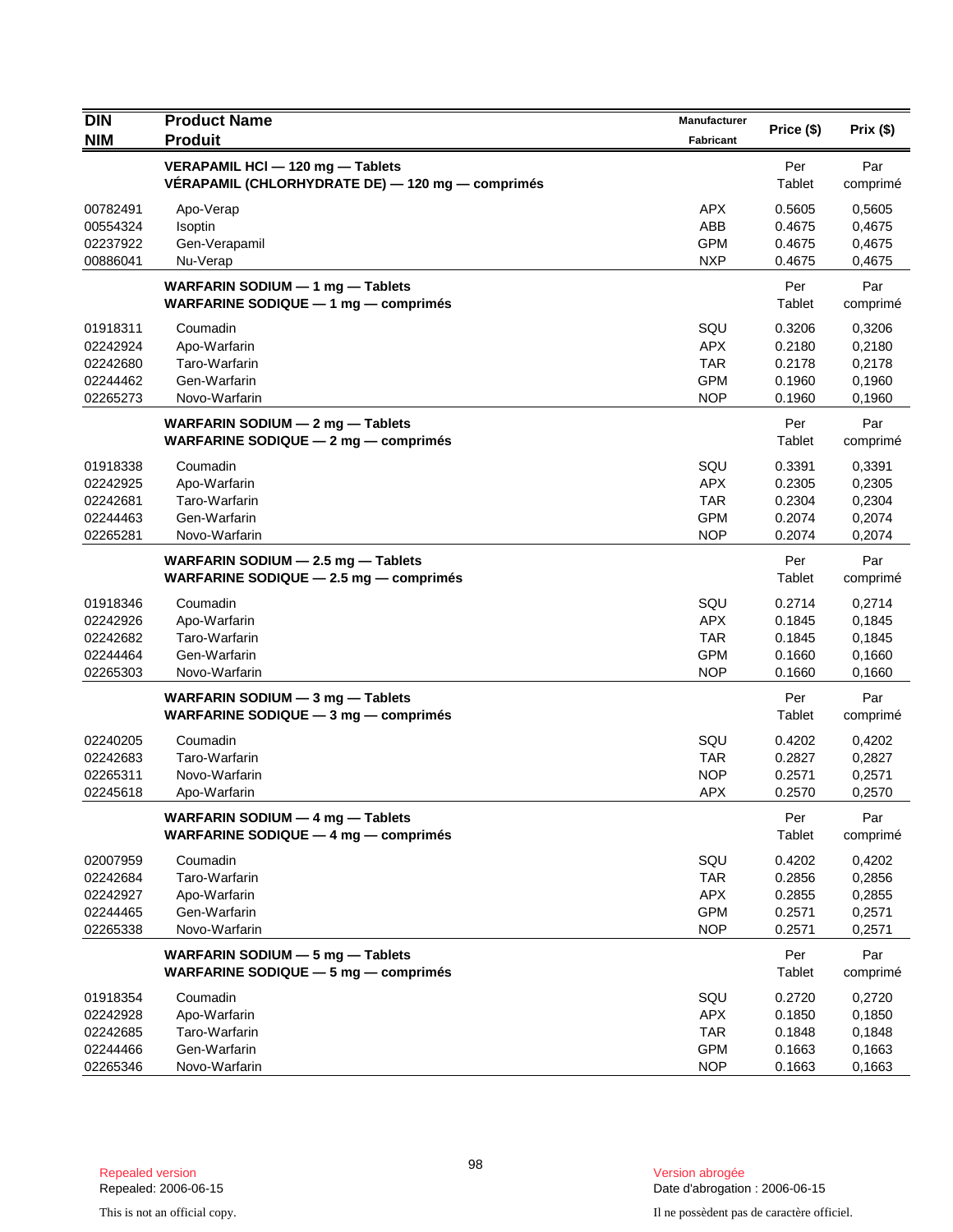| DIN<br>NIM | Product Name<br>Produit | Manufacturer<br>Fabricant | Price ($) | Prix ($) |
|---|---|---|---|---|
| | **VERAPAMIL HCl — 120 mg — Tablets**<br>**VÉRAPAMIL (CHLORHYDRATE DE) — 120 mg — comprimés** | | Per Tablet | Par comprimé |
| 00782491 | Apo-Verap | APX | 0.5605 | 0,5605 |
| 00554324 | Isoptin | ABB | 0.4675 | 0,4675 |
| 02237922 | Gen-Verapamil | GPM | 0.4675 | 0,4675 |
| 00886041 | Nu-Verap | NXP | 0.4675 | 0,4675 |
| | **WARFARIN SODIUM — 1 mg — Tablets**<br>**WARFARINE SODIQUE — 1 mg — comprimés** | | Per Tablet | Par comprimé |
| 01918311 | Coumadin | SQU | 0.3206 | 0,3206 |
| 02242924 | Apo-Warfarin | APX | 0.2180 | 0,2180 |
| 02242680 | Taro-Warfarin | TAR | 0.2178 | 0,2178 |
| 02244462 | Gen-Warfarin | GPM | 0.1960 | 0,1960 |
| 02265273 | Novo-Warfarin | NOP | 0.1960 | 0,1960 |
| | **WARFARIN SODIUM — 2 mg — Tablets**<br>**WARFARINE SODIQUE — 2 mg — comprimés** | | Per Tablet | Par comprimé |
| 01918338 | Coumadin | SQU | 0.3391 | 0,3391 |
| 02242925 | Apo-Warfarin | APX | 0.2305 | 0,2305 |
| 02242681 | Taro-Warfarin | TAR | 0.2304 | 0,2304 |
| 02244463 | Gen-Warfarin | GPM | 0.2074 | 0,2074 |
| 02265281 | Novo-Warfarin | NOP | 0.2074 | 0,2074 |
| | **WARFARIN SODIUM — 2.5 mg — Tablets**<br>**WARFARINE SODIQUE — 2.5 mg — comprimés** | | Per Tablet | Par comprimé |
| 01918346 | Coumadin | SQU | 0.2714 | 0,2714 |
| 02242926 | Apo-Warfarin | APX | 0.1845 | 0,1845 |
| 02242682 | Taro-Warfarin | TAR | 0.1845 | 0,1845 |
| 02244464 | Gen-Warfarin | GPM | 0.1660 | 0,1660 |
| 02265303 | Novo-Warfarin | NOP | 0.1660 | 0,1660 |
| | **WARFARIN SODIUM — 3 mg — Tablets**<br>**WARFARINE SODIQUE — 3 mg — comprimés** | | Per Tablet | Par comprimé |
| 02240205 | Coumadin | SQU | 0.4202 | 0,4202 |
| 02242683 | Taro-Warfarin | TAR | 0.2827 | 0,2827 |
| 02265311 | Novo-Warfarin | NOP | 0.2571 | 0,2571 |
| 02245618 | Apo-Warfarin | APX | 0.2570 | 0,2570 |
| | **WARFARIN SODIUM — 4 mg — Tablets**<br>**WARFARINE SODIQUE — 4 mg — comprimés** | | Per Tablet | Par comprimé |
| 02007959 | Coumadin | SQU | 0.4202 | 0,4202 |
| 02242684 | Taro-Warfarin | TAR | 0.2856 | 0,2856 |
| 02242927 | Apo-Warfarin | APX | 0.2855 | 0,2855 |
| 02244465 | Gen-Warfarin | GPM | 0.2571 | 0,2571 |
| 02265338 | Novo-Warfarin | NOP | 0.2571 | 0,2571 |
| | **WARFARIN SODIUM — 5 mg — Tablets**<br>**WARFARINE SODIQUE — 5 mg — comprimés** | | Per Tablet | Par comprimé |
| 01918354 | Coumadin | SQU | 0.2720 | 0,2720 |
| 02242928 | Apo-Warfarin | APX | 0.1850 | 0,1850 |
| 02242685 | Taro-Warfarin | TAR | 0.1848 | 0,1848 |
| 02244466 | Gen-Warfarin | GPM | 0.1663 | 0,1663 |
| 02265346 | Novo-Warfarin | NOP | 0.1663 | 0,1663 |

Repealed version
Repealed: 2006-06-15

Version abrogée
Date d'abrogation : 2006-06-15

This is not an official copy.

Il ne possèdent pas de caractère officiel.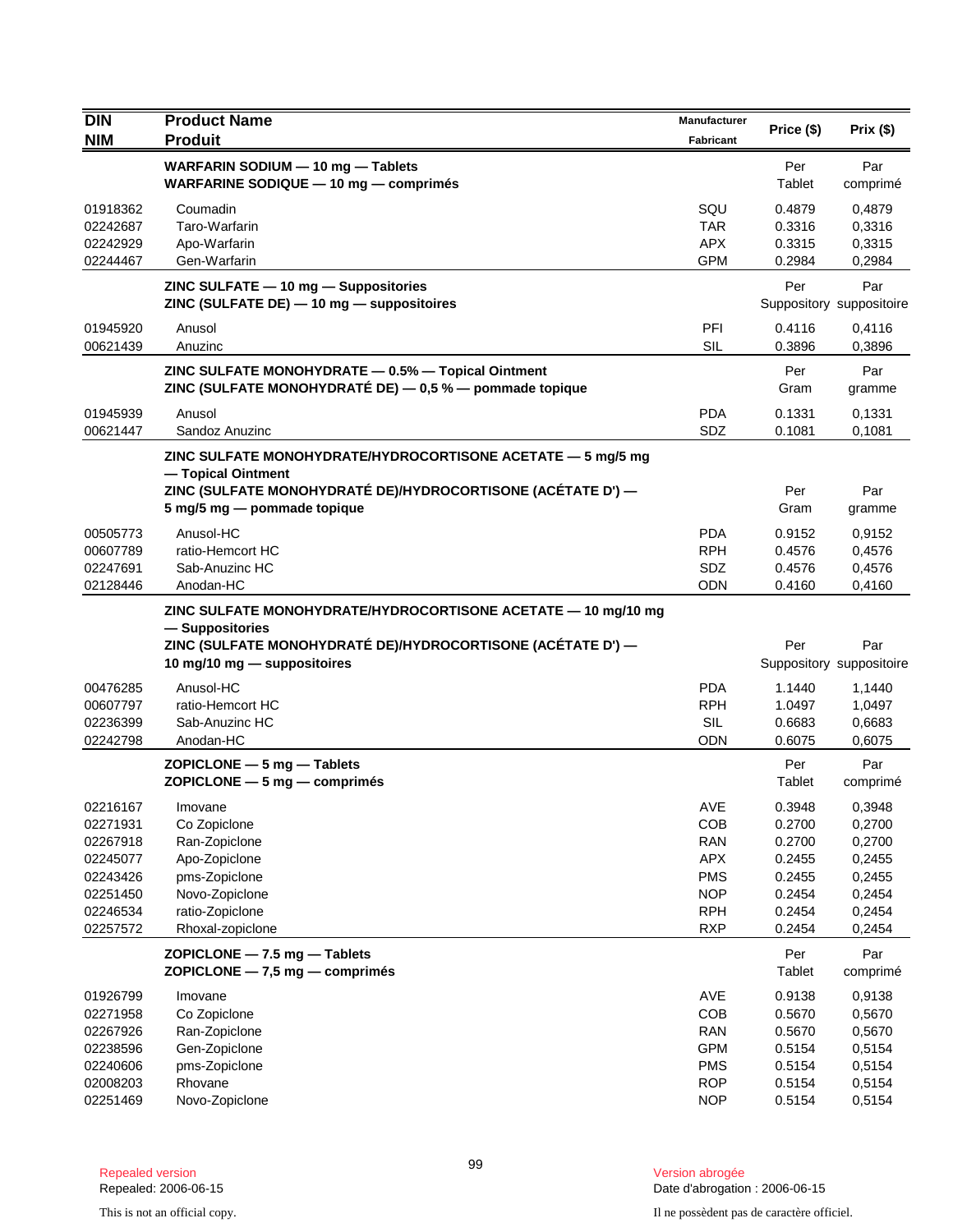| DIN<br>NIM | Product Name<br>Produit | Manufacturer<br>Fabricant | Price ($) | Prix ($) |
|---|---|---|---|---|
| | **WARFARIN SODIUM — 10 mg — Tablets**<br>**WARFARINE SODIQUE — 10 mg — comprimés** | | Per Tablet | Par comprimé |
| 01918362 | Coumadin | SQU | 0.4879 | 0,4879 |
| 02242687 | Taro-Warfarin | TAR | 0.3316 | 0,3316 |
| 02242929 | Apo-Warfarin | APX | 0.3315 | 0,3315 |
| 02244467 | Gen-Warfarin | GPM | 0.2984 | 0,2984 |
| | **ZINC SULFATE — 10 mg — Suppositories**<br>**ZINC (SULFATE DE) — 10 mg — suppositoires** | | Per Suppository | Par suppositoire |
| 01945920 | Anusol | PFI | 0.4116 | 0,4116 |
| 00621439 | Anuzinc | SIL | 0.3896 | 0,3896 |
| | **ZINC SULFATE MONOHYDRATE — 0.5% — Topical Ointment**<br>**ZINC (SULFATE MONOHYDRATÉ DE) — 0,5 % — pommade topique** | | Per Gram | Par gramme |
| 01945939 | Anusol | PDA | 0.1331 | 0,1331 |
| 00621447 | Sandoz Anuzinc | SDZ | 0.1081 | 0,1081 |
| | **ZINC SULFATE MONOHYDRATE/HYDROCORTISONE ACETATE — 5 mg/5 mg — Topical Ointment**<br>**ZINC (SULFATE MONOHYDRATÉ DE)/HYDROCORTISONE (ACÉTATE D') — 5 mg/5 mg — pommade topique** | | Per Gram | Par gramme |
| 00505773 | Anusol-HC | PDA | 0.9152 | 0,9152 |
| 00607789 | ratio-Hemcort HC | RPH | 0.4576 | 0,4576 |
| 02247691 | Sab-Anuzinc HC | SDZ | 0.4576 | 0,4576 |
| 02128446 | Anodan-HC | ODN | 0.4160 | 0,4160 |
| | **ZINC SULFATE MONOHYDRATE/HYDROCORTISONE ACETATE — 10 mg/10 mg — Suppositories**<br>**ZINC (SULFATE MONOHYDRATÉ DE)/HYDROCORTISONE (ACÉTATE D') — 10 mg/10 mg — suppositoires** | | Per Suppository | Par suppositoire |
| 00476285 | Anusol-HC | PDA | 1.1440 | 1,1440 |
| 00607797 | ratio-Hemcort HC | RPH | 1.0497 | 1,0497 |
| 02236399 | Sab-Anuzinc HC | SIL | 0.6683 | 0,6683 |
| 02242798 | Anodan-HC | ODN | 0.6075 | 0,6075 |
| | **ZOPICLONE — 5 mg — Tablets**<br>**ZOPICLONE — 5 mg — comprimés** | | Per Tablet | Par comprimé |
| 02216167 | Imovane | AVE | 0.3948 | 0,3948 |
| 02271931 | Co Zopiclone | COB | 0.2700 | 0,2700 |
| 02267918 | Ran-Zopiclone | RAN | 0.2700 | 0,2700 |
| 02245077 | Apo-Zopiclone | APX | 0.2455 | 0,2455 |
| 02243426 | pms-Zopiclone | PMS | 0.2455 | 0,2455 |
| 02251450 | Novo-Zopiclone | NOP | 0.2454 | 0,2454 |
| 02246534 | ratio-Zopiclone | RPH | 0.2454 | 0,2454 |
| 02257572 | Rhoxal-zopiclone | RXP | 0.2454 | 0,2454 |
| | **ZOPICLONE — 7.5 mg — Tablets**<br>**ZOPICLONE — 7,5 mg — comprimés** | | Per Tablet | Par comprimé |
| 01926799 | Imovane | AVE | 0.9138 | 0,9138 |
| 02271958 | Co Zopiclone | COB | 0.5670 | 0,5670 |
| 02267926 | Ran-Zopiclone | RAN | 0.5670 | 0,5670 |
| 02238596 | Gen-Zopiclone | GPM | 0.5154 | 0,5154 |
| 02240606 | pms-Zopiclone | PMS | 0.5154 | 0,5154 |
| 02008203 | Rhovane | ROP | 0.5154 | 0,5154 |
| 02251469 | Novo-Zopiclone | NOP | 0.5154 | 0,5154 |

Repealed version
Repealed: 2006-06-15

Version abrogée
Date d'abrogation : 2006-06-15

This is not an official copy.

Il ne possèdent pas de caractère officiel.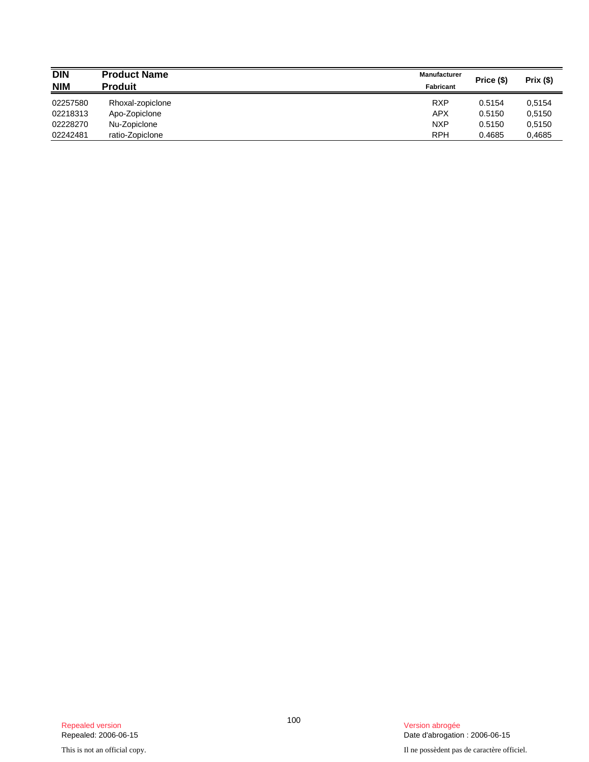| DIN<br>NIM | Product Name<br>Produit | Manufacturer<br>Fabricant | Price ($) | Prix ($) |
|---|---|---|---|---|
| 02257580 | Rhoxal-zopiclone | RXP | 0.5154 | 0,5154 |
| 02218313 | Apo-Zopiclone | APX | 0.5150 | 0,5150 |
| 02228270 | Nu-Zopiclone | NXP | 0.5150 | 0,5150 |
| 02242481 | ratio-Zopiclone | RPH | 0.4685 | 0,4685 |

Repealed version
Repealed: 2006-06-15

This is not an official copy.

Version abrogée
Date d'abrogation : 2006-06-15

Il ne possèdent pas de caractère officiel.